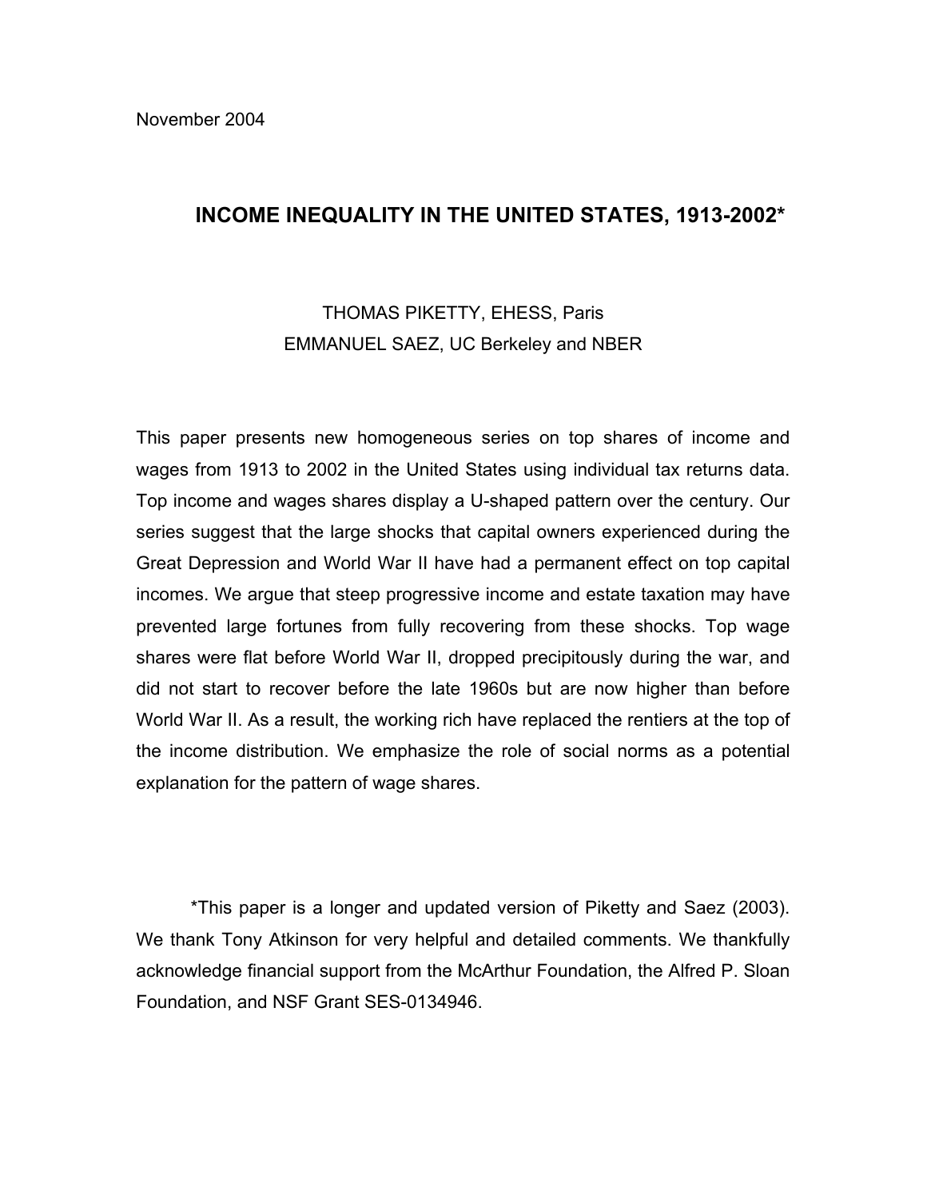November 2004

# INCOME INEQUALITY IN THE UNITED STATES, 1913-2002*

THOMAS PIKETTY, EHESS, Paris
EMMANUEL SAEZ, UC Berkeley and NBER

This paper presents new homogeneous series on top shares of income and wages from 1913 to 2002 in the United States using individual tax returns data. Top income and wages shares display a U-shaped pattern over the century. Our series suggest that the large shocks that capital owners experienced during the Great Depression and World War II have had a permanent effect on top capital incomes. We argue that steep progressive income and estate taxation may have prevented large fortunes from fully recovering from these shocks. Top wage shares were flat before World War II, dropped precipitously during the war, and did not start to recover before the late 1960s but are now higher than before World War II. As a result, the working rich have replaced the rentiers at the top of the income distribution. We emphasize the role of social norms as a potential explanation for the pattern of wage shares.

*This paper is a longer and updated version of Piketty and Saez (2003). We thank Tony Atkinson for very helpful and detailed comments. We thankfully acknowledge financial support from the McArthur Foundation, the Alfred P. Sloan Foundation, and NSF Grant SES-0134946.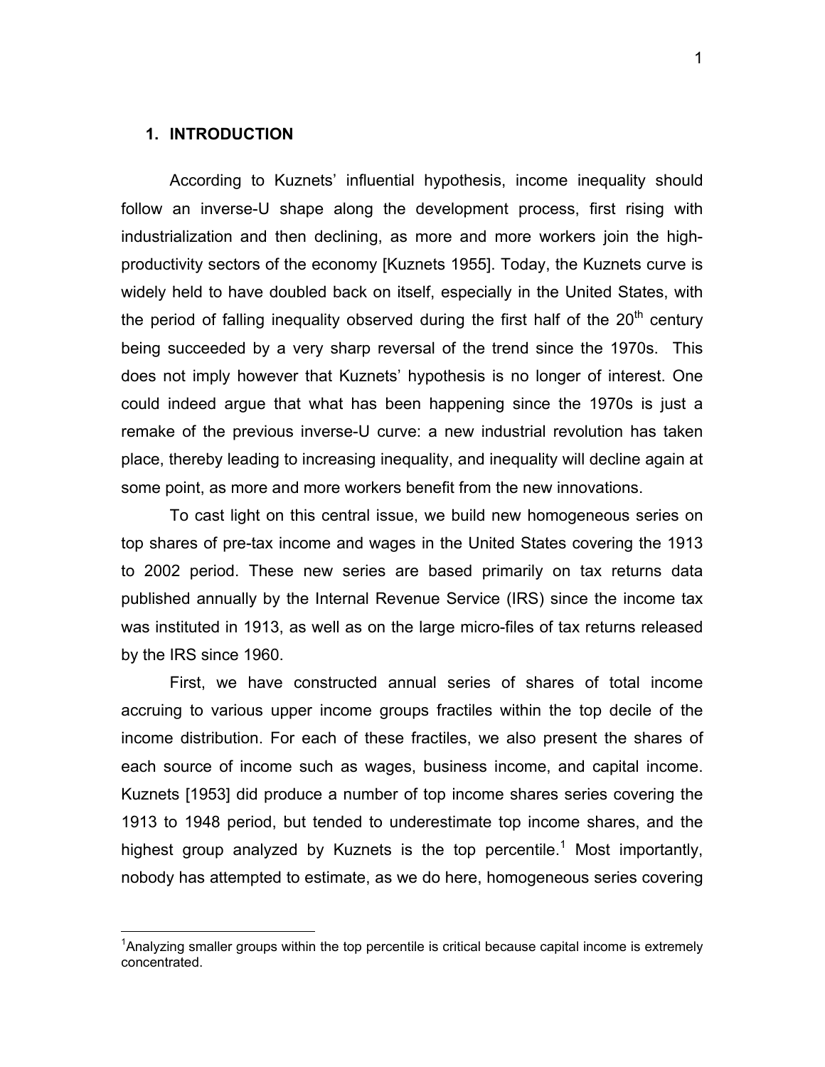## 1. INTRODUCTION

According to Kuznets' influential hypothesis, income inequality should follow an inverse-U shape along the development process, first rising with industrialization and then declining, as more and more workers join the high-productivity sectors of the economy [Kuznets 1955]. Today, the Kuznets curve is widely held to have doubled back on itself, especially in the United States, with the period of falling inequality observed during the first half of the 20th century being succeeded by a very sharp reversal of the trend since the 1970s. This does not imply however that Kuznets' hypothesis is no longer of interest. One could indeed argue that what has been happening since the 1970s is just a remake of the previous inverse-U curve: a new industrial revolution has taken place, thereby leading to increasing inequality, and inequality will decline again at some point, as more and more workers benefit from the new innovations.

To cast light on this central issue, we build new homogeneous series on top shares of pre-tax income and wages in the United States covering the 1913 to 2002 period. These new series are based primarily on tax returns data published annually by the Internal Revenue Service (IRS) since the income tax was instituted in 1913, as well as on the large micro-files of tax returns released by the IRS since 1960.

First, we have constructed annual series of shares of total income accruing to various upper income groups fractiles within the top decile of the income distribution. For each of these fractiles, we also present the shares of each source of income such as wages, business income, and capital income. Kuznets [1953] did produce a number of top income shares series covering the 1913 to 1948 period, but tended to underestimate top income shares, and the highest group analyzed by Kuznets is the top percentile.[1] Most importantly, nobody has attempted to estimate, as we do here, homogeneous series covering

[1] Analyzing smaller groups within the top percentile is critical because capital income is extremely concentrated.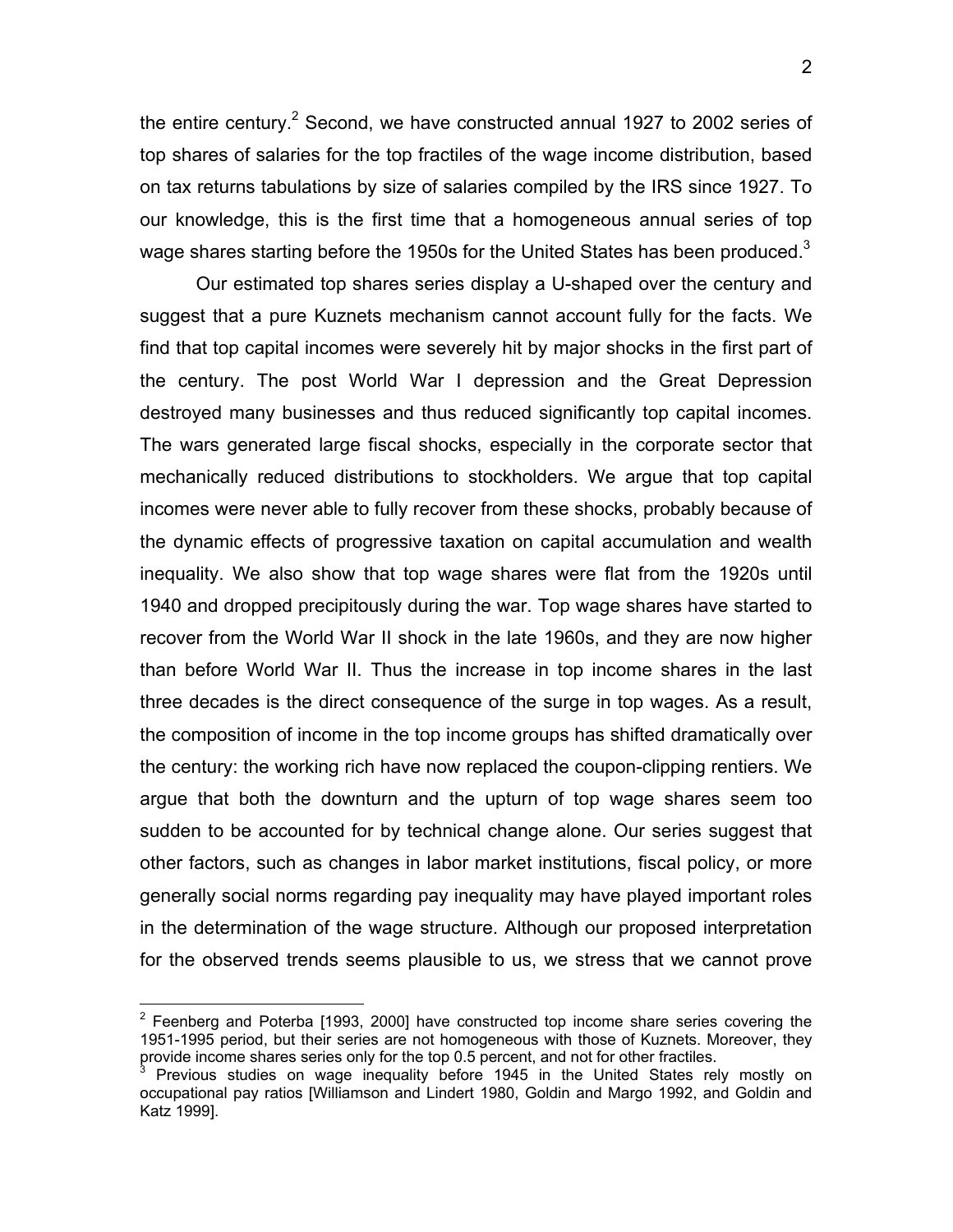the entire century.[2] Second, we have constructed annual 1927 to 2002 series of top shares of salaries for the top fractiles of the wage income distribution, based on tax returns tabulations by size of salaries compiled by the IRS since 1927. To our knowledge, this is the first time that a homogeneous annual series of top wage shares starting before the 1950s for the United States has been produced.[3]

Our estimated top shares series display a U-shaped over the century and suggest that a pure Kuznets mechanism cannot account fully for the facts. We find that top capital incomes were severely hit by major shocks in the first part of the century. The post World War I depression and the Great Depression destroyed many businesses and thus reduced significantly top capital incomes. The wars generated large fiscal shocks, especially in the corporate sector that mechanically reduced distributions to stockholders. We argue that top capital incomes were never able to fully recover from these shocks, probably because of the dynamic effects of progressive taxation on capital accumulation and wealth inequality. We also show that top wage shares were flat from the 1920s until 1940 and dropped precipitously during the war. Top wage shares have started to recover from the World War II shock in the late 1960s, and they are now higher than before World War II. Thus the increase in top income shares in the last three decades is the direct consequence of the surge in top wages. As a result, the composition of income in the top income groups has shifted dramatically over the century: the working rich have now replaced the coupon-clipping rentiers. We argue that both the downturn and the upturn of top wage shares seem too sudden to be accounted for by technical change alone. Our series suggest that other factors, such as changes in labor market institutions, fiscal policy, or more generally social norms regarding pay inequality may have played important roles in the determination of the wage structure. Although our proposed interpretation for the observed trends seems plausible to us, we stress that we cannot prove

[2] Feenberg and Poterba [1993, 2000] have constructed top income share series covering the 1951-1995 period, but their series are not homogeneous with those of Kuznets. Moreover, they provide income shares series only for the top 0.5 percent, and not for other fractiles.

[3] Previous studies on wage inequality before 1945 in the United States rely mostly on occupational pay ratios [Williamson and Lindert 1980, Goldin and Margo 1992, and Goldin and Katz 1999].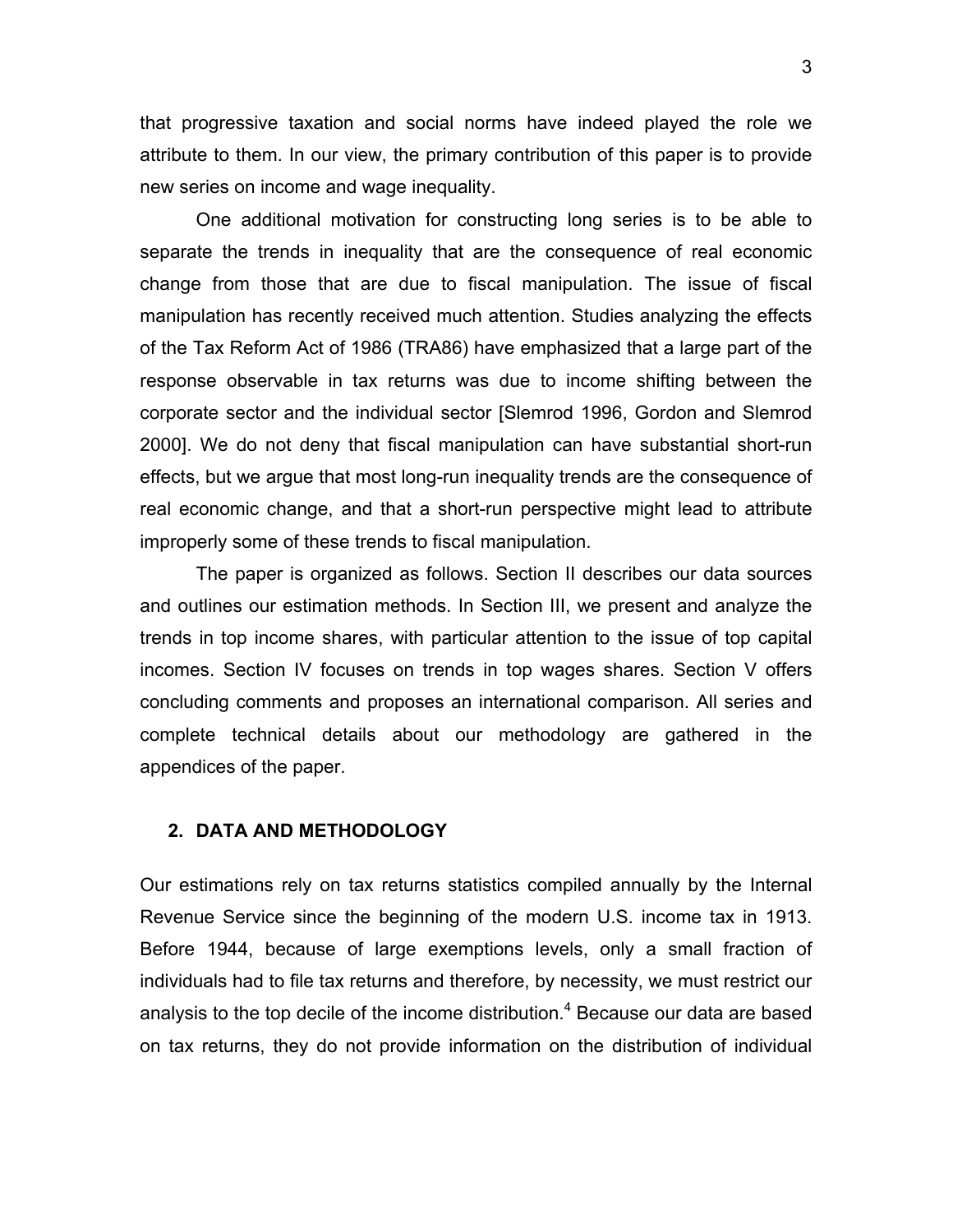that progressive taxation and social norms have indeed played the role we attribute to them. In our view, the primary contribution of this paper is to provide new series on income and wage inequality.

One additional motivation for constructing long series is to be able to separate the trends in inequality that are the consequence of real economic change from those that are due to fiscal manipulation. The issue of fiscal manipulation has recently received much attention. Studies analyzing the effects of the Tax Reform Act of 1986 (TRA86) have emphasized that a large part of the response observable in tax returns was due to income shifting between the corporate sector and the individual sector [Slemrod 1996, Gordon and Slemrod 2000]. We do not deny that fiscal manipulation can have substantial short-run effects, but we argue that most long-run inequality trends are the consequence of real economic change, and that a short-run perspective might lead to attribute improperly some of these trends to fiscal manipulation.

The paper is organized as follows. Section II describes our data sources and outlines our estimation methods. In Section III, we present and analyze the trends in top income shares, with particular attention to the issue of top capital incomes. Section IV focuses on trends in top wages shares. Section V offers concluding comments and proposes an international comparison. All series and complete technical details about our methodology are gathered in the appendices of the paper.

## 2. DATA AND METHODOLOGY

Our estimations rely on tax returns statistics compiled annually by the Internal Revenue Service since the beginning of the modern U.S. income tax in 1913. Before 1944, because of large exemptions levels, only a small fraction of individuals had to file tax returns and therefore, by necessity, we must restrict our analysis to the top decile of the income distribution.[4] Because our data are based on tax returns, they do not provide information on the distribution of individual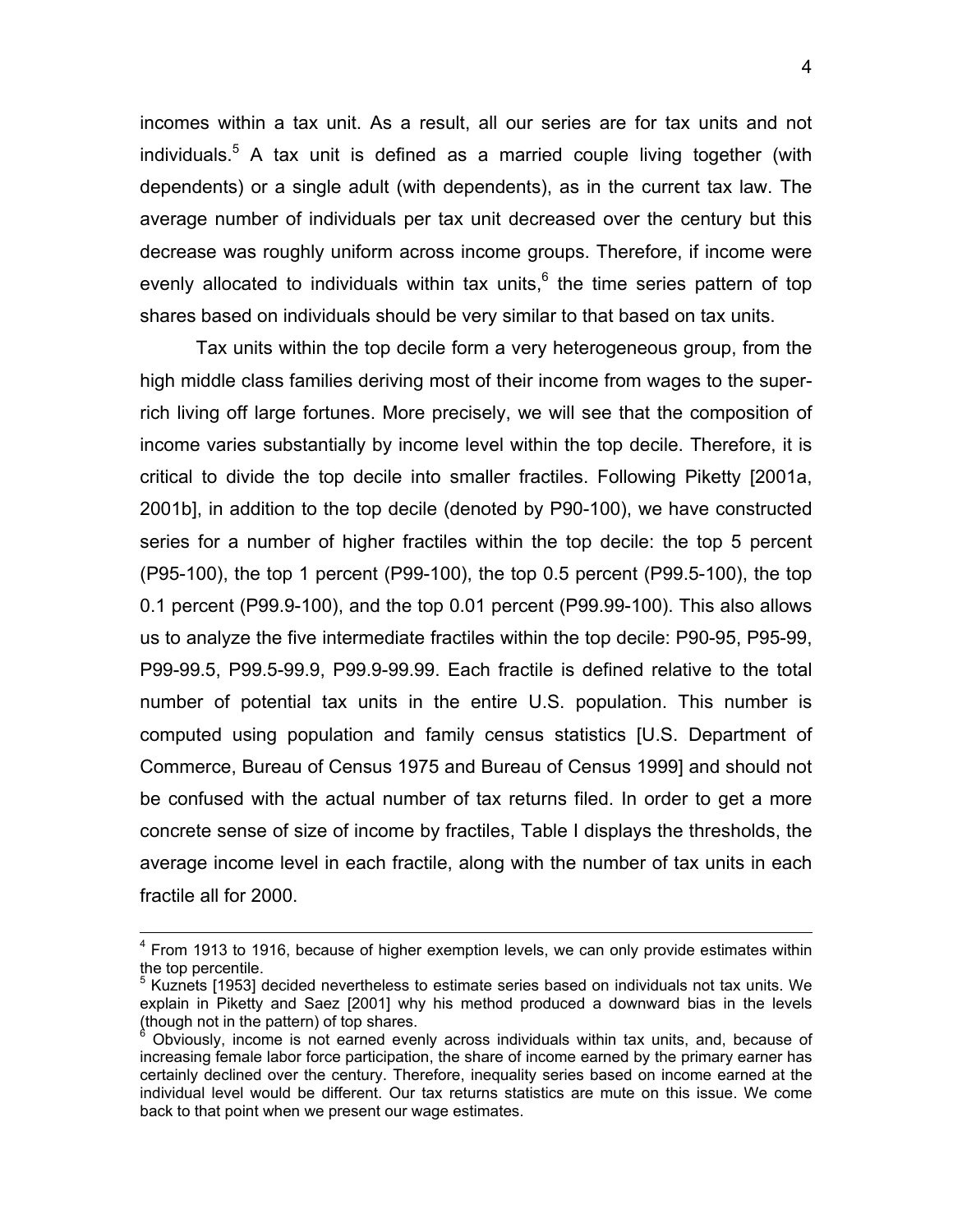incomes within a tax unit. As a result, all our series are for tax units and not individuals.[5] A tax unit is defined as a married couple living together (with dependents) or a single adult (with dependents), as in the current tax law. The average number of individuals per tax unit decreased over the century but this decrease was roughly uniform across income groups. Therefore, if income were evenly allocated to individuals within tax units,[6] the time series pattern of top shares based on individuals should be very similar to that based on tax units.

Tax units within the top decile form a very heterogeneous group, from the high middle class families deriving most of their income from wages to the super-rich living off large fortunes. More precisely, we will see that the composition of income varies substantially by income level within the top decile. Therefore, it is critical to divide the top decile into smaller fractiles. Following Piketty [2001a, 2001b], in addition to the top decile (denoted by P90-100), we have constructed series for a number of higher fractiles within the top decile: the top 5 percent (P95-100), the top 1 percent (P99-100), the top 0.5 percent (P99.5-100), the top 0.1 percent (P99.9-100), and the top 0.01 percent (P99.99-100). This also allows us to analyze the five intermediate fractiles within the top decile: P90-95, P95-99, P99-99.5, P99.5-99.9, P99.9-99.99. Each fractile is defined relative to the total number of potential tax units in the entire U.S. population. This number is computed using population and family census statistics [U.S. Department of Commerce, Bureau of Census 1975 and Bureau of Census 1999] and should not be confused with the actual number of tax returns filed. In order to get a more concrete sense of size of income by fractiles, Table I displays the thresholds, the average income level in each fractile, along with the number of tax units in each fractile all for 2000.

---

[4] From 1913 to 1916, because of higher exemption levels, we can only provide estimates within the top percentile.

[5] Kuznets [1953] decided nevertheless to estimate series based on individuals not tax units. We explain in Piketty and Saez [2001] why his method produced a downward bias in the levels (though not in the pattern) of top shares.

[6] Obviously, income is not earned evenly across individuals within tax units, and, because of increasing female labor force participation, the share of income earned by the primary earner has certainly declined over the century. Therefore, inequality series based on income earned at the individual level would be different. Our tax returns statistics are mute on this issue. We come back to that point when we present our wage estimates.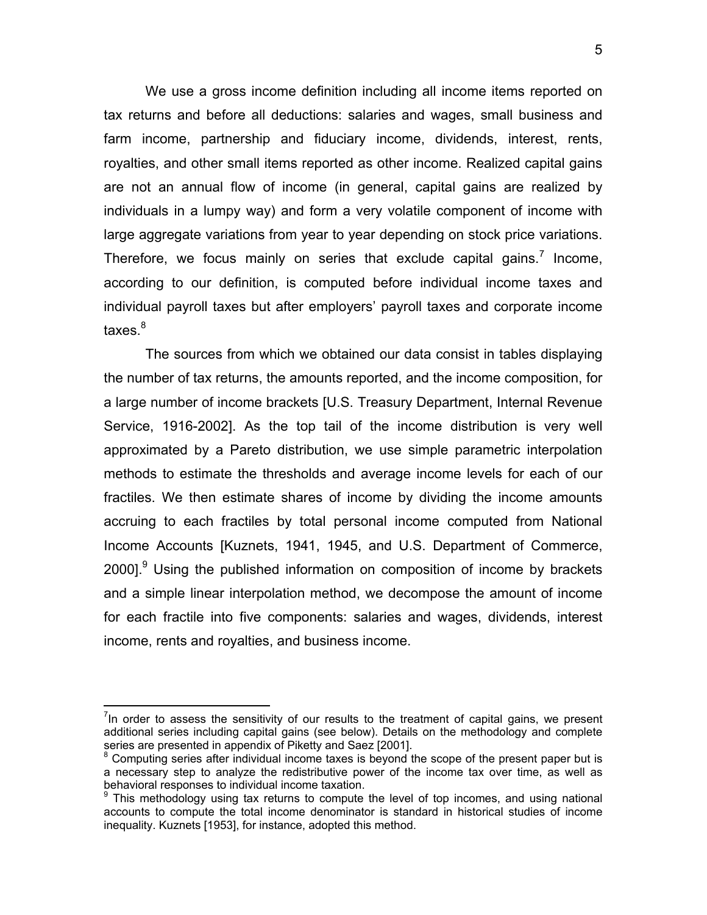We use a gross income definition including all income items reported on tax returns and before all deductions: salaries and wages, small business and farm income, partnership and fiduciary income, dividends, interest, rents, royalties, and other small items reported as other income. Realized capital gains are not an annual flow of income (in general, capital gains are realized by individuals in a lumpy way) and form a very volatile component of income with large aggregate variations from year to year depending on stock price variations. Therefore, we focus mainly on series that exclude capital gains.[7] Income, according to our definition, is computed before individual income taxes and individual payroll taxes but after employers' payroll taxes and corporate income taxes.[8]

The sources from which we obtained our data consist in tables displaying the number of tax returns, the amounts reported, and the income composition, for a large number of income brackets [U.S. Treasury Department, Internal Revenue Service, 1916-2002]. As the top tail of the income distribution is very well approximated by a Pareto distribution, we use simple parametric interpolation methods to estimate the thresholds and average income levels for each of our fractiles. We then estimate shares of income by dividing the income amounts accruing to each fractiles by total personal income computed from National Income Accounts [Kuznets, 1941, 1945, and U.S. Department of Commerce, 2000].[9] Using the published information on composition of income by brackets and a simple linear interpolation method, we decompose the amount of income for each fractile into five components: salaries and wages, dividends, interest income, rents and royalties, and business income.

---

[7] In order to assess the sensitivity of our results to the treatment of capital gains, we present additional series including capital gains (see below). Details on the methodology and complete series are presented in appendix of Piketty and Saez [2001].

[8] Computing series after individual income taxes is beyond the scope of the present paper but is a necessary step to analyze the redistributive power of the income tax over time, as well as behavioral responses to individual income taxation.

[9] This methodology using tax returns to compute the level of top incomes, and using national accounts to compute the total income denominator is standard in historical studies of income inequality. Kuznets [1953], for instance, adopted this method.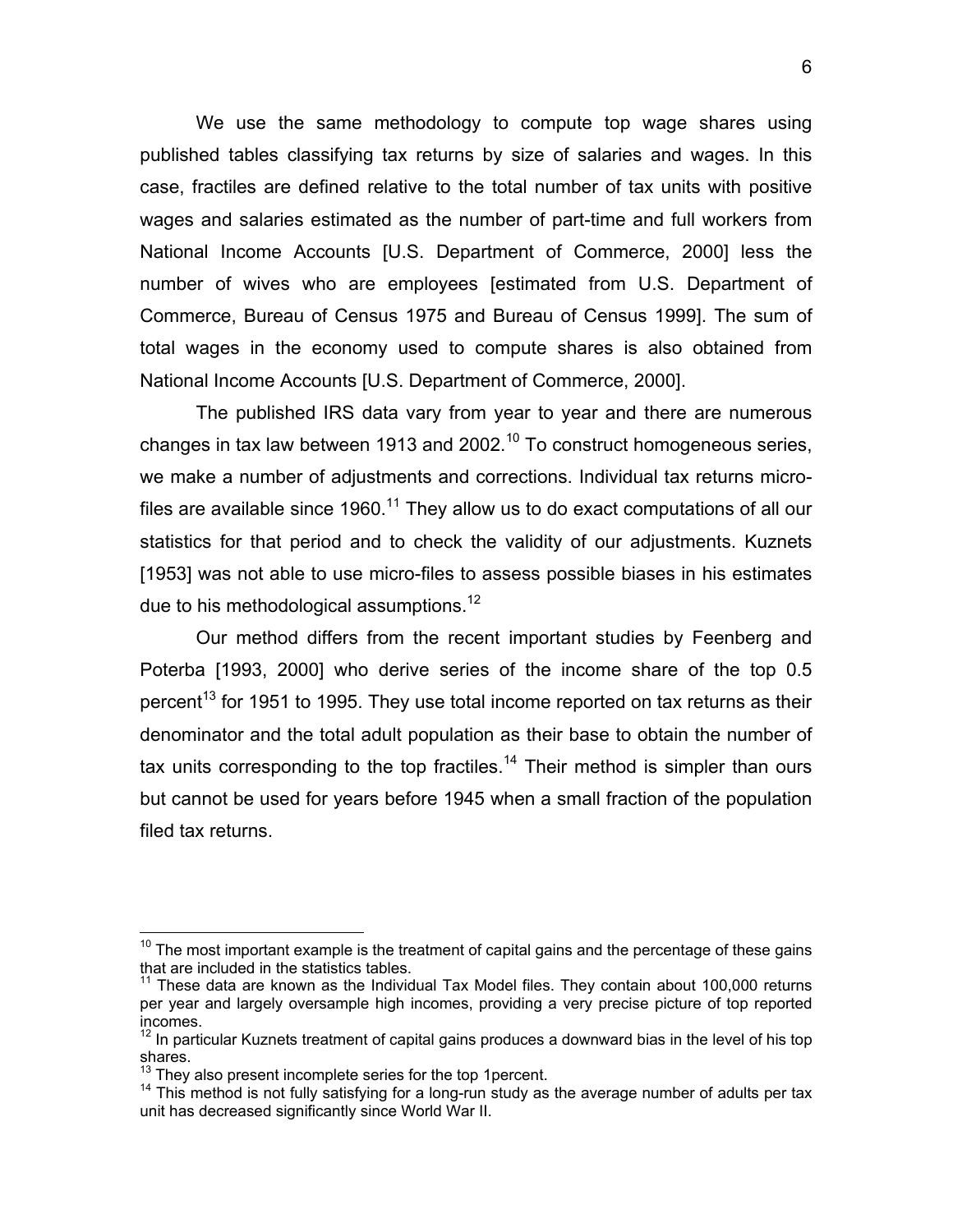We use the same methodology to compute top wage shares using published tables classifying tax returns by size of salaries and wages. In this case, fractiles are defined relative to the total number of tax units with positive wages and salaries estimated as the number of part-time and full workers from National Income Accounts [U.S. Department of Commerce, 2000] less the number of wives who are employees [estimated from U.S. Department of Commerce, Bureau of Census 1975 and Bureau of Census 1999]. The sum of total wages in the economy used to compute shares is also obtained from National Income Accounts [U.S. Department of Commerce, 2000].

The published IRS data vary from year to year and there are numerous changes in tax law between 1913 and 2002.[10] To construct homogeneous series, we make a number of adjustments and corrections. Individual tax returns micro-files are available since 1960.[11] They allow us to do exact computations of all our statistics for that period and to check the validity of our adjustments. Kuznets [1953] was not able to use micro-files to assess possible biases in his estimates due to his methodological assumptions.[12]

Our method differs from the recent important studies by Feenberg and Poterba [1993, 2000] who derive series of the income share of the top 0.5 percent[13] for 1951 to 1995. They use total income reported on tax returns as their denominator and the total adult population as their base to obtain the number of tax units corresponding to the top fractiles.[14] Their method is simpler than ours but cannot be used for years before 1945 when a small fraction of the population filed tax returns.

---

[10] The most important example is the treatment of capital gains and the percentage of these gains that are included in the statistics tables.

[11] These data are known as the Individual Tax Model files. They contain about 100,000 returns per year and largely oversample high incomes, providing a very precise picture of top reported incomes.

[12] In particular Kuznets treatment of capital gains produces a downward bias in the level of his top shares.

[13] They also present incomplete series for the top 1percent.

[14] This method is not fully satisfying for a long-run study as the average number of adults per tax unit has decreased significantly since World War II.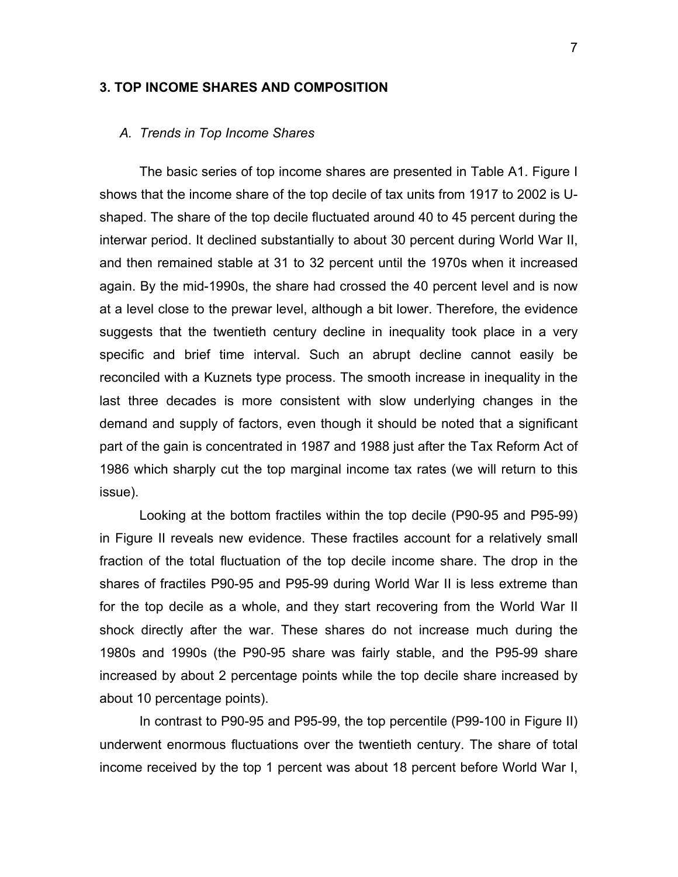## 3. TOP INCOME SHARES AND COMPOSITION

### *A. Trends in Top Income Shares*

The basic series of top income shares are presented in Table A1. Figure I shows that the income share of the top decile of tax units from 1917 to 2002 is U-shaped. The share of the top decile fluctuated around 40 to 45 percent during the interwar period. It declined substantially to about 30 percent during World War II, and then remained stable at 31 to 32 percent until the 1970s when it increased again. By the mid-1990s, the share had crossed the 40 percent level and is now at a level close to the prewar level, although a bit lower. Therefore, the evidence suggests that the twentieth century decline in inequality took place in a very specific and brief time interval. Such an abrupt decline cannot easily be reconciled with a Kuznets type process. The smooth increase in inequality in the last three decades is more consistent with slow underlying changes in the demand and supply of factors, even though it should be noted that a significant part of the gain is concentrated in 1987 and 1988 just after the Tax Reform Act of 1986 which sharply cut the top marginal income tax rates (we will return to this issue).

Looking at the bottom fractiles within the top decile (P90-95 and P95-99) in Figure II reveals new evidence. These fractiles account for a relatively small fraction of the total fluctuation of the top decile income share. The drop in the shares of fractiles P90-95 and P95-99 during World War II is less extreme than for the top decile as a whole, and they start recovering from the World War II shock directly after the war. These shares do not increase much during the 1980s and 1990s (the P90-95 share was fairly stable, and the P95-99 share increased by about 2 percentage points while the top decile share increased by about 10 percentage points).

In contrast to P90-95 and P95-99, the top percentile (P99-100 in Figure II) underwent enormous fluctuations over the twentieth century. The share of total income received by the top 1 percent was about 18 percent before World War I,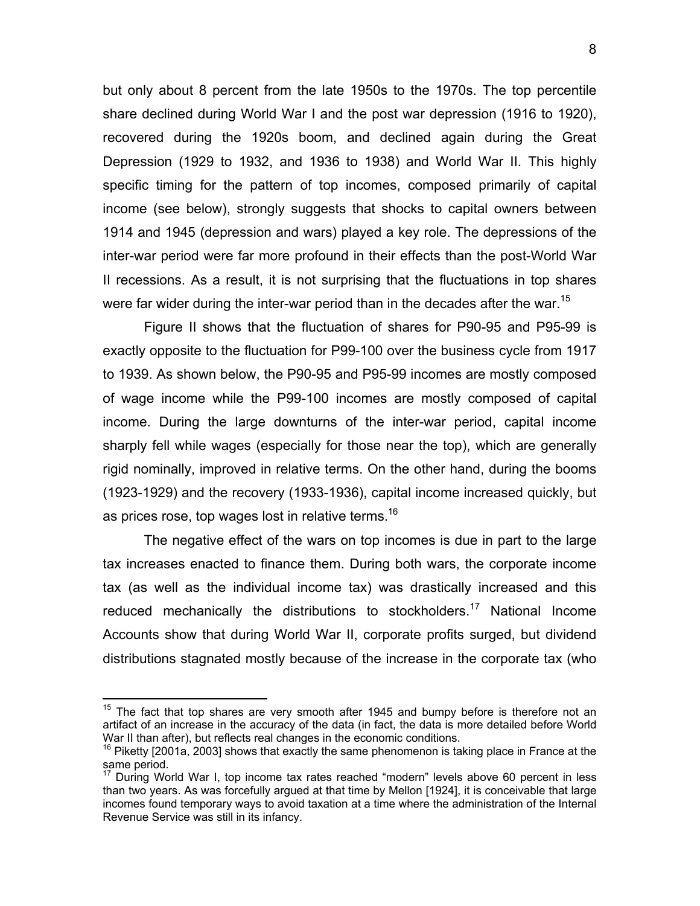but only about 8 percent from the late 1950s to the 1970s. The top percentile share declined during World War I and the post war depression (1916 to 1920), recovered during the 1920s boom, and declined again during the Great Depression (1929 to 1932, and 1936 to 1938) and World War II. This highly specific timing for the pattern of top incomes, composed primarily of capital income (see below), strongly suggests that shocks to capital owners between 1914 and 1945 (depression and wars) played a key role. The depressions of the inter-war period were far more profound in their effects than the post-World War II recessions. As a result, it is not surprising that the fluctuations in top shares were far wider during the inter-war period than in the decades after the war.[15]

Figure II shows that the fluctuation of shares for P90-95 and P95-99 is exactly opposite to the fluctuation for P99-100 over the business cycle from 1917 to 1939. As shown below, the P90-95 and P95-99 incomes are mostly composed of wage income while the P99-100 incomes are mostly composed of capital income. During the large downturns of the inter-war period, capital income sharply fell while wages (especially for those near the top), which are generally rigid nominally, improved in relative terms. On the other hand, during the booms (1923-1929) and the recovery (1933-1936), capital income increased quickly, but as prices rose, top wages lost in relative terms.[16]

The negative effect of the wars on top incomes is due in part to the large tax increases enacted to finance them. During both wars, the corporate income tax (as well as the individual income tax) was drastically increased and this reduced mechanically the distributions to stockholders.[17] National Income Accounts show that during World War II, corporate profits surged, but dividend distributions stagnated mostly because of the increase in the corporate tax (who

---

[15] The fact that top shares are very smooth after 1945 and bumpy before is therefore not an artifact of an increase in the accuracy of the data (in fact, the data is more detailed before World War II than after), but reflects real changes in the economic conditions.

[16] Piketty [2001a, 2003] shows that exactly the same phenomenon is taking place in France at the same period.

[17] During World War I, top income tax rates reached “modern” levels above 60 percent in less than two years. As was forcefully argued at that time by Mellon [1924], it is conceivable that large incomes found temporary ways to avoid taxation at a time where the administration of the Internal Revenue Service was still in its infancy.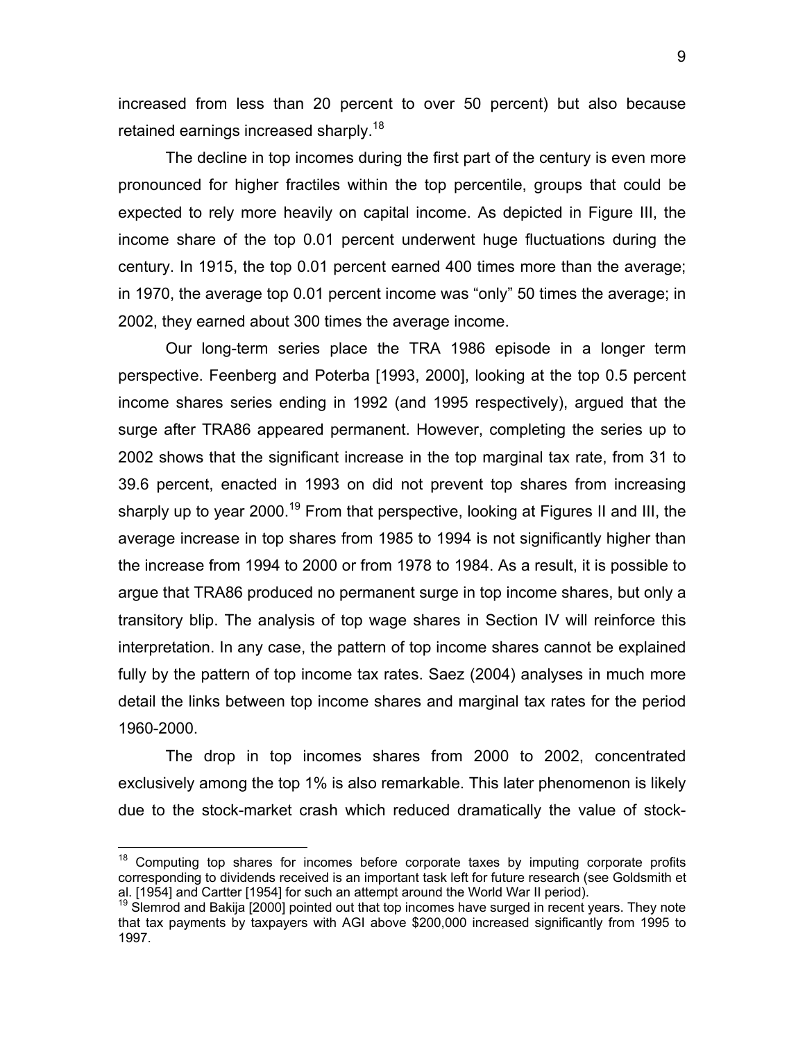increased from less than 20 percent to over 50 percent) but also because retained earnings increased sharply.[18]

The decline in top incomes during the first part of the century is even more pronounced for higher fractiles within the top percentile, groups that could be expected to rely more heavily on capital income. As depicted in Figure III, the income share of the top 0.01 percent underwent huge fluctuations during the century. In 1915, the top 0.01 percent earned 400 times more than the average; in 1970, the average top 0.01 percent income was "only" 50 times the average; in 2002, they earned about 300 times the average income.

Our long-term series place the TRA 1986 episode in a longer term perspective. Feenberg and Poterba [1993, 2000], looking at the top 0.5 percent income shares series ending in 1992 (and 1995 respectively), argued that the surge after TRA86 appeared permanent. However, completing the series up to 2002 shows that the significant increase in the top marginal tax rate, from 31 to 39.6 percent, enacted in 1993 on did not prevent top shares from increasing sharply up to year 2000.[19] From that perspective, looking at Figures II and III, the average increase in top shares from 1985 to 1994 is not significantly higher than the increase from 1994 to 2000 or from 1978 to 1984. As a result, it is possible to argue that TRA86 produced no permanent surge in top income shares, but only a transitory blip. The analysis of top wage shares in Section IV will reinforce this interpretation. In any case, the pattern of top income shares cannot be explained fully by the pattern of top income tax rates. Saez (2004) analyses in much more detail the links between top income shares and marginal tax rates for the period 1960-2000.

The drop in top incomes shares from 2000 to 2002, concentrated exclusively among the top 1% is also remarkable. This later phenomenon is likely due to the stock-market crash which reduced dramatically the value of stock-

---

[18] Computing top shares for incomes before corporate taxes by imputing corporate profits corresponding to dividends received is an important task left for future research (see Goldsmith et al. [1954] and Cartter [1954] for such an attempt around the World War II period).

[19] Slemrod and Bakija [2000] pointed out that top incomes have surged in recent years. They note that tax payments by taxpayers with AGI above $200,000 increased significantly from 1995 to 1997.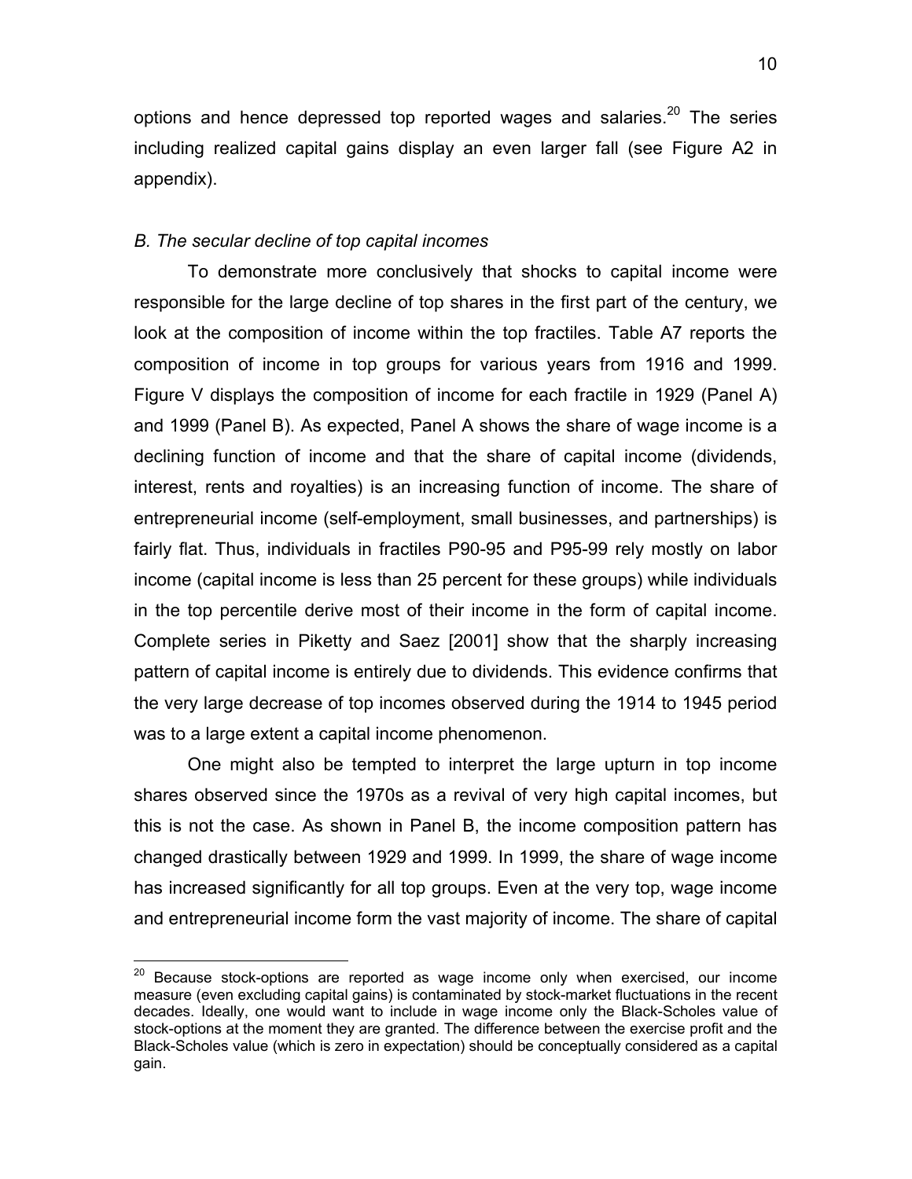options and hence depressed top reported wages and salaries.[20] The series including realized capital gains display an even larger fall (see Figure A2 in appendix).

*B. The secular decline of top capital incomes*

To demonstrate more conclusively that shocks to capital income were responsible for the large decline of top shares in the first part of the century, we look at the composition of income within the top fractiles. Table A7 reports the composition of income in top groups for various years from 1916 and 1999. Figure V displays the composition of income for each fractile in 1929 (Panel A) and 1999 (Panel B). As expected, Panel A shows the share of wage income is a declining function of income and that the share of capital income (dividends, interest, rents and royalties) is an increasing function of income. The share of entrepreneurial income (self-employment, small businesses, and partnerships) is fairly flat. Thus, individuals in fractiles P90-95 and P95-99 rely mostly on labor income (capital income is less than 25 percent for these groups) while individuals in the top percentile derive most of their income in the form of capital income. Complete series in Piketty and Saez [2001] show that the sharply increasing pattern of capital income is entirely due to dividends. This evidence confirms that the very large decrease of top incomes observed during the 1914 to 1945 period was to a large extent a capital income phenomenon.

One might also be tempted to interpret the large upturn in top income shares observed since the 1970s as a revival of very high capital incomes, but this is not the case. As shown in Panel B, the income composition pattern has changed drastically between 1929 and 1999. In 1999, the share of wage income has increased significantly for all top groups. Even at the very top, wage income and entrepreneurial income form the vast majority of income. The share of capital

[20] Because stock-options are reported as wage income only when exercised, our income measure (even excluding capital gains) is contaminated by stock-market fluctuations in the recent decades. Ideally, one would want to include in wage income only the Black-Scholes value of stock-options at the moment they are granted. The difference between the exercise profit and the Black-Scholes value (which is zero in expectation) should be conceptually considered as a capital gain.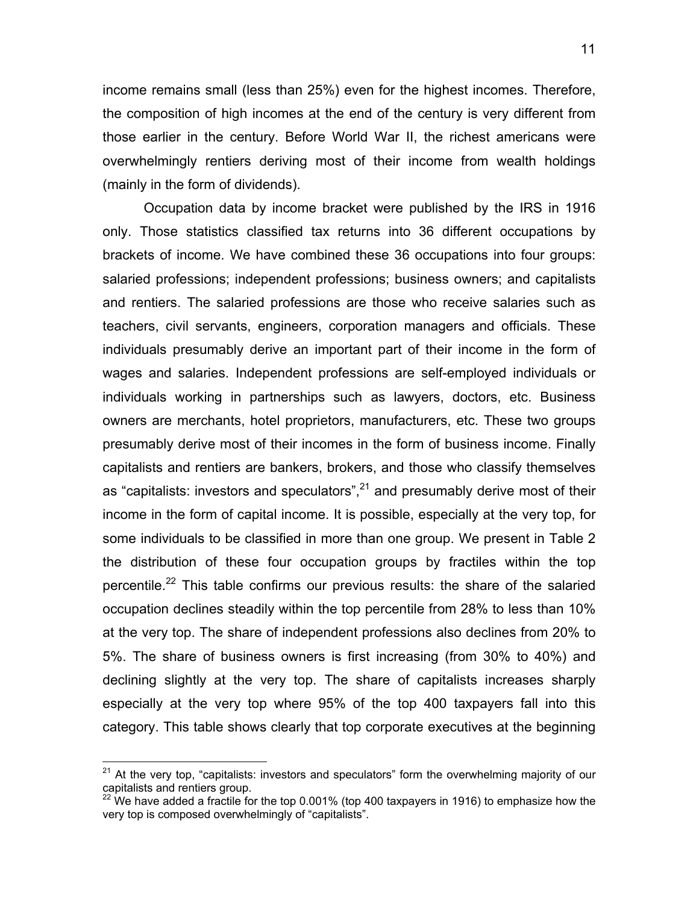income remains small (less than 25%) even for the highest incomes. Therefore, the composition of high incomes at the end of the century is very different from those earlier in the century. Before World War II, the richest americans were overwhelmingly rentiers deriving most of their income from wealth holdings (mainly in the form of dividends).

Occupation data by income bracket were published by the IRS in 1916 only. Those statistics classified tax returns into 36 different occupations by brackets of income. We have combined these 36 occupations into four groups: salaried professions; independent professions; business owners; and capitalists and rentiers. The salaried professions are those who receive salaries such as teachers, civil servants, engineers, corporation managers and officials. These individuals presumably derive an important part of their income in the form of wages and salaries. Independent professions are self-employed individuals or individuals working in partnerships such as lawyers, doctors, etc. Business owners are merchants, hotel proprietors, manufacturers, etc. These two groups presumably derive most of their incomes in the form of business income. Finally capitalists and rentiers are bankers, brokers, and those who classify themselves as "capitalists: investors and speculators",[21] and presumably derive most of their income in the form of capital income. It is possible, especially at the very top, for some individuals to be classified in more than one group. We present in Table 2 the distribution of these four occupation groups by fractiles within the top percentile.[22] This table confirms our previous results: the share of the salaried occupation declines steadily within the top percentile from 28% to less than 10% at the very top. The share of independent professions also declines from 20% to 5%. The share of business owners is first increasing (from 30% to 40%) and declining slightly at the very top. The share of capitalists increases sharply especially at the very top where 95% of the top 400 taxpayers fall into this category. This table shows clearly that top corporate executives at the beginning

[21] At the very top, "capitalists: investors and speculators" form the overwhelming majority of our capitalists and rentiers group.

[22] We have added a fractile for the top 0.001% (top 400 taxpayers in 1916) to emphasize how the very top is composed overwhelmingly of "capitalists".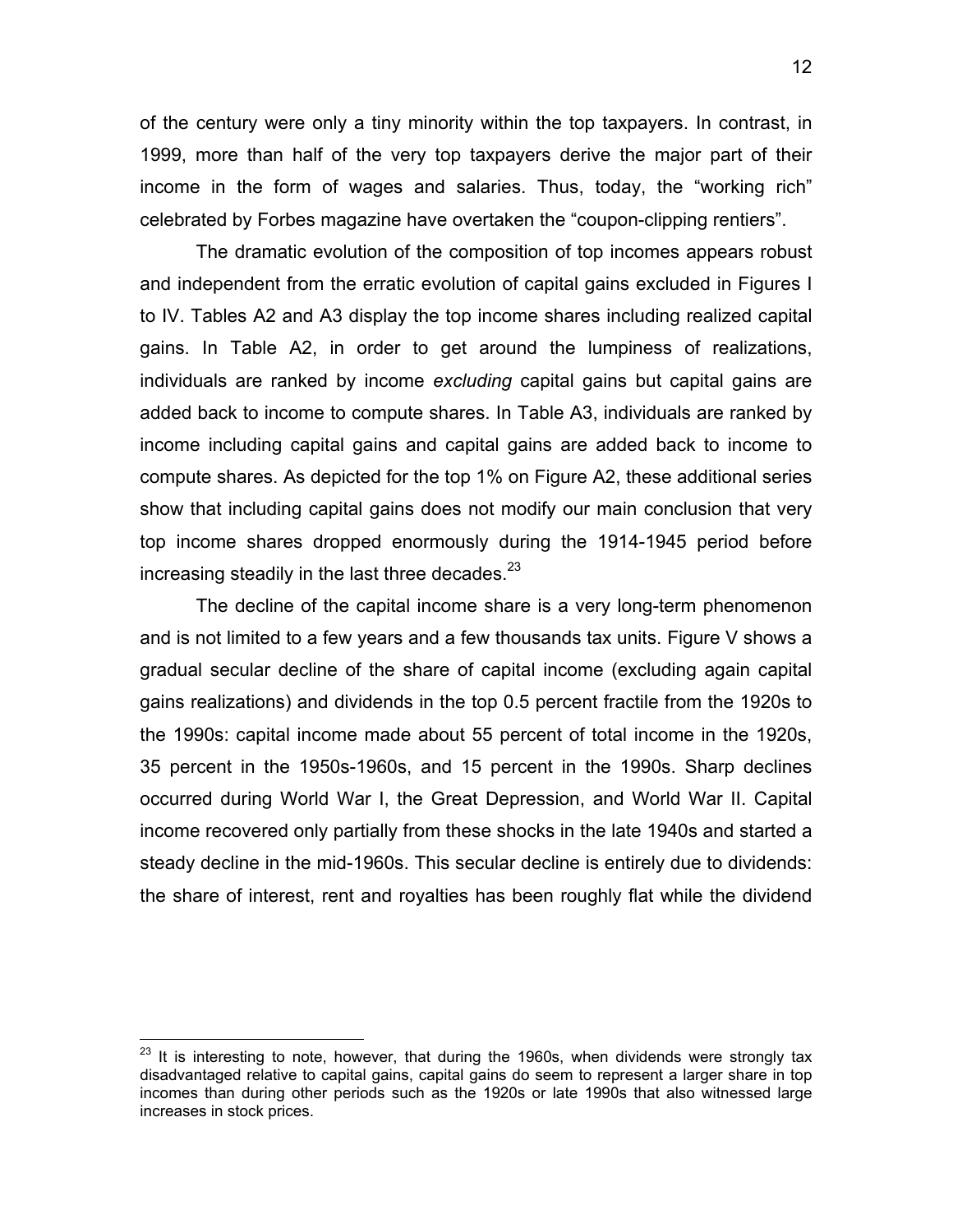of the century were only a tiny minority within the top taxpayers. In contrast, in 1999, more than half of the very top taxpayers derive the major part of their income in the form of wages and salaries. Thus, today, the "working rich" celebrated by Forbes magazine have overtaken the "coupon-clipping rentiers".

The dramatic evolution of the composition of top incomes appears robust and independent from the erratic evolution of capital gains excluded in Figures I to IV. Tables A2 and A3 display the top income shares including realized capital gains. In Table A2, in order to get around the lumpiness of realizations, individuals are ranked by income *excluding* capital gains but capital gains are added back to income to compute shares. In Table A3, individuals are ranked by income including capital gains and capital gains are added back to income to compute shares. As depicted for the top 1% on Figure A2, these additional series show that including capital gains does not modify our main conclusion that very top income shares dropped enormously during the 1914-1945 period before increasing steadily in the last three decades.[23]

The decline of the capital income share is a very long-term phenomenon and is not limited to a few years and a few thousands tax units. Figure V shows a gradual secular decline of the share of capital income (excluding again capital gains realizations) and dividends in the top 0.5 percent fractile from the 1920s to the 1990s: capital income made about 55 percent of total income in the 1920s, 35 percent in the 1950s-1960s, and 15 percent in the 1990s. Sharp declines occurred during World War I, the Great Depression, and World War II. Capital income recovered only partially from these shocks in the late 1940s and started a steady decline in the mid-1960s. This secular decline is entirely due to dividends: the share of interest, rent and royalties has been roughly flat while the dividend

---

[23] It is interesting to note, however, that during the 1960s, when dividends were strongly tax disadvantaged relative to capital gains, capital gains do seem to represent a larger share in top incomes than during other periods such as the 1920s or late 1990s that also witnessed large increases in stock prices.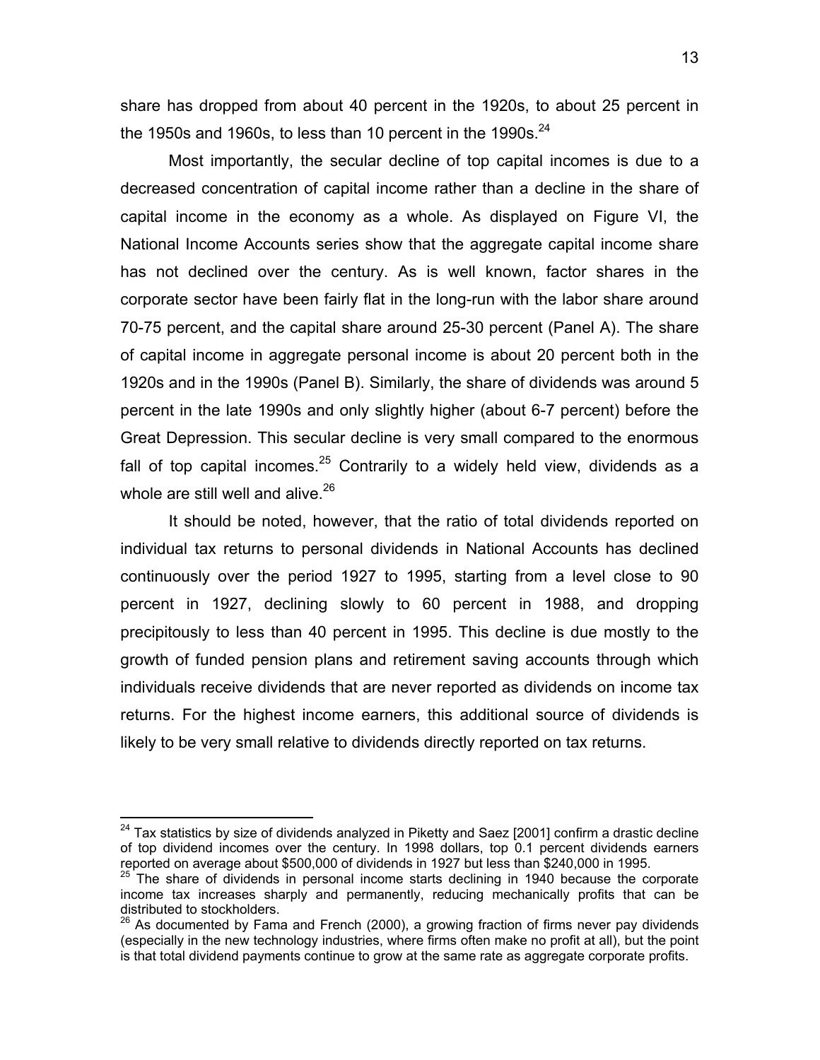share has dropped from about 40 percent in the 1920s, to about 25 percent in the 1950s and 1960s, to less than 10 percent in the 1990s.[24]

Most importantly, the secular decline of top capital incomes is due to a decreased concentration of capital income rather than a decline in the share of capital income in the economy as a whole. As displayed on Figure VI, the National Income Accounts series show that the aggregate capital income share has not declined over the century. As is well known, factor shares in the corporate sector have been fairly flat in the long-run with the labor share around 70-75 percent, and the capital share around 25-30 percent (Panel A). The share of capital income in aggregate personal income is about 20 percent both in the 1920s and in the 1990s (Panel B). Similarly, the share of dividends was around 5 percent in the late 1990s and only slightly higher (about 6-7 percent) before the Great Depression. This secular decline is very small compared to the enormous fall of top capital incomes.[25] Contrarily to a widely held view, dividends as a whole are still well and alive.[26]

It should be noted, however, that the ratio of total dividends reported on individual tax returns to personal dividends in National Accounts has declined continuously over the period 1927 to 1995, starting from a level close to 90 percent in 1927, declining slowly to 60 percent in 1988, and dropping precipitously to less than 40 percent in 1995. This decline is due mostly to the growth of funded pension plans and retirement saving accounts through which individuals receive dividends that are never reported as dividends on income tax returns. For the highest income earners, this additional source of dividends is likely to be very small relative to dividends directly reported on tax returns.

---

[24] Tax statistics by size of dividends analyzed in Piketty and Saez [2001] confirm a drastic decline of top dividend incomes over the century. In 1998 dollars, top 0.1 percent dividends earners reported on average about $500,000 of dividends in 1927 but less than $240,000 in 1995.

[25] The share of dividends in personal income starts declining in 1940 because the corporate income tax increases sharply and permanently, reducing mechanically profits that can be distributed to stockholders.

[26] As documented by Fama and French (2000), a growing fraction of firms never pay dividends (especially in the new technology industries, where firms often make no profit at all), but the point is that total dividend payments continue to grow at the same rate as aggregate corporate profits.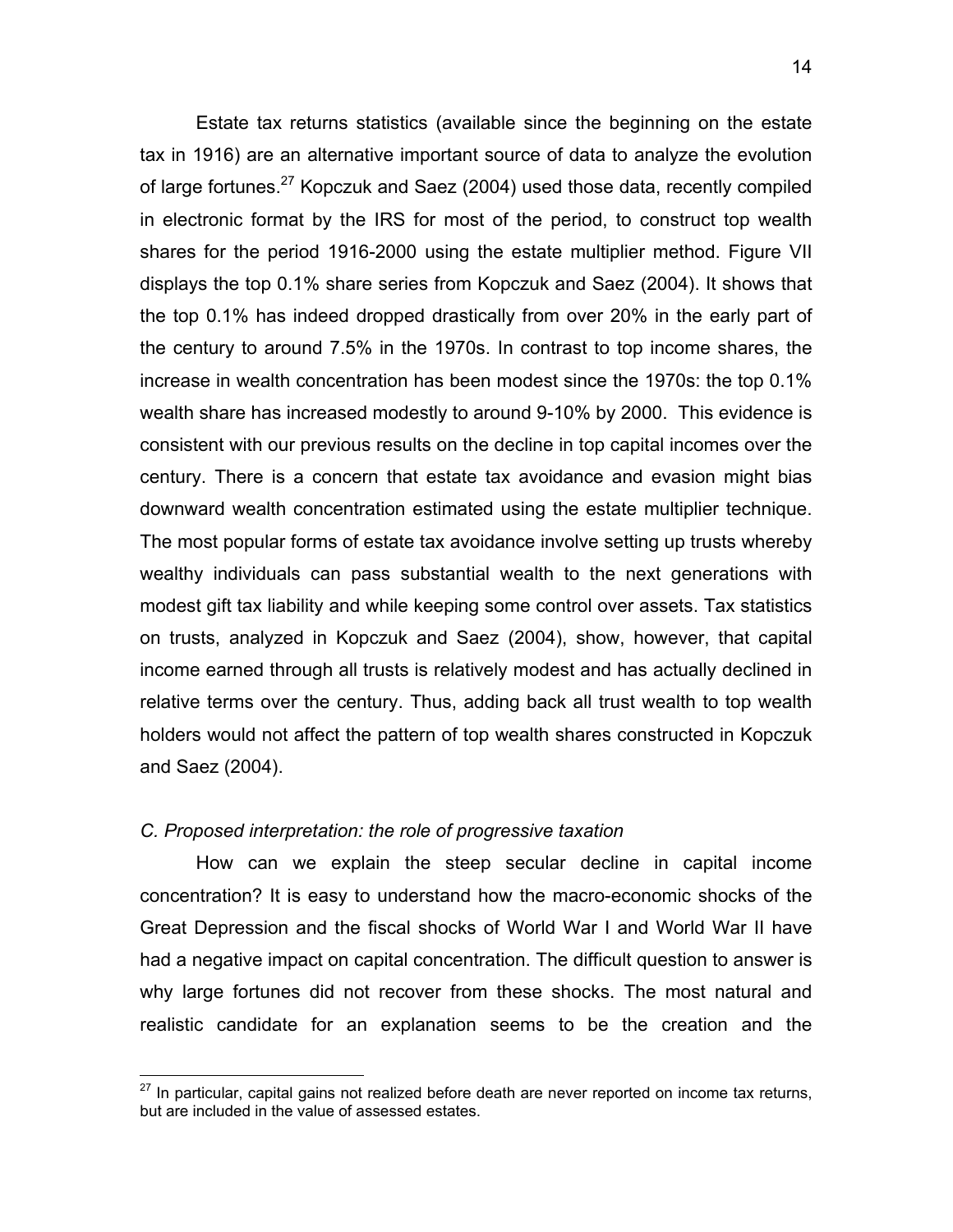Estate tax returns statistics (available since the beginning on the estate tax in 1916) are an alternative important source of data to analyze the evolution of large fortunes.[27] Kopczuk and Saez (2004) used those data, recently compiled in electronic format by the IRS for most of the period, to construct top wealth shares for the period 1916-2000 using the estate multiplier method. Figure VII displays the top 0.1% share series from Kopczuk and Saez (2004). It shows that the top 0.1% has indeed dropped drastically from over 20% in the early part of the century to around 7.5% in the 1970s. In contrast to top income shares, the increase in wealth concentration has been modest since the 1970s: the top 0.1% wealth share has increased modestly to around 9-10% by 2000. This evidence is consistent with our previous results on the decline in top capital incomes over the century. There is a concern that estate tax avoidance and evasion might bias downward wealth concentration estimated using the estate multiplier technique. The most popular forms of estate tax avoidance involve setting up trusts whereby wealthy individuals can pass substantial wealth to the next generations with modest gift tax liability and while keeping some control over assets. Tax statistics on trusts, analyzed in Kopczuk and Saez (2004), show, however, that capital income earned through all trusts is relatively modest and has actually declined in relative terms over the century. Thus, adding back all trust wealth to top wealth holders would not affect the pattern of top wealth shares constructed in Kopczuk and Saez (2004).

*C. Proposed interpretation: the role of progressive taxation*

How can we explain the steep secular decline in capital income concentration? It is easy to understand how the macro-economic shocks of the Great Depression and the fiscal shocks of World War I and World War II have had a negative impact on capital concentration. The difficult question to answer is why large fortunes did not recover from these shocks. The most natural and realistic candidate for an explanation seems to be the creation and the

[27] In particular, capital gains not realized before death are never reported on income tax returns, but are included in the value of assessed estates.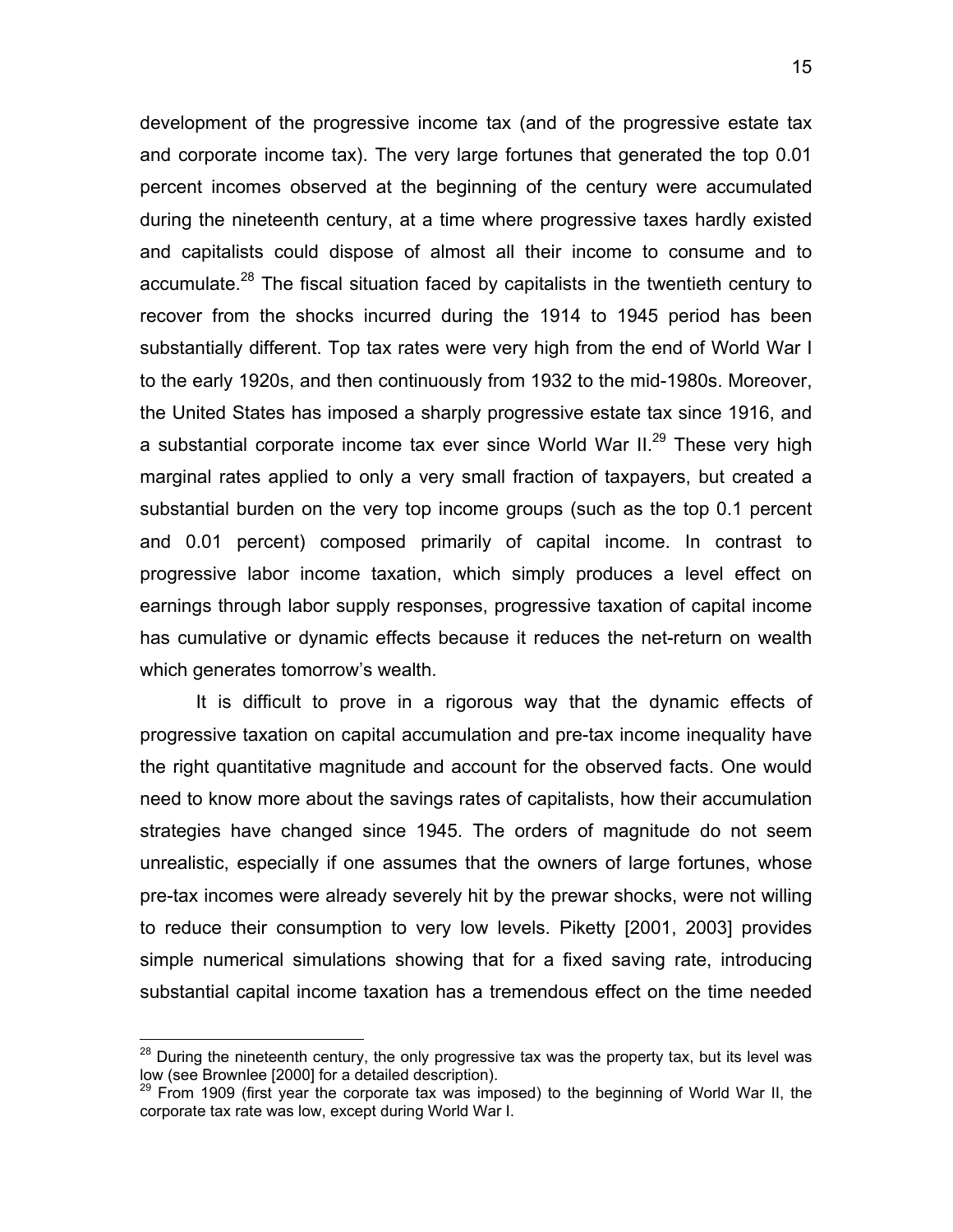development of the progressive income tax (and of the progressive estate tax and corporate income tax). The very large fortunes that generated the top 0.01 percent incomes observed at the beginning of the century were accumulated during the nineteenth century, at a time where progressive taxes hardly existed and capitalists could dispose of almost all their income to consume and to accumulate.[28] The fiscal situation faced by capitalists in the twentieth century to recover from the shocks incurred during the 1914 to 1945 period has been substantially different. Top tax rates were very high from the end of World War I to the early 1920s, and then continuously from 1932 to the mid-1980s. Moreover, the United States has imposed a sharply progressive estate tax since 1916, and a substantial corporate income tax ever since World War II.[29] These very high marginal rates applied to only a very small fraction of taxpayers, but created a substantial burden on the very top income groups (such as the top 0.1 percent and 0.01 percent) composed primarily of capital income. In contrast to progressive labor income taxation, which simply produces a level effect on earnings through labor supply responses, progressive taxation of capital income has cumulative or dynamic effects because it reduces the net-return on wealth which generates tomorrow's wealth.

It is difficult to prove in a rigorous way that the dynamic effects of progressive taxation on capital accumulation and pre-tax income inequality have the right quantitative magnitude and account for the observed facts. One would need to know more about the savings rates of capitalists, how their accumulation strategies have changed since 1945. The orders of magnitude do not seem unrealistic, especially if one assumes that the owners of large fortunes, whose pre-tax incomes were already severely hit by the prewar shocks, were not willing to reduce their consumption to very low levels. Piketty [2001, 2003] provides simple numerical simulations showing that for a fixed saving rate, introducing substantial capital income taxation has a tremendous effect on the time needed

---

[28] During the nineteenth century, the only progressive tax was the property tax, but its level was low (see Brownlee [2000] for a detailed description).

[29] From 1909 (first year the corporate tax was imposed) to the beginning of World War II, the corporate tax rate was low, except during World War I.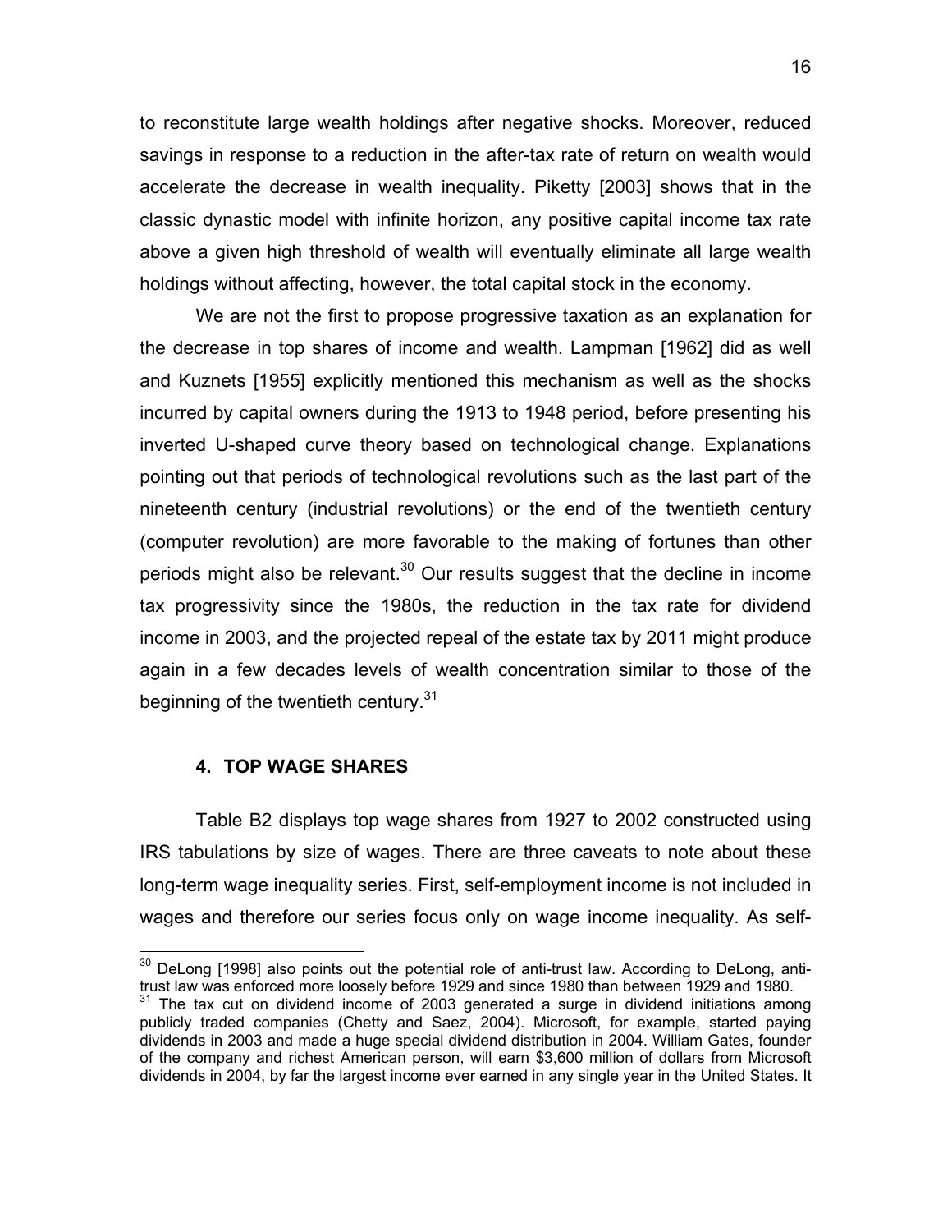to reconstitute large wealth holdings after negative shocks. Moreover, reduced savings in response to a reduction in the after-tax rate of return on wealth would accelerate the decrease in wealth inequality. Piketty [2003] shows that in the classic dynastic model with infinite horizon, any positive capital income tax rate above a given high threshold of wealth will eventually eliminate all large wealth holdings without affecting, however, the total capital stock in the economy.

We are not the first to propose progressive taxation as an explanation for the decrease in top shares of income and wealth. Lampman [1962] did as well and Kuznets [1955] explicitly mentioned this mechanism as well as the shocks incurred by capital owners during the 1913 to 1948 period, before presenting his inverted U-shaped curve theory based on technological change. Explanations pointing out that periods of technological revolutions such as the last part of the nineteenth century (industrial revolutions) or the end of the twentieth century (computer revolution) are more favorable to the making of fortunes than other periods might also be relevant.[30] Our results suggest that the decline in income tax progressivity since the 1980s, the reduction in the tax rate for dividend income in 2003, and the projected repeal of the estate tax by 2011 might produce again in a few decades levels of wealth concentration similar to those of the beginning of the twentieth century.[31]

## 4. TOP WAGE SHARES

Table B2 displays top wage shares from 1927 to 2002 constructed using IRS tabulations by size of wages. There are three caveats to note about these long-term wage inequality series. First, self-employment income is not included in wages and therefore our series focus only on wage income inequality. As self-

---

[30] DeLong [1998] also points out the potential role of anti-trust law. According to DeLong, anti-trust law was enforced more loosely before 1929 and since 1980 than between 1929 and 1980.

[31] The tax cut on dividend income of 2003 generated a surge in dividend initiations among publicly traded companies (Chetty and Saez, 2004). Microsoft, for example, started paying dividends in 2003 and made a huge special dividend distribution in 2004. William Gates, founder of the company and richest American person, will earn $3,600 million of dollars from Microsoft dividends in 2004, by far the largest income ever earned in any single year in the United States. It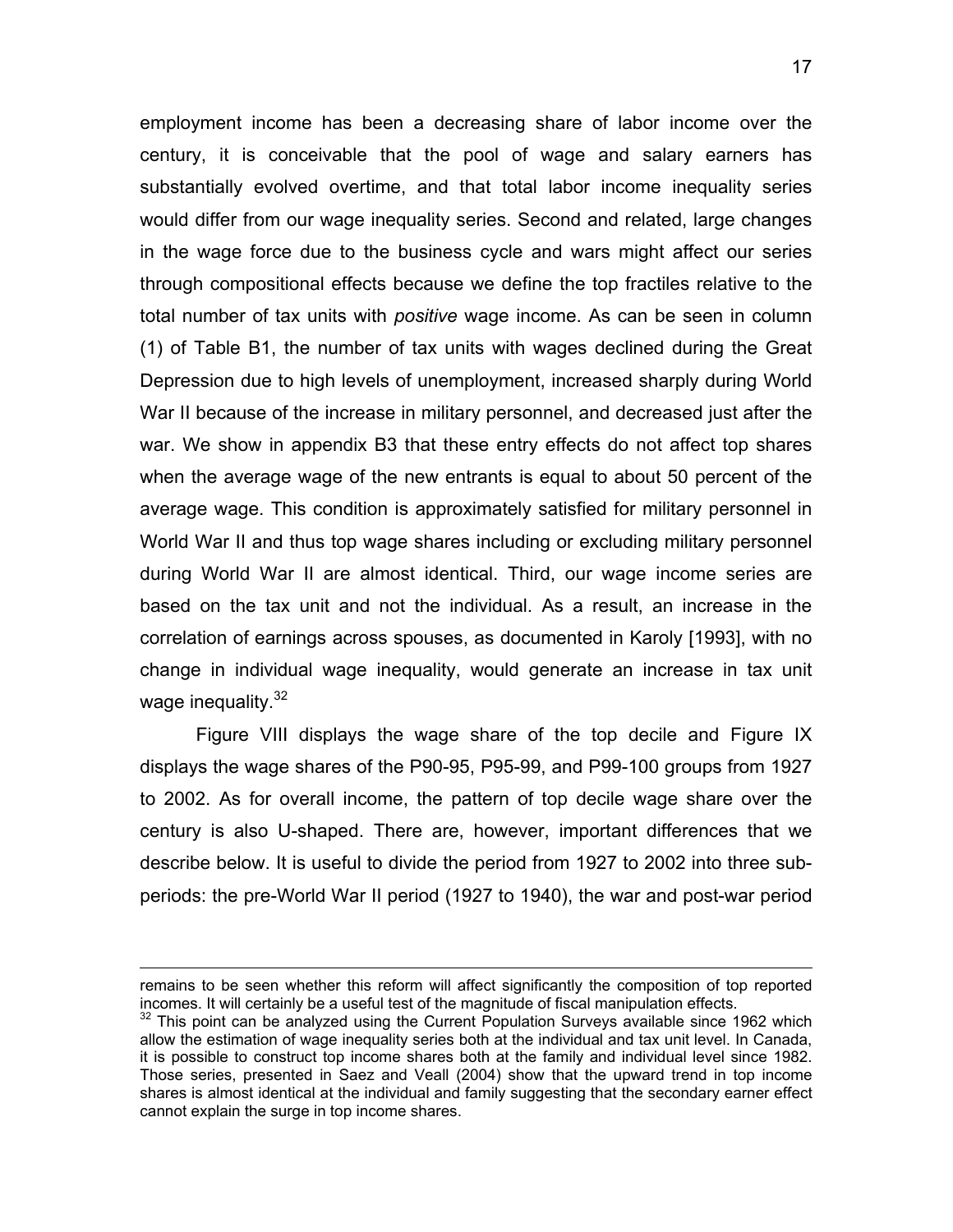employment income has been a decreasing share of labor income over the century, it is conceivable that the pool of wage and salary earners has substantially evolved overtime, and that total labor income inequality series would differ from our wage inequality series. Second and related, large changes in the wage force due to the business cycle and wars might affect our series through compositional effects because we define the top fractiles relative to the total number of tax units with *positive* wage income. As can be seen in column (1) of Table B1, the number of tax units with wages declined during the Great Depression due to high levels of unemployment, increased sharply during World War II because of the increase in military personnel, and decreased just after the war. We show in appendix B3 that these entry effects do not affect top shares when the average wage of the new entrants is equal to about 50 percent of the average wage. This condition is approximately satisfied for military personnel in World War II and thus top wage shares including or excluding military personnel during World War II are almost identical. Third, our wage income series are based on the tax unit and not the individual. As a result, an increase in the correlation of earnings across spouses, as documented in Karoly [1993], with no change in individual wage inequality, would generate an increase in tax unit wage inequality.[32]

Figure VIII displays the wage share of the top decile and Figure IX displays the wage shares of the P90-95, P95-99, and P99-100 groups from 1927 to 2002. As for overall income, the pattern of top decile wage share over the century is also U-shaped. There are, however, important differences that we describe below. It is useful to divide the period from 1927 to 2002 into three sub-periods: the pre-World War II period (1927 to 1940), the war and post-war period

---

remains to be seen whether this reform will affect significantly the composition of top reported incomes. It will certainly be a useful test of the magnitude of fiscal manipulation effects.

[32] This point can be analyzed using the Current Population Surveys available since 1962 which allow the estimation of wage inequality series both at the individual and tax unit level. In Canada, it is possible to construct top income shares both at the family and individual level since 1982. Those series, presented in Saez and Veall (2004) show that the upward trend in top income shares is almost identical at the individual and family suggesting that the secondary earner effect cannot explain the surge in top income shares.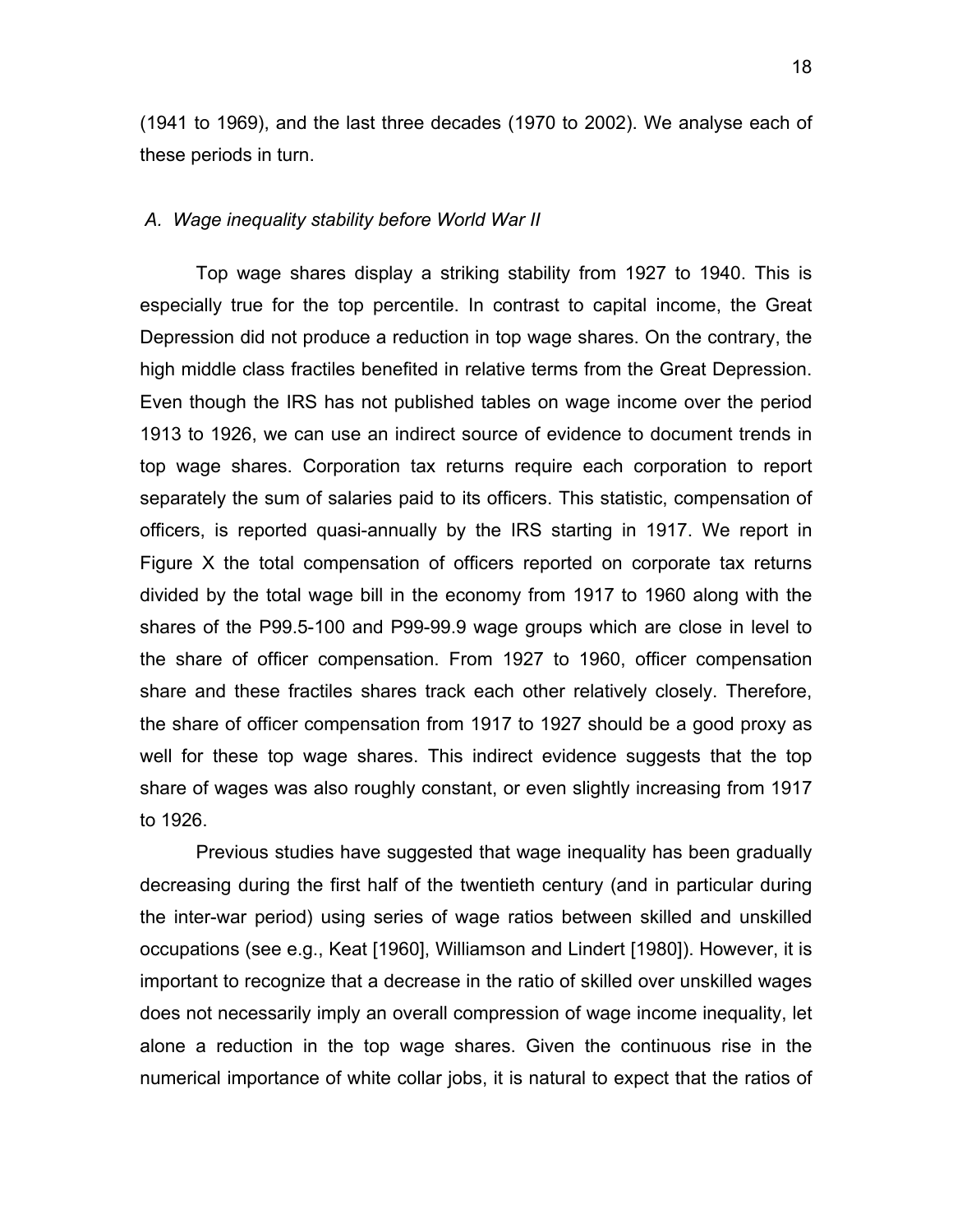(1941 to 1969), and the last three decades (1970 to 2002). We analyse each of these periods in turn.

### *A. Wage inequality stability before World War II*

Top wage shares display a striking stability from 1927 to 1940. This is especially true for the top percentile. In contrast to capital income, the Great Depression did not produce a reduction in top wage shares. On the contrary, the high middle class fractiles benefited in relative terms from the Great Depression. Even though the IRS has not published tables on wage income over the period 1913 to 1926, we can use an indirect source of evidence to document trends in top wage shares. Corporation tax returns require each corporation to report separately the sum of salaries paid to its officers. This statistic, compensation of officers, is reported quasi-annually by the IRS starting in 1917. We report in Figure X the total compensation of officers reported on corporate tax returns divided by the total wage bill in the economy from 1917 to 1960 along with the shares of the P99.5-100 and P99-99.9 wage groups which are close in level to the share of officer compensation. From 1927 to 1960, officer compensation share and these fractiles shares track each other relatively closely. Therefore, the share of officer compensation from 1917 to 1927 should be a good proxy as well for these top wage shares. This indirect evidence suggests that the top share of wages was also roughly constant, or even slightly increasing from 1917 to 1926.

Previous studies have suggested that wage inequality has been gradually decreasing during the first half of the twentieth century (and in particular during the inter-war period) using series of wage ratios between skilled and unskilled occupations (see e.g., Keat [1960], Williamson and Lindert [1980]). However, it is important to recognize that a decrease in the ratio of skilled over unskilled wages does not necessarily imply an overall compression of wage income inequality, let alone a reduction in the top wage shares. Given the continuous rise in the numerical importance of white collar jobs, it is natural to expect that the ratios of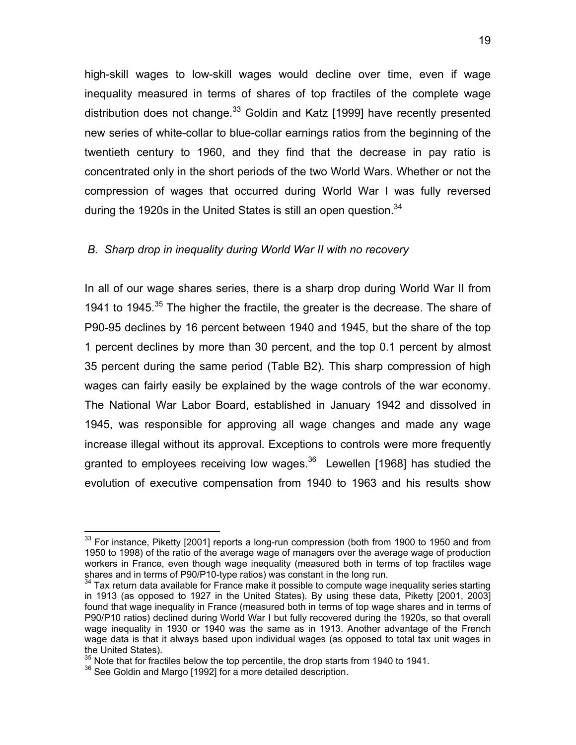high-skill wages to low-skill wages would decline over time, even if wage inequality measured in terms of shares of top fractiles of the complete wage distribution does not change.[33] Goldin and Katz [1999] have recently presented new series of white-collar to blue-collar earnings ratios from the beginning of the twentieth century to 1960, and they find that the decrease in pay ratio is concentrated only in the short periods of the two World Wars. Whether or not the compression of wages that occurred during World War I was fully reversed during the 1920s in the United States is still an open question.[34]

### *B. Sharp drop in inequality during World War II with no recovery*

In all of our wage shares series, there is a sharp drop during World War II from 1941 to 1945.[35] The higher the fractile, the greater is the decrease. The share of P90-95 declines by 16 percent between 1940 and 1945, but the share of the top 1 percent declines by more than 30 percent, and the top 0.1 percent by almost 35 percent during the same period (Table B2). This sharp compression of high wages can fairly easily be explained by the wage controls of the war economy. The National War Labor Board, established in January 1942 and dissolved in 1945, was responsible for approving all wage changes and made any wage increase illegal without its approval. Exceptions to controls were more frequently granted to employees receiving low wages.[36] Lewellen [1968] has studied the evolution of executive compensation from 1940 to 1963 and his results show

---

[33] For instance, Piketty [2001] reports a long-run compression (both from 1900 to 1950 and from 1950 to 1998) of the ratio of the average wage of managers over the average wage of production workers in France, even though wage inequality (measured both in terms of top fractiles wage shares and in terms of P90/P10-type ratios) was constant in the long run.

[34] Tax return data available for France make it possible to compute wage inequality series starting in 1913 (as opposed to 1927 in the United States). By using these data, Piketty [2001, 2003] found that wage inequality in France (measured both in terms of top wage shares and in terms of P90/P10 ratios) declined during World War I but fully recovered during the 1920s, so that overall wage inequality in 1930 or 1940 was the same as in 1913. Another advantage of the French wage data is that it always based upon individual wages (as opposed to total tax unit wages in the United States).

[35] Note that for fractiles below the top percentile, the drop starts from 1940 to 1941.

[36] See Goldin and Margo [1992] for a more detailed description.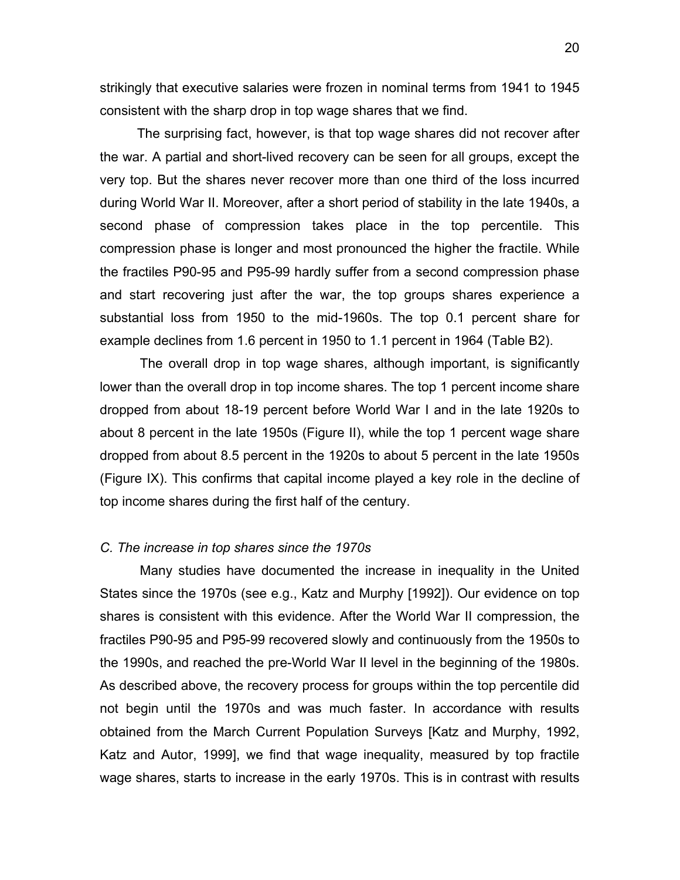strikingly that executive salaries were frozen in nominal terms from 1941 to 1945 consistent with the sharp drop in top wage shares that we find.

The surprising fact, however, is that top wage shares did not recover after the war. A partial and short-lived recovery can be seen for all groups, except the very top. But the shares never recover more than one third of the loss incurred during World War II. Moreover, after a short period of stability in the late 1940s, a second phase of compression takes place in the top percentile. This compression phase is longer and most pronounced the higher the fractile. While the fractiles P90-95 and P95-99 hardly suffer from a second compression phase and start recovering just after the war, the top groups shares experience a substantial loss from 1950 to the mid-1960s. The top 0.1 percent share for example declines from 1.6 percent in 1950 to 1.1 percent in 1964 (Table B2).

The overall drop in top wage shares, although important, is significantly lower than the overall drop in top income shares. The top 1 percent income share dropped from about 18-19 percent before World War I and in the late 1920s to about 8 percent in the late 1950s (Figure II), while the top 1 percent wage share dropped from about 8.5 percent in the 1920s to about 5 percent in the late 1950s (Figure IX). This confirms that capital income played a key role in the decline of top income shares during the first half of the century.

*C. The increase in top shares since the 1970s*

Many studies have documented the increase in inequality in the United States since the 1970s (see e.g., Katz and Murphy [1992]). Our evidence on top shares is consistent with this evidence. After the World War II compression, the fractiles P90-95 and P95-99 recovered slowly and continuously from the 1950s to the 1990s, and reached the pre-World War II level in the beginning of the 1980s. As described above, the recovery process for groups within the top percentile did not begin until the 1970s and was much faster. In accordance with results obtained from the March Current Population Surveys [Katz and Murphy, 1992, Katz and Autor, 1999], we find that wage inequality, measured by top fractile wage shares, starts to increase in the early 1970s. This is in contrast with results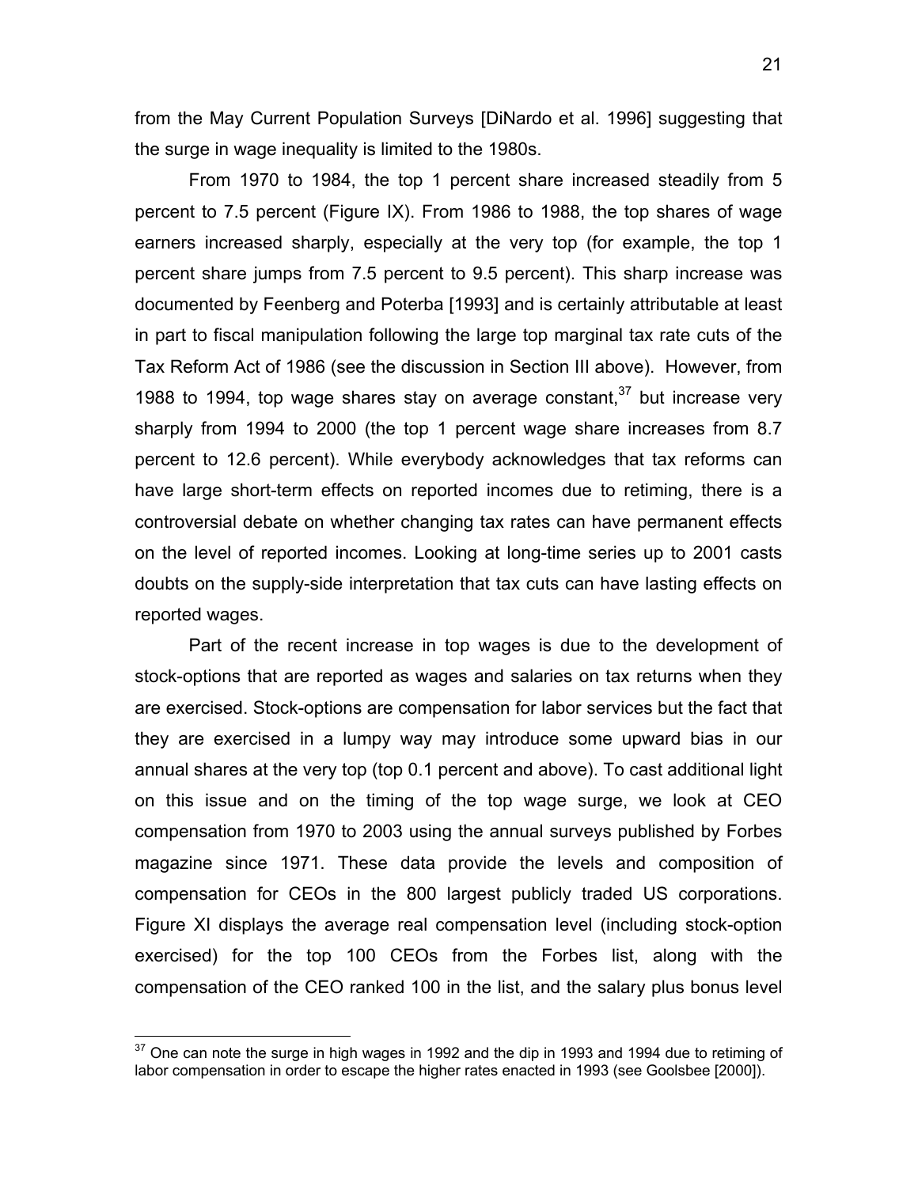from the May Current Population Surveys [DiNardo et al. 1996] suggesting that the surge in wage inequality is limited to the 1980s.

From 1970 to 1984, the top 1 percent share increased steadily from 5 percent to 7.5 percent (Figure IX). From 1986 to 1988, the top shares of wage earners increased sharply, especially at the very top (for example, the top 1 percent share jumps from 7.5 percent to 9.5 percent). This sharp increase was documented by Feenberg and Poterba [1993] and is certainly attributable at least in part to fiscal manipulation following the large top marginal tax rate cuts of the Tax Reform Act of 1986 (see the discussion in Section III above). However, from 1988 to 1994, top wage shares stay on average constant,[37] but increase very sharply from 1994 to 2000 (the top 1 percent wage share increases from 8.7 percent to 12.6 percent). While everybody acknowledges that tax reforms can have large short-term effects on reported incomes due to retiming, there is a controversial debate on whether changing tax rates can have permanent effects on the level of reported incomes. Looking at long-time series up to 2001 casts doubts on the supply-side interpretation that tax cuts can have lasting effects on reported wages.

Part of the recent increase in top wages is due to the development of stock-options that are reported as wages and salaries on tax returns when they are exercised. Stock-options are compensation for labor services but the fact that they are exercised in a lumpy way may introduce some upward bias in our annual shares at the very top (top 0.1 percent and above). To cast additional light on this issue and on the timing of the top wage surge, we look at CEO compensation from 1970 to 2003 using the annual surveys published by Forbes magazine since 1971. These data provide the levels and composition of compensation for CEOs in the 800 largest publicly traded US corporations. Figure XI displays the average real compensation level (including stock-option exercised) for the top 100 CEOs from the Forbes list, along with the compensation of the CEO ranked 100 in the list, and the salary plus bonus level

[37] One can note the surge in high wages in 1992 and the dip in 1993 and 1994 due to retiming of labor compensation in order to escape the higher rates enacted in 1993 (see Goolsbee [2000]).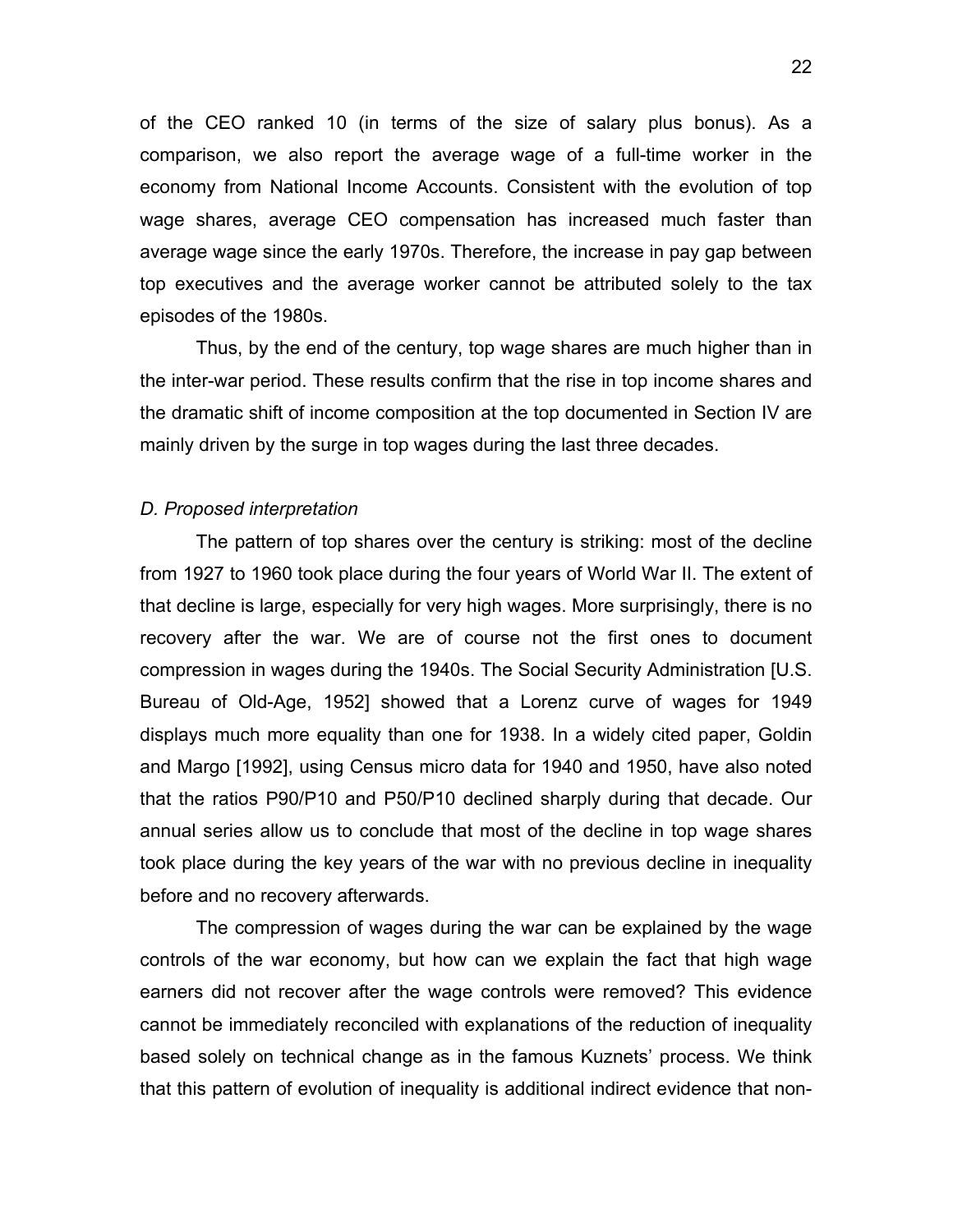of the CEO ranked 10 (in terms of the size of salary plus bonus). As a comparison, we also report the average wage of a full-time worker in the economy from National Income Accounts. Consistent with the evolution of top wage shares, average CEO compensation has increased much faster than average wage since the early 1970s. Therefore, the increase in pay gap between top executives and the average worker cannot be attributed solely to the tax episodes of the 1980s.

Thus, by the end of the century, top wage shares are much higher than in the inter-war period. These results confirm that the rise in top income shares and the dramatic shift of income composition at the top documented in Section IV are mainly driven by the surge in top wages during the last three decades.

*D. Proposed interpretation*

The pattern of top shares over the century is striking: most of the decline from 1927 to 1960 took place during the four years of World War II. The extent of that decline is large, especially for very high wages. More surprisingly, there is no recovery after the war. We are of course not the first ones to document compression in wages during the 1940s. The Social Security Administration [U.S. Bureau of Old-Age, 1952] showed that a Lorenz curve of wages for 1949 displays much more equality than one for 1938. In a widely cited paper, Goldin and Margo [1992], using Census micro data for 1940 and 1950, have also noted that the ratios P90/P10 and P50/P10 declined sharply during that decade. Our annual series allow us to conclude that most of the decline in top wage shares took place during the key years of the war with no previous decline in inequality before and no recovery afterwards.

The compression of wages during the war can be explained by the wage controls of the war economy, but how can we explain the fact that high wage earners did not recover after the wage controls were removed? This evidence cannot be immediately reconciled with explanations of the reduction of inequality based solely on technical change as in the famous Kuznets' process. We think that this pattern of evolution of inequality is additional indirect evidence that non-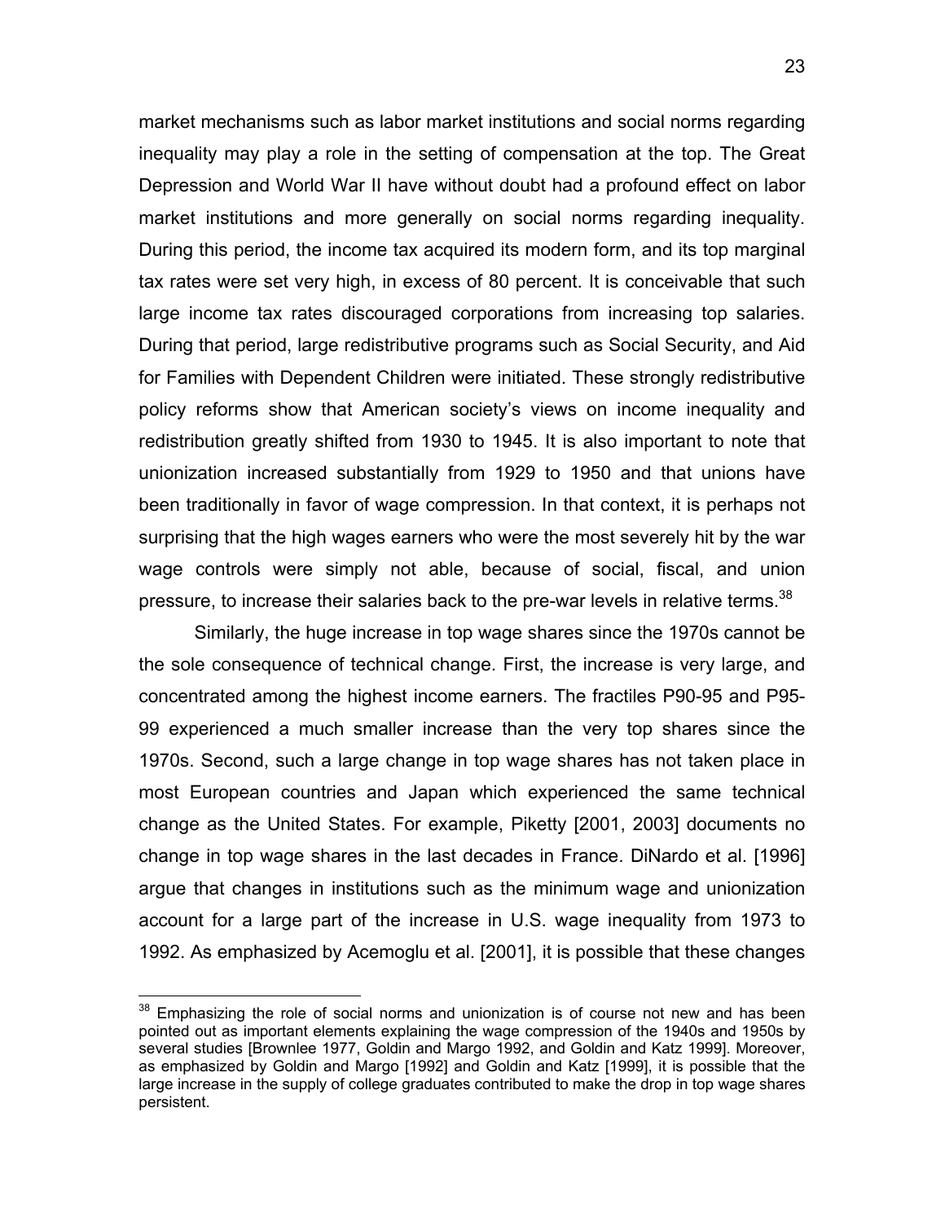market mechanisms such as labor market institutions and social norms regarding inequality may play a role in the setting of compensation at the top. The Great Depression and World War II have without doubt had a profound effect on labor market institutions and more generally on social norms regarding inequality. During this period, the income tax acquired its modern form, and its top marginal tax rates were set very high, in excess of 80 percent. It is conceivable that such large income tax rates discouraged corporations from increasing top salaries. During that period, large redistributive programs such as Social Security, and Aid for Families with Dependent Children were initiated. These strongly redistributive policy reforms show that American society's views on income inequality and redistribution greatly shifted from 1930 to 1945. It is also important to note that unionization increased substantially from 1929 to 1950 and that unions have been traditionally in favor of wage compression. In that context, it is perhaps not surprising that the high wages earners who were the most severely hit by the war wage controls were simply not able, because of social, fiscal, and union pressure, to increase their salaries back to the pre-war levels in relative terms.[38]

Similarly, the huge increase in top wage shares since the 1970s cannot be the sole consequence of technical change. First, the increase is very large, and concentrated among the highest income earners. The fractiles P90-95 and P95-99 experienced a much smaller increase than the very top shares since the 1970s. Second, such a large change in top wage shares has not taken place in most European countries and Japan which experienced the same technical change as the United States. For example, Piketty [2001, 2003] documents no change in top wage shares in the last decades in France. DiNardo et al. [1996] argue that changes in institutions such as the minimum wage and unionization account for a large part of the increase in U.S. wage inequality from 1973 to 1992. As emphasized by Acemoglu et al. [2001], it is possible that these changes

[38] Emphasizing the role of social norms and unionization is of course not new and has been pointed out as important elements explaining the wage compression of the 1940s and 1950s by several studies [Brownlee 1977, Goldin and Margo 1992, and Goldin and Katz 1999]. Moreover, as emphasized by Goldin and Margo [1992] and Goldin and Katz [1999], it is possible that the large increase in the supply of college graduates contributed to make the drop in top wage shares persistent.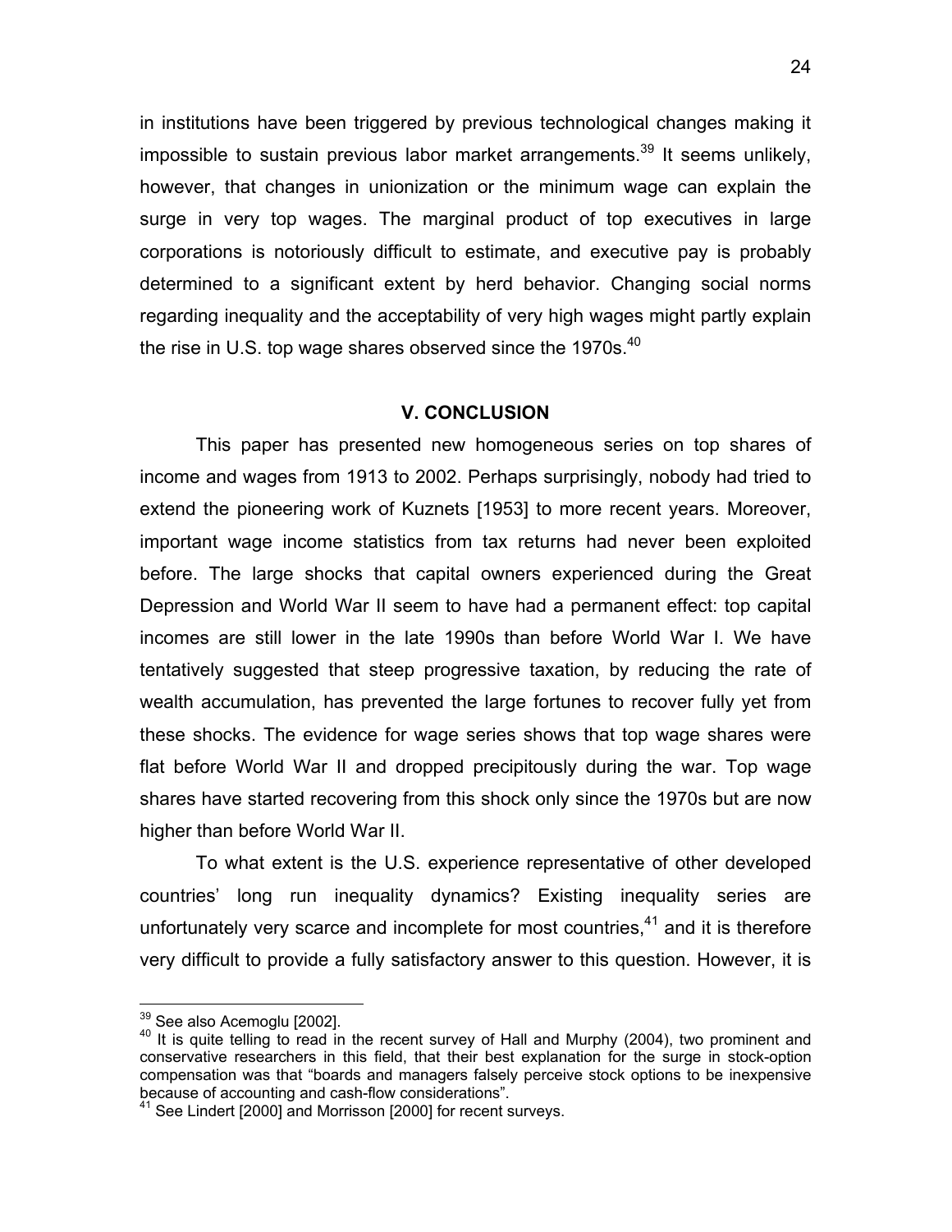in institutions have been triggered by previous technological changes making it impossible to sustain previous labor market arrangements.[39] It seems unlikely, however, that changes in unionization or the minimum wage can explain the surge in very top wages. The marginal product of top executives in large corporations is notoriously difficult to estimate, and executive pay is probably determined to a significant extent by herd behavior. Changing social norms regarding inequality and the acceptability of very high wages might partly explain the rise in U.S. top wage shares observed since the 1970s.[40]

## V. CONCLUSION

This paper has presented new homogeneous series on top shares of income and wages from 1913 to 2002. Perhaps surprisingly, nobody had tried to extend the pioneering work of Kuznets [1953] to more recent years. Moreover, important wage income statistics from tax returns had never been exploited before. The large shocks that capital owners experienced during the Great Depression and World War II seem to have had a permanent effect: top capital incomes are still lower in the late 1990s than before World War I. We have tentatively suggested that steep progressive taxation, by reducing the rate of wealth accumulation, has prevented the large fortunes to recover fully yet from these shocks. The evidence for wage series shows that top wage shares were flat before World War II and dropped precipitously during the war. Top wage shares have started recovering from this shock only since the 1970s but are now higher than before World War II.

To what extent is the U.S. experience representative of other developed countries' long run inequality dynamics? Existing inequality series are unfortunately very scarce and incomplete for most countries,[41] and it is therefore very difficult to provide a fully satisfactory answer to this question. However, it is

---

[39] See also Acemoglu [2002].

[40] It is quite telling to read in the recent survey of Hall and Murphy (2004), two prominent and conservative researchers in this field, that their best explanation for the surge in stock-option compensation was that "boards and managers falsely perceive stock options to be inexpensive because of accounting and cash-flow considerations".

[41] See Lindert [2000] and Morrisson [2000] for recent surveys.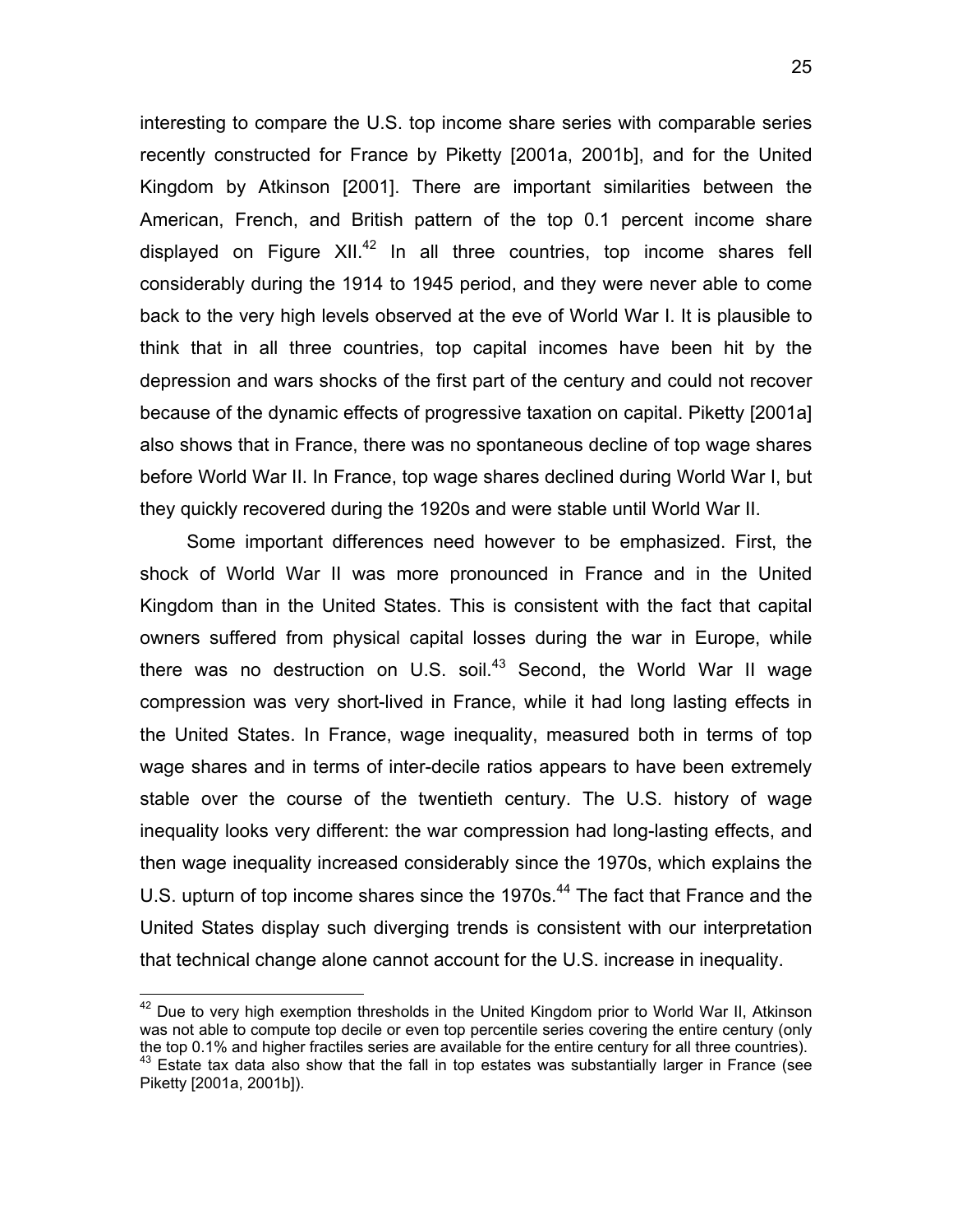interesting to compare the U.S. top income share series with comparable series recently constructed for France by Piketty [2001a, 2001b], and for the United Kingdom by Atkinson [2001]. There are important similarities between the American, French, and British pattern of the top 0.1 percent income share displayed on Figure XII.[42] In all three countries, top income shares fell considerably during the 1914 to 1945 period, and they were never able to come back to the very high levels observed at the eve of World War I. It is plausible to think that in all three countries, top capital incomes have been hit by the depression and wars shocks of the first part of the century and could not recover because of the dynamic effects of progressive taxation on capital. Piketty [2001a] also shows that in France, there was no spontaneous decline of top wage shares before World War II. In France, top wage shares declined during World War I, but they quickly recovered during the 1920s and were stable until World War II.

Some important differences need however to be emphasized. First, the shock of World War II was more pronounced in France and in the United Kingdom than in the United States. This is consistent with the fact that capital owners suffered from physical capital losses during the war in Europe, while there was no destruction on U.S. soil.[43] Second, the World War II wage compression was very short-lived in France, while it had long lasting effects in the United States. In France, wage inequality, measured both in terms of top wage shares and in terms of inter-decile ratios appears to have been extremely stable over the course of the twentieth century. The U.S. history of wage inequality looks very different: the war compression had long-lasting effects, and then wage inequality increased considerably since the 1970s, which explains the U.S. upturn of top income shares since the 1970s.[44] The fact that France and the United States display such diverging trends is consistent with our interpretation that technical change alone cannot account for the U.S. increase in inequality.

---

[42] Due to very high exemption thresholds in the United Kingdom prior to World War II, Atkinson was not able to compute top decile or even top percentile series covering the entire century (only the top 0.1% and higher fractiles series are available for the entire century for all three countries).

[43] Estate tax data also show that the fall in top estates was substantially larger in France (see Piketty [2001a, 2001b]).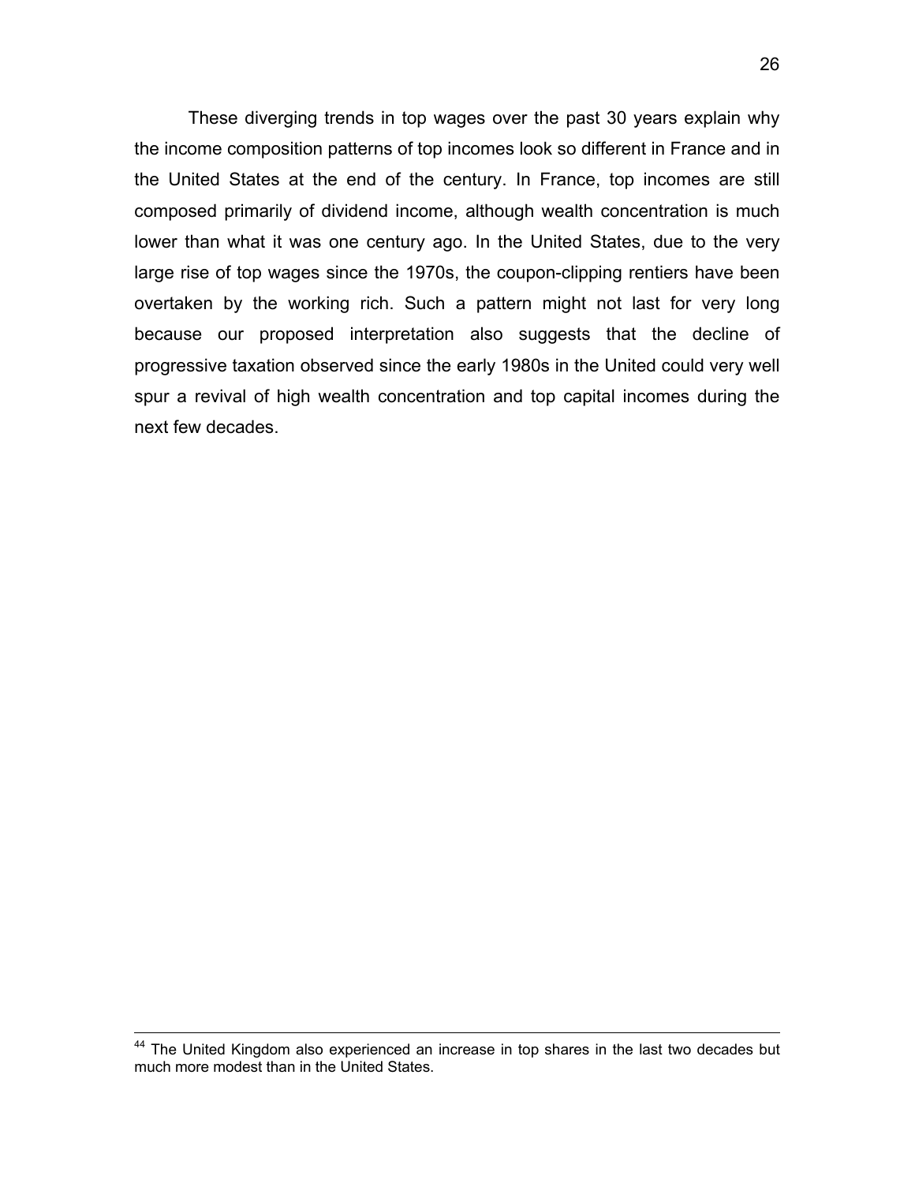These diverging trends in top wages over the past 30 years explain why the income composition patterns of top incomes look so different in France and in the United States at the end of the century. In France, top incomes are still composed primarily of dividend income, although wealth concentration is much lower than what it was one century ago. In the United States, due to the very large rise of top wages since the 1970s, the coupon-clipping rentiers have been overtaken by the working rich. Such a pattern might not last for very long because our proposed interpretation also suggests that the decline of progressive taxation observed since the early 1980s in the United could very well spur a revival of high wealth concentration and top capital incomes during the next few decades.

---

[44] The United Kingdom also experienced an increase in top shares in the last two decades but much more modest than in the United States.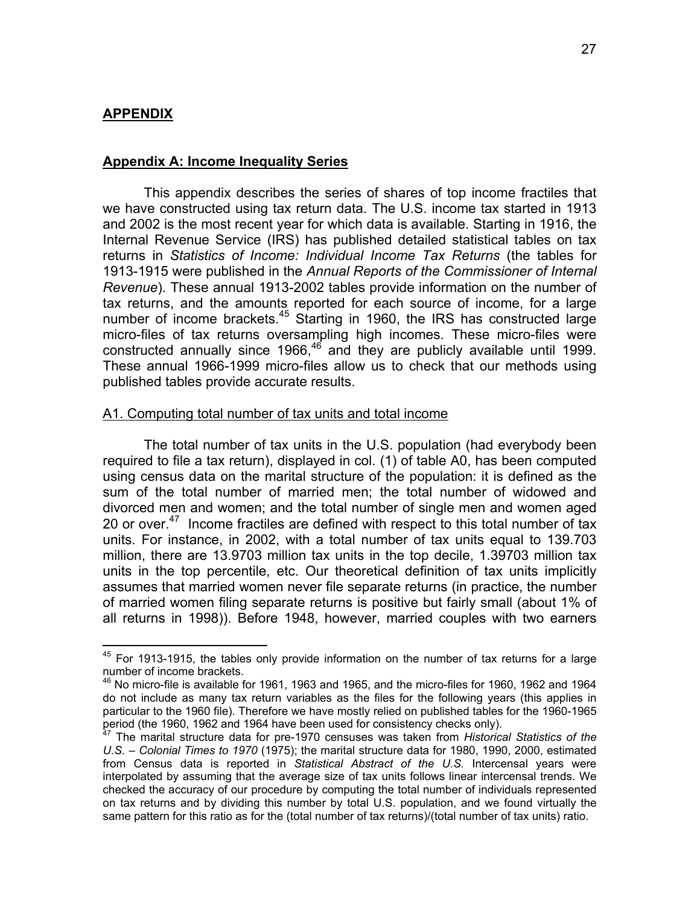## APPENDIX

### Appendix A: Income Inequality Series

This appendix describes the series of shares of top income fractiles that we have constructed using tax return data. The U.S. income tax started in 1913 and 2002 is the most recent year for which data is available. Starting in 1916, the Internal Revenue Service (IRS) has published detailed statistical tables on tax returns in *Statistics of Income: Individual Income Tax Returns* (the tables for 1913-1915 were published in the *Annual Reports of the Commissioner of Internal Revenue*). These annual 1913-2002 tables provide information on the number of tax returns, and the amounts reported for each source of income, for a large number of income brackets.[45] Starting in 1960, the IRS has constructed large micro-files of tax returns oversampling high incomes. These micro-files were constructed annually since 1966,[46] and they are publicly available until 1999. These annual 1966-1999 micro-files allow us to check that our methods using published tables provide accurate results.

#### A1. Computing total number of tax units and total income

The total number of tax units in the U.S. population (had everybody been required to file a tax return), displayed in col. (1) of table A0, has been computed using census data on the marital structure of the population: it is defined as the sum of the total number of married men; the total number of widowed and divorced men and women; and the total number of single men and women aged 20 or over.[47] Income fractiles are defined with respect to this total number of tax units. For instance, in 2002, with a total number of tax units equal to 139.703 million, there are 13.9703 million tax units in the top decile, 1.39703 million tax units in the top percentile, etc. Our theoretical definition of tax units implicitly assumes that married women never file separate returns (in practice, the number of married women filing separate returns is positive but fairly small (about 1% of all returns in 1998)). Before 1948, however, married couples with two earners

---

[45] For 1913-1915, the tables only provide information on the number of tax returns for a large number of income brackets.

[46] No micro-file is available for 1961, 1963 and 1965, and the micro-files for 1960, 1962 and 1964 do not include as many tax return variables as the files for the following years (this applies in particular to the 1960 file). Therefore we have mostly relied on published tables for the 1960-1965 period (the 1960, 1962 and 1964 have been used for consistency checks only).

[47] The marital structure data for pre-1970 censuses was taken from *Historical Statistics of the U.S. – Colonial Times to 1970* (1975); the marital structure data for 1980, 1990, 2000, estimated from Census data is reported in *Statistical Abstract of the U.S.* Intercensal years were interpolated by assuming that the average size of tax units follows linear intercensal trends. We checked the accuracy of our procedure by computing the total number of individuals represented on tax returns and by dividing this number by total U.S. population, and we found virtually the same pattern for this ratio as for the (total number of tax returns)/(total number of tax units) ratio.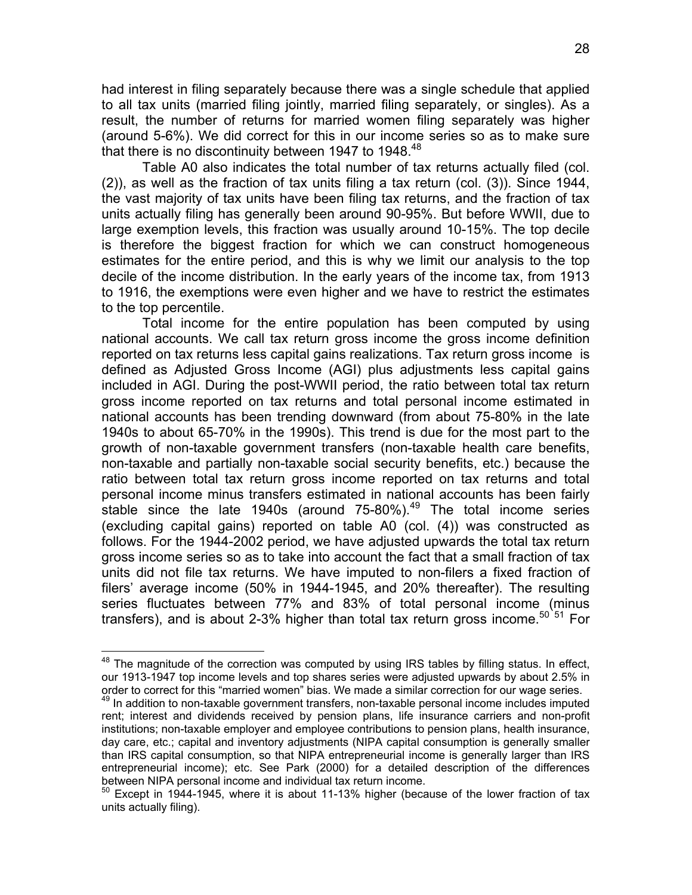had interest in filing separately because there was a single schedule that applied to all tax units (married filing jointly, married filing separately, or singles). As a result, the number of returns for married women filing separately was higher (around 5-6%). We did correct for this in our income series so as to make sure that there is no discontinuity between 1947 to 1948.[48]

Table A0 also indicates the total number of tax returns actually filed (col. (2)), as well as the fraction of tax units filing a tax return (col. (3)). Since 1944, the vast majority of tax units have been filing tax returns, and the fraction of tax units actually filing has generally been around 90-95%. But before WWII, due to large exemption levels, this fraction was usually around 10-15%. The top decile is therefore the biggest fraction for which we can construct homogeneous estimates for the entire period, and this is why we limit our analysis to the top decile of the income distribution. In the early years of the income tax, from 1913 to 1916, the exemptions were even higher and we have to restrict the estimates to the top percentile.

Total income for the entire population has been computed by using national accounts. We call tax return gross income the gross income definition reported on tax returns less capital gains realizations. Tax return gross income is defined as Adjusted Gross Income (AGI) plus adjustments less capital gains included in AGI. During the post-WWII period, the ratio between total tax return gross income reported on tax returns and total personal income estimated in national accounts has been trending downward (from about 75-80% in the late 1940s to about 65-70% in the 1990s). This trend is due for the most part to the growth of non-taxable government transfers (non-taxable health care benefits, non-taxable and partially non-taxable social security benefits, etc.) because the ratio between total tax return gross income reported on tax returns and total personal income minus transfers estimated in national accounts has been fairly stable since the late 1940s (around 75-80%).[49] The total income series (excluding capital gains) reported on table A0 (col. (4)) was constructed as follows. For the 1944-2002 period, we have adjusted upwards the total tax return gross income series so as to take into account the fact that a small fraction of tax units did not file tax returns. We have imputed to non-filers a fixed fraction of filers' average income (50% in 1944-1945, and 20% thereafter). The resulting series fluctuates between 77% and 83% of total personal income (minus transfers), and is about 2-3% higher than total tax return gross income.[50] [51] For

---

[48] The magnitude of the correction was computed by using IRS tables by filling status. In effect, our 1913-1947 top income levels and top shares series were adjusted upwards by about 2.5% in order to correct for this "married women" bias. We made a similar correction for our wage series.

[49] In addition to non-taxable government transfers, non-taxable personal income includes imputed rent; interest and dividends received by pension plans, life insurance carriers and non-profit institutions; non-taxable employer and employee contributions to pension plans, health insurance, day care, etc.; capital and inventory adjustments (NIPA capital consumption is generally smaller than IRS capital consumption, so that NIPA entrepreneurial income is generally larger than IRS entrepreneurial income); etc. See Park (2000) for a detailed description of the differences between NIPA personal income and individual tax return income.

[50] Except in 1944-1945, where it is about 11-13% higher (because of the lower fraction of tax units actually filing).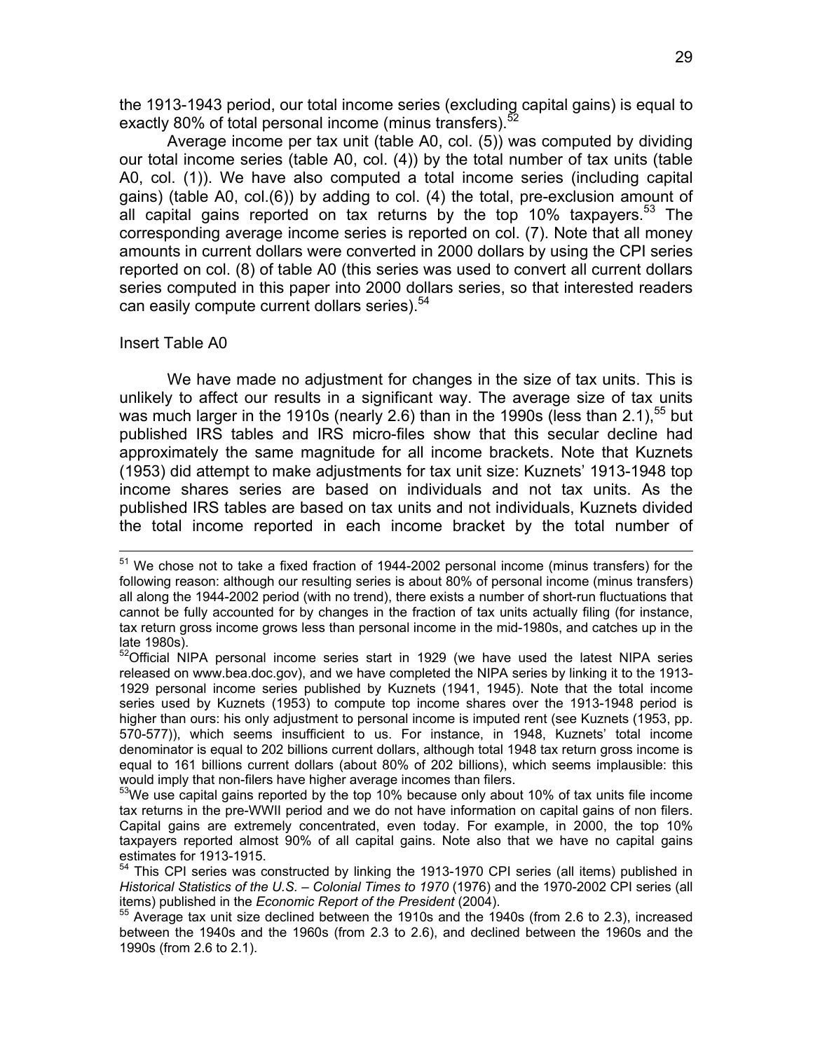the 1913-1943 period, our total income series (excluding capital gains) is equal to exactly 80% of total personal income (minus transfers).[52]

Average income per tax unit (table A0, col. (5)) was computed by dividing our total income series (table A0, col. (4)) by the total number of tax units (table A0, col. (1)). We have also computed a total income series (including capital gains) (table A0, col.(6)) by adding to col. (4) the total, pre-exclusion amount of all capital gains reported on tax returns by the top 10% taxpayers.[53] The corresponding average income series is reported on col. (7). Note that all money amounts in current dollars were converted in 2000 dollars by using the CPI series reported on col. (8) of table A0 (this series was used to convert all current dollars series computed in this paper into 2000 dollars series, so that interested readers can easily compute current dollars series).[54]

Insert Table A0

We have made no adjustment for changes in the size of tax units. This is unlikely to affect our results in a significant way. The average size of tax units was much larger in the 1910s (nearly 2.6) than in the 1990s (less than 2.1),[55] but published IRS tables and IRS micro-files show that this secular decline had approximately the same magnitude for all income brackets. Note that Kuznets (1953) did attempt to make adjustments for tax unit size: Kuznets' 1913-1948 top income shares series are based on individuals and not tax units. As the published IRS tables are based on tax units and not individuals, Kuznets divided the total income reported in each income bracket by the total number of

---

[51] We chose not to take a fixed fraction of 1944-2002 personal income (minus transfers) for the following reason: although our resulting series is about 80% of personal income (minus transfers) all along the 1944-2002 period (with no trend), there exists a number of short-run fluctuations that cannot be fully accounted for by changes in the fraction of tax units actually filing (for instance, tax return gross income grows less than personal income in the mid-1980s, and catches up in the late 1980s).

[52] Official NIPA personal income series start in 1929 (we have used the latest NIPA series released on www.bea.doc.gov), and we have completed the NIPA series by linking it to the 1913-1929 personal income series published by Kuznets (1941, 1945). Note that the total income series used by Kuznets (1953) to compute top income shares over the 1913-1948 period is higher than ours: his only adjustment to personal income is imputed rent (see Kuznets (1953, pp. 570-577)), which seems insufficient to us. For instance, in 1948, Kuznets' total income denominator is equal to 202 billions current dollars, although total 1948 tax return gross income is equal to 161 billions current dollars (about 80% of 202 billions), which seems implausible: this would imply that non-filers have higher average incomes than filers.

[53] We use capital gains reported by the top 10% because only about 10% of tax units file income tax returns in the pre-WWII period and we do not have information on capital gains of non filers. Capital gains are extremely concentrated, even today. For example, in 2000, the top 10% taxpayers reported almost 90% of all capital gains. Note also that we have no capital gains estimates for 1913-1915.

[54] This CPI series was constructed by linking the 1913-1970 CPI series (all items) published in *Historical Statistics of the U.S. – Colonial Times to 1970* (1976) and the 1970-2002 CPI series (all items) published in the *Economic Report of the President* (2004).

[55] Average tax unit size declined between the 1910s and the 1940s (from 2.6 to 2.3), increased between the 1940s and the 1960s (from 2.3 to 2.6), and declined between the 1960s and the 1990s (from 2.6 to 2.1).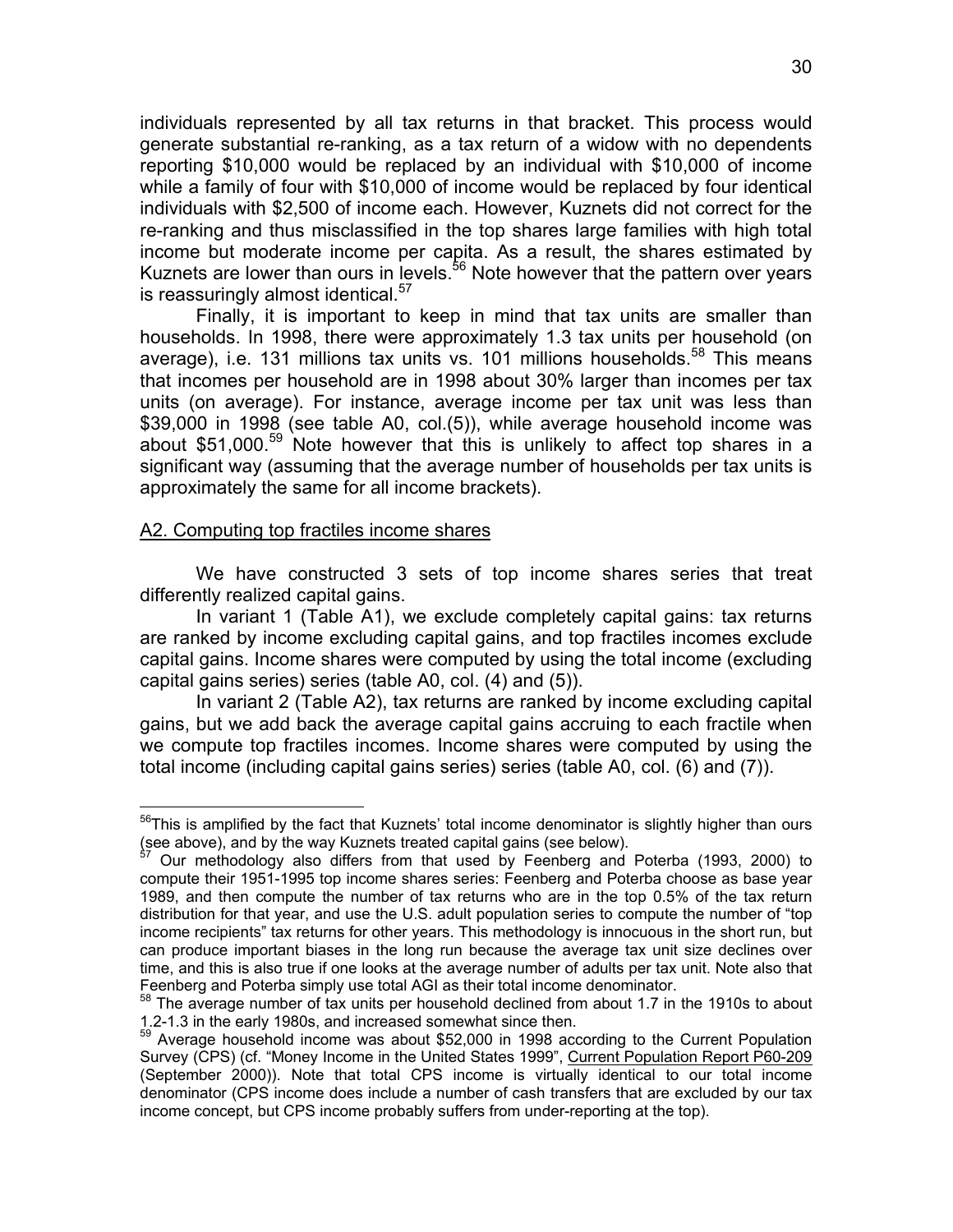individuals represented by all tax returns in that bracket. This process would generate substantial re-ranking, as a tax return of a widow with no dependents reporting $10,000 would be replaced by an individual with $10,000 of income while a family of four with $10,000 of income would be replaced by four identical individuals with $2,500 of income each. However, Kuznets did not correct for the re-ranking and thus misclassified in the top shares large families with high total income but moderate income per capita. As a result, the shares estimated by Kuznets are lower than ours in levels.[56] Note however that the pattern over years is reassuringly almost identical.[57]

Finally, it is important to keep in mind that tax units are smaller than households. In 1998, there were approximately 1.3 tax units per household (on average), i.e. 131 millions tax units vs. 101 millions households.[58] This means that incomes per household are in 1998 about 30% larger than incomes per tax units (on average). For instance, average income per tax unit was less than $39,000 in 1998 (see table A0, col.(5)), while average household income was about $51,000.[59] Note however that this is unlikely to affect top shares in a significant way (assuming that the average number of households per tax units is approximately the same for all income brackets).

## A2. Computing top fractiles income shares

We have constructed 3 sets of top income shares series that treat differently realized capital gains.

In variant 1 (Table A1), we exclude completely capital gains: tax returns are ranked by income excluding capital gains, and top fractiles incomes exclude capital gains. Income shares were computed by using the total income (excluding capital gains series) series (table A0, col. (4) and (5)).

In variant 2 (Table A2), tax returns are ranked by income excluding capital gains, but we add back the average capital gains accruing to each fractile when we compute top fractiles incomes. Income shares were computed by using the total income (including capital gains series) series (table A0, col. (6) and (7)).

---

[56] This is amplified by the fact that Kuznets' total income denominator is slightly higher than ours (see above), and by the way Kuznets treated capital gains (see below).

[57] Our methodology also differs from that used by Feenberg and Poterba (1993, 2000) to compute their 1951-1995 top income shares series: Feenberg and Poterba choose as base year 1989, and then compute the number of tax returns who are in the top 0.5% of the tax return distribution for that year, and use the U.S. adult population series to compute the number of "top income recipients" tax returns for other years. This methodology is innocuous in the short run, but can produce important biases in the long run because the average tax unit size declines over time, and this is also true if one looks at the average number of adults per tax unit. Note also that Feenberg and Poterba simply use total AGI as their total income denominator.

[58] The average number of tax units per household declined from about 1.7 in the 1910s to about 1.2-1.3 in the early 1980s, and increased somewhat since then.

[59] Average household income was about $52,000 in 1998 according to the Current Population Survey (CPS) (cf. "Money Income in the United States 1999", Current Population Report P60-209 (September 2000)). Note that total CPS income is virtually identical to our total income denominator (CPS income does include a number of cash transfers that are excluded by our tax income concept, but CPS income probably suffers from under-reporting at the top).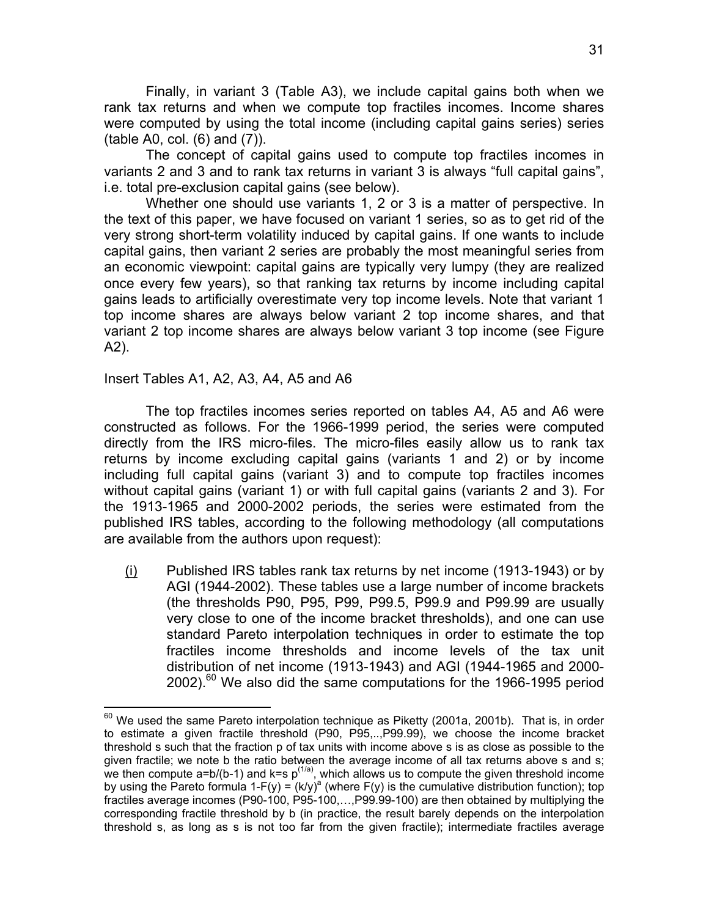Finally, in variant 3 (Table A3), we include capital gains both when we rank tax returns and when we compute top fractiles incomes. Income shares were computed by using the total income (including capital gains series) series (table A0, col. (6) and (7)).

The concept of capital gains used to compute top fractiles incomes in variants 2 and 3 and to rank tax returns in variant 3 is always "full capital gains", i.e. total pre-exclusion capital gains (see below).

Whether one should use variants 1, 2 or 3 is a matter of perspective. In the text of this paper, we have focused on variant 1 series, so as to get rid of the very strong short-term volatility induced by capital gains. If one wants to include capital gains, then variant 2 series are probably the most meaningful series from an economic viewpoint: capital gains are typically very lumpy (they are realized once every few years), so that ranking tax returns by income including capital gains leads to artificially overestimate very top income levels. Note that variant 1 top income shares are always below variant 2 top income shares, and that variant 2 top income shares are always below variant 3 top income (see Figure A2).

Insert Tables A1, A2, A3, A4, A5 and A6

The top fractiles incomes series reported on tables A4, A5 and A6 were constructed as follows. For the 1966-1999 period, the series were computed directly from the IRS micro-files. The micro-files easily allow us to rank tax returns by income excluding capital gains (variants 1 and 2) or by income including full capital gains (variant 3) and to compute top fractiles incomes without capital gains (variant 1) or with full capital gains (variants 2 and 3). For the 1913-1965 and 2000-2002 periods, the series were estimated from the published IRS tables, according to the following methodology (all computations are available from the authors upon request):

(i) Published IRS tables rank tax returns by net income (1913-1943) or by AGI (1944-2002). These tables use a large number of income brackets (the thresholds P90, P95, P99, P99.5, P99.9 and P99.99 are usually very close to one of the income bracket thresholds), and one can use standard Pareto interpolation techniques in order to estimate the top fractiles income thresholds and income levels of the tax unit distribution of net income (1913-1943) and AGI (1944-1965 and 2000-2002).[60] We also did the same computations for the 1966-1995 period

[60] We used the same Pareto interpolation technique as Piketty (2001a, 2001b). That is, in order to estimate a given fractile threshold (P90, P95,..,P99.99), we choose the income bracket threshold s such that the fraction p of tax units with income above s is as close as possible to the given fractile; we note b the ratio between the average income of all tax returns above s and s; we then compute $a=b/(b-1)$ and $k=s\ p^{(1/a)}$, which allows us to compute the given threshold income by using the Pareto formula $1-F(y) = (k/y)^a$ (where $F(y)$ is the cumulative distribution function); top fractiles average incomes (P90-100, P95-100,…,P99.99-100) are then obtained by multiplying the corresponding fractile threshold by b (in practice, the result barely depends on the interpolation threshold s, as long as s is not too far from the given fractile); intermediate fractiles average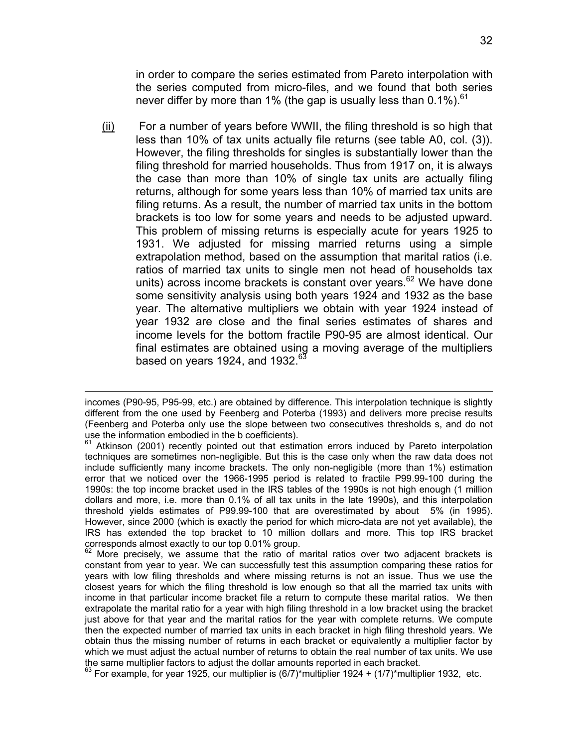in order to compare the series estimated from Pareto interpolation with the series computed from micro-files, and we found that both series never differ by more than 1% (the gap is usually less than 0.1%).[61]

<u>(ii)</u> For a number of years before WWII, the filing threshold is so high that less than 10% of tax units actually file returns (see table A0, col. (3)). However, the filing thresholds for singles is substantially lower than the filing threshold for married households. Thus from 1917 on, it is always the case than more than 10% of single tax units are actually filing returns, although for some years less than 10% of married tax units are filing returns. As a result, the number of married tax units in the bottom brackets is too low for some years and needs to be adjusted upward. This problem of missing returns is especially acute for years 1925 to 1931. We adjusted for missing married returns using a simple extrapolation method, based on the assumption that marital ratios (i.e. ratios of married tax units to single men not head of households tax units) across income brackets is constant over years.[62] We have done some sensitivity analysis using both years 1924 and 1932 as the base year. The alternative multipliers we obtain with year 1924 instead of year 1932 are close and the final series estimates of shares and income levels for the bottom fractile P90-95 are almost identical. Our final estimates are obtained using a moving average of the multipliers based on years 1924, and 1932.[63]

---

incomes (P90-95, P95-99, etc.) are obtained by difference. This interpolation technique is slightly different from the one used by Feenberg and Poterba (1993) and delivers more precise results (Feenberg and Poterba only use the slope between two consecutives thresholds s, and do not use the information embodied in the b coefficients).

[61] Atkinson (2001) recently pointed out that estimation errors induced by Pareto interpolation techniques are sometimes non-negligible. But this is the case only when the raw data does not include sufficiently many income brackets. The only non-negligible (more than 1%) estimation error that we noticed over the 1966-1995 period is related to fractile P99.99-100 during the 1990s: the top income bracket used in the IRS tables of the 1990s is not high enough (1 million dollars and more, i.e. more than 0.1% of all tax units in the late 1990s), and this interpolation threshold yields estimates of P99.99-100 that are overestimated by about 5% (in 1995). However, since 2000 (which is exactly the period for which micro-data are not yet available), the IRS has extended the top bracket to 10 million dollars and more. This top IRS bracket corresponds almost exactly to our top 0.01% group.

[62] More precisely, we assume that the ratio of marital ratios over two adjacent brackets is constant from year to year. We can successfully test this assumption comparing these ratios for years with low filing thresholds and where missing returns is not an issue. Thus we use the closest years for which the filing threshold is low enough so that all the married tax units with income in that particular income bracket file a return to compute these marital ratios. We then extrapolate the marital ratio for a year with high filing threshold in a low bracket using the bracket just above for that year and the marital ratios for the year with complete returns. We compute then the expected number of married tax units in each bracket in high filing threshold years. We obtain thus the missing number of returns in each bracket or equivalently a multiplier factor by which we must adjust the actual number of returns to obtain the real number of tax units. We use the same multiplier factors to adjust the dollar amounts reported in each bracket.

[63] For example, for year 1925, our multiplier is (6/7)*multiplier 1924 + (1/7)*multiplier 1932, etc.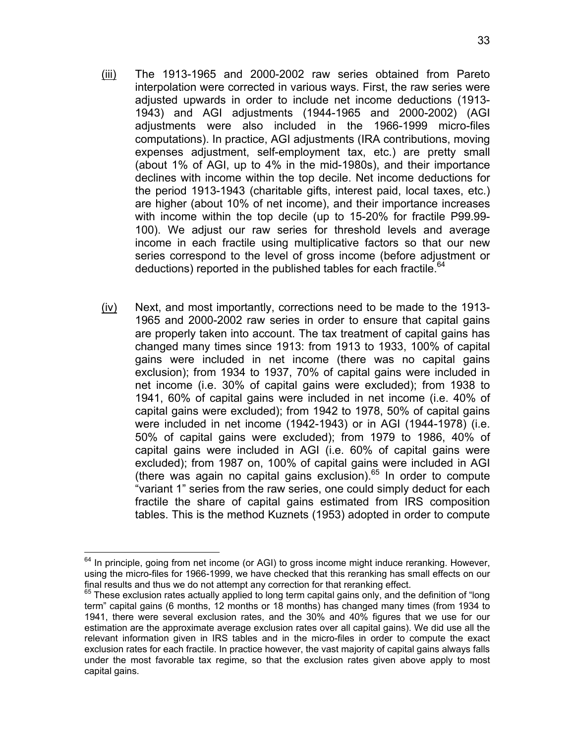(iii) The 1913-1965 and 2000-2002 raw series obtained from Pareto interpolation were corrected in various ways. First, the raw series were adjusted upwards in order to include net income deductions (1913-1943) and AGI adjustments (1944-1965 and 2000-2002) (AGI adjustments were also included in the 1966-1999 micro-files computations). In practice, AGI adjustments (IRA contributions, moving expenses adjustment, self-employment tax, etc.) are pretty small (about 1% of AGI, up to 4% in the mid-1980s), and their importance declines with income within the top decile. Net income deductions for the period 1913-1943 (charitable gifts, interest paid, local taxes, etc.) are higher (about 10% of net income), and their importance increases with income within the top decile (up to 15-20% for fractile P99.99-100). We adjust our raw series for threshold levels and average income in each fractile using multiplicative factors so that our new series correspond to the level of gross income (before adjustment or deductions) reported in the published tables for each fractile.[64]

(iv) Next, and most importantly, corrections need to be made to the 1913-1965 and 2000-2002 raw series in order to ensure that capital gains are properly taken into account. The tax treatment of capital gains has changed many times since 1913: from 1913 to 1933, 100% of capital gains were included in net income (there was no capital gains exclusion); from 1934 to 1937, 70% of capital gains were included in net income (i.e. 30% of capital gains were excluded); from 1938 to 1941, 60% of capital gains were included in net income (i.e. 40% of capital gains were excluded); from 1942 to 1978, 50% of capital gains were included in net income (1942-1943) or in AGI (1944-1978) (i.e. 50% of capital gains were excluded); from 1979 to 1986, 40% of capital gains were included in AGI (i.e. 60% of capital gains were excluded); from 1987 on, 100% of capital gains were included in AGI (there was again no capital gains exclusion).[65] In order to compute "variant 1" series from the raw series, one could simply deduct for each fractile the share of capital gains estimated from IRS composition tables. This is the method Kuznets (1953) adopted in order to compute

---

[64] In principle, going from net income (or AGI) to gross income might induce reranking. However, using the micro-files for 1966-1999, we have checked that this reranking has small effects on our final results and thus we do not attempt any correction for that reranking effect.

[65] These exclusion rates actually applied to long term capital gains only, and the definition of "long term" capital gains (6 months, 12 months or 18 months) has changed many times (from 1934 to 1941, there were several exclusion rates, and the 30% and 40% figures that we use for our estimation are the approximate average exclusion rates over all capital gains). We did use all the relevant information given in IRS tables and in the micro-files in order to compute the exact exclusion rates for each fractile. In practice however, the vast majority of capital gains always falls under the most favorable tax regime, so that the exclusion rates given above apply to most capital gains.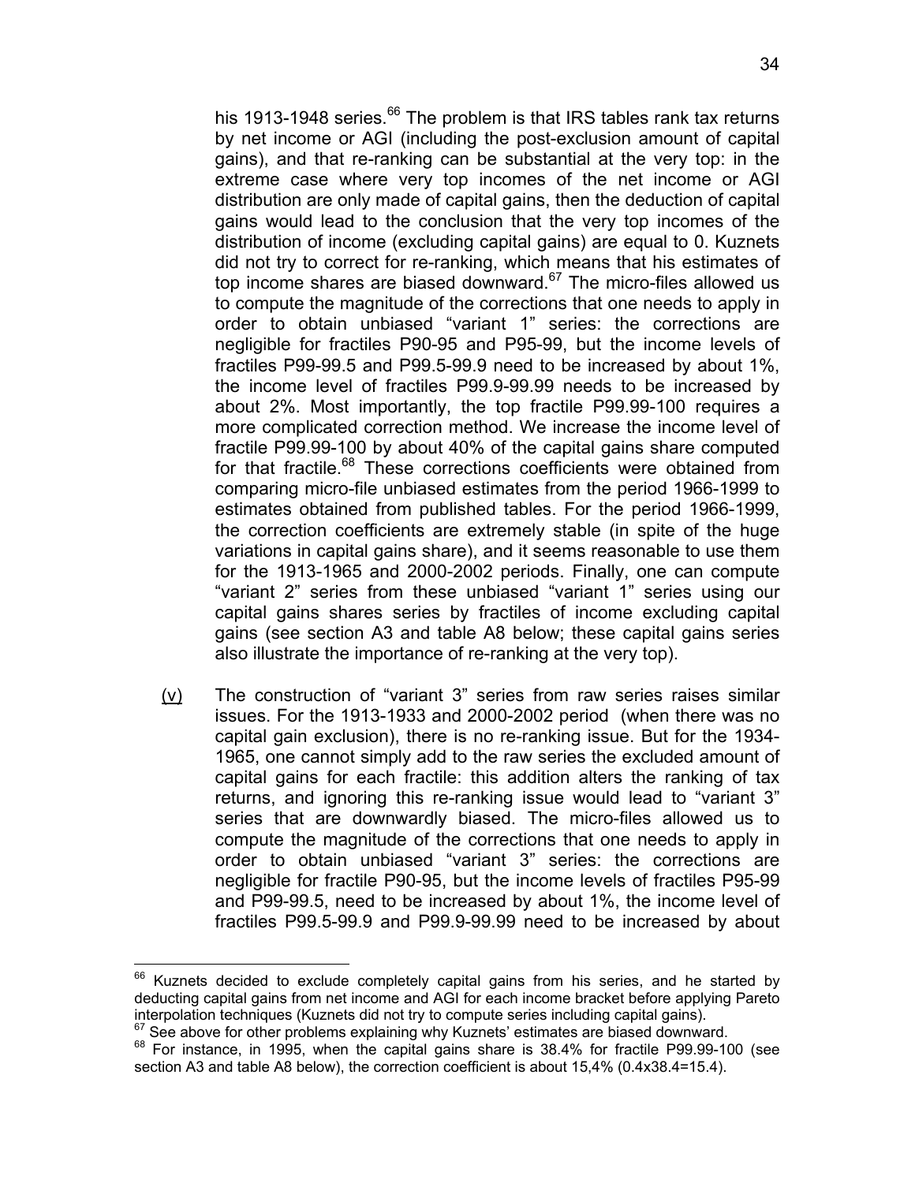his 1913-1948 series.[66] The problem is that IRS tables rank tax returns by net income or AGI (including the post-exclusion amount of capital gains), and that re-ranking can be substantial at the very top: in the extreme case where very top incomes of the net income or AGI distribution are only made of capital gains, then the deduction of capital gains would lead to the conclusion that the very top incomes of the distribution of income (excluding capital gains) are equal to 0. Kuznets did not try to correct for re-ranking, which means that his estimates of top income shares are biased downward.[67] The micro-files allowed us to compute the magnitude of the corrections that one needs to apply in order to obtain unbiased "variant 1" series: the corrections are negligible for fractiles P90-95 and P95-99, but the income levels of fractiles P99-99.5 and P99.5-99.9 need to be increased by about 1%, the income level of fractiles P99.9-99.99 needs to be increased by about 2%. Most importantly, the top fractile P99.99-100 requires a more complicated correction method. We increase the income level of fractile P99.99-100 by about 40% of the capital gains share computed for that fractile.[68] These corrections coefficients were obtained from comparing micro-file unbiased estimates from the period 1966-1999 to estimates obtained from published tables. For the period 1966-1999, the correction coefficients are extremely stable (in spite of the huge variations in capital gains share), and it seems reasonable to use them for the 1913-1965 and 2000-2002 periods. Finally, one can compute "variant 2" series from these unbiased "variant 1" series using our capital gains shares series by fractiles of income excluding capital gains (see section A3 and table A8 below; these capital gains series also illustrate the importance of re-ranking at the very top).

(v) The construction of "variant 3" series from raw series raises similar issues. For the 1913-1933 and 2000-2002 period (when there was no capital gain exclusion), there is no re-ranking issue. But for the 1934-1965, one cannot simply add to the raw series the excluded amount of capital gains for each fractile: this addition alters the ranking of tax returns, and ignoring this re-ranking issue would lead to "variant 3" series that are downwardly biased. The micro-files allowed us to compute the magnitude of the corrections that one needs to apply in order to obtain unbiased "variant 3" series: the corrections are negligible for fractile P90-95, but the income levels of fractiles P95-99 and P99-99.5, need to be increased by about 1%, the income level of fractiles P99.5-99.9 and P99.9-99.99 need to be increased by about

---

[66] Kuznets decided to exclude completely capital gains from his series, and he started by deducting capital gains from net income and AGI for each income bracket before applying Pareto interpolation techniques (Kuznets did not try to compute series including capital gains).

[67] See above for other problems explaining why Kuznets' estimates are biased downward.

[68] For instance, in 1995, when the capital gains share is 38.4% for fractile P99.99-100 (see section A3 and table A8 below), the correction coefficient is about 15,4% (0.4x38.4=15.4).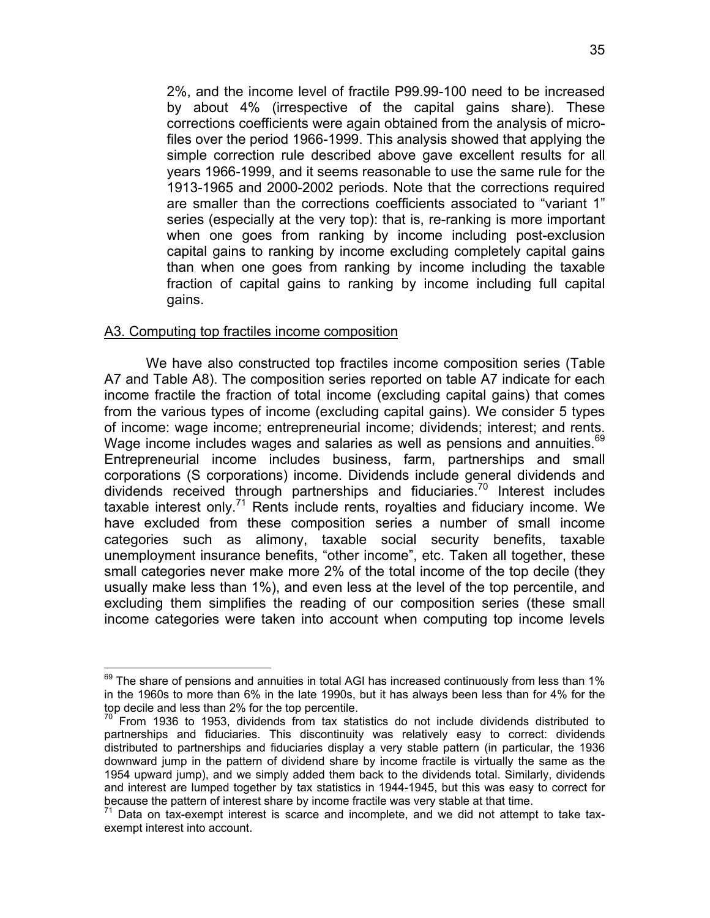2%, and the income level of fractile P99.99-100 need to be increased by about 4% (irrespective of the capital gains share). These corrections coefficients were again obtained from the analysis of micro-files over the period 1966-1999. This analysis showed that applying the simple correction rule described above gave excellent results for all years 1966-1999, and it seems reasonable to use the same rule for the 1913-1965 and 2000-2002 periods. Note that the corrections required are smaller than the corrections coefficients associated to "variant 1" series (especially at the very top): that is, re-ranking is more important when one goes from ranking by income including post-exclusion capital gains to ranking by income excluding completely capital gains than when one goes from ranking by income including the taxable fraction of capital gains to ranking by income including full capital gains.

## A3. Computing top fractiles income composition

We have also constructed top fractiles income composition series (Table A7 and Table A8). The composition series reported on table A7 indicate for each income fractile the fraction of total income (excluding capital gains) that comes from the various types of income (excluding capital gains). We consider 5 types of income: wage income; entrepreneurial income; dividends; interest; and rents. Wage income includes wages and salaries as well as pensions and annuities.[69] Entrepreneurial income includes business, farm, partnerships and small corporations (S corporations) income. Dividends include general dividends and dividends received through partnerships and fiduciaries.[70] Interest includes taxable interest only.[71] Rents include rents, royalties and fiduciary income. We have excluded from these composition series a number of small income categories such as alimony, taxable social security benefits, taxable unemployment insurance benefits, "other income", etc. Taken all together, these small categories never make more 2% of the total income of the top decile (they usually make less than 1%), and even less at the level of the top percentile, and excluding them simplifies the reading of our composition series (these small income categories were taken into account when computing top income levels

---

[69] The share of pensions and annuities in total AGI has increased continuously from less than 1% in the 1960s to more than 6% in the late 1990s, but it has always been less than for 4% for the top decile and less than 2% for the top percentile.

[70] From 1936 to 1953, dividends from tax statistics do not include dividends distributed to partnerships and fiduciaries. This discontinuity was relatively easy to correct: dividends distributed to partnerships and fiduciaries display a very stable pattern (in particular, the 1936 downward jump in the pattern of dividend share by income fractile is virtually the same as the 1954 upward jump), and we simply added them back to the dividends total. Similarly, dividends and interest are lumped together by tax statistics in 1944-1945, but this was easy to correct for because the pattern of interest share by income fractile was very stable at that time.

[71] Data on tax-exempt interest is scarce and incomplete, and we did not attempt to take tax-exempt interest into account.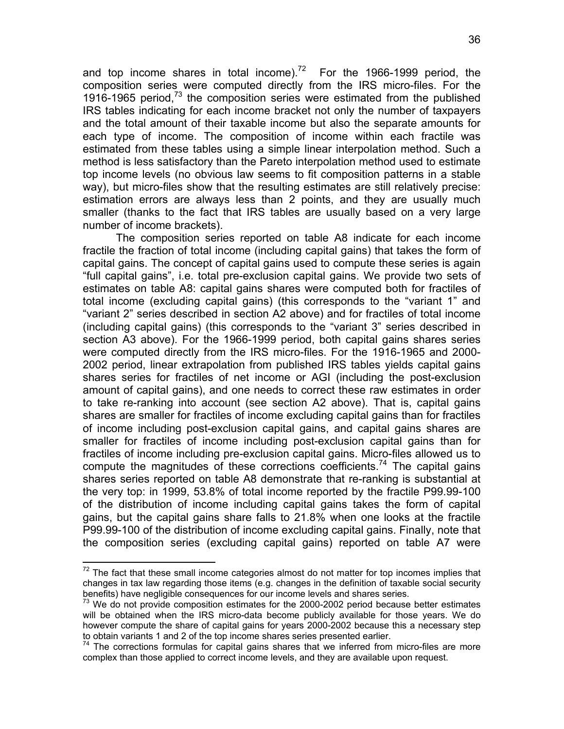and top income shares in total income).[72] For the 1966-1999 period, the composition series were computed directly from the IRS micro-files. For the 1916-1965 period,[73] the composition series were estimated from the published IRS tables indicating for each income bracket not only the number of taxpayers and the total amount of their taxable income but also the separate amounts for each type of income. The composition of income within each fractile was estimated from these tables using a simple linear interpolation method. Such a method is less satisfactory than the Pareto interpolation method used to estimate top income levels (no obvious law seems to fit composition patterns in a stable way), but micro-files show that the resulting estimates are still relatively precise: estimation errors are always less than 2 points, and they are usually much smaller (thanks to the fact that IRS tables are usually based on a very large number of income brackets).

The composition series reported on table A8 indicate for each income fractile the fraction of total income (including capital gains) that takes the form of capital gains. The concept of capital gains used to compute these series is again "full capital gains", i.e. total pre-exclusion capital gains. We provide two sets of estimates on table A8: capital gains shares were computed both for fractiles of total income (excluding capital gains) (this corresponds to the "variant 1" and "variant 2" series described in section A2 above) and for fractiles of total income (including capital gains) (this corresponds to the "variant 3" series described in section A3 above). For the 1966-1999 period, both capital gains shares series were computed directly from the IRS micro-files. For the 1916-1965 and 2000-2002 period, linear extrapolation from published IRS tables yields capital gains shares series for fractiles of net income or AGI (including the post-exclusion amount of capital gains), and one needs to correct these raw estimates in order to take re-ranking into account (see section A2 above). That is, capital gains shares are smaller for fractiles of income excluding capital gains than for fractiles of income including post-exclusion capital gains, and capital gains shares are smaller for fractiles of income including post-exclusion capital gains than for fractiles of income including pre-exclusion capital gains. Micro-files allowed us to compute the magnitudes of these corrections coefficients.[74] The capital gains shares series reported on table A8 demonstrate that re-ranking is substantial at the very top: in 1999, 53.8% of total income reported by the fractile P99.99-100 of the distribution of income including capital gains takes the form of capital gains, but the capital gains share falls to 21.8% when one looks at the fractile P99.99-100 of the distribution of income excluding capital gains. Finally, note that the composition series (excluding capital gains) reported on table A7 were

[72] The fact that these small income categories almost do not matter for top incomes implies that changes in tax law regarding those items (e.g. changes in the definition of taxable social security benefits) have negligible consequences for our income levels and shares series.

[73] We do not provide composition estimates for the 2000-2002 period because better estimates will be obtained when the IRS micro-data become publicly available for those years. We do however compute the share of capital gains for years 2000-2002 because this a necessary step to obtain variants 1 and 2 of the top income shares series presented earlier.

[74] The corrections formulas for capital gains shares that we inferred from micro-files are more complex than those applied to correct income levels, and they are available upon request.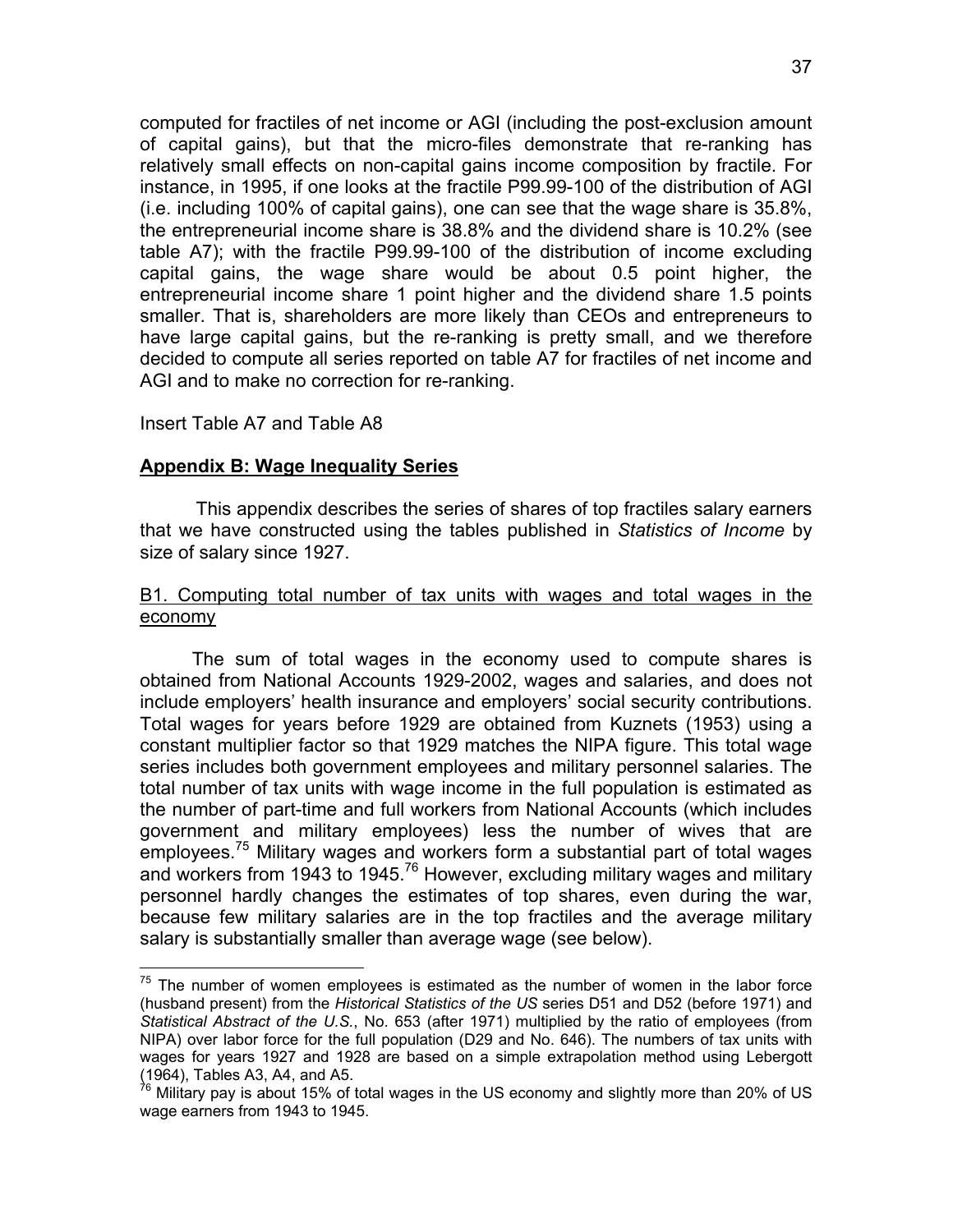computed for fractiles of net income or AGI (including the post-exclusion amount of capital gains), but that the micro-files demonstrate that re-ranking has relatively small effects on non-capital gains income composition by fractile. For instance, in 1995, if one looks at the fractile P99.99-100 of the distribution of AGI (i.e. including 100% of capital gains), one can see that the wage share is 35.8%, the entrepreneurial income share is 38.8% and the dividend share is 10.2% (see table A7); with the fractile P99.99-100 of the distribution of income excluding capital gains, the wage share would be about 0.5 point higher, the entrepreneurial income share 1 point higher and the dividend share 1.5 points smaller. That is, shareholders are more likely than CEOs and entrepreneurs to have large capital gains, but the re-ranking is pretty small, and we therefore decided to compute all series reported on table A7 for fractiles of net income and AGI and to make no correction for re-ranking.

Insert Table A7 and Table A8

## Appendix B: Wage Inequality Series

This appendix describes the series of shares of top fractiles salary earners that we have constructed using the tables published in *Statistics of Income* by size of salary since 1927.

### B1. Computing total number of tax units with wages and total wages in the economy

The sum of total wages in the economy used to compute shares is obtained from National Accounts 1929-2002, wages and salaries, and does not include employers' health insurance and employers' social security contributions. Total wages for years before 1929 are obtained from Kuznets (1953) using a constant multiplier factor so that 1929 matches the NIPA figure. This total wage series includes both government employees and military personnel salaries. The total number of tax units with wage income in the full population is estimated as the number of part-time and full workers from National Accounts (which includes government and military employees) less the number of wives that are employees.[75] Military wages and workers form a substantial part of total wages and workers from 1943 to 1945.[76] However, excluding military wages and military personnel hardly changes the estimates of top shares, even during the war, because few military salaries are in the top fractiles and the average military salary is substantially smaller than average wage (see below).

[75] The number of women employees is estimated as the number of women in the labor force (husband present) from the *Historical Statistics of the US* series D51 and D52 (before 1971) and *Statistical Abstract of the U.S.*, No. 653 (after 1971) multiplied by the ratio of employees (from NIPA) over labor force for the full population (D29 and No. 646). The numbers of tax units with wages for years 1927 and 1928 are based on a simple extrapolation method using Lebergott (1964), Tables A3, A4, and A5.

[76] Military pay is about 15% of total wages in the US economy and slightly more than 20% of US wage earners from 1943 to 1945.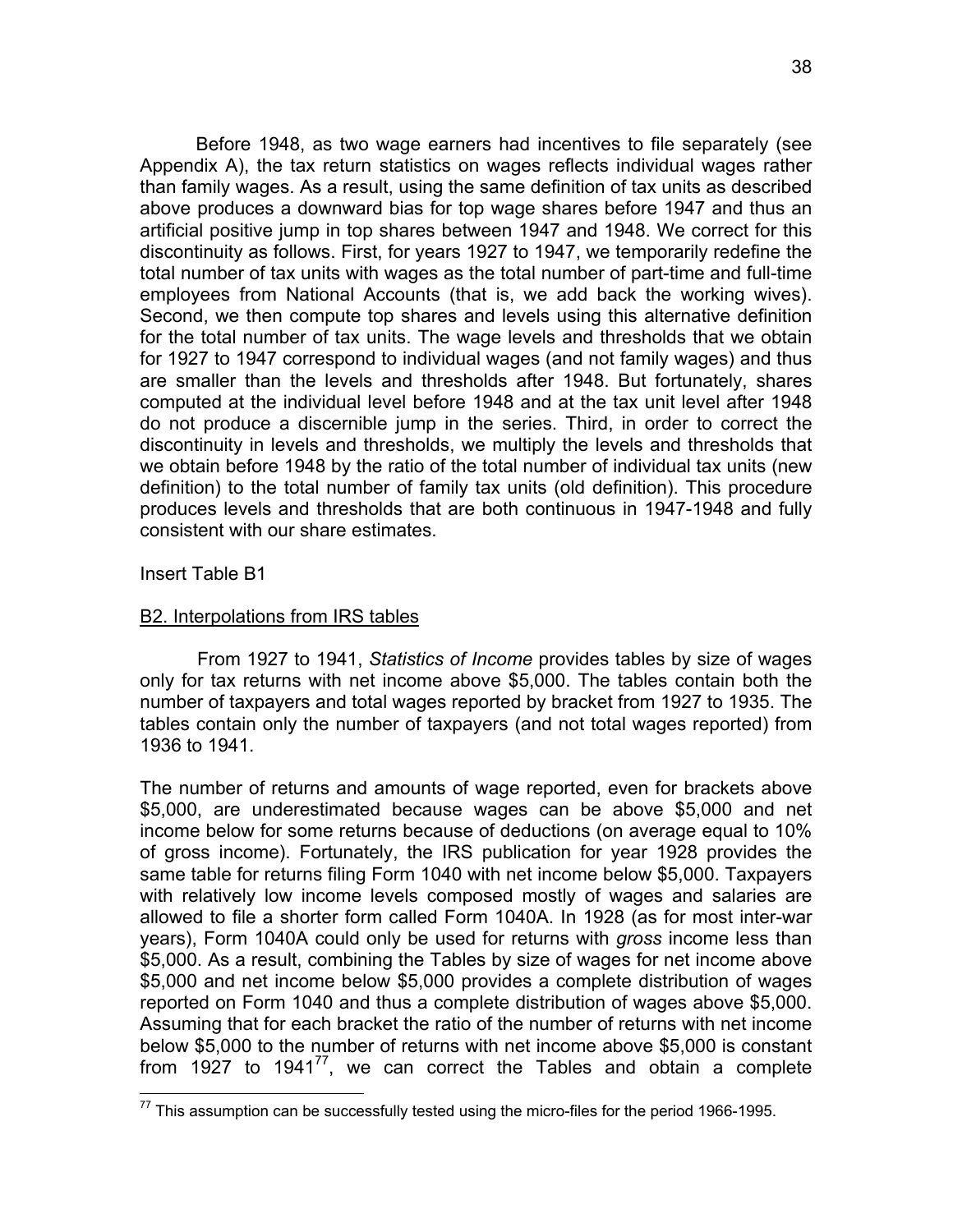Before 1948, as two wage earners had incentives to file separately (see Appendix A), the tax return statistics on wages reflects individual wages rather than family wages. As a result, using the same definition of tax units as described above produces a downward bias for top wage shares before 1947 and thus an artificial positive jump in top shares between 1947 and 1948. We correct for this discontinuity as follows. First, for years 1927 to 1947, we temporarily redefine the total number of tax units with wages as the total number of part-time and full-time employees from National Accounts (that is, we add back the working wives). Second, we then compute top shares and levels using this alternative definition for the total number of tax units. The wage levels and thresholds that we obtain for 1927 to 1947 correspond to individual wages (and not family wages) and thus are smaller than the levels and thresholds after 1948. But fortunately, shares computed at the individual level before 1948 and at the tax unit level after 1948 do not produce a discernible jump in the series. Third, in order to correct the discontinuity in levels and thresholds, we multiply the levels and thresholds that we obtain before 1948 by the ratio of the total number of individual tax units (new definition) to the total number of family tax units (old definition). This procedure produces levels and thresholds that are both continuous in 1947-1948 and fully consistent with our share estimates.

Insert Table B1

B2. Interpolations from IRS tables

From 1927 to 1941, *Statistics of Income* provides tables by size of wages only for tax returns with net income above $5,000. The tables contain both the number of taxpayers and total wages reported by bracket from 1927 to 1935. The tables contain only the number of taxpayers (and not total wages reported) from 1936 to 1941.

The number of returns and amounts of wage reported, even for brackets above $5,000, are underestimated because wages can be above $5,000 and net income below for some returns because of deductions (on average equal to 10% of gross income). Fortunately, the IRS publication for year 1928 provides the same table for returns filing Form 1040 with net income below $5,000. Taxpayers with relatively low income levels composed mostly of wages and salaries are allowed to file a shorter form called Form 1040A. In 1928 (as for most inter-war years), Form 1040A could only be used for returns with *gross* income less than $5,000. As a result, combining the Tables by size of wages for net income above $5,000 and net income below $5,000 provides a complete distribution of wages reported on Form 1040 and thus a complete distribution of wages above $5,000. Assuming that for each bracket the ratio of the number of returns with net income below $5,000 to the number of returns with net income above $5,000 is constant from 1927 to 1941[77], we can correct the Tables and obtain a complete

[77] This assumption can be successfully tested using the micro-files for the period 1966-1995.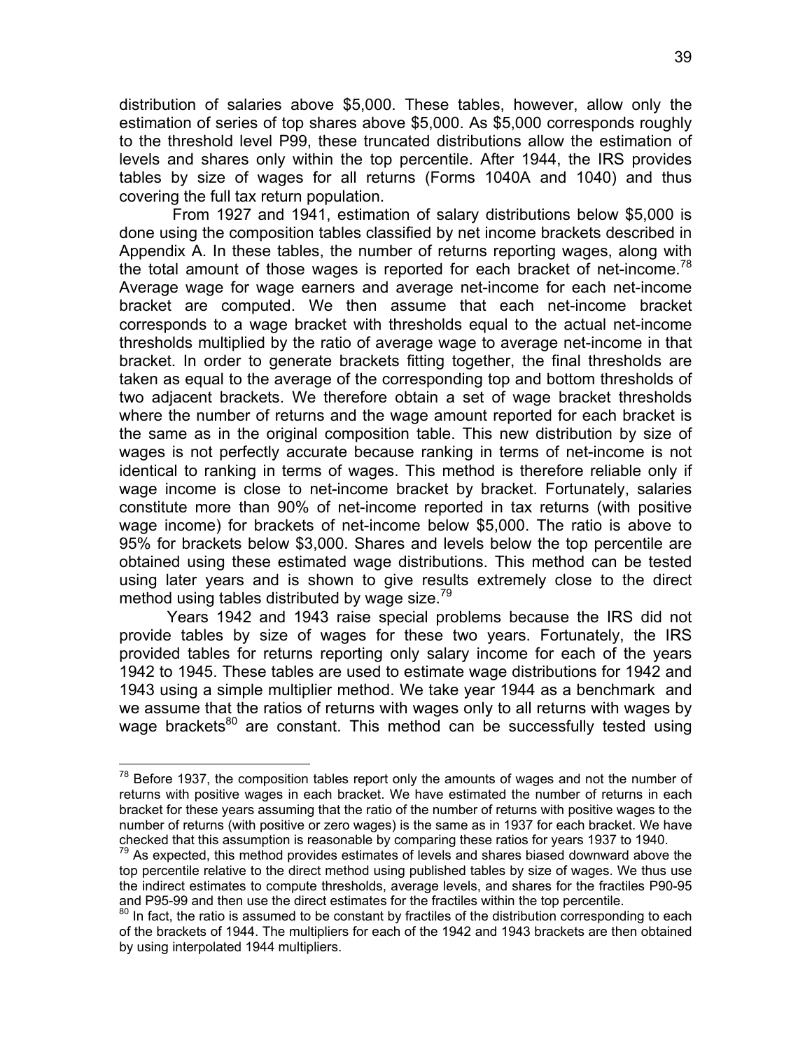distribution of salaries above \$5,000. These tables, however, allow only the estimation of series of top shares above \$5,000. As \$5,000 corresponds roughly to the threshold level P99, these truncated distributions allow the estimation of levels and shares only within the top percentile. After 1944, the IRS provides tables by size of wages for all returns (Forms 1040A and 1040) and thus covering the full tax return population.

From 1927 and 1941, estimation of salary distributions below \$5,000 is done using the composition tables classified by net income brackets described in Appendix A. In these tables, the number of returns reporting wages, along with the total amount of those wages is reported for each bracket of net-income.[78] Average wage for wage earners and average net-income for each net-income bracket are computed. We then assume that each net-income bracket corresponds to a wage bracket with thresholds equal to the actual net-income thresholds multiplied by the ratio of average wage to average net-income in that bracket. In order to generate brackets fitting together, the final thresholds are taken as equal to the average of the corresponding top and bottom thresholds of two adjacent brackets. We therefore obtain a set of wage bracket thresholds where the number of returns and the wage amount reported for each bracket is the same as in the original composition table. This new distribution by size of wages is not perfectly accurate because ranking in terms of net-income is not identical to ranking in terms of wages. This method is therefore reliable only if wage income is close to net-income bracket by bracket. Fortunately, salaries constitute more than 90% of net-income reported in tax returns (with positive wage income) for brackets of net-income below \$5,000. The ratio is above to 95% for brackets below \$3,000. Shares and levels below the top percentile are obtained using these estimated wage distributions. This method can be tested using later years and is shown to give results extremely close to the direct method using tables distributed by wage size.[79]

Years 1942 and 1943 raise special problems because the IRS did not provide tables by size of wages for these two years. Fortunately, the IRS provided tables for returns reporting only salary income for each of the years 1942 to 1945. These tables are used to estimate wage distributions for 1942 and 1943 using a simple multiplier method. We take year 1944 as a benchmark and we assume that the ratios of returns with wages only to all returns with wages by wage brackets[80] are constant. This method can be successfully tested using

---

[78] Before 1937, the composition tables report only the amounts of wages and not the number of returns with positive wages in each bracket. We have estimated the number of returns in each bracket for these years assuming that the ratio of the number of returns with positive wages to the number of returns (with positive or zero wages) is the same as in 1937 for each bracket. We have checked that this assumption is reasonable by comparing these ratios for years 1937 to 1940.

[79] As expected, this method provides estimates of levels and shares biased downward above the top percentile relative to the direct method using published tables by size of wages. We thus use the indirect estimates to compute thresholds, average levels, and shares for the fractiles P90-95 and P95-99 and then use the direct estimates for the fractiles within the top percentile.

[80] In fact, the ratio is assumed to be constant by fractiles of the distribution corresponding to each of the brackets of 1944. The multipliers for each of the 1942 and 1943 brackets are then obtained by using interpolated 1944 multipliers.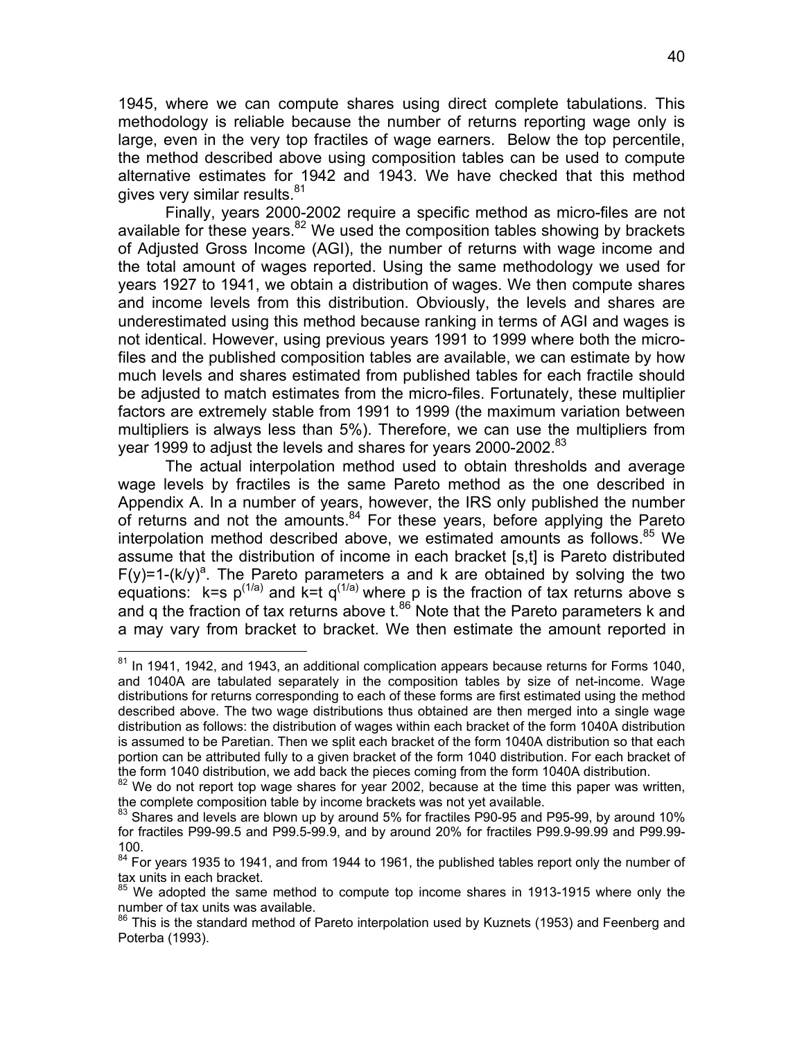1945, where we can compute shares using direct complete tabulations. This methodology is reliable because the number of returns reporting wage only is large, even in the very top fractiles of wage earners. Below the top percentile, the method described above using composition tables can be used to compute alternative estimates for 1942 and 1943. We have checked that this method gives very similar results.[81]

Finally, years 2000-2002 require a specific method as micro-files are not available for these years.[82] We used the composition tables showing by brackets of Adjusted Gross Income (AGI), the number of returns with wage income and the total amount of wages reported. Using the same methodology we used for years 1927 to 1941, we obtain a distribution of wages. We then compute shares and income levels from this distribution. Obviously, the levels and shares are underestimated using this method because ranking in terms of AGI and wages is not identical. However, using previous years 1991 to 1999 where both the micro-files and the published composition tables are available, we can estimate by how much levels and shares estimated from published tables for each fractile should be adjusted to match estimates from the micro-files. Fortunately, these multiplier factors are extremely stable from 1991 to 1999 (the maximum variation between multipliers is always less than 5%). Therefore, we can use the multipliers from year 1999 to adjust the levels and shares for years 2000-2002.[83]

The actual interpolation method used to obtain thresholds and average wage levels by fractiles is the same Pareto method as the one described in Appendix A. In a number of years, however, the IRS only published the number of returns and not the amounts.[84] For these years, before applying the Pareto interpolation method described above, we estimated amounts as follows.[85] We assume that the distribution of income in each bracket [s,t] is Pareto distributed $F(y)=1-(k/y)^a$. The Pareto parameters a and k are obtained by solving the two equations: $k=s\ p^{(1/a)}$ and $k=t\ q^{(1/a)}$ where p is the fraction of tax returns above s and q the fraction of tax returns above t.[86] Note that the Pareto parameters k and a may vary from bracket to bracket. We then estimate the amount reported in

---

[81] In 1941, 1942, and 1943, an additional complication appears because returns for Forms 1040, and 1040A are tabulated separately in the composition tables by size of net-income. Wage distributions for returns corresponding to each of these forms are first estimated using the method described above. The two wage distributions thus obtained are then merged into a single wage distribution as follows: the distribution of wages within each bracket of the form 1040A distribution is assumed to be Paretian. Then we split each bracket of the form 1040A distribution so that each portion can be attributed fully to a given bracket of the form 1040 distribution. For each bracket of the form 1040 distribution, we add back the pieces coming from the form 1040A distribution.

[82] We do not report top wage shares for year 2002, because at the time this paper was written, the complete composition table by income brackets was not yet available.

[83] Shares and levels are blown up by around 5% for fractiles P90-95 and P95-99, by around 10% for fractiles P99-99.5 and P99.5-99.9, and by around 20% for fractiles P99.9-99.99 and P99.99-100.

[84] For years 1935 to 1941, and from 1944 to 1961, the published tables report only the number of tax units in each bracket.

[85] We adopted the same method to compute top income shares in 1913-1915 where only the number of tax units was available.

[86] This is the standard method of Pareto interpolation used by Kuznets (1953) and Feenberg and Poterba (1993).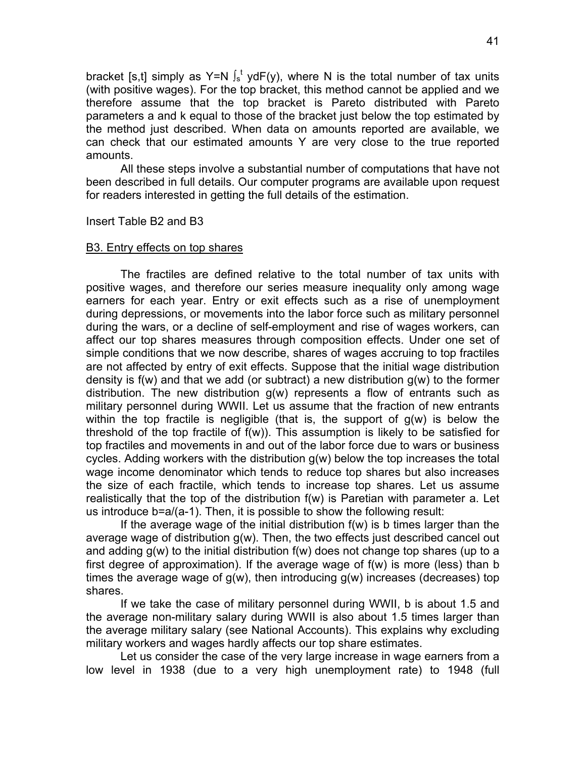bracket [s,t] simply as $Y=N \int_s^t y dF(y)$, where N is the total number of tax units (with positive wages). For the top bracket, this method cannot be applied and we therefore assume that the top bracket is Pareto distributed with Pareto parameters a and k equal to those of the bracket just below the top estimated by the method just described. When data on amounts reported are available, we can check that our estimated amounts Y are very close to the true reported amounts.

All these steps involve a substantial number of computations that have not been described in full details. Our computer programs are available upon request for readers interested in getting the full details of the estimation.

Insert Table B2 and B3

<u>B3. Entry effects on top shares</u>

The fractiles are defined relative to the total number of tax units with positive wages, and therefore our series measure inequality only among wage earners for each year. Entry or exit effects such as a rise of unemployment during depressions, or movements into the labor force such as military personnel during the wars, or a decline of self-employment and rise of wages workers, can affect our top shares measures through composition effects. Under one set of simple conditions that we now describe, shares of wages accruing to top fractiles are not affected by entry of exit effects. Suppose that the initial wage distribution density is $f(w)$ and that we add (or subtract) a new distribution $g(w)$ to the former distribution. The new distribution $g(w)$ represents a flow of entrants such as military personnel during WWII. Let us assume that the fraction of new entrants within the top fractile is negligible (that is, the support of $g(w)$ is below the threshold of the top fractile of $f(w)$). This assumption is likely to be satisfied for top fractiles and movements in and out of the labor force due to wars or business cycles. Adding workers with the distribution $g(w)$ below the top increases the total wage income denominator which tends to reduce top shares but also increases the size of each fractile, which tends to increase top shares. Let us assume realistically that the top of the distribution $f(w)$ is Paretian with parameter a. Let us introduce $b=a/(a-1)$. Then, it is possible to show the following result:

If the average wage of the initial distribution $f(w)$ is b times larger than the average wage of distribution $g(w)$. Then, the two effects just described cancel out and adding $g(w)$ to the initial distribution $f(w)$ does not change top shares (up to a first degree of approximation). If the average wage of $f(w)$ is more (less) than b times the average wage of $g(w)$, then introducing $g(w)$ increases (decreases) top shares.

If we take the case of military personnel during WWII, b is about 1.5 and the average non-military salary during WWII is also about 1.5 times larger than the average military salary (see National Accounts). This explains why excluding military workers and wages hardly affects our top share estimates.

Let us consider the case of the very large increase in wage earners from a low level in 1938 (due to a very high unemployment rate) to 1948 (full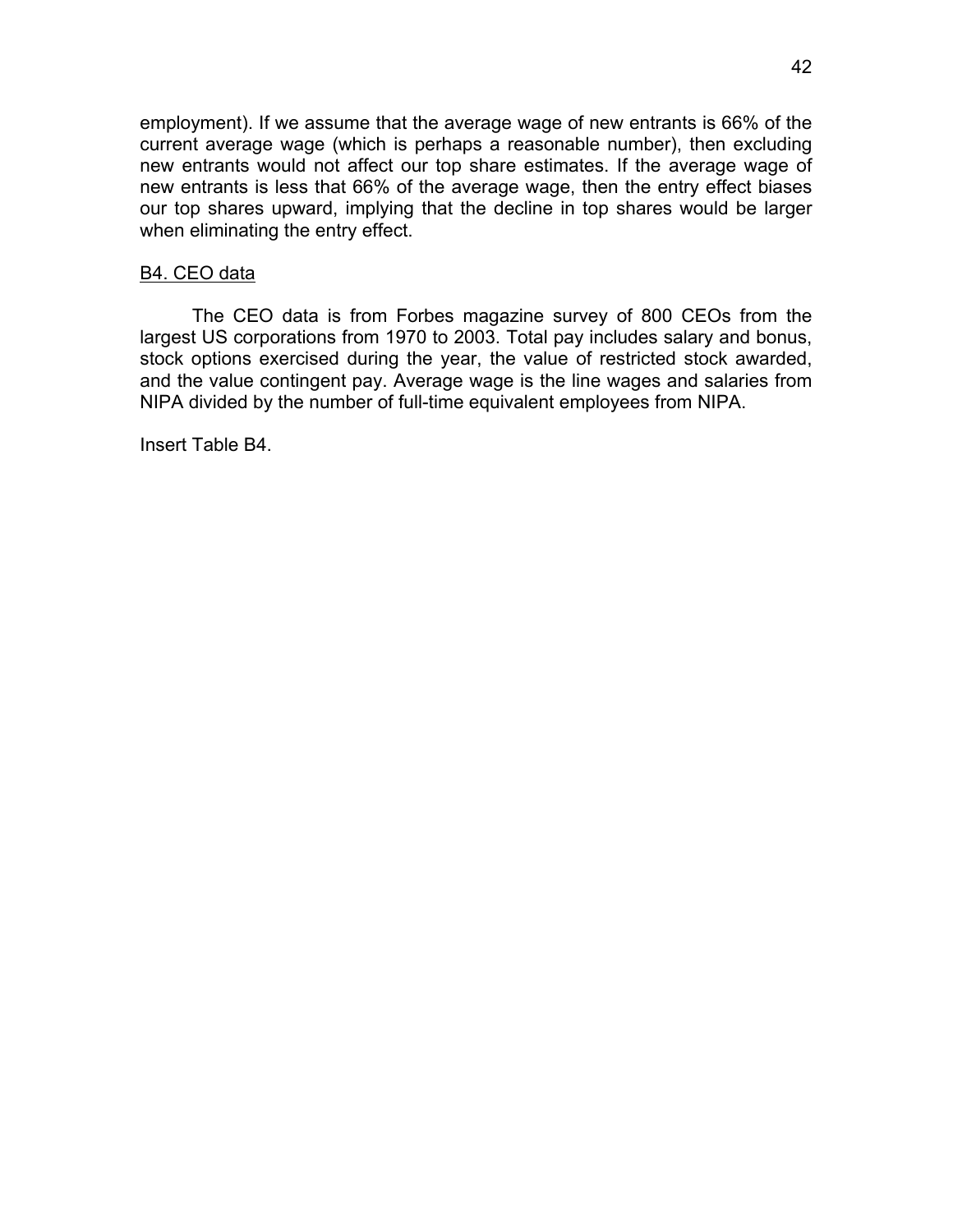employment). If we assume that the average wage of new entrants is 66% of the current average wage (which is perhaps a reasonable number), then excluding new entrants would not affect our top share estimates. If the average wage of new entrants is less that 66% of the average wage, then the entry effect biases our top shares upward, implying that the decline in top shares would be larger when eliminating the entry effect.

### B4. CEO data

The CEO data is from Forbes magazine survey of 800 CEOs from the largest US corporations from 1970 to 2003. Total pay includes salary and bonus, stock options exercised during the year, the value of restricted stock awarded, and the value contingent pay. Average wage is the line wages and salaries from NIPA divided by the number of full-time equivalent employees from NIPA.

Insert Table B4.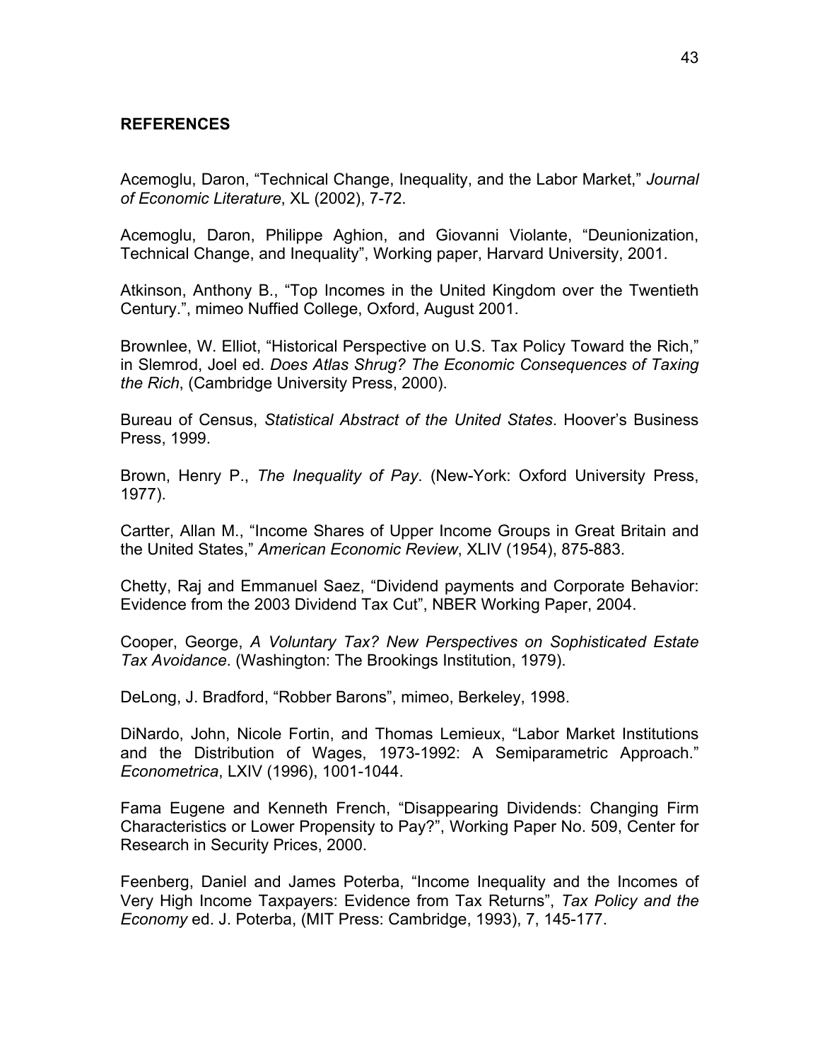# REFERENCES

Acemoglu, Daron, "Technical Change, Inequality, and the Labor Market," *Journal of Economic Literature*, XL (2002), 7-72.

Acemoglu, Daron, Philippe Aghion, and Giovanni Violante, "Deunionization, Technical Change, and Inequality", Working paper, Harvard University, 2001.

Atkinson, Anthony B., "Top Incomes in the United Kingdom over the Twentieth Century.", mimeo Nuffied College, Oxford, August 2001.

Brownlee, W. Elliot, "Historical Perspective on U.S. Tax Policy Toward the Rich," in Slemrod, Joel ed. *Does Atlas Shrug? The Economic Consequences of Taxing the Rich*, (Cambridge University Press, 2000).

Bureau of Census, *Statistical Abstract of the United States*. Hoover's Business Press, 1999.

Brown, Henry P., *The Inequality of Pay*. (New-York: Oxford University Press, 1977).

Cartter, Allan M., "Income Shares of Upper Income Groups in Great Britain and the United States," *American Economic Review*, XLIV (1954), 875-883.

Chetty, Raj and Emmanuel Saez, "Dividend payments and Corporate Behavior: Evidence from the 2003 Dividend Tax Cut", NBER Working Paper, 2004.

Cooper, George, *A Voluntary Tax? New Perspectives on Sophisticated Estate Tax Avoidance*. (Washington: The Brookings Institution, 1979).

DeLong, J. Bradford, "Robber Barons", mimeo, Berkeley, 1998.

DiNardo, John, Nicole Fortin, and Thomas Lemieux, "Labor Market Institutions and the Distribution of Wages, 1973-1992: A Semiparametric Approach." *Econometrica*, LXIV (1996), 1001-1044.

Fama Eugene and Kenneth French, "Disappearing Dividends: Changing Firm Characteristics or Lower Propensity to Pay?", Working Paper No. 509, Center for Research in Security Prices, 2000.

Feenberg, Daniel and James Poterba, "Income Inequality and the Incomes of Very High Income Taxpayers: Evidence from Tax Returns", *Tax Policy and the Economy* ed. J. Poterba, (MIT Press: Cambridge, 1993), 7, 145-177.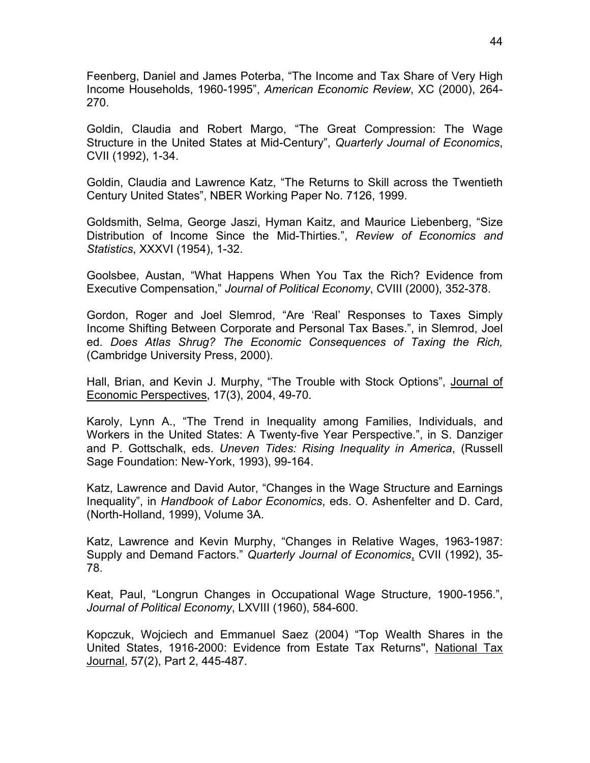Feenberg, Daniel and James Poterba, “The Income and Tax Share of Very High Income Households, 1960-1995”, *American Economic Review*, XC (2000), 264-270.

Goldin, Claudia and Robert Margo, “The Great Compression: The Wage Structure in the United States at Mid-Century”, *Quarterly Journal of Economics*, CVII (1992), 1-34.

Goldin, Claudia and Lawrence Katz, “The Returns to Skill across the Twentieth Century United States”, NBER Working Paper No. 7126, 1999.

Goldsmith, Selma, George Jaszi, Hyman Kaitz, and Maurice Liebenberg, “Size Distribution of Income Since the Mid-Thirties.”, *Review of Economics and Statistics*, XXXVI (1954), 1-32.

Goolsbee, Austan, “What Happens When You Tax the Rich? Evidence from Executive Compensation,” *Journal of Political Economy*, CVIII (2000), 352-378.

Gordon, Roger and Joel Slemrod, “Are ‘Real’ Responses to Taxes Simply Income Shifting Between Corporate and Personal Tax Bases.”, in Slemrod, Joel ed. *Does Atlas Shrug? The Economic Consequences of Taxing the Rich,* (Cambridge University Press, 2000).

Hall, Brian, and Kevin J. Murphy, “The Trouble with Stock Options”, Journal of Economic Perspectives, 17(3), 2004, 49-70.

Karoly, Lynn A., “The Trend in Inequality among Families, Individuals, and Workers in the United States: A Twenty-five Year Perspective.”, in S. Danziger and P. Gottschalk, eds. *Uneven Tides: Rising Inequality in America*, (Russell Sage Foundation: New-York, 1993), 99-164.

Katz, Lawrence and David Autor, “Changes in the Wage Structure and Earnings Inequality”, in *Handbook of Labor Economics*, eds. O. Ashenfelter and D. Card, (North-Holland, 1999), Volume 3A.

Katz, Lawrence and Kevin Murphy, “Changes in Relative Wages, 1963-1987: Supply and Demand Factors.” *Quarterly Journal of Economics*, CVII (1992), 35-78.

Keat, Paul, “Longrun Changes in Occupational Wage Structure, 1900-1956.”, *Journal of Political Economy*, LXVIII (1960), 584-600.

Kopczuk, Wojciech and Emmanuel Saez (2004) “Top Wealth Shares in the United States, 1916-2000: Evidence from Estate Tax Returns", National Tax Journal, 57(2), Part 2, 445-487.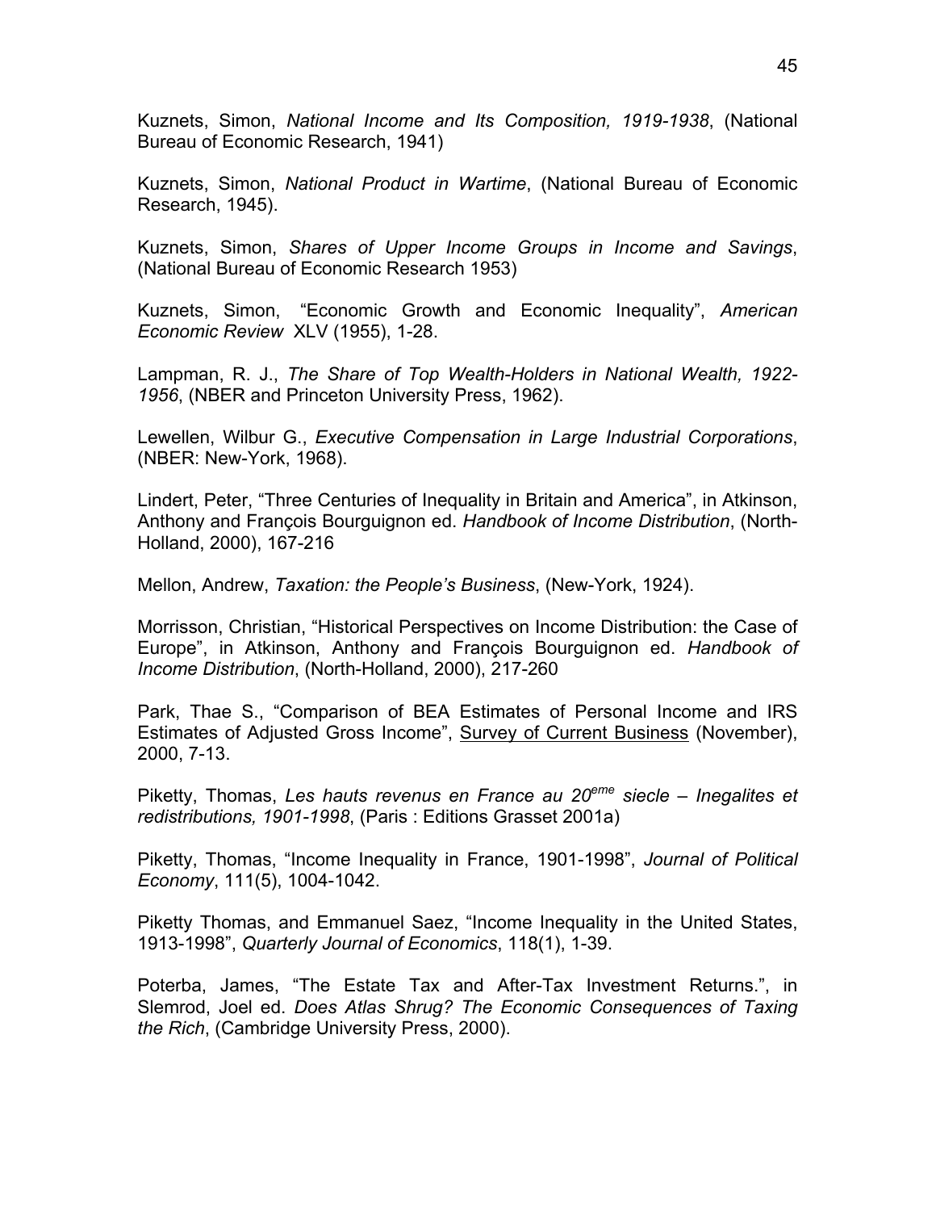Kuznets, Simon, *National Income and Its Composition, 1919-1938*, (National Bureau of Economic Research, 1941)

Kuznets, Simon, *National Product in Wartime*, (National Bureau of Economic Research, 1945).

Kuznets, Simon, *Shares of Upper Income Groups in Income and Savings*, (National Bureau of Economic Research 1953)

Kuznets, Simon, "Economic Growth and Economic Inequality", *American Economic Review* XLV (1955), 1-28.

Lampman, R. J., *The Share of Top Wealth-Holders in National Wealth, 1922-1956*, (NBER and Princeton University Press, 1962).

Lewellen, Wilbur G., *Executive Compensation in Large Industrial Corporations*, (NBER: New-York, 1968).

Lindert, Peter, "Three Centuries of Inequality in Britain and America", in Atkinson, Anthony and François Bourguignon ed. *Handbook of Income Distribution*, (North-Holland, 2000), 167-216

Mellon, Andrew, *Taxation: the People's Business*, (New-York, 1924).

Morrisson, Christian, "Historical Perspectives on Income Distribution: the Case of Europe", in Atkinson, Anthony and François Bourguignon ed. *Handbook of Income Distribution*, (North-Holland, 2000), 217-260

Park, Thae S., "Comparison of BEA Estimates of Personal Income and IRS Estimates of Adjusted Gross Income", Survey of Current Business (November), 2000, 7-13.

Piketty, Thomas, *Les hauts revenus en France au 20eme siecle – Inegalites et redistributions, 1901-1998*, (Paris : Editions Grasset 2001a)

Piketty, Thomas, "Income Inequality in France, 1901-1998", *Journal of Political Economy*, 111(5), 1004-1042.

Piketty Thomas, and Emmanuel Saez, "Income Inequality in the United States, 1913-1998", *Quarterly Journal of Economics*, 118(1), 1-39.

Poterba, James, "The Estate Tax and After-Tax Investment Returns.", in Slemrod, Joel ed. *Does Atlas Shrug? The Economic Consequences of Taxing the Rich*, (Cambridge University Press, 2000).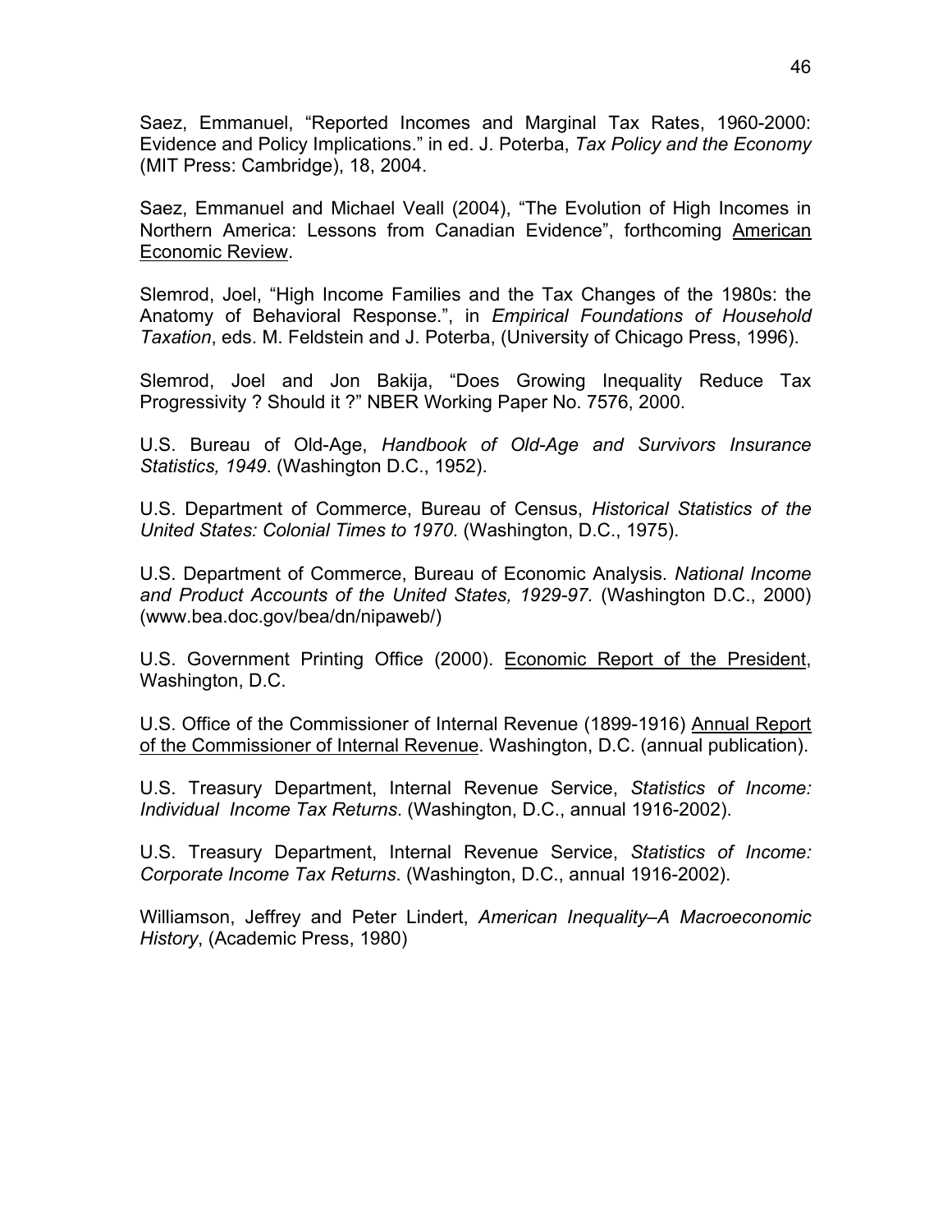Saez, Emmanuel, “Reported Incomes and Marginal Tax Rates, 1960-2000: Evidence and Policy Implications.” in ed. J. Poterba, *Tax Policy and the Economy* (MIT Press: Cambridge), 18, 2004.

Saez, Emmanuel and Michael Veall (2004), “The Evolution of High Incomes in Northern America: Lessons from Canadian Evidence”, forthcoming American Economic Review.

Slemrod, Joel, “High Income Families and the Tax Changes of the 1980s: the Anatomy of Behavioral Response.”, in *Empirical Foundations of Household Taxation*, eds. M. Feldstein and J. Poterba, (University of Chicago Press, 1996).

Slemrod, Joel and Jon Bakija, “Does Growing Inequality Reduce Tax Progressivity ? Should it ?” NBER Working Paper No. 7576, 2000.

U.S. Bureau of Old-Age, *Handbook of Old-Age and Survivors Insurance Statistics, 1949*. (Washington D.C., 1952).

U.S. Department of Commerce, Bureau of Census, *Historical Statistics of the United States: Colonial Times to 1970*. (Washington, D.C., 1975).

U.S. Department of Commerce, Bureau of Economic Analysis. *National Income and Product Accounts of the United States, 1929-97.* (Washington D.C., 2000) (www.bea.doc.gov/bea/dn/nipaweb/)

U.S. Government Printing Office (2000). Economic Report of the President, Washington, D.C.

U.S. Office of the Commissioner of Internal Revenue (1899-1916) Annual Report of the Commissioner of Internal Revenue. Washington, D.C. (annual publication).

U.S. Treasury Department, Internal Revenue Service, *Statistics of Income: Individual Income Tax Returns*. (Washington, D.C., annual 1916-2002).

U.S. Treasury Department, Internal Revenue Service, *Statistics of Income: Corporate Income Tax Returns*. (Washington, D.C., annual 1916-2002).

Williamson, Jeffrey and Peter Lindert, *American Inequality–A Macroeconomic History*, (Academic Press, 1980)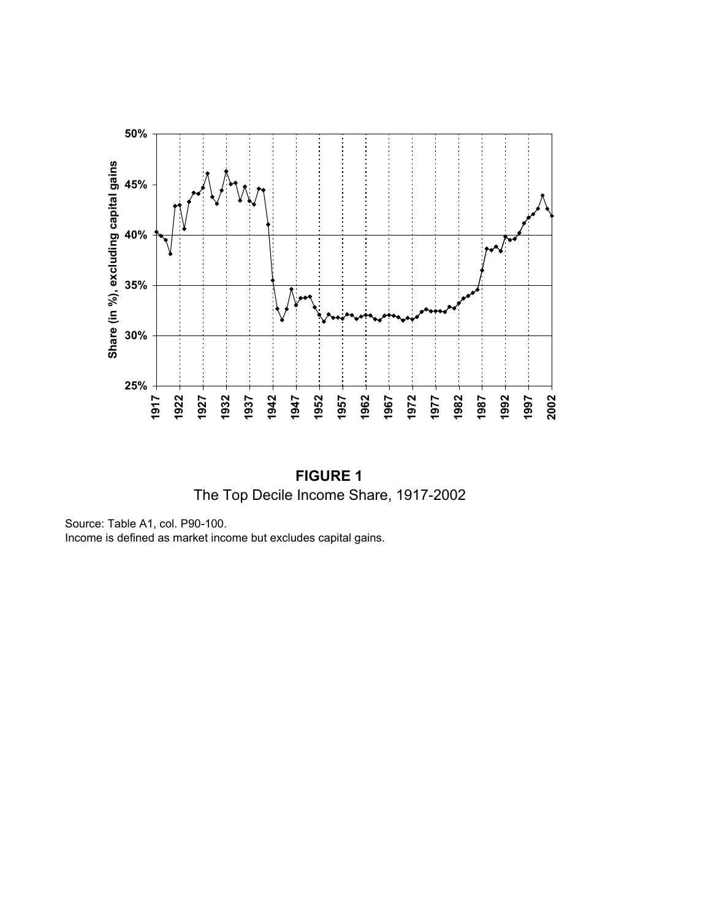**FIGURE 1**

The Top Decile Income Share, 1917-2002

Source: Table A1, col. P90-100.

Income is defined as market income but excludes capital gains.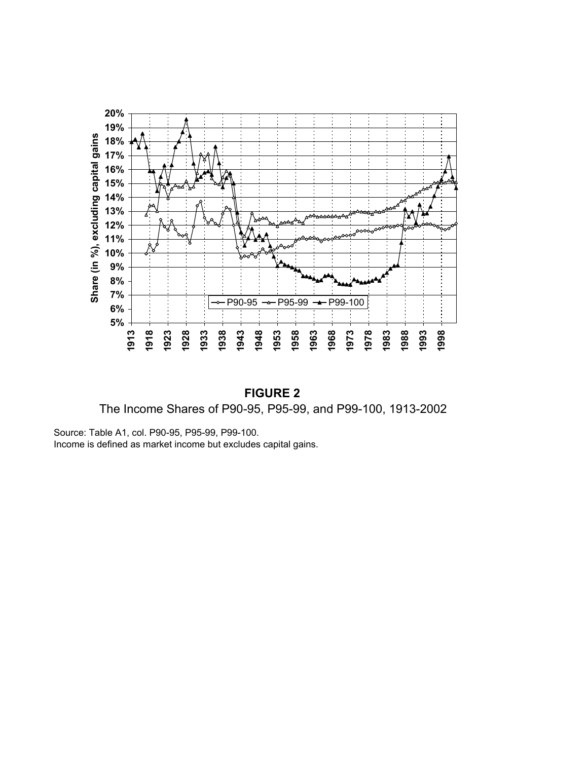**FIGURE 2**

The Income Shares of P90-95, P95-99, and P99-100, 1913-2002

Source: Table A1, col. P90-95, P95-99, P99-100.
Income is defined as market income but excludes capital gains.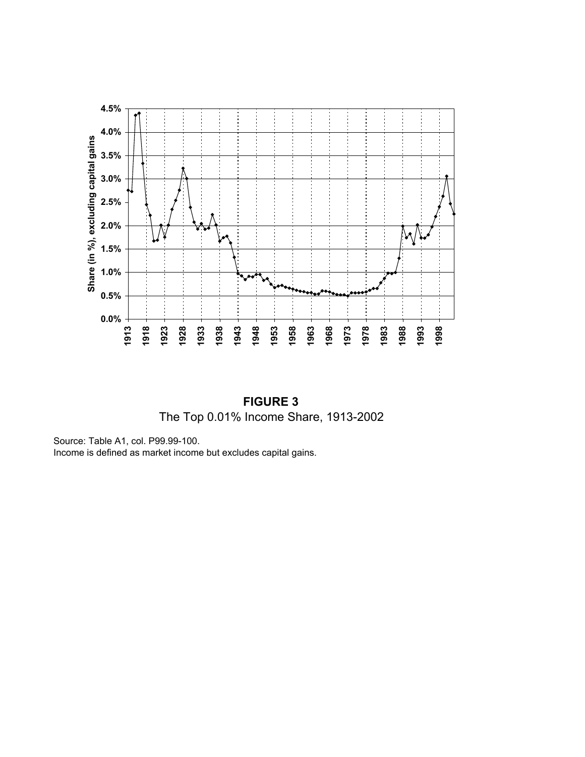**FIGURE 3**
The Top 0.01% Income Share, 1913-2002

Source: Table A1, col. P99.99-100.
Income is defined as market income but excludes capital gains.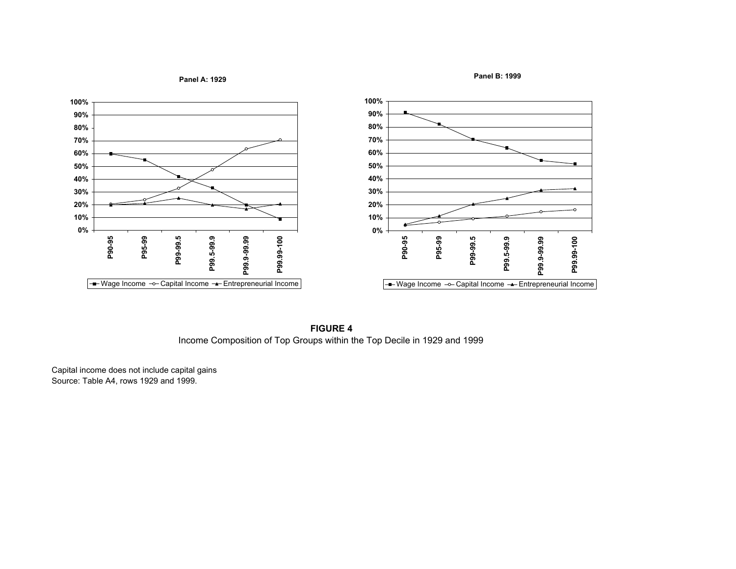Panel A: 1929

Panel B: 1999

**FIGURE 4**
Income Composition of Top Groups within the Top Decile in 1929 and 1999

Capital income does not include capital gains
Source: Table A4, rows 1929 and 1999.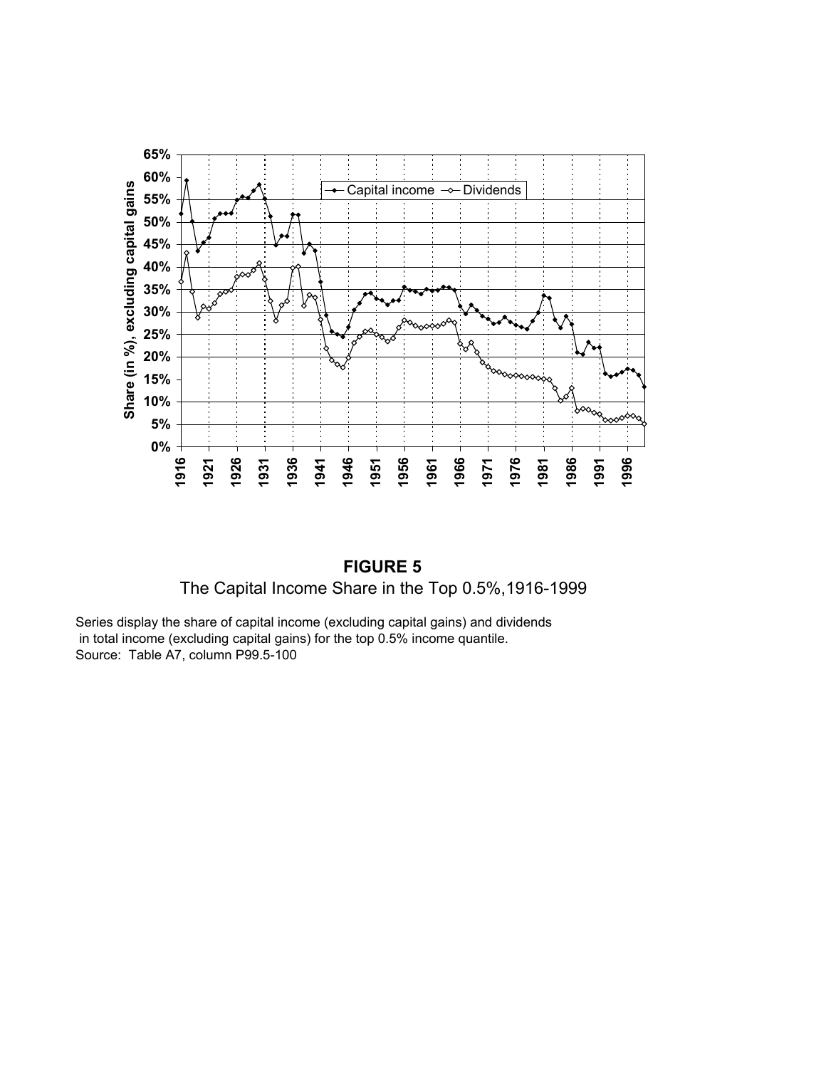**FIGURE 5**

The Capital Income Share in the Top 0.5%,1916-1999

Series display the share of capital income (excluding capital gains) and dividends in total income (excluding capital gains) for the top 0.5% income quantile.
Source: Table A7, column P99.5-100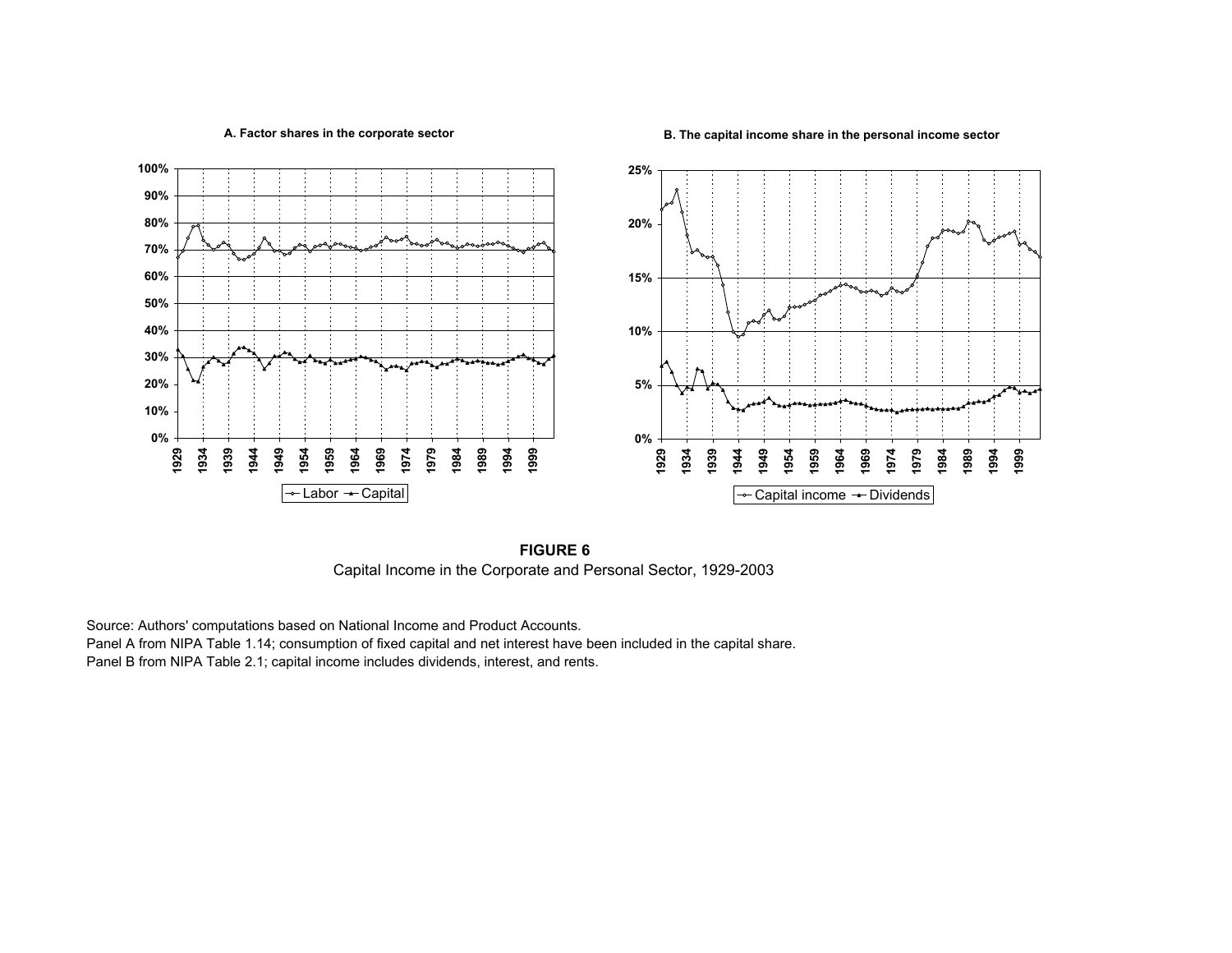A. Factor shares in the corporate sector

B. The capital income share in the personal income sector

**FIGURE 6**

Capital Income in the Corporate and Personal Sector, 1929-2003

Source: Authors' computations based on National Income and Product Accounts.
Panel A from NIPA Table 1.14; consumption of fixed capital and net interest have been included in the capital share.
Panel B from NIPA Table 2.1; capital income includes dividends, interest, and rents.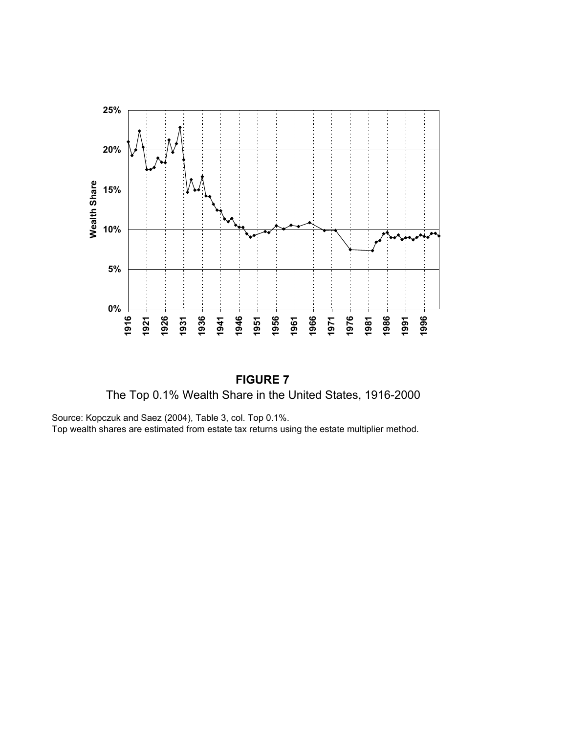**FIGURE 7**

The Top 0.1% Wealth Share in the United States, 1916-2000

Source: Kopczuk and Saez (2004), Table 3, col. Top 0.1%.
Top wealth shares are estimated from estate tax returns using the estate multiplier method.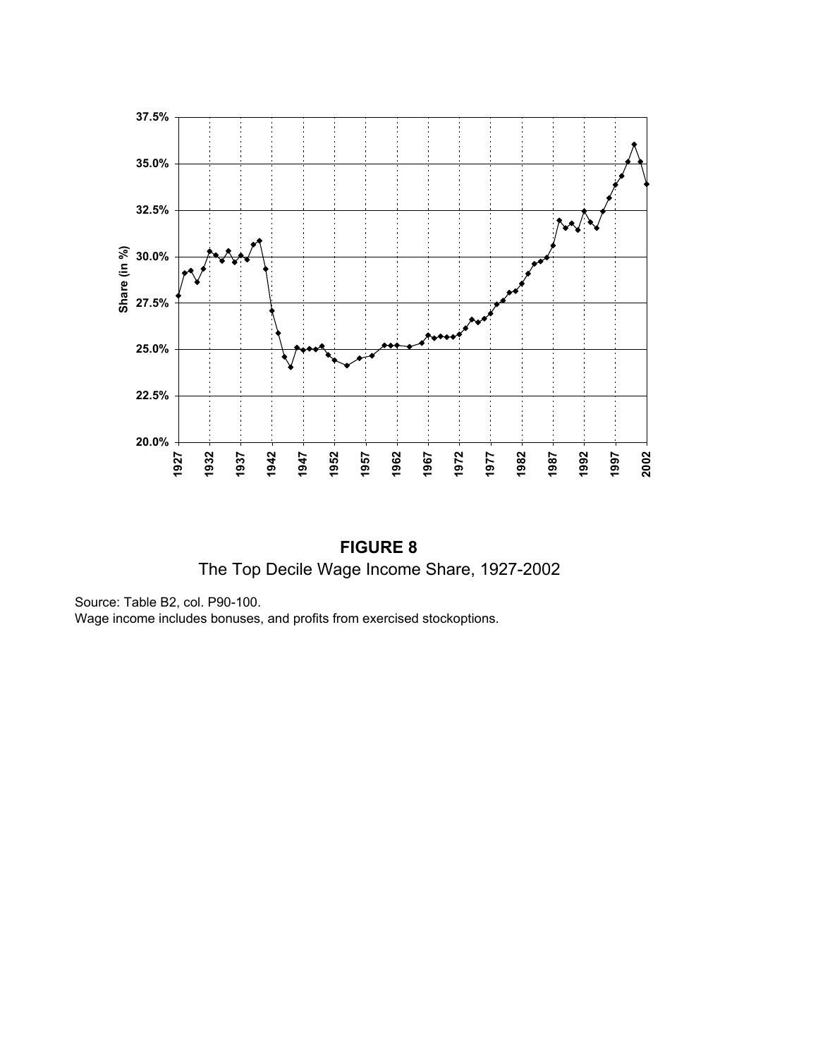**FIGURE 8**

The Top Decile Wage Income Share, 1927-2002

Source: Table B2, col. P90-100.
Wage income includes bonuses, and profits from exercised stockoptions.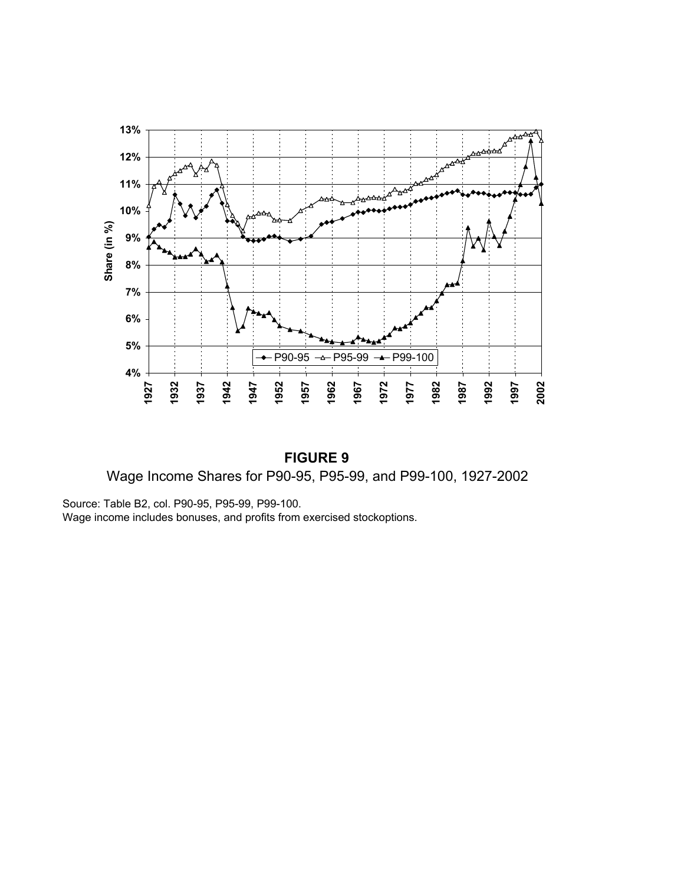**FIGURE 9**

Wage Income Shares for P90-95, P95-99, and P99-100, 1927-2002

Source: Table B2, col. P90-95, P95-99, P99-100.
Wage income includes bonuses, and profits from exercised stockoptions.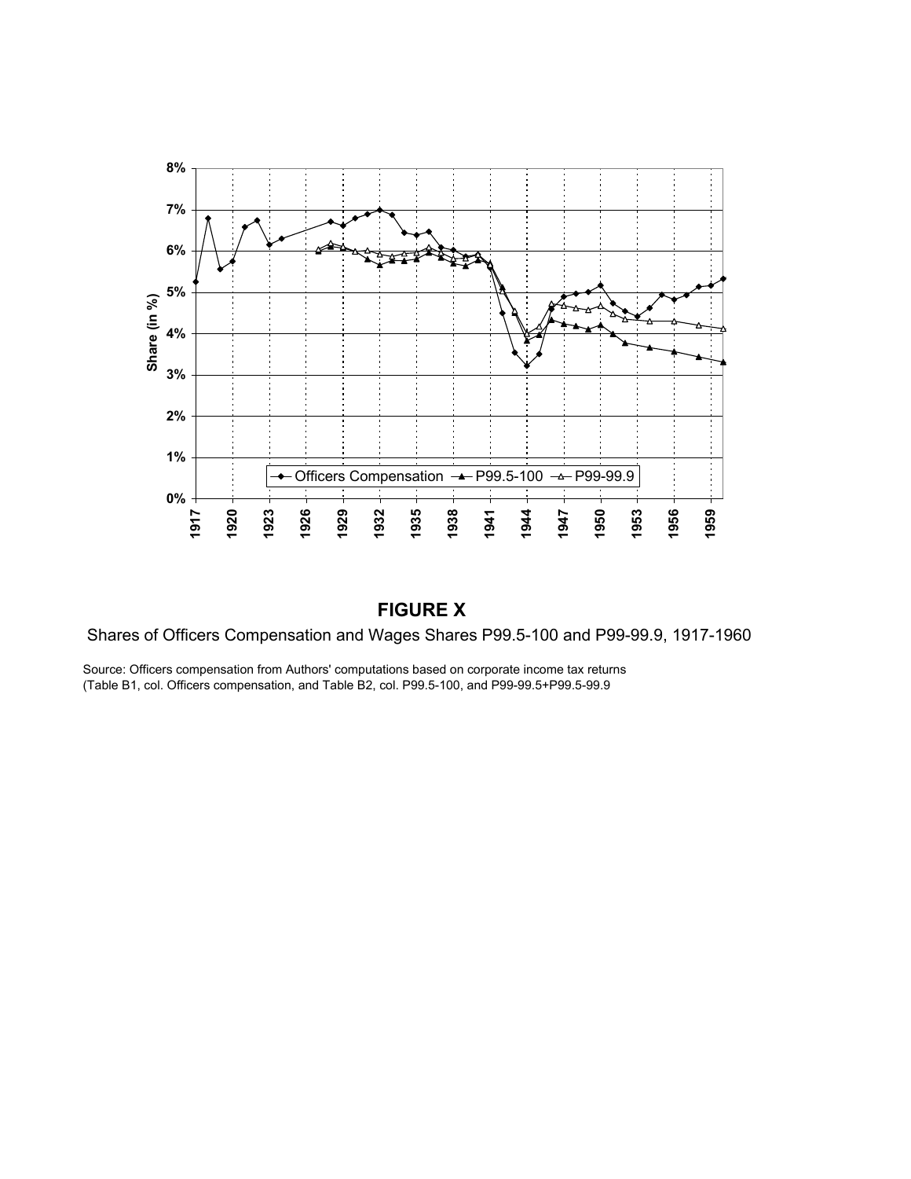# FIGURE X

Shares of Officers Compensation and Wages Shares P99.5-100 and P99-99.9, 1917-1960

Source: Officers compensation from Authors' computations based on corporate income tax returns (Table B1, col. Officers compensation, and Table B2, col. P99.5-100, and P99-99.5+P99.5-99.9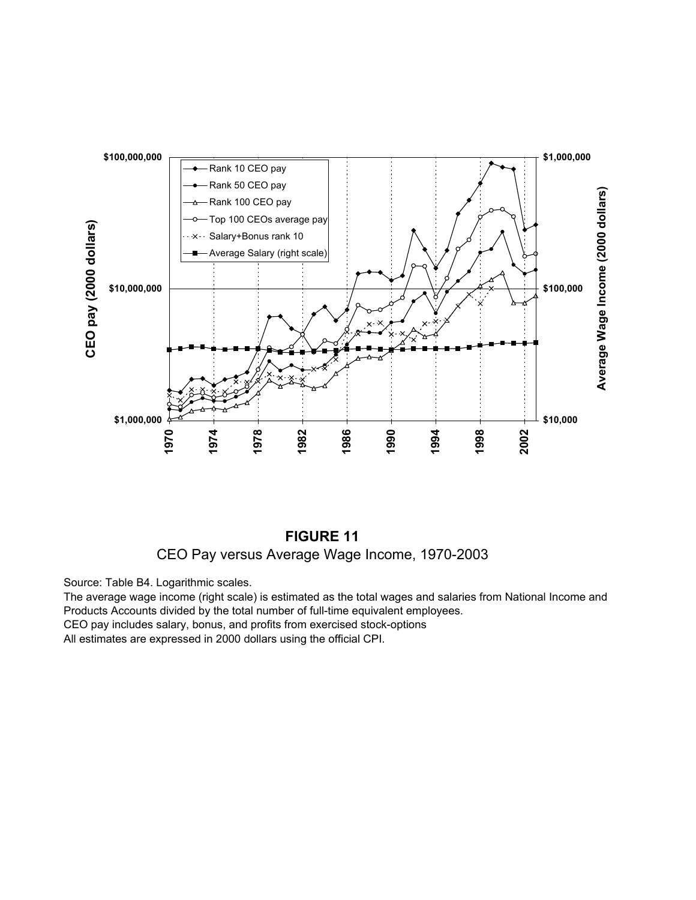**FIGURE 11**

CEO Pay versus Average Wage Income, 1970-2003

Source: Table B4. Logarithmic scales.

The average wage income (right scale) is estimated as the total wages and salaries from National Income and Products Accounts divided by the total number of full-time equivalent employees.

CEO pay includes salary, bonus, and profits from exercised stock-options

All estimates are expressed in 2000 dollars using the official CPI.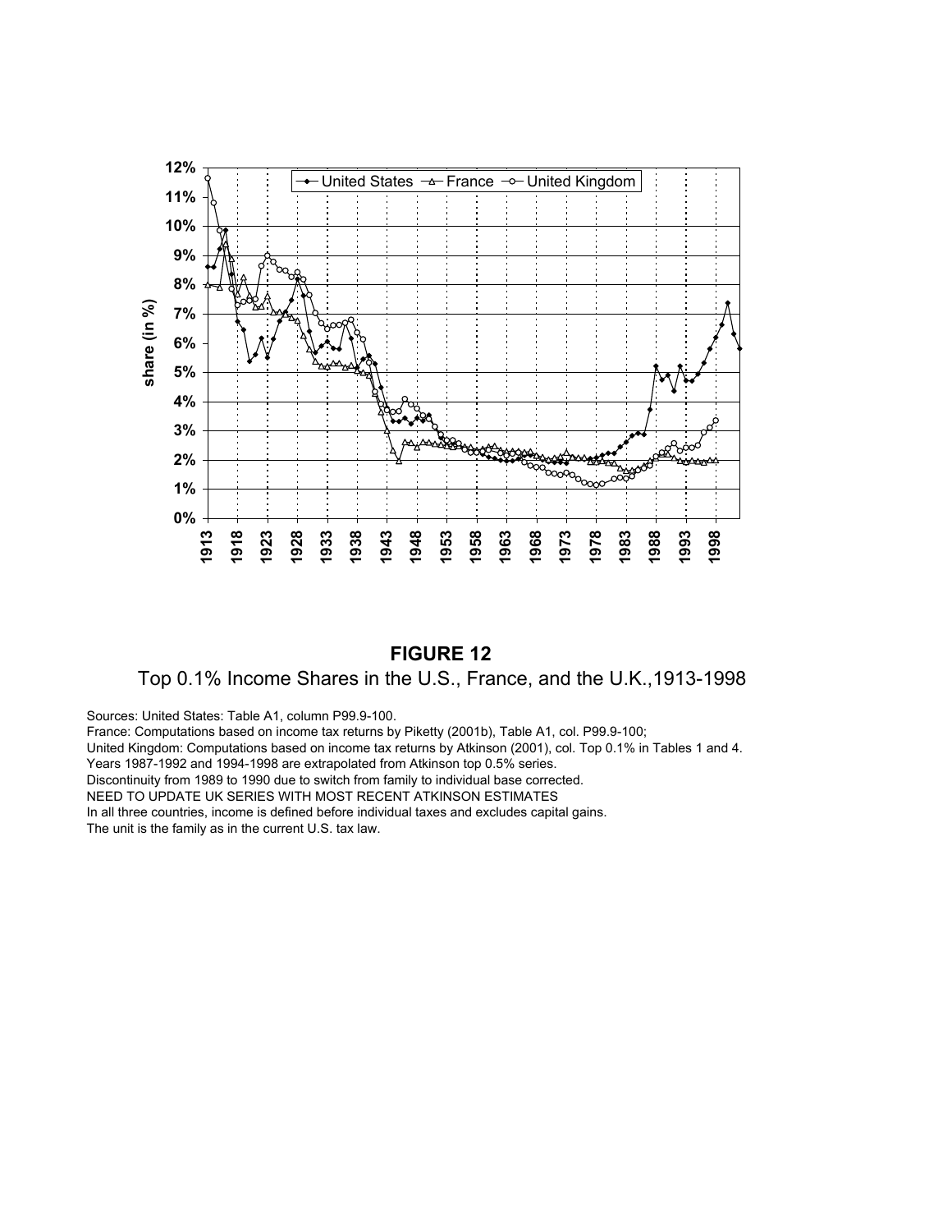**FIGURE 12**

Top 0.1% Income Shares in the U.S., France, and the U.K.,1913-1998

Sources: United States: Table A1, column P99.9-100.
France: Computations based on income tax returns by Piketty (2001b), Table A1, col. P99.9-100;
United Kingdom: Computations based on income tax returns by Atkinson (2001), col. Top 0.1% in Tables 1 and 4.
Years 1987-1992 and 1994-1998 are extrapolated from Atkinson top 0.5% series.
Discontinuity from 1989 to 1990 due to switch from family to individual base corrected.
NEED TO UPDATE UK SERIES WITH MOST RECENT ATKINSON ESTIMATES
In all three countries, income is defined before individual taxes and excludes capital gains.
The unit is the family as in the current U.S. tax law.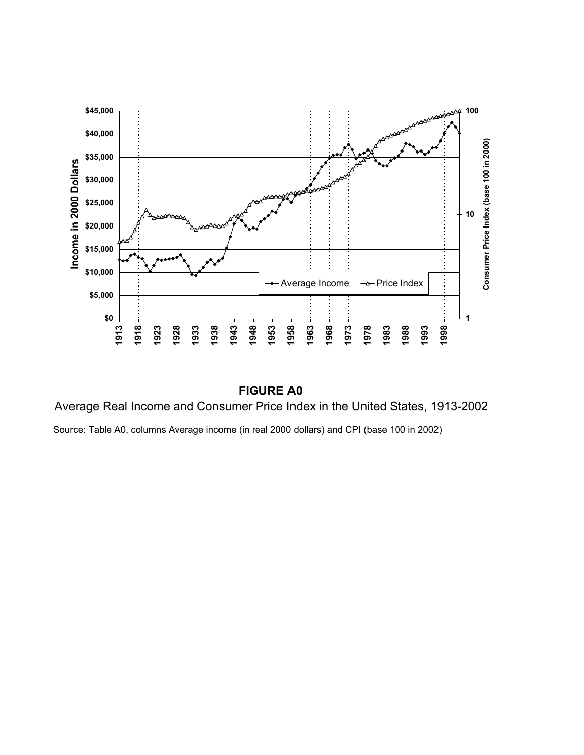**FIGURE A0**

Average Real Income and Consumer Price Index in the United States, 1913-2002

Source: Table A0, columns Average income (in real 2000 dollars) and CPI (base 100 in 2002)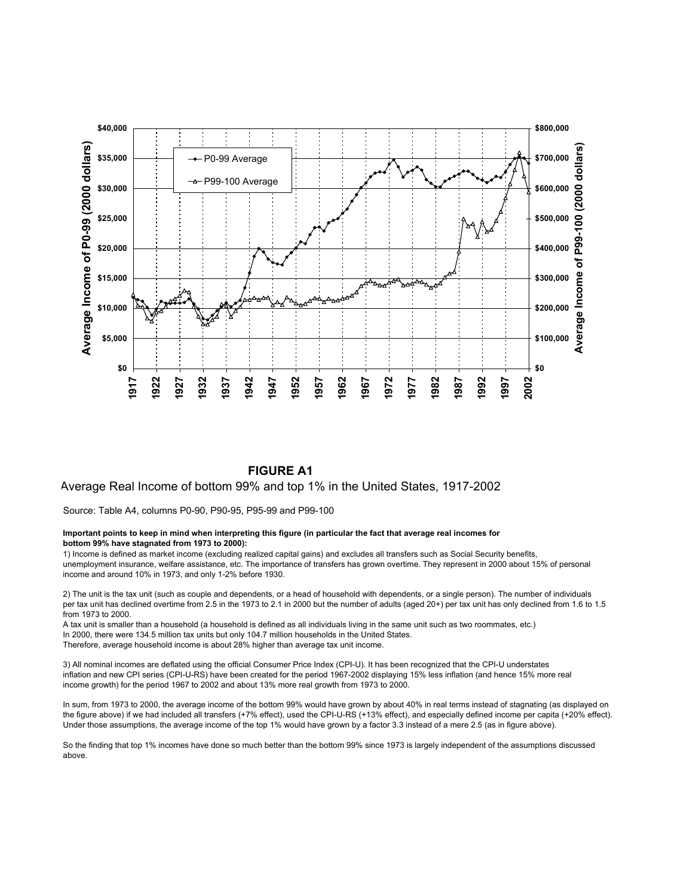**FIGURE A1**

Average Real Income of bottom 99% and top 1% in the United States, 1917-2002

Source: Table A4, columns P0-90, P90-95, P95-99 and P99-100

**Important points to keep in mind when interpreting this figure (in particular the fact that average real incomes for bottom 99% have stagnated from 1973 to 2000):**

1) Income is defined as market income (excluding realized capital gains) and excludes all transfers such as Social Security benefits, unemployment insurance, welfare assistance, etc. The importance of transfers has grown overtime. They represent in 2000 about 15% of personal income and around 10% in 1973, and only 1-2% before 1930.

2) The unit is the tax unit (such as couple and dependents, or a head of household with dependents, or a single person). The number of individuals per tax unit has declined overtime from 2.5 in the 1973 to 2.1 in 2000 but the number of adults (aged 20+) per tax unit has only declined from 1.6 to 1.5 from 1973 to 2000.
A tax unit is smaller than a household (a household is defined as all individuals living in the same unit such as two roommates, etc.)
In 2000, there were 134.5 million tax units but only 104.7 million households in the United States.
Therefore, average household income is about 28% higher than average tax unit income.

3) All nominal incomes are deflated using the official Consumer Price Index (CPI-U). It has been recognized that the CPI-U understates inflation and new CPI series (CPI-U-RS) have been created for the period 1967-2002 displaying 15% less inflation (and hence 15% more real income growth) for the period 1967 to 2002 and about 13% more real growth from 1973 to 2000.

In sum, from 1973 to 2000, the average income of the bottom 99% would have grown by about 40% in real terms instead of stagnating (as displayed on the figure above) if we had included all transfers (+7% effect), used the CPI-U-RS (+13% effect), and especially defined income per capita (+20% effect). Under those assumptions, the average income of the top 1% would have grown by a factor 3.3 instead of a mere 2.5 (as in figure above).

So the finding that top 1% incomes have done so much better than the bottom 99% since 1973 is largely independent of the assumptions discussed above.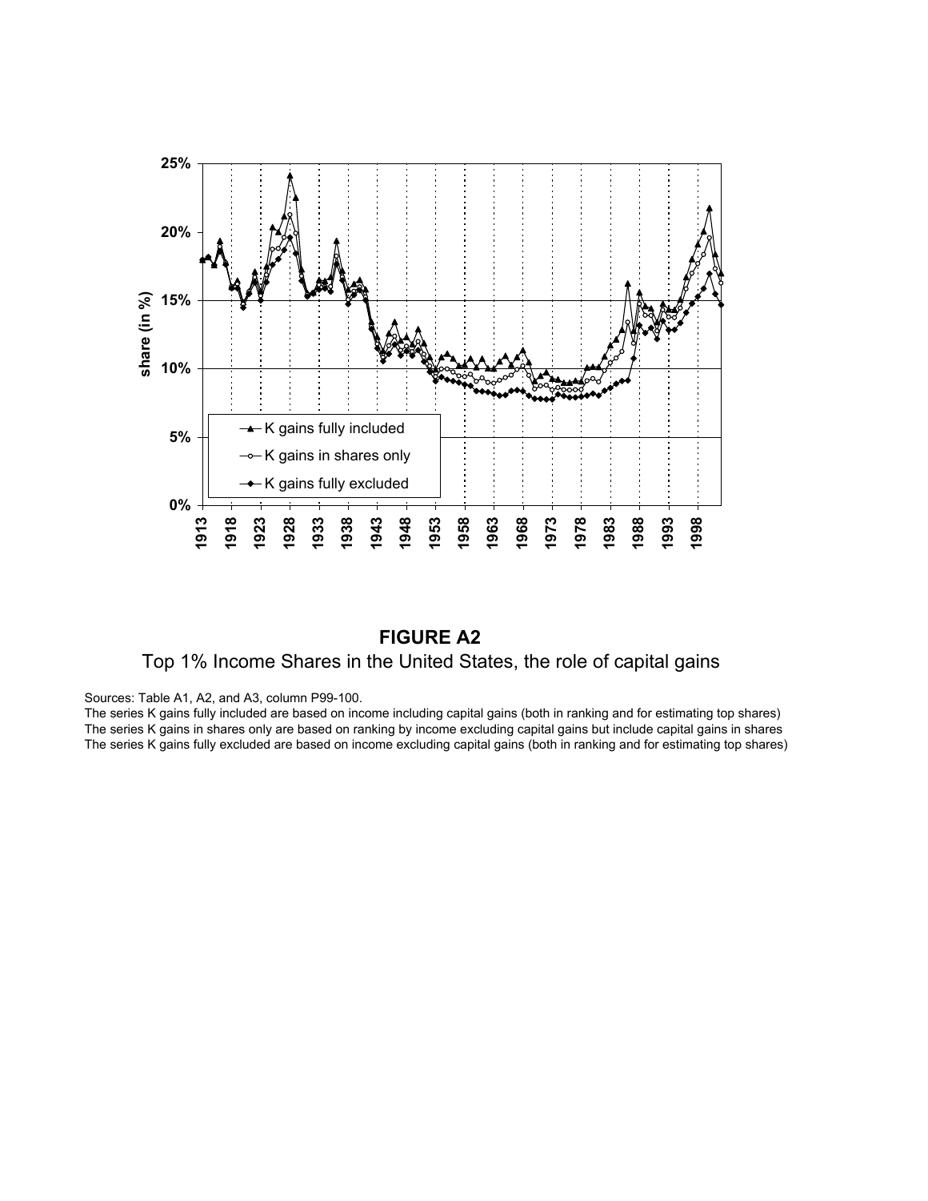**FIGURE A2**

Top 1% Income Shares in the United States, the role of capital gains

Sources: Table A1, A2, and A3, column P99-100.

The series K gains fully included are based on income including capital gains (both in ranking and for estimating top shares)

The series K gains in shares only are based on ranking by income excluding capital gains but include capital gains in shares

The series K gains fully excluded are based on income excluding capital gains (both in ranking and for estimating top shares)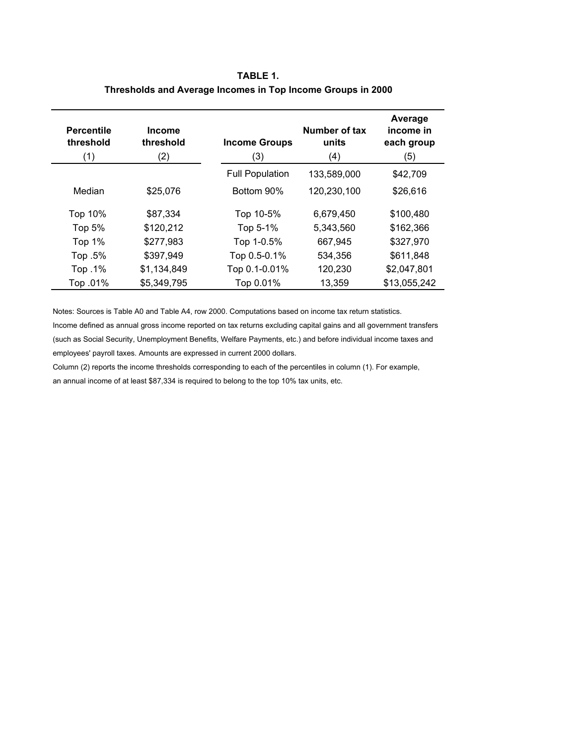**TABLE 1.**
**Thresholds and Average Incomes in Top Income Groups in 2000**

| Percentile threshold (1) | Income threshold (2) | Income Groups (3) | Number of tax units (4) | Average income in each group (5) |
|---|---|---|---|---|
| | | Full Population | 133,589,000 | $42,709 |
| Median | $25,076 | Bottom 90% | 120,230,100 | $26,616 |
| Top 10% | $87,334 | Top 10-5% | 6,679,450 | $100,480 |
| Top 5% | $120,212 | Top 5-1% | 5,343,560 | $162,366 |
| Top 1% | $277,983 | Top 1-0.5% | 667,945 | $327,970 |
| Top .5% | $397,949 | Top 0.5-0.1% | 534,356 | $611,848 |
| Top .1% | $1,134,849 | Top 0.1-0.01% | 120,230 | $2,047,801 |
| Top .01% | $5,349,795 | Top 0.01% | 13,359 | $13,055,242 |

Notes: Sources is Table A0 and Table A4, row 2000. Computations based on income tax return statistics.
Income defined as annual gross income reported on tax returns excluding capital gains and all government transfers (such as Social Security, Unemployment Benefits, Welfare Payments, etc.) and before individual income taxes and employees' payroll taxes. Amounts are expressed in current 2000 dollars.
Column (2) reports the income thresholds corresponding to each of the percentiles in column (1). For example, an annual income of at least $87,334 is required to belong to the top 10% tax units, etc.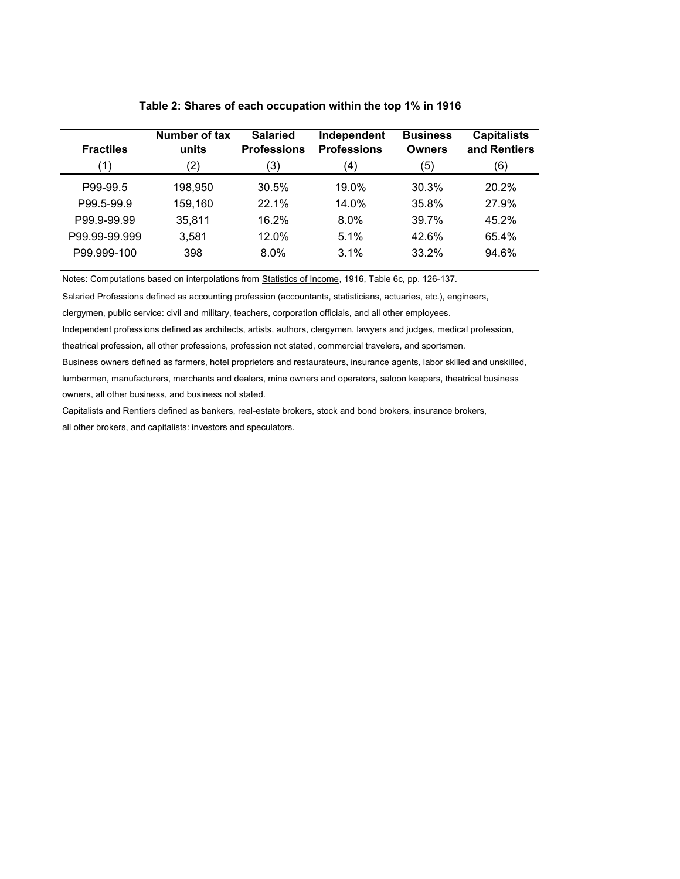**Table 2: Shares of each occupation within the top 1% in 1916**

| Fractiles | Number of tax units | Salaried Professions | Independent Professions | Business Owners | Capitalists and Rentiers |
|---|---|---|---|---|---|
| (1) | (2) | (3) | (4) | (5) | (6) |
| P99-99.5 | 198,950 | 30.5% | 19.0% | 30.3% | 20.2% |
| P99.5-99.9 | 159,160 | 22.1% | 14.0% | 35.8% | 27.9% |
| P99.9-99.99 | 35,811 | 16.2% | 8.0% | 39.7% | 45.2% |
| P99.99-99.999 | 3,581 | 12.0% | 5.1% | 42.6% | 65.4% |
| P99.999-100 | 398 | 8.0% | 3.1% | 33.2% | 94.6% |

Notes: Computations based on interpolations from Statistics of Income, 1916, Table 6c, pp. 126-137.

Salaried Professions defined as accounting profession (accountants, statisticians, actuaries, etc.), engineers, clergymen, public service: civil and military, teachers, corporation officials, and all other employees.

Independent professions defined as architects, artists, authors, clergymen, lawyers and judges, medical profession, theatrical profession, all other professions, profession not stated, commercial travelers, and sportsmen.

Business owners defined as farmers, hotel proprietors and restaurateurs, insurance agents, labor skilled and unskilled, lumbermen, manufacturers, merchants and dealers, mine owners and operators, saloon keepers, theatrical business owners, all other business, and business not stated.

Capitalists and Rentiers defined as bankers, real-estate brokers, stock and bond brokers, insurance brokers, all other brokers, and capitalists: investors and speculators.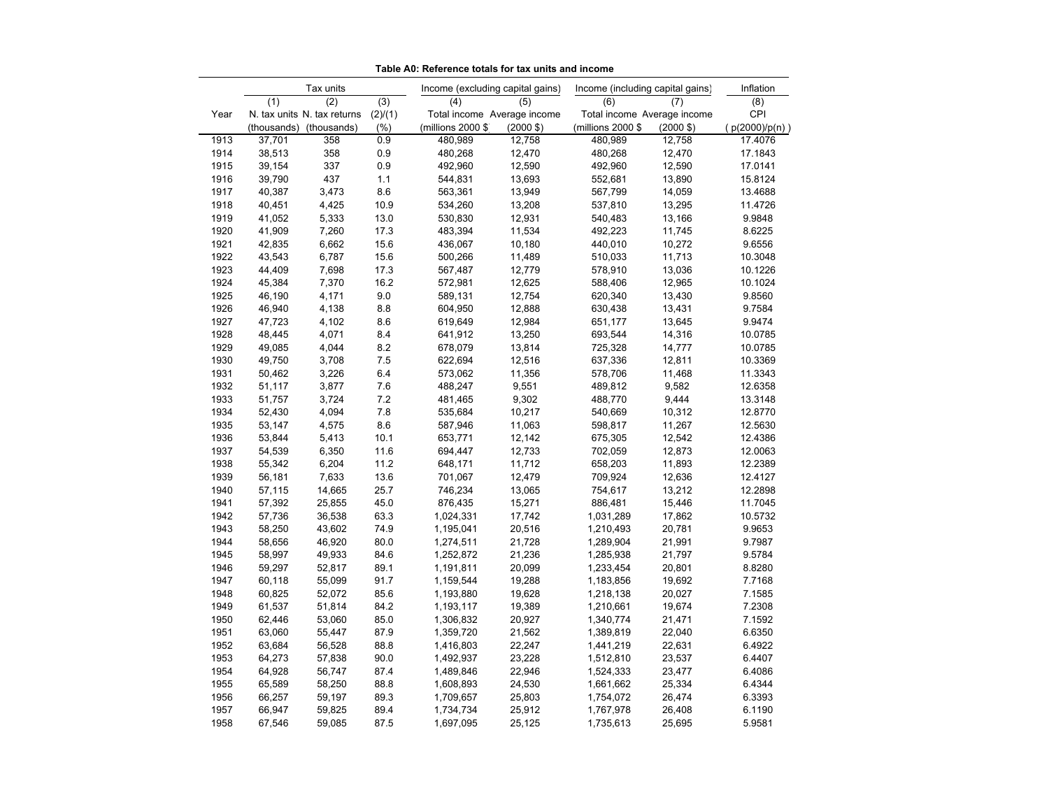**Table A0: Reference totals for tax units and income**

| | Tax units | | | Income (excluding capital gains) | | Income (including capital gains) | | Inflation |
|---|---|---|---|---|---|---|---|---|
| | (1) | (2) | (3) | (4) | (5) | (6) | (7) | (8) |
| Year | N. tax units (thousands) | N. tax returns (thousands) | (2)/(1) (%) | Total income (millions 2000 $) | Average income (2000 $) | Total income (millions 2000 $) | Average income (2000 $) | CPI ( p(2000)/p(n) ) |
| 1913 | 37,701 | 358 | 0.9 | 480,989 | 12,758 | 480,989 | 12,758 | 17.4076 |
| 1914 | 38,513 | 358 | 0.9 | 480,268 | 12,470 | 480,268 | 12,470 | 17.1843 |
| 1915 | 39,154 | 337 | 0.9 | 492,960 | 12,590 | 492,960 | 12,590 | 17.0141 |
| 1916 | 39,790 | 437 | 1.1 | 544,831 | 13,693 | 552,681 | 13,890 | 15.8124 |
| 1917 | 40,387 | 3,473 | 8.6 | 563,361 | 13,949 | 567,799 | 14,059 | 13.4688 |
| 1918 | 40,451 | 4,425 | 10.9 | 534,260 | 13,208 | 537,810 | 13,295 | 11.4726 |
| 1919 | 41,052 | 5,333 | 13.0 | 530,830 | 12,931 | 540,483 | 13,166 | 9.9848 |
| 1920 | 41,909 | 7,260 | 17.3 | 483,394 | 11,534 | 492,223 | 11,745 | 8.6225 |
| 1921 | 42,835 | 6,662 | 15.6 | 436,067 | 10,180 | 440,010 | 10,272 | 9.6556 |
| 1922 | 43,543 | 6,787 | 15.6 | 500,266 | 11,489 | 510,033 | 11,713 | 10.3048 |
| 1923 | 44,409 | 7,698 | 17.3 | 567,487 | 12,779 | 578,910 | 13,036 | 10.1226 |
| 1924 | 45,384 | 7,370 | 16.2 | 572,981 | 12,625 | 588,406 | 12,965 | 10.1024 |
| 1925 | 46,190 | 4,171 | 9.0 | 589,131 | 12,754 | 620,340 | 13,430 | 9.8560 |
| 1926 | 46,940 | 4,138 | 8.8 | 604,950 | 12,888 | 630,438 | 13,431 | 9.7584 |
| 1927 | 47,723 | 4,102 | 8.6 | 619,649 | 12,984 | 651,177 | 13,645 | 9.9474 |
| 1928 | 48,445 | 4,071 | 8.4 | 641,912 | 13,250 | 693,544 | 14,316 | 10.0785 |
| 1929 | 49,085 | 4,044 | 8.2 | 678,079 | 13,814 | 725,328 | 14,777 | 10.0785 |
| 1930 | 49,750 | 3,708 | 7.5 | 622,694 | 12,516 | 637,336 | 12,811 | 10.3369 |
| 1931 | 50,462 | 3,226 | 6.4 | 573,062 | 11,356 | 578,706 | 11,468 | 11.3343 |
| 1932 | 51,117 | 3,877 | 7.6 | 488,247 | 9,551 | 489,812 | 9,582 | 12.6358 |
| 1933 | 51,757 | 3,724 | 7.2 | 481,465 | 9,302 | 488,770 | 9,444 | 13.3148 |
| 1934 | 52,430 | 4,094 | 7.8 | 535,684 | 10,217 | 540,669 | 10,312 | 12.8770 |
| 1935 | 53,147 | 4,575 | 8.6 | 587,946 | 11,063 | 598,817 | 11,267 | 12.5630 |
| 1936 | 53,844 | 5,413 | 10.1 | 653,771 | 12,142 | 675,305 | 12,542 | 12.4386 |
| 1937 | 54,539 | 6,350 | 11.6 | 694,447 | 12,733 | 702,059 | 12,873 | 12.0063 |
| 1938 | 55,342 | 6,204 | 11.2 | 648,171 | 11,712 | 658,203 | 11,893 | 12.2389 |
| 1939 | 56,181 | 7,633 | 13.6 | 701,067 | 12,479 | 709,924 | 12,636 | 12.4127 |
| 1940 | 57,115 | 14,665 | 25.7 | 746,234 | 13,065 | 754,617 | 13,212 | 12.2898 |
| 1941 | 57,392 | 25,855 | 45.0 | 876,435 | 15,271 | 886,481 | 15,446 | 11.7045 |
| 1942 | 57,736 | 36,538 | 63.3 | 1,024,331 | 17,742 | 1,031,289 | 17,862 | 10.5732 |
| 1943 | 58,250 | 43,602 | 74.9 | 1,195,041 | 20,516 | 1,210,493 | 20,781 | 9.9653 |
| 1944 | 58,656 | 46,920 | 80.0 | 1,274,511 | 21,728 | 1,289,904 | 21,991 | 9.7987 |
| 1945 | 58,997 | 49,933 | 84.6 | 1,252,872 | 21,236 | 1,285,938 | 21,797 | 9.5784 |
| 1946 | 59,297 | 52,817 | 89.1 | 1,191,811 | 20,099 | 1,233,454 | 20,801 | 8.8280 |
| 1947 | 60,118 | 55,099 | 91.7 | 1,159,544 | 19,288 | 1,183,856 | 19,692 | 7.7168 |
| 1948 | 60,825 | 52,072 | 85.6 | 1,193,880 | 19,628 | 1,218,138 | 20,027 | 7.1585 |
| 1949 | 61,537 | 51,814 | 84.2 | 1,193,117 | 19,389 | 1,210,661 | 19,674 | 7.2308 |
| 1950 | 62,446 | 53,060 | 85.0 | 1,306,832 | 20,927 | 1,340,774 | 21,471 | 7.1592 |
| 1951 | 63,060 | 55,447 | 87.9 | 1,359,720 | 21,562 | 1,389,819 | 22,040 | 6.6350 |
| 1952 | 63,684 | 56,528 | 88.8 | 1,416,803 | 22,247 | 1,441,219 | 22,631 | 6.4922 |
| 1953 | 64,273 | 57,838 | 90.0 | 1,492,937 | 23,228 | 1,512,810 | 23,537 | 6.4407 |
| 1954 | 64,928 | 56,747 | 87.4 | 1,489,846 | 22,946 | 1,524,333 | 23,477 | 6.4086 |
| 1955 | 65,589 | 58,250 | 88.8 | 1,608,893 | 24,530 | 1,661,662 | 25,334 | 6.4344 |
| 1956 | 66,257 | 59,197 | 89.3 | 1,709,657 | 25,803 | 1,754,072 | 26,474 | 6.3393 |
| 1957 | 66,947 | 59,825 | 89.4 | 1,734,734 | 25,912 | 1,767,978 | 26,408 | 6.1190 |
| 1958 | 67,546 | 59,085 | 87.5 | 1,697,095 | 25,125 | 1,735,613 | 25,695 | 5.9581 |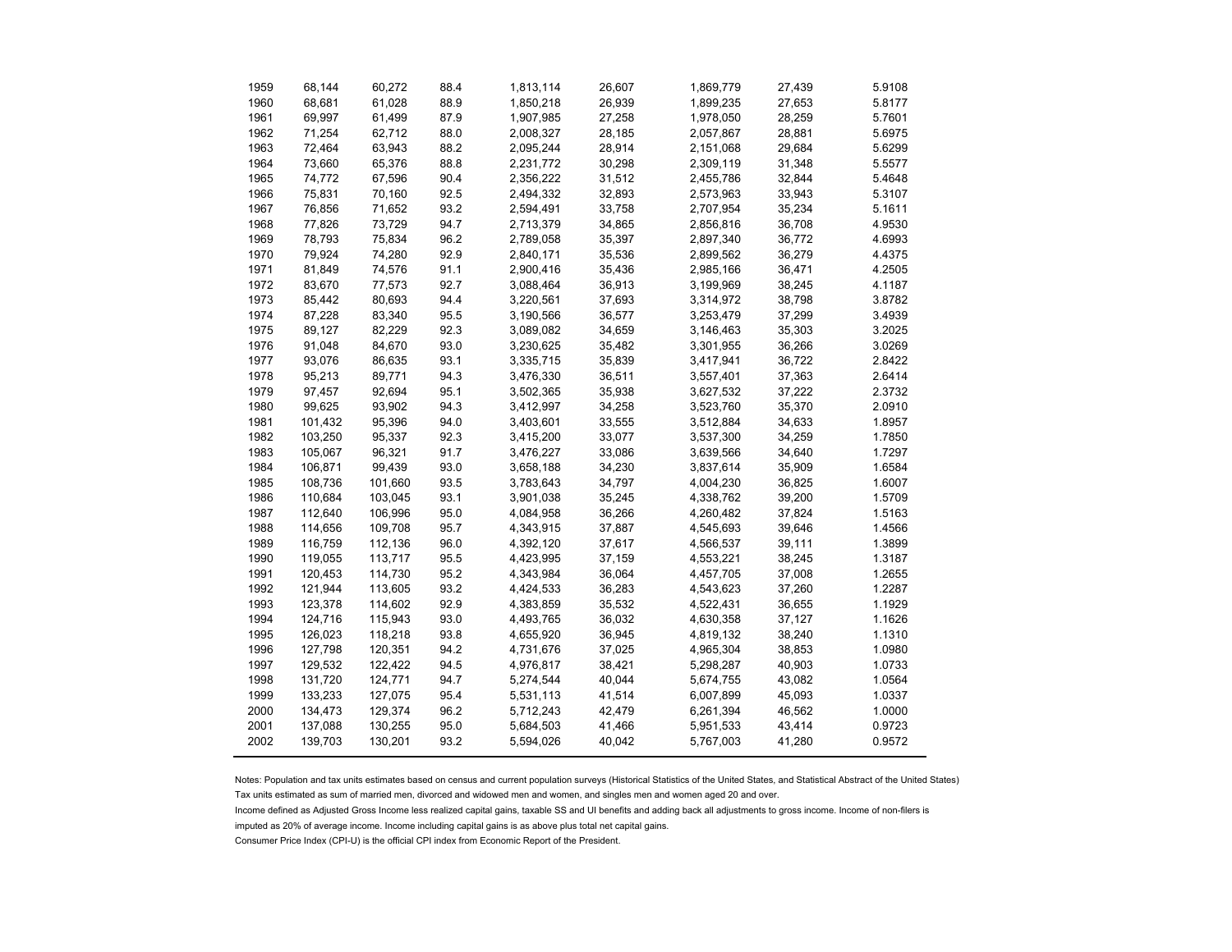| | | | | | | | | |
|---|---|---|---|---|---|---|---|---|
| 1959 | 68,144 | 60,272 | 88.4 | 1,813,114 | 26,607 | 1,869,779 | 27,439 | 5.9108 |
| 1960 | 68,681 | 61,028 | 88.9 | 1,850,218 | 26,939 | 1,899,235 | 27,653 | 5.8177 |
| 1961 | 69,997 | 61,499 | 87.9 | 1,907,985 | 27,258 | 1,978,050 | 28,259 | 5.7601 |
| 1962 | 71,254 | 62,712 | 88.0 | 2,008,327 | 28,185 | 2,057,867 | 28,881 | 5.6975 |
| 1963 | 72,464 | 63,943 | 88.2 | 2,095,244 | 28,914 | 2,151,068 | 29,684 | 5.6299 |
| 1964 | 73,660 | 65,376 | 88.8 | 2,231,772 | 30,298 | 2,309,119 | 31,348 | 5.5577 |
| 1965 | 74,772 | 67,596 | 90.4 | 2,356,222 | 31,512 | 2,455,786 | 32,844 | 5.4648 |
| 1966 | 75,831 | 70,160 | 92.5 | 2,494,332 | 32,893 | 2,573,963 | 33,943 | 5.3107 |
| 1967 | 76,856 | 71,652 | 93.2 | 2,594,491 | 33,758 | 2,707,954 | 35,234 | 5.1611 |
| 1968 | 77,826 | 73,729 | 94.7 | 2,713,379 | 34,865 | 2,856,816 | 36,708 | 4.9530 |
| 1969 | 78,793 | 75,834 | 96.2 | 2,789,058 | 35,397 | 2,897,340 | 36,772 | 4.6993 |
| 1970 | 79,924 | 74,280 | 92.9 | 2,840,171 | 35,536 | 2,899,562 | 36,279 | 4.4375 |
| 1971 | 81,849 | 74,576 | 91.1 | 2,900,416 | 35,436 | 2,985,166 | 36,471 | 4.2505 |
| 1972 | 83,670 | 77,573 | 92.7 | 3,088,464 | 36,913 | 3,199,969 | 38,245 | 4.1187 |
| 1973 | 85,442 | 80,693 | 94.4 | 3,220,561 | 37,693 | 3,314,972 | 38,798 | 3.8782 |
| 1974 | 87,228 | 83,340 | 95.5 | 3,190,566 | 36,577 | 3,253,479 | 37,299 | 3.4939 |
| 1975 | 89,127 | 82,229 | 92.3 | 3,089,082 | 34,659 | 3,146,463 | 35,303 | 3.2025 |
| 1976 | 91,048 | 84,670 | 93.0 | 3,230,625 | 35,482 | 3,301,955 | 36,266 | 3.0269 |
| 1977 | 93,076 | 86,635 | 93.1 | 3,335,715 | 35,839 | 3,417,941 | 36,722 | 2.8422 |
| 1978 | 95,213 | 89,771 | 94.3 | 3,476,330 | 36,511 | 3,557,401 | 37,363 | 2.6414 |
| 1979 | 97,457 | 92,694 | 95.1 | 3,502,365 | 35,938 | 3,627,532 | 37,222 | 2.3732 |
| 1980 | 99,625 | 93,902 | 94.3 | 3,412,997 | 34,258 | 3,523,760 | 35,370 | 2.0910 |
| 1981 | 101,432 | 95,396 | 94.0 | 3,403,601 | 33,555 | 3,512,884 | 34,633 | 1.8957 |
| 1982 | 103,250 | 95,337 | 92.3 | 3,415,200 | 33,077 | 3,537,300 | 34,259 | 1.7850 |
| 1983 | 105,067 | 96,321 | 91.7 | 3,476,227 | 33,086 | 3,639,566 | 34,640 | 1.7297 |
| 1984 | 106,871 | 99,439 | 93.0 | 3,658,188 | 34,230 | 3,837,614 | 35,909 | 1.6584 |
| 1985 | 108,736 | 101,660 | 93.5 | 3,783,643 | 34,797 | 4,004,230 | 36,825 | 1.6007 |
| 1986 | 110,684 | 103,045 | 93.1 | 3,901,038 | 35,245 | 4,338,762 | 39,200 | 1.5709 |
| 1987 | 112,640 | 106,996 | 95.0 | 4,084,958 | 36,266 | 4,260,482 | 37,824 | 1.5163 |
| 1988 | 114,656 | 109,708 | 95.7 | 4,343,915 | 37,887 | 4,545,693 | 39,646 | 1.4566 |
| 1989 | 116,759 | 112,136 | 96.0 | 4,392,120 | 37,617 | 4,566,537 | 39,111 | 1.3899 |
| 1990 | 119,055 | 113,717 | 95.5 | 4,423,995 | 37,159 | 4,553,221 | 38,245 | 1.3187 |
| 1991 | 120,453 | 114,730 | 95.2 | 4,343,984 | 36,064 | 4,457,705 | 37,008 | 1.2655 |
| 1992 | 121,944 | 113,605 | 93.2 | 4,424,533 | 36,283 | 4,543,623 | 37,260 | 1.2287 |
| 1993 | 123,378 | 114,602 | 92.9 | 4,383,859 | 35,532 | 4,522,431 | 36,655 | 1.1929 |
| 1994 | 124,716 | 115,943 | 93.0 | 4,493,765 | 36,032 | 4,630,358 | 37,127 | 1.1626 |
| 1995 | 126,023 | 118,218 | 93.8 | 4,655,920 | 36,945 | 4,819,132 | 38,240 | 1.1310 |
| 1996 | 127,798 | 120,351 | 94.2 | 4,731,676 | 37,025 | 4,965,304 | 38,853 | 1.0980 |
| 1997 | 129,532 | 122,422 | 94.5 | 4,976,817 | 38,421 | 5,298,287 | 40,903 | 1.0733 |
| 1998 | 131,720 | 124,771 | 94.7 | 5,274,544 | 40,044 | 5,674,755 | 43,082 | 1.0564 |
| 1999 | 133,233 | 127,075 | 95.4 | 5,531,113 | 41,514 | 6,007,899 | 45,093 | 1.0337 |
| 2000 | 134,473 | 129,374 | 96.2 | 5,712,243 | 42,479 | 6,261,394 | 46,562 | 1.0000 |
| 2001 | 137,088 | 130,255 | 95.0 | 5,684,503 | 41,466 | 5,951,533 | 43,414 | 0.9723 |
| 2002 | 139,703 | 130,201 | 93.2 | 5,594,026 | 40,042 | 5,767,003 | 41,280 | 0.9572 |

Notes: Population and tax units estimates based on census and current population surveys (Historical Statistics of the United States, and Statistical Abstract of the United States)
Tax units estimated as sum of married men, divorced and widowed men and women, and singles men and women aged 20 and over.
Income defined as Adjusted Gross Income less realized capital gains, taxable SS and UI benefits and adding back all adjustments to gross income. Income of non-filers is imputed as 20% of average income. Income including capital gains is as above plus total net capital gains.
Consumer Price Index (CPI-U) is the official CPI index from Economic Report of the President.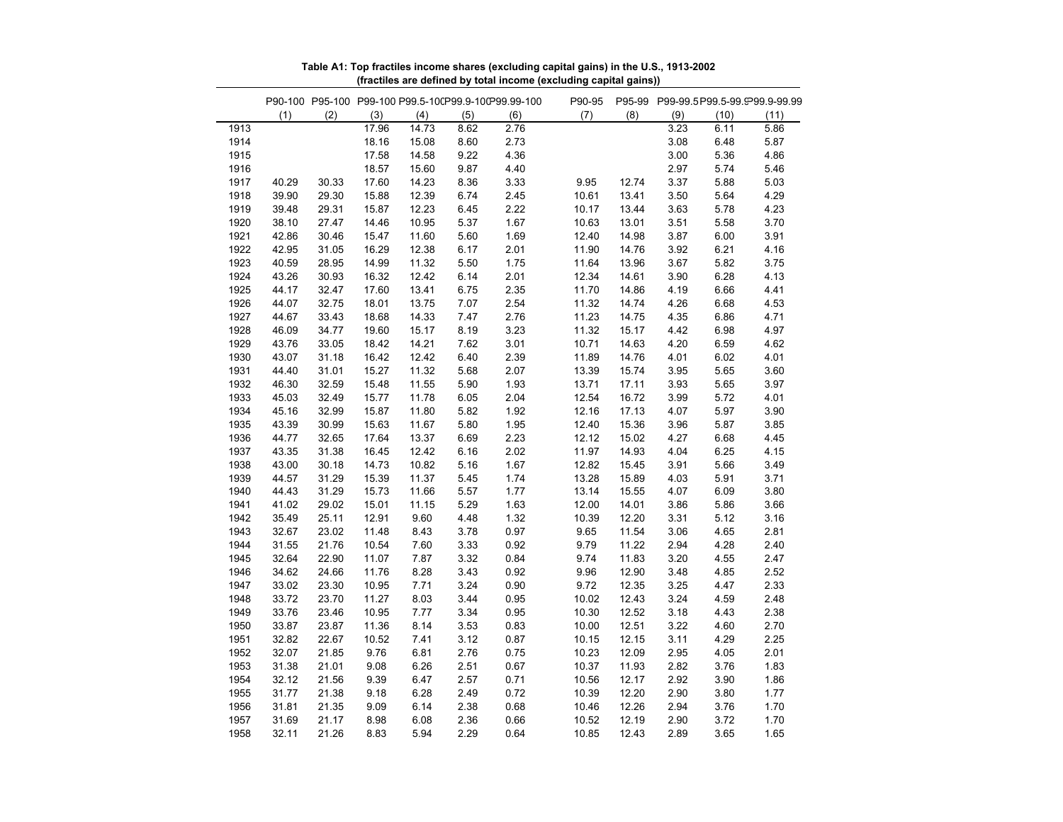**Table A1: Top fractiles income shares (excluding capital gains) in the U.S., 1913-2002**
**(fractiles are defined by total income (excluding capital gains))**

| | P90-100 | P95-100 | P99-100 | P99.5-100 | P99.9-100 | P99.99-100 | P90-95 | P95-99 | P99-99.5 | P99.5-99.9 | P99.9-99.99 |
|---|---|---|---|---|---|---|---|---|---|---|---|
| | (1) | (2) | (3) | (4) | (5) | (6) | (7) | (8) | (9) | (10) | (11) |
| 1913 | | | 17.96 | 14.73 | 8.62 | 2.76 | | | 3.23 | 6.11 | 5.86 |
| 1914 | | | 18.16 | 15.08 | 8.60 | 2.73 | | | 3.08 | 6.48 | 5.87 |
| 1915 | | | 17.58 | 14.58 | 9.22 | 4.36 | | | 3.00 | 5.36 | 4.86 |
| 1916 | | | 18.57 | 15.60 | 9.87 | 4.40 | | | 2.97 | 5.74 | 5.46 |
| 1917 | 40.29 | 30.33 | 17.60 | 14.23 | 8.36 | 3.33 | 9.95 | 12.74 | 3.37 | 5.88 | 5.03 |
| 1918 | 39.90 | 29.30 | 15.88 | 12.39 | 6.74 | 2.45 | 10.61 | 13.41 | 3.50 | 5.64 | 4.29 |
| 1919 | 39.48 | 29.31 | 15.87 | 12.23 | 6.45 | 2.22 | 10.17 | 13.44 | 3.63 | 5.78 | 4.23 |
| 1920 | 38.10 | 27.47 | 14.46 | 10.95 | 5.37 | 1.67 | 10.63 | 13.01 | 3.51 | 5.58 | 3.70 |
| 1921 | 42.86 | 30.46 | 15.47 | 11.60 | 5.60 | 1.69 | 12.40 | 14.98 | 3.87 | 6.00 | 3.91 |
| 1922 | 42.95 | 31.05 | 16.29 | 12.38 | 6.17 | 2.01 | 11.90 | 14.76 | 3.92 | 6.21 | 4.16 |
| 1923 | 40.59 | 28.95 | 14.99 | 11.32 | 5.50 | 1.75 | 11.64 | 13.96 | 3.67 | 5.82 | 3.75 |
| 1924 | 43.26 | 30.93 | 16.32 | 12.42 | 6.14 | 2.01 | 12.34 | 14.61 | 3.90 | 6.28 | 4.13 |
| 1925 | 44.17 | 32.47 | 17.60 | 13.41 | 6.75 | 2.35 | 11.70 | 14.86 | 4.19 | 6.66 | 4.41 |
| 1926 | 44.07 | 32.75 | 18.01 | 13.75 | 7.07 | 2.54 | 11.32 | 14.74 | 4.26 | 6.68 | 4.53 |
| 1927 | 44.67 | 33.43 | 18.68 | 14.33 | 7.47 | 2.76 | 11.23 | 14.75 | 4.35 | 6.86 | 4.71 |
| 1928 | 46.09 | 34.77 | 19.60 | 15.17 | 8.19 | 3.23 | 11.32 | 15.17 | 4.42 | 6.98 | 4.97 |
| 1929 | 43.76 | 33.05 | 18.42 | 14.21 | 7.62 | 3.01 | 10.71 | 14.63 | 4.20 | 6.59 | 4.62 |
| 1930 | 43.07 | 31.18 | 16.42 | 12.42 | 6.40 | 2.39 | 11.89 | 14.76 | 4.01 | 6.02 | 4.01 |
| 1931 | 44.40 | 31.01 | 15.27 | 11.32 | 5.68 | 2.07 | 13.39 | 15.74 | 3.95 | 5.65 | 3.60 |
| 1932 | 46.30 | 32.59 | 15.48 | 11.55 | 5.90 | 1.93 | 13.71 | 17.11 | 3.93 | 5.65 | 3.97 |
| 1933 | 45.03 | 32.49 | 15.77 | 11.78 | 6.05 | 2.04 | 12.54 | 16.72 | 3.99 | 5.72 | 4.01 |
| 1934 | 45.16 | 32.99 | 15.87 | 11.80 | 5.82 | 1.92 | 12.16 | 17.13 | 4.07 | 5.97 | 3.90 |
| 1935 | 43.39 | 30.99 | 15.63 | 11.67 | 5.80 | 1.95 | 12.40 | 15.36 | 3.96 | 5.87 | 3.85 |
| 1936 | 44.77 | 32.65 | 17.64 | 13.37 | 6.69 | 2.23 | 12.12 | 15.02 | 4.27 | 6.68 | 4.45 |
| 1937 | 43.35 | 31.38 | 16.45 | 12.42 | 6.16 | 2.02 | 11.97 | 14.93 | 4.04 | 6.25 | 4.15 |
| 1938 | 43.00 | 30.18 | 14.73 | 10.82 | 5.16 | 1.67 | 12.82 | 15.45 | 3.91 | 5.66 | 3.49 |
| 1939 | 44.57 | 31.29 | 15.39 | 11.37 | 5.45 | 1.74 | 13.28 | 15.89 | 4.03 | 5.91 | 3.71 |
| 1940 | 44.43 | 31.29 | 15.73 | 11.66 | 5.57 | 1.77 | 13.14 | 15.55 | 4.07 | 6.09 | 3.80 |
| 1941 | 41.02 | 29.02 | 15.01 | 11.15 | 5.29 | 1.63 | 12.00 | 14.01 | 3.86 | 5.86 | 3.66 |
| 1942 | 35.49 | 25.11 | 12.91 | 9.60 | 4.48 | 1.32 | 10.39 | 12.20 | 3.31 | 5.12 | 3.16 |
| 1943 | 32.67 | 23.02 | 11.48 | 8.43 | 3.78 | 0.97 | 9.65 | 11.54 | 3.06 | 4.65 | 2.81 |
| 1944 | 31.55 | 21.76 | 10.54 | 7.60 | 3.33 | 0.92 | 9.79 | 11.22 | 2.94 | 4.28 | 2.40 |
| 1945 | 32.64 | 22.90 | 11.07 | 7.87 | 3.32 | 0.84 | 9.74 | 11.83 | 3.20 | 4.55 | 2.47 |
| 1946 | 34.62 | 24.66 | 11.76 | 8.28 | 3.43 | 0.92 | 9.96 | 12.90 | 3.48 | 4.85 | 2.52 |
| 1947 | 33.02 | 23.30 | 10.95 | 7.71 | 3.24 | 0.90 | 9.72 | 12.35 | 3.25 | 4.47 | 2.33 |
| 1948 | 33.72 | 23.70 | 11.27 | 8.03 | 3.44 | 0.95 | 10.02 | 12.43 | 3.24 | 4.59 | 2.48 |
| 1949 | 33.76 | 23.46 | 10.95 | 7.77 | 3.34 | 0.95 | 10.30 | 12.52 | 3.18 | 4.43 | 2.38 |
| 1950 | 33.87 | 23.87 | 11.36 | 8.14 | 3.53 | 0.83 | 10.00 | 12.51 | 3.22 | 4.60 | 2.70 |
| 1951 | 32.82 | 22.67 | 10.52 | 7.41 | 3.12 | 0.87 | 10.15 | 12.15 | 3.11 | 4.29 | 2.25 |
| 1952 | 32.07 | 21.85 | 9.76 | 6.81 | 2.76 | 0.75 | 10.23 | 12.09 | 2.95 | 4.05 | 2.01 |
| 1953 | 31.38 | 21.01 | 9.08 | 6.26 | 2.51 | 0.67 | 10.37 | 11.93 | 2.82 | 3.76 | 1.83 |
| 1954 | 32.12 | 21.56 | 9.39 | 6.47 | 2.57 | 0.71 | 10.56 | 12.17 | 2.92 | 3.90 | 1.86 |
| 1955 | 31.77 | 21.38 | 9.18 | 6.28 | 2.49 | 0.72 | 10.39 | 12.20 | 2.90 | 3.80 | 1.77 |
| 1956 | 31.81 | 21.35 | 9.09 | 6.14 | 2.38 | 0.68 | 10.46 | 12.26 | 2.94 | 3.76 | 1.70 |
| 1957 | 31.69 | 21.17 | 8.98 | 6.08 | 2.36 | 0.66 | 10.52 | 12.19 | 2.90 | 3.72 | 1.70 |
| 1958 | 32.11 | 21.26 | 8.83 | 5.94 | 2.29 | 0.64 | 10.85 | 12.43 | 2.89 | 3.65 | 1.65 |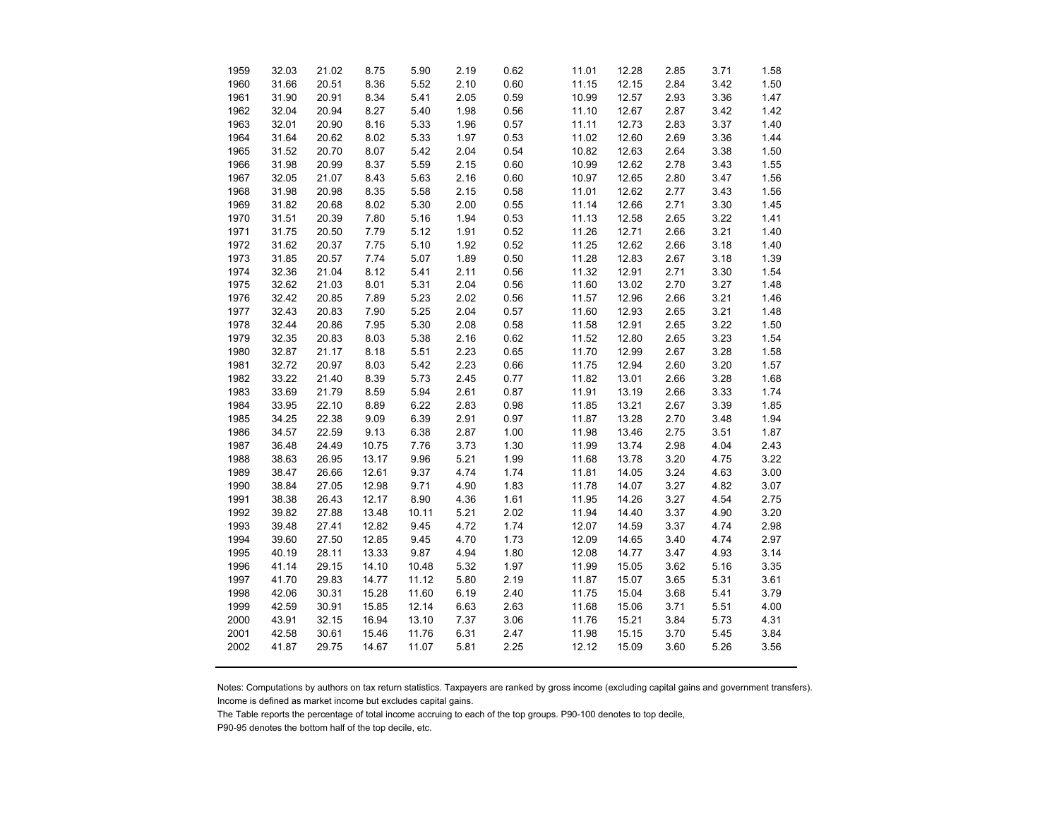| | | | | | | | | | | | |
|---|---|---|---|---|---|---|---|---|---|---|---|
| 1959 | 32.03 | 21.02 | 8.75 | 5.90 | 2.19 | 0.62 | 11.01 | 12.28 | 2.85 | 3.71 | 1.58 |
| 1960 | 31.66 | 20.51 | 8.36 | 5.52 | 2.10 | 0.60 | 11.15 | 12.15 | 2.84 | 3.42 | 1.50 |
| 1961 | 31.90 | 20.91 | 8.34 | 5.41 | 2.05 | 0.59 | 10.99 | 12.57 | 2.93 | 3.36 | 1.47 |
| 1962 | 32.04 | 20.94 | 8.27 | 5.40 | 1.98 | 0.56 | 11.10 | 12.67 | 2.87 | 3.42 | 1.42 |
| 1963 | 32.01 | 20.90 | 8.16 | 5.33 | 1.96 | 0.57 | 11.11 | 12.73 | 2.83 | 3.37 | 1.40 |
| 1964 | 31.64 | 20.62 | 8.02 | 5.33 | 1.97 | 0.53 | 11.02 | 12.60 | 2.69 | 3.36 | 1.44 |
| 1965 | 31.52 | 20.70 | 8.07 | 5.42 | 2.04 | 0.54 | 10.82 | 12.63 | 2.64 | 3.38 | 1.50 |
| 1966 | 31.98 | 20.99 | 8.37 | 5.59 | 2.15 | 0.60 | 10.99 | 12.62 | 2.78 | 3.43 | 1.55 |
| 1967 | 32.05 | 21.07 | 8.43 | 5.63 | 2.16 | 0.60 | 10.97 | 12.65 | 2.80 | 3.47 | 1.56 |
| 1968 | 31.98 | 20.98 | 8.35 | 5.58 | 2.15 | 0.58 | 11.01 | 12.62 | 2.77 | 3.43 | 1.56 |
| 1969 | 31.82 | 20.68 | 8.02 | 5.30 | 2.00 | 0.55 | 11.14 | 12.66 | 2.71 | 3.30 | 1.45 |
| 1970 | 31.51 | 20.39 | 7.80 | 5.16 | 1.94 | 0.53 | 11.13 | 12.58 | 2.65 | 3.22 | 1.41 |
| 1971 | 31.75 | 20.50 | 7.79 | 5.12 | 1.91 | 0.52 | 11.26 | 12.71 | 2.66 | 3.21 | 1.40 |
| 1972 | 31.62 | 20.37 | 7.75 | 5.10 | 1.92 | 0.52 | 11.25 | 12.62 | 2.66 | 3.18 | 1.40 |
| 1973 | 31.85 | 20.57 | 7.74 | 5.07 | 1.89 | 0.50 | 11.28 | 12.83 | 2.67 | 3.18 | 1.39 |
| 1974 | 32.36 | 21.04 | 8.12 | 5.41 | 2.11 | 0.56 | 11.32 | 12.91 | 2.71 | 3.30 | 1.54 |
| 1975 | 32.62 | 21.03 | 8.01 | 5.31 | 2.04 | 0.56 | 11.60 | 13.02 | 2.70 | 3.27 | 1.48 |
| 1976 | 32.42 | 20.85 | 7.89 | 5.23 | 2.02 | 0.56 | 11.57 | 12.96 | 2.66 | 3.21 | 1.46 |
| 1977 | 32.43 | 20.83 | 7.90 | 5.25 | 2.04 | 0.57 | 11.60 | 12.93 | 2.65 | 3.21 | 1.48 |
| 1978 | 32.44 | 20.86 | 7.95 | 5.30 | 2.08 | 0.58 | 11.58 | 12.91 | 2.65 | 3.22 | 1.50 |
| 1979 | 32.35 | 20.83 | 8.03 | 5.38 | 2.16 | 0.62 | 11.52 | 12.80 | 2.65 | 3.23 | 1.54 |
| 1980 | 32.87 | 21.17 | 8.18 | 5.51 | 2.23 | 0.65 | 11.70 | 12.99 | 2.67 | 3.28 | 1.58 |
| 1981 | 32.72 | 20.97 | 8.03 | 5.42 | 2.23 | 0.66 | 11.75 | 12.94 | 2.60 | 3.20 | 1.57 |
| 1982 | 33.22 | 21.40 | 8.39 | 5.73 | 2.45 | 0.77 | 11.82 | 13.01 | 2.66 | 3.28 | 1.68 |
| 1983 | 33.69 | 21.79 | 8.59 | 5.94 | 2.61 | 0.87 | 11.91 | 13.19 | 2.66 | 3.33 | 1.74 |
| 1984 | 33.95 | 22.10 | 8.89 | 6.22 | 2.83 | 0.98 | 11.85 | 13.21 | 2.67 | 3.39 | 1.85 |
| 1985 | 34.25 | 22.38 | 9.09 | 6.39 | 2.91 | 0.97 | 11.87 | 13.28 | 2.70 | 3.48 | 1.94 |
| 1986 | 34.57 | 22.59 | 9.13 | 6.38 | 2.87 | 1.00 | 11.98 | 13.46 | 2.75 | 3.51 | 1.87 |
| 1987 | 36.48 | 24.49 | 10.75 | 7.76 | 3.73 | 1.30 | 11.99 | 13.74 | 2.98 | 4.04 | 2.43 |
| 1988 | 38.63 | 26.95 | 13.17 | 9.96 | 5.21 | 1.99 | 11.68 | 13.78 | 3.20 | 4.75 | 3.22 |
| 1989 | 38.47 | 26.66 | 12.61 | 9.37 | 4.74 | 1.74 | 11.81 | 14.05 | 3.24 | 4.63 | 3.00 |
| 1990 | 38.84 | 27.05 | 12.98 | 9.71 | 4.90 | 1.83 | 11.78 | 14.07 | 3.27 | 4.82 | 3.07 |
| 1991 | 38.38 | 26.43 | 12.17 | 8.90 | 4.36 | 1.61 | 11.95 | 14.26 | 3.27 | 4.54 | 2.75 |
| 1992 | 39.82 | 27.88 | 13.48 | 10.11 | 5.21 | 2.02 | 11.94 | 14.40 | 3.37 | 4.90 | 3.20 |
| 1993 | 39.48 | 27.41 | 12.82 | 9.45 | 4.72 | 1.74 | 12.07 | 14.59 | 3.37 | 4.74 | 2.98 |
| 1994 | 39.60 | 27.50 | 12.85 | 9.45 | 4.70 | 1.73 | 12.09 | 14.65 | 3.40 | 4.74 | 2.97 |
| 1995 | 40.19 | 28.11 | 13.33 | 9.87 | 4.94 | 1.80 | 12.08 | 14.77 | 3.47 | 4.93 | 3.14 |
| 1996 | 41.14 | 29.15 | 14.10 | 10.48 | 5.32 | 1.97 | 11.99 | 15.05 | 3.62 | 5.16 | 3.35 |
| 1997 | 41.70 | 29.83 | 14.77 | 11.12 | 5.80 | 2.19 | 11.87 | 15.07 | 3.65 | 5.31 | 3.61 |
| 1998 | 42.06 | 30.31 | 15.28 | 11.60 | 6.19 | 2.40 | 11.75 | 15.04 | 3.68 | 5.41 | 3.79 |
| 1999 | 42.59 | 30.91 | 15.85 | 12.14 | 6.63 | 2.63 | 11.68 | 15.06 | 3.71 | 5.51 | 4.00 |
| 2000 | 43.91 | 32.15 | 16.94 | 13.10 | 7.37 | 3.06 | 11.76 | 15.21 | 3.84 | 5.73 | 4.31 |
| 2001 | 42.58 | 30.61 | 15.46 | 11.76 | 6.31 | 2.47 | 11.98 | 15.15 | 3.70 | 5.45 | 3.84 |
| 2002 | 41.87 | 29.75 | 14.67 | 11.07 | 5.81 | 2.25 | 12.12 | 15.09 | 3.60 | 5.26 | 3.56 |

Notes: Computations by authors on tax return statistics. Taxpayers are ranked by gross income (excluding capital gains and government transfers). Income is defined as market income but excludes capital gains.
The Table reports the percentage of total income accruing to each of the top groups. P90-100 denotes to top decile, P90-95 denotes the bottom half of the top decile, etc.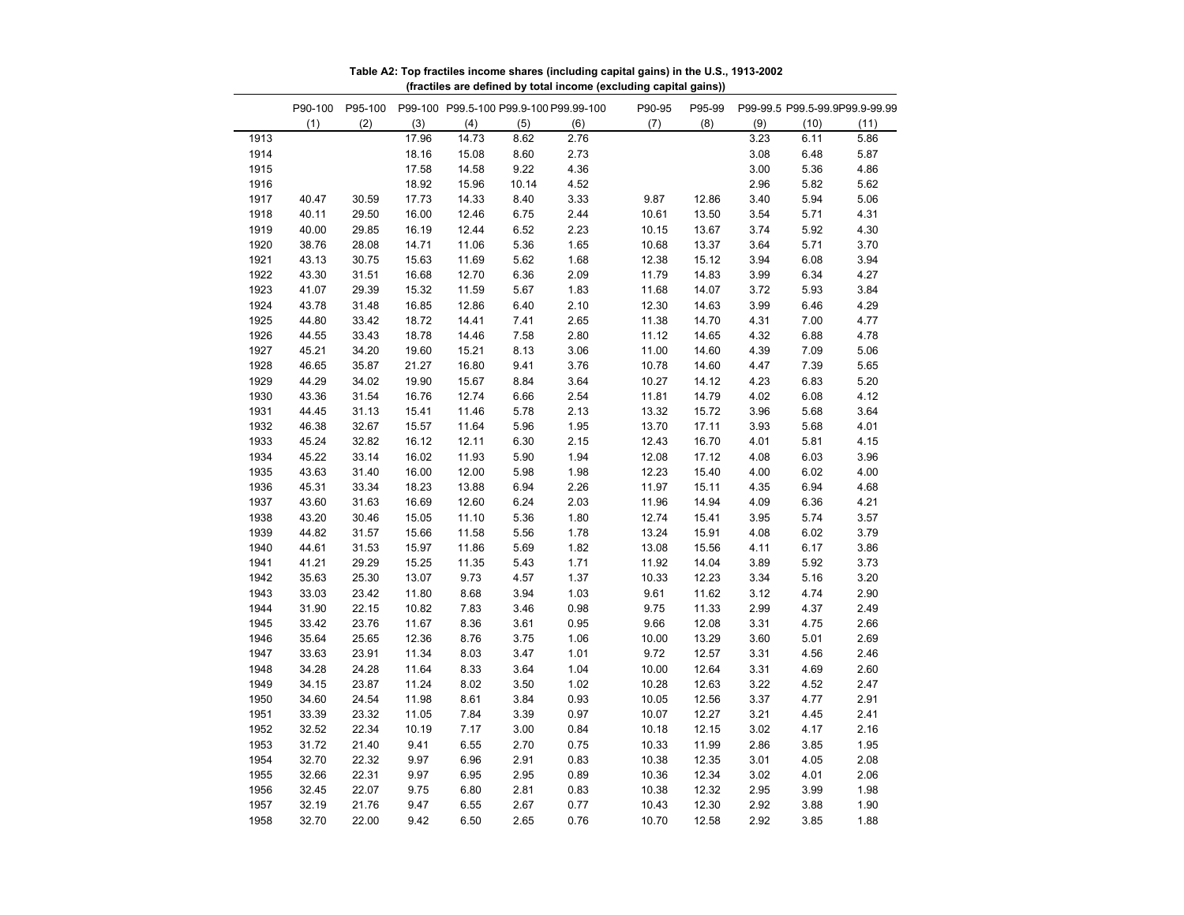**Table A2: Top fractiles income shares (including capital gains) in the U.S., 1913-2002**
**(fractiles are defined by total income (excluding capital gains))**

| | P90-100 | P95-100 | P99-100 | P99.5-100 | P99.9-100 | P99.99-100 | P90-95 | P95-99 | P99-99.5 | P99.5-99.9 | P99.9-99.99 |
|---|---|---|---|---|---|---|---|---|---|---|---|
| | (1) | (2) | (3) | (4) | (5) | (6) | (7) | (8) | (9) | (10) | (11) |
| 1913 | | | 17.96 | 14.73 | 8.62 | 2.76 | | | 3.23 | 6.11 | 5.86 |
| 1914 | | | 18.16 | 15.08 | 8.60 | 2.73 | | | 3.08 | 6.48 | 5.87 |
| 1915 | | | 17.58 | 14.58 | 9.22 | 4.36 | | | 3.00 | 5.36 | 4.86 |
| 1916 | | | 18.92 | 15.96 | 10.14 | 4.52 | | | 2.96 | 5.82 | 5.62 |
| 1917 | 40.47 | 30.59 | 17.73 | 14.33 | 8.40 | 3.33 | 9.87 | 12.86 | 3.40 | 5.94 | 5.06 |
| 1918 | 40.11 | 29.50 | 16.00 | 12.46 | 6.75 | 2.44 | 10.61 | 13.50 | 3.54 | 5.71 | 4.31 |
| 1919 | 40.00 | 29.85 | 16.19 | 12.44 | 6.52 | 2.23 | 10.15 | 13.67 | 3.74 | 5.92 | 4.30 |
| 1920 | 38.76 | 28.08 | 14.71 | 11.06 | 5.36 | 1.65 | 10.68 | 13.37 | 3.64 | 5.71 | 3.70 |
| 1921 | 43.13 | 30.75 | 15.63 | 11.69 | 5.62 | 1.68 | 12.38 | 15.12 | 3.94 | 6.08 | 3.94 |
| 1922 | 43.30 | 31.51 | 16.68 | 12.70 | 6.36 | 2.09 | 11.79 | 14.83 | 3.99 | 6.34 | 4.27 |
| 1923 | 41.07 | 29.39 | 15.32 | 11.59 | 5.67 | 1.83 | 11.68 | 14.07 | 3.72 | 5.93 | 3.84 |
| 1924 | 43.78 | 31.48 | 16.85 | 12.86 | 6.40 | 2.10 | 12.30 | 14.63 | 3.99 | 6.46 | 4.29 |
| 1925 | 44.80 | 33.42 | 18.72 | 14.41 | 7.41 | 2.65 | 11.38 | 14.70 | 4.31 | 7.00 | 4.77 |
| 1926 | 44.55 | 33.43 | 18.78 | 14.46 | 7.58 | 2.80 | 11.12 | 14.65 | 4.32 | 6.88 | 4.78 |
| 1927 | 45.21 | 34.20 | 19.60 | 15.21 | 8.13 | 3.06 | 11.00 | 14.60 | 4.39 | 7.09 | 5.06 |
| 1928 | 46.65 | 35.87 | 21.27 | 16.80 | 9.41 | 3.76 | 10.78 | 14.60 | 4.47 | 7.39 | 5.65 |
| 1929 | 44.29 | 34.02 | 19.90 | 15.67 | 8.84 | 3.64 | 10.27 | 14.12 | 4.23 | 6.83 | 5.20 |
| 1930 | 43.36 | 31.54 | 16.76 | 12.74 | 6.66 | 2.54 | 11.81 | 14.79 | 4.02 | 6.08 | 4.12 |
| 1931 | 44.45 | 31.13 | 15.41 | 11.46 | 5.78 | 2.13 | 13.32 | 15.72 | 3.96 | 5.68 | 3.64 |
| 1932 | 46.38 | 32.67 | 15.57 | 11.64 | 5.96 | 1.95 | 13.70 | 17.11 | 3.93 | 5.68 | 4.01 |
| 1933 | 45.24 | 32.82 | 16.12 | 12.11 | 6.30 | 2.15 | 12.43 | 16.70 | 4.01 | 5.81 | 4.15 |
| 1934 | 45.22 | 33.14 | 16.02 | 11.93 | 5.90 | 1.94 | 12.08 | 17.12 | 4.08 | 6.03 | 3.96 |
| 1935 | 43.63 | 31.40 | 16.00 | 12.00 | 5.98 | 1.98 | 12.23 | 15.40 | 4.00 | 6.02 | 4.00 |
| 1936 | 45.31 | 33.34 | 18.23 | 13.88 | 6.94 | 2.26 | 11.97 | 15.11 | 4.35 | 6.94 | 4.68 |
| 1937 | 43.60 | 31.63 | 16.69 | 12.60 | 6.24 | 2.03 | 11.96 | 14.94 | 4.09 | 6.36 | 4.21 |
| 1938 | 43.20 | 30.46 | 15.05 | 11.10 | 5.36 | 1.80 | 12.74 | 15.41 | 3.95 | 5.74 | 3.57 |
| 1939 | 44.82 | 31.57 | 15.66 | 11.58 | 5.56 | 1.78 | 13.24 | 15.91 | 4.08 | 6.02 | 3.79 |
| 1940 | 44.61 | 31.53 | 15.97 | 11.86 | 5.69 | 1.82 | 13.08 | 15.56 | 4.11 | 6.17 | 3.86 |
| 1941 | 41.21 | 29.29 | 15.25 | 11.35 | 5.43 | 1.71 | 11.92 | 14.04 | 3.89 | 5.92 | 3.73 |
| 1942 | 35.63 | 25.30 | 13.07 | 9.73 | 4.57 | 1.37 | 10.33 | 12.23 | 3.34 | 5.16 | 3.20 |
| 1943 | 33.03 | 23.42 | 11.80 | 8.68 | 3.94 | 1.03 | 9.61 | 11.62 | 3.12 | 4.74 | 2.90 |
| 1944 | 31.90 | 22.15 | 10.82 | 7.83 | 3.46 | 0.98 | 9.75 | 11.33 | 2.99 | 4.37 | 2.49 |
| 1945 | 33.42 | 23.76 | 11.67 | 8.36 | 3.61 | 0.95 | 9.66 | 12.08 | 3.31 | 4.75 | 2.66 |
| 1946 | 35.64 | 25.65 | 12.36 | 8.76 | 3.75 | 1.06 | 10.00 | 13.29 | 3.60 | 5.01 | 2.69 |
| 1947 | 33.63 | 23.91 | 11.34 | 8.03 | 3.47 | 1.01 | 9.72 | 12.57 | 3.31 | 4.56 | 2.46 |
| 1948 | 34.28 | 24.28 | 11.64 | 8.33 | 3.64 | 1.04 | 10.00 | 12.64 | 3.31 | 4.69 | 2.60 |
| 1949 | 34.15 | 23.87 | 11.24 | 8.02 | 3.50 | 1.02 | 10.28 | 12.63 | 3.22 | 4.52 | 2.47 |
| 1950 | 34.60 | 24.54 | 11.98 | 8.61 | 3.84 | 0.93 | 10.05 | 12.56 | 3.37 | 4.77 | 2.91 |
| 1951 | 33.39 | 23.32 | 11.05 | 7.84 | 3.39 | 0.97 | 10.07 | 12.27 | 3.21 | 4.45 | 2.41 |
| 1952 | 32.52 | 22.34 | 10.19 | 7.17 | 3.00 | 0.84 | 10.18 | 12.15 | 3.02 | 4.17 | 2.16 |
| 1953 | 31.72 | 21.40 | 9.41 | 6.55 | 2.70 | 0.75 | 10.33 | 11.99 | 2.86 | 3.85 | 1.95 |
| 1954 | 32.70 | 22.32 | 9.97 | 6.96 | 2.91 | 0.83 | 10.38 | 12.35 | 3.01 | 4.05 | 2.08 |
| 1955 | 32.66 | 22.31 | 9.97 | 6.95 | 2.95 | 0.89 | 10.36 | 12.34 | 3.02 | 4.01 | 2.06 |
| 1956 | 32.45 | 22.07 | 9.75 | 6.80 | 2.81 | 0.83 | 10.38 | 12.32 | 2.95 | 3.99 | 1.98 |
| 1957 | 32.19 | 21.76 | 9.47 | 6.55 | 2.67 | 0.77 | 10.43 | 12.30 | 2.92 | 3.88 | 1.90 |
| 1958 | 32.70 | 22.00 | 9.42 | 6.50 | 2.65 | 0.76 | 10.70 | 12.58 | 2.92 | 3.85 | 1.88 |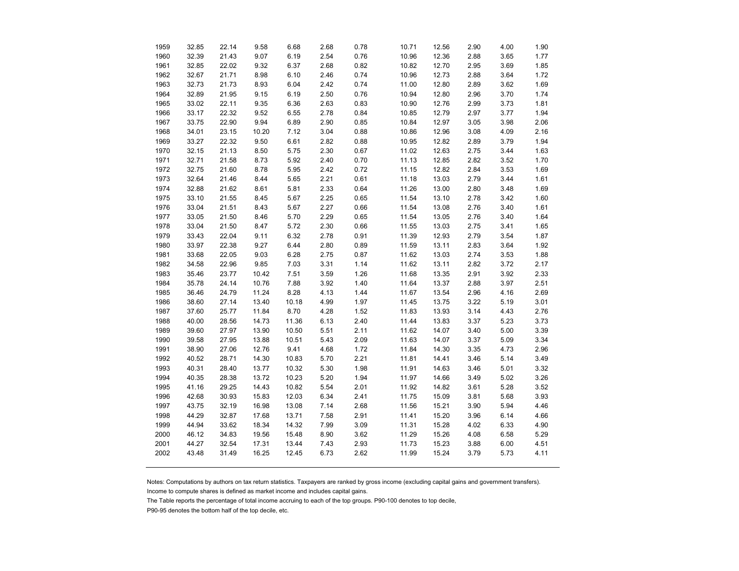| | | | | | | | | | | | |
|---|---|---|---|---|---|---|---|---|---|---|---|
| 1959 | 32.85 | 22.14 | 9.58 | 6.68 | 2.68 | 0.78 | 10.71 | 12.56 | 2.90 | 4.00 | 1.90 |
| 1960 | 32.39 | 21.43 | 9.07 | 6.19 | 2.54 | 0.76 | 10.96 | 12.36 | 2.88 | 3.65 | 1.77 |
| 1961 | 32.85 | 22.02 | 9.32 | 6.37 | 2.68 | 0.82 | 10.82 | 12.70 | 2.95 | 3.69 | 1.85 |
| 1962 | 32.67 | 21.71 | 8.98 | 6.10 | 2.46 | 0.74 | 10.96 | 12.73 | 2.88 | 3.64 | 1.72 |
| 1963 | 32.73 | 21.73 | 8.93 | 6.04 | 2.42 | 0.74 | 11.00 | 12.80 | 2.89 | 3.62 | 1.69 |
| 1964 | 32.89 | 21.95 | 9.15 | 6.19 | 2.50 | 0.76 | 10.94 | 12.80 | 2.96 | 3.70 | 1.74 |
| 1965 | 33.02 | 22.11 | 9.35 | 6.36 | 2.63 | 0.83 | 10.90 | 12.76 | 2.99 | 3.73 | 1.81 |
| 1966 | 33.17 | 22.32 | 9.52 | 6.55 | 2.78 | 0.84 | 10.85 | 12.79 | 2.97 | 3.77 | 1.94 |
| 1967 | 33.75 | 22.90 | 9.94 | 6.89 | 2.90 | 0.85 | 10.84 | 12.97 | 3.05 | 3.98 | 2.06 |
| 1968 | 34.01 | 23.15 | 10.20 | 7.12 | 3.04 | 0.88 | 10.86 | 12.96 | 3.08 | 4.09 | 2.16 |
| 1969 | 33.27 | 22.32 | 9.50 | 6.61 | 2.82 | 0.88 | 10.95 | 12.82 | 2.89 | 3.79 | 1.94 |
| 1970 | 32.15 | 21.13 | 8.50 | 5.75 | 2.30 | 0.67 | 11.02 | 12.63 | 2.75 | 3.44 | 1.63 |
| 1971 | 32.71 | 21.58 | 8.73 | 5.92 | 2.40 | 0.70 | 11.13 | 12.85 | 2.82 | 3.52 | 1.70 |
| 1972 | 32.75 | 21.60 | 8.78 | 5.95 | 2.42 | 0.72 | 11.15 | 12.82 | 2.84 | 3.53 | 1.69 |
| 1973 | 32.64 | 21.46 | 8.44 | 5.65 | 2.21 | 0.61 | 11.18 | 13.03 | 2.79 | 3.44 | 1.61 |
| 1974 | 32.88 | 21.62 | 8.61 | 5.81 | 2.33 | 0.64 | 11.26 | 13.00 | 2.80 | 3.48 | 1.69 |
| 1975 | 33.10 | 21.55 | 8.45 | 5.67 | 2.25 | 0.65 | 11.54 | 13.10 | 2.78 | 3.42 | 1.60 |
| 1976 | 33.04 | 21.51 | 8.43 | 5.67 | 2.27 | 0.66 | 11.54 | 13.08 | 2.76 | 3.40 | 1.61 |
| 1977 | 33.05 | 21.50 | 8.46 | 5.70 | 2.29 | 0.65 | 11.54 | 13.05 | 2.76 | 3.40 | 1.64 |
| 1978 | 33.04 | 21.50 | 8.47 | 5.72 | 2.30 | 0.66 | 11.55 | 13.03 | 2.75 | 3.41 | 1.65 |
| 1979 | 33.43 | 22.04 | 9.11 | 6.32 | 2.78 | 0.91 | 11.39 | 12.93 | 2.79 | 3.54 | 1.87 |
| 1980 | 33.97 | 22.38 | 9.27 | 6.44 | 2.80 | 0.89 | 11.59 | 13.11 | 2.83 | 3.64 | 1.92 |
| 1981 | 33.68 | 22.05 | 9.03 | 6.28 | 2.75 | 0.87 | 11.62 | 13.03 | 2.74 | 3.53 | 1.88 |
| 1982 | 34.58 | 22.96 | 9.85 | 7.03 | 3.31 | 1.14 | 11.62 | 13.11 | 2.82 | 3.72 | 2.17 |
| 1983 | 35.46 | 23.77 | 10.42 | 7.51 | 3.59 | 1.26 | 11.68 | 13.35 | 2.91 | 3.92 | 2.33 |
| 1984 | 35.78 | 24.14 | 10.76 | 7.88 | 3.92 | 1.40 | 11.64 | 13.37 | 2.88 | 3.97 | 2.51 |
| 1985 | 36.46 | 24.79 | 11.24 | 8.28 | 4.13 | 1.44 | 11.67 | 13.54 | 2.96 | 4.16 | 2.69 |
| 1986 | 38.60 | 27.14 | 13.40 | 10.18 | 4.99 | 1.97 | 11.45 | 13.75 | 3.22 | 5.19 | 3.01 |
| 1987 | 37.60 | 25.77 | 11.84 | 8.70 | 4.28 | 1.52 | 11.83 | 13.93 | 3.14 | 4.43 | 2.76 |
| 1988 | 40.00 | 28.56 | 14.73 | 11.36 | 6.13 | 2.40 | 11.44 | 13.83 | 3.37 | 5.23 | 3.73 |
| 1989 | 39.60 | 27.97 | 13.90 | 10.50 | 5.51 | 2.11 | 11.62 | 14.07 | 3.40 | 5.00 | 3.39 |
| 1990 | 39.58 | 27.95 | 13.88 | 10.51 | 5.43 | 2.09 | 11.63 | 14.07 | 3.37 | 5.09 | 3.34 |
| 1991 | 38.90 | 27.06 | 12.76 | 9.41 | 4.68 | 1.72 | 11.84 | 14.30 | 3.35 | 4.73 | 2.96 |
| 1992 | 40.52 | 28.71 | 14.30 | 10.83 | 5.70 | 2.21 | 11.81 | 14.41 | 3.46 | 5.14 | 3.49 |
| 1993 | 40.31 | 28.40 | 13.77 | 10.32 | 5.30 | 1.98 | 11.91 | 14.63 | 3.46 | 5.01 | 3.32 |
| 1994 | 40.35 | 28.38 | 13.72 | 10.23 | 5.20 | 1.94 | 11.97 | 14.66 | 3.49 | 5.02 | 3.26 |
| 1995 | 41.16 | 29.25 | 14.43 | 10.82 | 5.54 | 2.01 | 11.92 | 14.82 | 3.61 | 5.28 | 3.52 |
| 1996 | 42.68 | 30.93 | 15.83 | 12.03 | 6.34 | 2.41 | 11.75 | 15.09 | 3.81 | 5.68 | 3.93 |
| 1997 | 43.75 | 32.19 | 16.98 | 13.08 | 7.14 | 2.68 | 11.56 | 15.21 | 3.90 | 5.94 | 4.46 |
| 1998 | 44.29 | 32.87 | 17.68 | 13.71 | 7.58 | 2.91 | 11.41 | 15.20 | 3.96 | 6.14 | 4.66 |
| 1999 | 44.94 | 33.62 | 18.34 | 14.32 | 7.99 | 3.09 | 11.31 | 15.28 | 4.02 | 6.33 | 4.90 |
| 2000 | 46.12 | 34.83 | 19.56 | 15.48 | 8.90 | 3.62 | 11.29 | 15.26 | 4.08 | 6.58 | 5.29 |
| 2001 | 44.27 | 32.54 | 17.31 | 13.44 | 7.43 | 2.93 | 11.73 | 15.23 | 3.88 | 6.00 | 4.51 |
| 2002 | 43.48 | 31.49 | 16.25 | 12.45 | 6.73 | 2.62 | 11.99 | 15.24 | 3.79 | 5.73 | 4.11 |

Notes: Computations by authors on tax return statistics. Taxpayers are ranked by gross income (excluding capital gains and government transfers).
Income to compute shares is defined as market income and includes capital gains.
The Table reports the percentage of total income accruing to each of the top groups. P90-100 denotes to top decile,
P90-95 denotes the bottom half of the top decile, etc.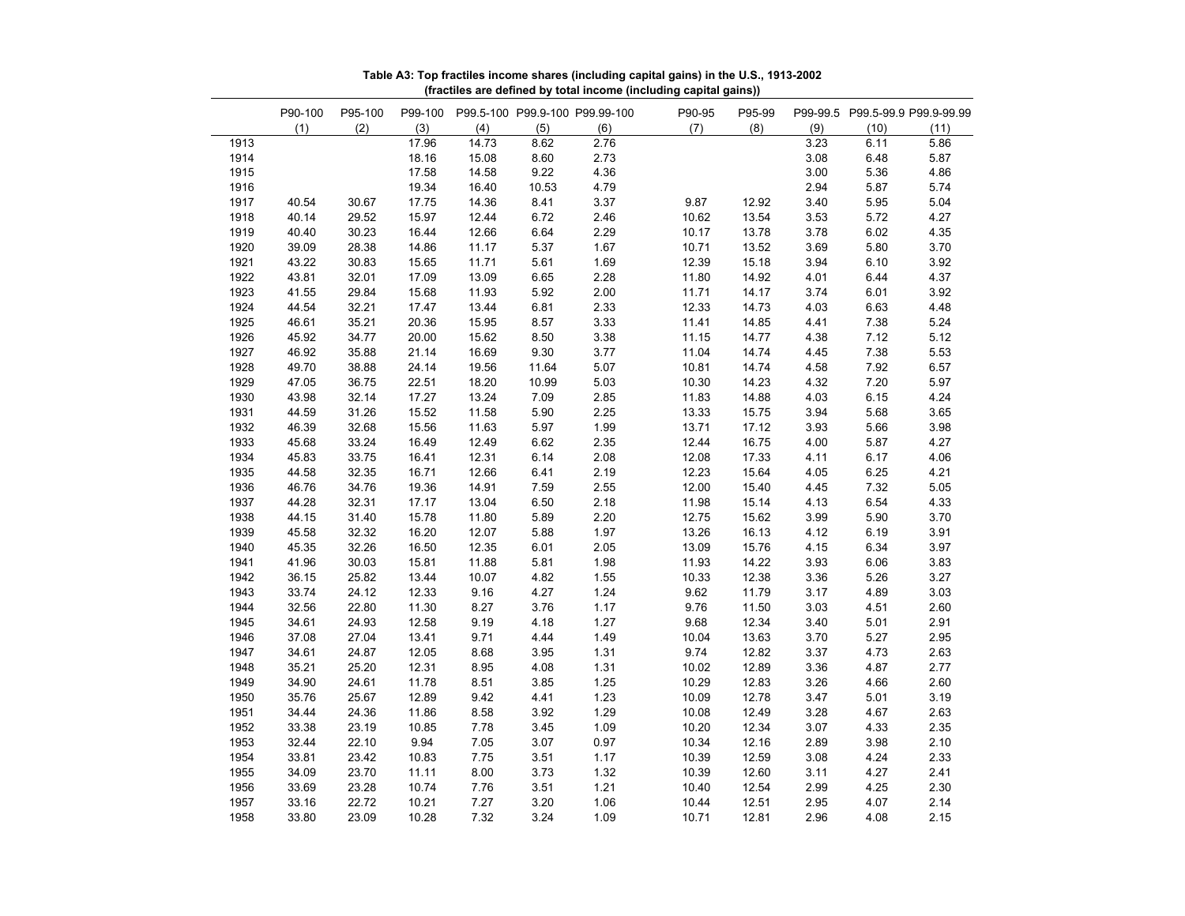**Table A3: Top fractiles income shares (including capital gains) in the U.S., 1913-2002**
**(fractiles are defined by total income (including capital gains))**

| | P90-100 | P95-100 | P99-100 | P99.5-100 | P99.9-100 | P99.99-100 | P90-95 | P95-99 | P99-99.5 | P99.5-99.9 | P99.9-99.99 |
|---|---|---|---|---|---|---|---|---|---|---|---|
| | (1) | (2) | (3) | (4) | (5) | (6) | (7) | (8) | (9) | (10) | (11) |
| 1913 | | | 17.96 | 14.73 | 8.62 | 2.76 | | | 3.23 | 6.11 | 5.86 |
| 1914 | | | 18.16 | 15.08 | 8.60 | 2.73 | | | 3.08 | 6.48 | 5.87 |
| 1915 | | | 17.58 | 14.58 | 9.22 | 4.36 | | | 3.00 | 5.36 | 4.86 |
| 1916 | | | 19.34 | 16.40 | 10.53 | 4.79 | | | 2.94 | 5.87 | 5.74 |
| 1917 | 40.54 | 30.67 | 17.75 | 14.36 | 8.41 | 3.37 | 9.87 | 12.92 | 3.40 | 5.95 | 5.04 |
| 1918 | 40.14 | 29.52 | 15.97 | 12.44 | 6.72 | 2.46 | 10.62 | 13.54 | 3.53 | 5.72 | 4.27 |
| 1919 | 40.40 | 30.23 | 16.44 | 12.66 | 6.64 | 2.29 | 10.17 | 13.78 | 3.78 | 6.02 | 4.35 |
| 1920 | 39.09 | 28.38 | 14.86 | 11.17 | 5.37 | 1.67 | 10.71 | 13.52 | 3.69 | 5.80 | 3.70 |
| 1921 | 43.22 | 30.83 | 15.65 | 11.71 | 5.61 | 1.69 | 12.39 | 15.18 | 3.94 | 6.10 | 3.92 |
| 1922 | 43.81 | 32.01 | 17.09 | 13.09 | 6.65 | 2.28 | 11.80 | 14.92 | 4.01 | 6.44 | 4.37 |
| 1923 | 41.55 | 29.84 | 15.68 | 11.93 | 5.92 | 2.00 | 11.71 | 14.17 | 3.74 | 6.01 | 3.92 |
| 1924 | 44.54 | 32.21 | 17.47 | 13.44 | 6.81 | 2.33 | 12.33 | 14.73 | 4.03 | 6.63 | 4.48 |
| 1925 | 46.61 | 35.21 | 20.36 | 15.95 | 8.57 | 3.33 | 11.41 | 14.85 | 4.41 | 7.38 | 5.24 |
| 1926 | 45.92 | 34.77 | 20.00 | 15.62 | 8.50 | 3.38 | 11.15 | 14.77 | 4.38 | 7.12 | 5.12 |
| 1927 | 46.92 | 35.88 | 21.14 | 16.69 | 9.30 | 3.77 | 11.04 | 14.74 | 4.45 | 7.38 | 5.53 |
| 1928 | 49.70 | 38.88 | 24.14 | 19.56 | 11.64 | 5.07 | 10.81 | 14.74 | 4.58 | 7.92 | 6.57 |
| 1929 | 47.05 | 36.75 | 22.51 | 18.20 | 10.99 | 5.03 | 10.30 | 14.23 | 4.32 | 7.20 | 5.97 |
| 1930 | 43.98 | 32.14 | 17.27 | 13.24 | 7.09 | 2.85 | 11.83 | 14.88 | 4.03 | 6.15 | 4.24 |
| 1931 | 44.59 | 31.26 | 15.52 | 11.58 | 5.90 | 2.25 | 13.33 | 15.75 | 3.94 | 5.68 | 3.65 |
| 1932 | 46.39 | 32.68 | 15.56 | 11.63 | 5.97 | 1.99 | 13.71 | 17.12 | 3.93 | 5.66 | 3.98 |
| 1933 | 45.68 | 33.24 | 16.49 | 12.49 | 6.62 | 2.35 | 12.44 | 16.75 | 4.00 | 5.87 | 4.27 |
| 1934 | 45.83 | 33.75 | 16.41 | 12.31 | 6.14 | 2.08 | 12.08 | 17.33 | 4.11 | 6.17 | 4.06 |
| 1935 | 44.58 | 32.35 | 16.71 | 12.66 | 6.41 | 2.19 | 12.23 | 15.64 | 4.05 | 6.25 | 4.21 |
| 1936 | 46.76 | 34.76 | 19.36 | 14.91 | 7.59 | 2.55 | 12.00 | 15.40 | 4.45 | 7.32 | 5.05 |
| 1937 | 44.28 | 32.31 | 17.17 | 13.04 | 6.50 | 2.18 | 11.98 | 15.14 | 4.13 | 6.54 | 4.33 |
| 1938 | 44.15 | 31.40 | 15.78 | 11.80 | 5.89 | 2.20 | 12.75 | 15.62 | 3.99 | 5.90 | 3.70 |
| 1939 | 45.58 | 32.32 | 16.20 | 12.07 | 5.88 | 1.97 | 13.26 | 16.13 | 4.12 | 6.19 | 3.91 |
| 1940 | 45.35 | 32.26 | 16.50 | 12.35 | 6.01 | 2.05 | 13.09 | 15.76 | 4.15 | 6.34 | 3.97 |
| 1941 | 41.96 | 30.03 | 15.81 | 11.88 | 5.81 | 1.98 | 11.93 | 14.22 | 3.93 | 6.06 | 3.83 |
| 1942 | 36.15 | 25.82 | 13.44 | 10.07 | 4.82 | 1.55 | 10.33 | 12.38 | 3.36 | 5.26 | 3.27 |
| 1943 | 33.74 | 24.12 | 12.33 | 9.16 | 4.27 | 1.24 | 9.62 | 11.79 | 3.17 | 4.89 | 3.03 |
| 1944 | 32.56 | 22.80 | 11.30 | 8.27 | 3.76 | 1.17 | 9.76 | 11.50 | 3.03 | 4.51 | 2.60 |
| 1945 | 34.61 | 24.93 | 12.58 | 9.19 | 4.18 | 1.27 | 9.68 | 12.34 | 3.40 | 5.01 | 2.91 |
| 1946 | 37.08 | 27.04 | 13.41 | 9.71 | 4.44 | 1.49 | 10.04 | 13.63 | 3.70 | 5.27 | 2.95 |
| 1947 | 34.61 | 24.87 | 12.05 | 8.68 | 3.95 | 1.31 | 9.74 | 12.82 | 3.37 | 4.73 | 2.63 |
| 1948 | 35.21 | 25.20 | 12.31 | 8.95 | 4.08 | 1.31 | 10.02 | 12.89 | 3.36 | 4.87 | 2.77 |
| 1949 | 34.90 | 24.61 | 11.78 | 8.51 | 3.85 | 1.25 | 10.29 | 12.83 | 3.26 | 4.66 | 2.60 |
| 1950 | 35.76 | 25.67 | 12.89 | 9.42 | 4.41 | 1.23 | 10.09 | 12.78 | 3.47 | 5.01 | 3.19 |
| 1951 | 34.44 | 24.36 | 11.86 | 8.58 | 3.92 | 1.29 | 10.08 | 12.49 | 3.28 | 4.67 | 2.63 |
| 1952 | 33.38 | 23.19 | 10.85 | 7.78 | 3.45 | 1.09 | 10.20 | 12.34 | 3.07 | 4.33 | 2.35 |
| 1953 | 32.44 | 22.10 | 9.94 | 7.05 | 3.07 | 0.97 | 10.34 | 12.16 | 2.89 | 3.98 | 2.10 |
| 1954 | 33.81 | 23.42 | 10.83 | 7.75 | 3.51 | 1.17 | 10.39 | 12.59 | 3.08 | 4.24 | 2.33 |
| 1955 | 34.09 | 23.70 | 11.11 | 8.00 | 3.73 | 1.32 | 10.39 | 12.60 | 3.11 | 4.27 | 2.41 |
| 1956 | 33.69 | 23.28 | 10.74 | 7.76 | 3.51 | 1.21 | 10.40 | 12.54 | 2.99 | 4.25 | 2.30 |
| 1957 | 33.16 | 22.72 | 10.21 | 7.27 | 3.20 | 1.06 | 10.44 | 12.51 | 2.95 | 4.07 | 2.14 |
| 1958 | 33.80 | 23.09 | 10.28 | 7.32 | 3.24 | 1.09 | 10.71 | 12.81 | 2.96 | 4.08 | 2.15 |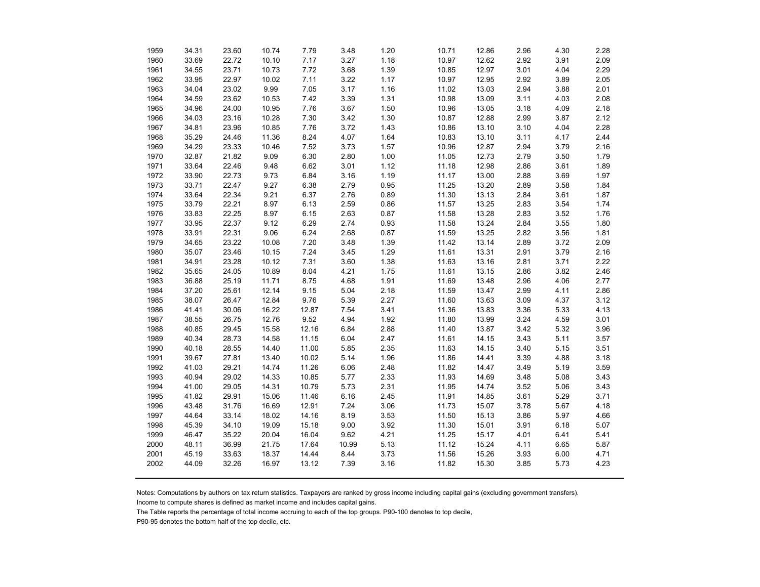| | | | | | | | | | | | |
|---|---|---|---|---|---|---|---|---|---|---|---|
| 1959 | 34.31 | 23.60 | 10.74 | 7.79 | 3.48 | 1.20 | 10.71 | 12.86 | 2.96 | 4.30 | 2.28 |
| 1960 | 33.69 | 22.72 | 10.10 | 7.17 | 3.27 | 1.18 | 10.97 | 12.62 | 2.92 | 3.91 | 2.09 |
| 1961 | 34.55 | 23.71 | 10.73 | 7.72 | 3.68 | 1.39 | 10.85 | 12.97 | 3.01 | 4.04 | 2.29 |
| 1962 | 33.95 | 22.97 | 10.02 | 7.11 | 3.22 | 1.17 | 10.97 | 12.95 | 2.92 | 3.89 | 2.05 |
| 1963 | 34.04 | 23.02 | 9.99 | 7.05 | 3.17 | 1.16 | 11.02 | 13.03 | 2.94 | 3.88 | 2.01 |
| 1964 | 34.59 | 23.62 | 10.53 | 7.42 | 3.39 | 1.31 | 10.98 | 13.09 | 3.11 | 4.03 | 2.08 |
| 1965 | 34.96 | 24.00 | 10.95 | 7.76 | 3.67 | 1.50 | 10.96 | 13.05 | 3.18 | 4.09 | 2.18 |
| 1966 | 34.03 | 23.16 | 10.28 | 7.30 | 3.42 | 1.30 | 10.87 | 12.88 | 2.99 | 3.87 | 2.12 |
| 1967 | 34.81 | 23.96 | 10.85 | 7.76 | 3.72 | 1.43 | 10.86 | 13.10 | 3.10 | 4.04 | 2.28 |
| 1968 | 35.29 | 24.46 | 11.36 | 8.24 | 4.07 | 1.64 | 10.83 | 13.10 | 3.11 | 4.17 | 2.44 |
| 1969 | 34.29 | 23.33 | 10.46 | 7.52 | 3.73 | 1.57 | 10.96 | 12.87 | 2.94 | 3.79 | 2.16 |
| 1970 | 32.87 | 21.82 | 9.09 | 6.30 | 2.80 | 1.00 | 11.05 | 12.73 | 2.79 | 3.50 | 1.79 |
| 1971 | 33.64 | 22.46 | 9.48 | 6.62 | 3.01 | 1.12 | 11.18 | 12.98 | 2.86 | 3.61 | 1.89 |
| 1972 | 33.90 | 22.73 | 9.73 | 6.84 | 3.16 | 1.19 | 11.17 | 13.00 | 2.88 | 3.69 | 1.97 |
| 1973 | 33.71 | 22.47 | 9.27 | 6.38 | 2.79 | 0.95 | 11.25 | 13.20 | 2.89 | 3.58 | 1.84 |
| 1974 | 33.64 | 22.34 | 9.21 | 6.37 | 2.76 | 0.89 | 11.30 | 13.13 | 2.84 | 3.61 | 1.87 |
| 1975 | 33.79 | 22.21 | 8.97 | 6.13 | 2.59 | 0.86 | 11.57 | 13.25 | 2.83 | 3.54 | 1.74 |
| 1976 | 33.83 | 22.25 | 8.97 | 6.15 | 2.63 | 0.87 | 11.58 | 13.28 | 2.83 | 3.52 | 1.76 |
| 1977 | 33.95 | 22.37 | 9.12 | 6.29 | 2.74 | 0.93 | 11.58 | 13.24 | 2.84 | 3.55 | 1.80 |
| 1978 | 33.91 | 22.31 | 9.06 | 6.24 | 2.68 | 0.87 | 11.59 | 13.25 | 2.82 | 3.56 | 1.81 |
| 1979 | 34.65 | 23.22 | 10.08 | 7.20 | 3.48 | 1.39 | 11.42 | 13.14 | 2.89 | 3.72 | 2.09 |
| 1980 | 35.07 | 23.46 | 10.15 | 7.24 | 3.45 | 1.29 | 11.61 | 13.31 | 2.91 | 3.79 | 2.16 |
| 1981 | 34.91 | 23.28 | 10.12 | 7.31 | 3.60 | 1.38 | 11.63 | 13.16 | 2.81 | 3.71 | 2.22 |
| 1982 | 35.65 | 24.05 | 10.89 | 8.04 | 4.21 | 1.75 | 11.61 | 13.15 | 2.86 | 3.82 | 2.46 |
| 1983 | 36.88 | 25.19 | 11.71 | 8.75 | 4.68 | 1.91 | 11.69 | 13.48 | 2.96 | 4.06 | 2.77 |
| 1984 | 37.20 | 25.61 | 12.14 | 9.15 | 5.04 | 2.18 | 11.59 | 13.47 | 2.99 | 4.11 | 2.86 |
| 1985 | 38.07 | 26.47 | 12.84 | 9.76 | 5.39 | 2.27 | 11.60 | 13.63 | 3.09 | 4.37 | 3.12 |
| 1986 | 41.41 | 30.06 | 16.22 | 12.87 | 7.54 | 3.41 | 11.36 | 13.83 | 3.36 | 5.33 | 4.13 |
| 1987 | 38.55 | 26.75 | 12.76 | 9.52 | 4.94 | 1.92 | 11.80 | 13.99 | 3.24 | 4.59 | 3.01 |
| 1988 | 40.85 | 29.45 | 15.58 | 12.16 | 6.84 | 2.88 | 11.40 | 13.87 | 3.42 | 5.32 | 3.96 |
| 1989 | 40.34 | 28.73 | 14.58 | 11.15 | 6.04 | 2.47 | 11.61 | 14.15 | 3.43 | 5.11 | 3.57 |
| 1990 | 40.18 | 28.55 | 14.40 | 11.00 | 5.85 | 2.35 | 11.63 | 14.15 | 3.40 | 5.15 | 3.51 |
| 1991 | 39.67 | 27.81 | 13.40 | 10.02 | 5.14 | 1.96 | 11.86 | 14.41 | 3.39 | 4.88 | 3.18 |
| 1992 | 41.03 | 29.21 | 14.74 | 11.26 | 6.06 | 2.48 | 11.82 | 14.47 | 3.49 | 5.19 | 3.59 |
| 1993 | 40.94 | 29.02 | 14.33 | 10.85 | 5.77 | 2.33 | 11.93 | 14.69 | 3.48 | 5.08 | 3.43 |
| 1994 | 41.00 | 29.05 | 14.31 | 10.79 | 5.73 | 2.31 | 11.95 | 14.74 | 3.52 | 5.06 | 3.43 |
| 1995 | 41.82 | 29.91 | 15.06 | 11.46 | 6.16 | 2.45 | 11.91 | 14.85 | 3.61 | 5.29 | 3.71 |
| 1996 | 43.48 | 31.76 | 16.69 | 12.91 | 7.24 | 3.06 | 11.73 | 15.07 | 3.78 | 5.67 | 4.18 |
| 1997 | 44.64 | 33.14 | 18.02 | 14.16 | 8.19 | 3.53 | 11.50 | 15.13 | 3.86 | 5.97 | 4.66 |
| 1998 | 45.39 | 34.10 | 19.09 | 15.18 | 9.00 | 3.92 | 11.30 | 15.01 | 3.91 | 6.18 | 5.07 |
| 1999 | 46.47 | 35.22 | 20.04 | 16.04 | 9.62 | 4.21 | 11.25 | 15.17 | 4.01 | 6.41 | 5.41 |
| 2000 | 48.11 | 36.99 | 21.75 | 17.64 | 10.99 | 5.13 | 11.12 | 15.24 | 4.11 | 6.65 | 5.87 |
| 2001 | 45.19 | 33.63 | 18.37 | 14.44 | 8.44 | 3.73 | 11.56 | 15.26 | 3.93 | 6.00 | 4.71 |
| 2002 | 44.09 | 32.26 | 16.97 | 13.12 | 7.39 | 3.16 | 11.82 | 15.30 | 3.85 | 5.73 | 4.23 |

Notes: Computations by authors on tax return statistics. Taxpayers are ranked by gross income including capital gains (excluding government transfers).
Income to compute shares is defined as market income and includes capital gains.
The Table reports the percentage of total income accruing to each of the top groups. P90-100 denotes to top decile,
P90-95 denotes the bottom half of the top decile, etc.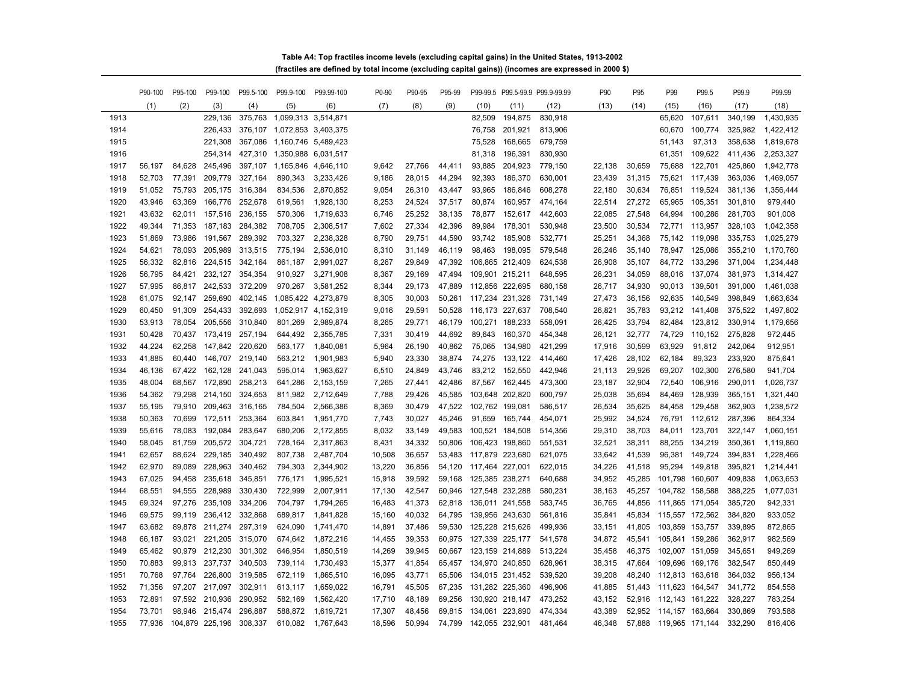**Table A4: Top fractiles income levels (excluding capital gains) in the United States, 1913-2002**
**(fractiles are defined by total income (excluding capital gains)) (incomes are expressed in 2000 $)**

| | P90-100 | P95-100 | P99-100 | P99.5-100 | P99.9-100 | P99.99-100 | P0-90 | P90-95 | P95-99 | P99-99.5 | P99.5-99.9 | P99.9-99.99 | P90 | P95 | P99 | P99.5 | P99.9 | P99.99 |
|---|---|---|---|---|---|---|---|---|---|---|---|---|---|---|---|---|---|---|
| | (1) | (2) | (3) | (4) | (5) | (6) | (7) | (8) | (9) | (10) | (11) | (12) | (13) | (14) | (15) | (16) | (17) | (18) |
| 1913 | | | 229,136 | 375,763 | 1,099,313 | 3,514,871 | | | | 82,509 | 194,875 | 830,918 | | | 65,620 | 107,611 | 340,199 | 1,430,935 |
| 1914 | | | 226,433 | 376,107 | 1,072,853 | 3,403,375 | | | | 76,758 | 201,921 | 813,906 | | | 60,670 | 100,774 | 325,982 | 1,422,412 |
| 1915 | | | 221,308 | 367,086 | 1,160,746 | 5,489,423 | | | | 75,528 | 168,665 | 679,759 | | | 51,143 | 97,313 | 358,638 | 1,819,678 |
| 1916 | | | 254,314 | 427,310 | 1,350,988 | 6,031,517 | | | | 81,318 | 196,391 | 830,930 | | | 61,351 | 109,622 | 411,436 | 2,253,327 |
| 1917 | 56,197 | 84,628 | 245,496 | 397,107 | 1,165,846 | 4,646,110 | 9,642 | 27,766 | 44,411 | 93,885 | 204,923 | 779,150 | 22,138 | 30,659 | 75,688 | 122,701 | 425,860 | 1,942,778 |
| 1918 | 52,703 | 77,391 | 209,779 | 327,164 | 890,343 | 3,233,426 | 9,186 | 28,015 | 44,294 | 92,393 | 186,370 | 630,001 | 23,439 | 31,315 | 75,621 | 117,439 | 363,036 | 1,469,057 |
| 1919 | 51,052 | 75,793 | 205,175 | 316,384 | 834,536 | 2,870,852 | 9,054 | 26,310 | 43,447 | 93,965 | 186,846 | 608,278 | 22,180 | 30,634 | 76,851 | 119,524 | 381,136 | 1,356,444 |
| 1920 | 43,946 | 63,369 | 166,776 | 252,678 | 619,561 | 1,928,130 | 8,253 | 24,524 | 37,517 | 80,874 | 160,957 | 474,164 | 22,514 | 27,272 | 65,965 | 105,351 | 301,810 | 979,440 |
| 1921 | 43,632 | 62,011 | 157,516 | 236,155 | 570,306 | 1,719,633 | 6,746 | 25,252 | 38,135 | 78,877 | 152,617 | 442,603 | 22,085 | 27,548 | 64,994 | 100,286 | 281,703 | 901,008 |
| 1922 | 49,344 | 71,353 | 187,183 | 284,382 | 708,705 | 2,308,517 | 7,602 | 27,334 | 42,396 | 89,984 | 178,301 | 530,948 | 23,500 | 30,534 | 72,771 | 113,957 | 328,103 | 1,042,358 |
| 1923 | 51,869 | 73,986 | 191,567 | 289,392 | 703,327 | 2,238,328 | 8,790 | 29,751 | 44,590 | 93,742 | 185,908 | 532,771 | 25,251 | 34,368 | 75,142 | 119,098 | 335,753 | 1,025,279 |
| 1924 | 54,621 | 78,093 | 205,989 | 313,515 | 775,194 | 2,536,010 | 8,310 | 31,149 | 46,119 | 98,463 | 198,095 | 579,548 | 26,246 | 35,140 | 78,947 | 125,086 | 355,210 | 1,170,760 |
| 1925 | 56,332 | 82,816 | 224,515 | 342,164 | 861,187 | 2,991,027 | 8,267 | 29,849 | 47,392 | 106,865 | 212,409 | 624,538 | 26,908 | 35,107 | 84,772 | 133,296 | 371,004 | 1,234,448 |
| 1926 | 56,795 | 84,421 | 232,127 | 354,354 | 910,927 | 3,271,908 | 8,367 | 29,169 | 47,494 | 109,901 | 215,211 | 648,595 | 26,231 | 34,059 | 88,016 | 137,074 | 381,973 | 1,314,427 |
| 1927 | 57,995 | 86,817 | 242,533 | 372,209 | 970,267 | 3,581,252 | 8,344 | 29,173 | 47,889 | 112,856 | 222,695 | 680,158 | 26,717 | 34,930 | 90,013 | 139,501 | 391,000 | 1,461,038 |
| 1928 | 61,075 | 92,147 | 259,690 | 402,145 | 1,085,422 | 4,273,879 | 8,305 | 30,003 | 50,261 | 117,234 | 231,326 | 731,149 | 27,473 | 36,156 | 92,635 | 140,549 | 398,849 | 1,663,634 |
| 1929 | 60,450 | 91,309 | 254,433 | 392,693 | 1,052,917 | 4,152,319 | 9,016 | 29,591 | 50,528 | 116,173 | 227,637 | 708,540 | 26,821 | 35,783 | 93,212 | 141,408 | 375,522 | 1,497,802 |
| 1930 | 53,913 | 78,054 | 205,556 | 310,840 | 801,269 | 2,989,874 | 8,265 | 29,771 | 46,179 | 100,271 | 188,233 | 558,091 | 26,425 | 33,794 | 82,484 | 123,812 | 330,914 | 1,179,656 |
| 1931 | 50,428 | 70,437 | 173,419 | 257,194 | 644,492 | 2,355,785 | 7,331 | 30,419 | 44,692 | 89,643 | 160,370 | 454,348 | 26,121 | 32,777 | 74,729 | 110,152 | 275,828 | 972,445 |
| 1932 | 44,224 | 62,258 | 147,842 | 220,620 | 563,177 | 1,840,081 | 5,964 | 26,190 | 40,862 | 75,065 | 134,980 | 421,299 | 17,916 | 30,599 | 63,929 | 91,812 | 242,064 | 912,951 |
| 1933 | 41,885 | 60,440 | 146,707 | 219,140 | 563,212 | 1,901,983 | 5,940 | 23,330 | 38,874 | 74,275 | 133,122 | 414,460 | 17,426 | 28,102 | 62,184 | 89,323 | 233,920 | 875,641 |
| 1934 | 46,136 | 67,422 | 162,128 | 241,043 | 595,014 | 1,963,627 | 6,510 | 24,849 | 43,746 | 83,212 | 152,550 | 442,946 | 21,113 | 29,926 | 69,207 | 102,300 | 276,580 | 941,704 |
| 1935 | 48,004 | 68,567 | 172,890 | 258,213 | 641,286 | 2,153,159 | 7,265 | 27,441 | 42,486 | 87,567 | 162,445 | 473,300 | 23,187 | 32,904 | 72,540 | 106,916 | 290,011 | 1,026,737 |
| 1936 | 54,362 | 79,298 | 214,150 | 324,653 | 811,982 | 2,712,649 | 7,788 | 29,426 | 45,585 | 103,648 | 202,820 | 600,797 | 25,038 | 35,694 | 84,469 | 128,939 | 365,151 | 1,321,440 |
| 1937 | 55,195 | 79,910 | 209,463 | 316,165 | 784,504 | 2,566,386 | 8,369 | 30,479 | 47,522 | 102,762 | 199,081 | 586,517 | 26,534 | 35,625 | 84,458 | 129,458 | 362,903 | 1,238,572 |
| 1938 | 50,363 | 70,699 | 172,511 | 253,364 | 603,841 | 1,951,770 | 7,743 | 30,027 | 45,246 | 91,659 | 165,744 | 454,071 | 25,992 | 34,524 | 76,791 | 112,612 | 287,396 | 864,334 |
| 1939 | 55,616 | 78,083 | 192,084 | 283,647 | 680,206 | 2,172,855 | 8,032 | 33,149 | 49,583 | 100,521 | 184,508 | 514,356 | 29,310 | 38,703 | 84,011 | 123,701 | 322,147 | 1,060,151 |
| 1940 | 58,045 | 81,759 | 205,572 | 304,721 | 728,164 | 2,317,863 | 8,431 | 34,332 | 50,806 | 106,423 | 198,860 | 551,531 | 32,521 | 38,311 | 88,255 | 134,219 | 350,361 | 1,119,860 |
| 1941 | 62,657 | 88,624 | 229,185 | 340,492 | 807,738 | 2,487,704 | 10,508 | 36,657 | 53,483 | 117,879 | 223,680 | 621,075 | 33,642 | 41,539 | 96,381 | 149,724 | 394,831 | 1,228,466 |
| 1942 | 62,970 | 89,089 | 228,963 | 340,462 | 794,303 | 2,344,902 | 13,220 | 36,856 | 54,120 | 117,464 | 227,001 | 622,015 | 34,226 | 41,518 | 95,294 | 149,818 | 395,821 | 1,214,441 |
| 1943 | 67,025 | 94,458 | 235,618 | 345,851 | 776,171 | 1,995,521 | 15,918 | 39,592 | 59,168 | 125,385 | 238,271 | 640,688 | 34,952 | 45,285 | 101,798 | 160,607 | 409,838 | 1,063,653 |
| 1944 | 68,551 | 94,555 | 228,989 | 330,430 | 722,999 | 2,007,911 | 17,130 | 42,547 | 60,946 | 127,548 | 232,288 | 580,231 | 38,163 | 45,257 | 104,782 | 158,588 | 388,225 | 1,077,031 |
| 1945 | 69,324 | 97,276 | 235,109 | 334,206 | 704,797 | 1,794,265 | 16,483 | 41,373 | 62,818 | 136,011 | 241,558 | 583,745 | 36,765 | 44,856 | 111,865 | 171,054 | 385,720 | 942,331 |
| 1946 | 69,575 | 99,119 | 236,412 | 332,868 | 689,817 | 1,841,828 | 15,160 | 40,032 | 64,795 | 139,956 | 243,630 | 561,816 | 35,841 | 45,834 | 115,557 | 172,562 | 384,820 | 933,052 |
| 1947 | 63,682 | 89,878 | 211,274 | 297,319 | 624,090 | 1,741,470 | 14,891 | 37,486 | 59,530 | 125,228 | 215,626 | 499,936 | 33,151 | 41,805 | 103,859 | 153,757 | 339,895 | 872,865 |
| 1948 | 66,187 | 93,021 | 221,205 | 315,070 | 674,642 | 1,872,216 | 14,455 | 39,353 | 60,975 | 127,339 | 225,177 | 541,578 | 34,872 | 45,541 | 105,841 | 159,286 | 362,917 | 982,569 |
| 1949 | 65,462 | 90,979 | 212,230 | 301,302 | 646,954 | 1,850,519 | 14,269 | 39,945 | 60,667 | 123,159 | 214,889 | 513,224 | 35,458 | 46,375 | 102,007 | 151,059 | 345,651 | 949,269 |
| 1950 | 70,883 | 99,913 | 237,737 | 340,503 | 739,114 | 1,730,493 | 15,377 | 41,854 | 65,457 | 134,970 | 240,850 | 628,961 | 38,315 | 47,664 | 109,696 | 169,176 | 382,547 | 850,449 |
| 1951 | 70,768 | 97,764 | 226,800 | 319,585 | 672,119 | 1,865,510 | 16,095 | 43,771 | 65,506 | 134,015 | 231,452 | 539,520 | 39,208 | 48,240 | 112,813 | 163,618 | 364,032 | 956,134 |
| 1952 | 71,356 | 97,207 | 217,097 | 302,911 | 613,117 | 1,659,022 | 16,791 | 45,505 | 67,235 | 131,282 | 225,360 | 496,906 | 41,885 | 51,443 | 111,623 | 164,547 | 341,772 | 854,558 |
| 1953 | 72,891 | 97,592 | 210,936 | 290,952 | 582,169 | 1,562,420 | 17,710 | 48,189 | 69,256 | 130,920 | 218,147 | 473,252 | 43,152 | 52,916 | 112,143 | 161,222 | 328,227 | 783,254 |
| 1954 | 73,701 | 98,946 | 215,474 | 296,887 | 588,872 | 1,619,721 | 17,307 | 48,456 | 69,815 | 134,061 | 223,890 | 474,334 | 43,389 | 52,952 | 114,157 | 163,664 | 330,869 | 793,588 |
| 1955 | 77,936 | 104,879 | 225,196 | 308,337 | 610,082 | 1,767,643 | 18,596 | 50,994 | 74,799 | 142,055 | 232,901 | 481,464 | 46,348 | 57,888 | 119,965 | 171,144 | 332,290 | 816,406 |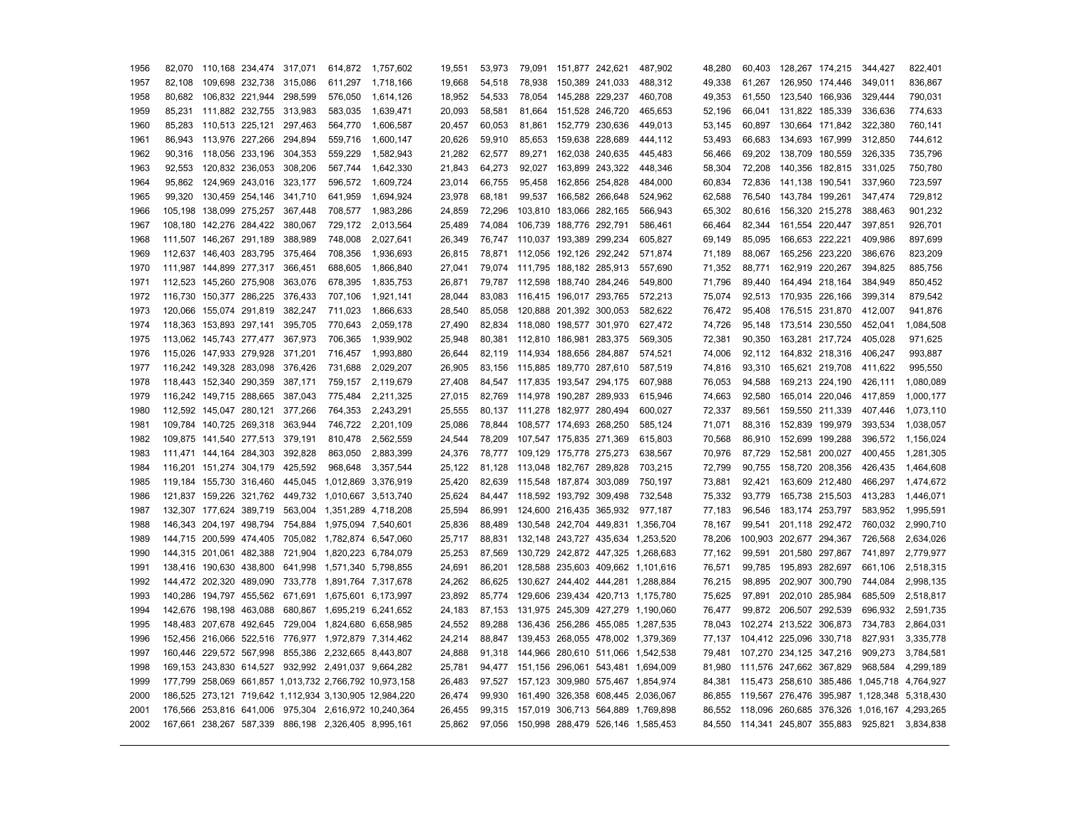| | | | | | | | | | | | | | | | | | | |
|---|---|---|---|---|---|---|---|---|---|---|---|---|---|---|---|---|---|---|
| 1956 | 82,070 | 110,168 | 234,474 | 317,071 | 614,872 | 1,757,602 | 19,551 | 53,973 | 79,091 | 151,877 | 242,621 | 487,902 | 48,280 | 60,403 | 128,267 | 174,215 | 344,427 | 822,401 |
| 1957 | 82,108 | 109,698 | 232,738 | 315,086 | 611,297 | 1,718,166 | 19,668 | 54,518 | 78,938 | 150,389 | 241,033 | 488,312 | 49,338 | 61,267 | 126,950 | 174,446 | 349,011 | 836,867 |
| 1958 | 80,682 | 106,832 | 221,944 | 298,599 | 576,050 | 1,614,126 | 18,952 | 54,533 | 78,054 | 145,288 | 229,237 | 460,708 | 49,353 | 61,550 | 123,540 | 166,936 | 329,444 | 790,031 |
| 1959 | 85,231 | 111,882 | 232,755 | 313,983 | 583,035 | 1,639,471 | 20,093 | 58,581 | 81,664 | 151,528 | 246,720 | 465,653 | 52,196 | 66,041 | 131,822 | 185,339 | 336,636 | 774,633 |
| 1960 | 85,283 | 110,513 | 225,121 | 297,463 | 564,770 | 1,606,587 | 20,457 | 60,053 | 81,861 | 152,779 | 230,636 | 449,013 | 53,145 | 60,897 | 130,664 | 171,842 | 322,380 | 760,141 |
| 1961 | 86,943 | 113,976 | 227,266 | 294,894 | 559,716 | 1,600,147 | 20,626 | 59,910 | 85,653 | 159,638 | 228,689 | 444,112 | 53,493 | 66,683 | 134,693 | 167,999 | 312,850 | 744,612 |
| 1962 | 90,316 | 118,056 | 233,196 | 304,353 | 559,229 | 1,582,943 | 21,282 | 62,577 | 89,271 | 162,038 | 240,635 | 445,483 | 56,466 | 69,202 | 138,709 | 180,559 | 326,335 | 735,796 |
| 1963 | 92,553 | 120,832 | 236,053 | 308,206 | 567,744 | 1,642,330 | 21,843 | 64,273 | 92,027 | 163,899 | 243,322 | 448,346 | 58,304 | 72,208 | 140,356 | 182,815 | 331,025 | 750,780 |
| 1964 | 95,862 | 124,969 | 243,016 | 323,177 | 596,572 | 1,609,724 | 23,014 | 66,755 | 95,458 | 162,856 | 254,828 | 484,000 | 60,834 | 72,836 | 141,138 | 190,541 | 337,960 | 723,597 |
| 1965 | 99,320 | 130,459 | 254,146 | 341,710 | 641,959 | 1,694,924 | 23,978 | 68,181 | 99,537 | 166,582 | 266,648 | 524,962 | 62,588 | 76,540 | 143,784 | 199,261 | 347,474 | 729,812 |
| 1966 | 105,198 | 138,099 | 275,257 | 367,448 | 708,577 | 1,983,286 | 24,859 | 72,296 | 103,810 | 183,066 | 282,165 | 566,943 | 65,302 | 80,616 | 156,320 | 215,278 | 388,463 | 901,232 |
| 1967 | 108,180 | 142,276 | 284,422 | 380,067 | 729,172 | 2,013,564 | 25,489 | 74,084 | 106,739 | 188,776 | 292,791 | 586,461 | 66,464 | 82,344 | 161,554 | 220,447 | 397,851 | 926,701 |
| 1968 | 111,507 | 146,267 | 291,189 | 388,989 | 748,008 | 2,027,641 | 26,349 | 76,747 | 110,037 | 193,389 | 299,234 | 605,827 | 69,149 | 85,095 | 166,653 | 222,221 | 409,986 | 897,699 |
| 1969 | 112,637 | 146,403 | 283,795 | 375,464 | 708,356 | 1,936,693 | 26,815 | 78,871 | 112,056 | 192,126 | 292,242 | 571,874 | 71,189 | 88,067 | 165,256 | 223,220 | 386,676 | 823,209 |
| 1970 | 111,987 | 144,899 | 277,317 | 366,451 | 688,605 | 1,866,840 | 27,041 | 79,074 | 111,795 | 188,182 | 285,913 | 557,690 | 71,352 | 88,771 | 162,919 | 220,267 | 394,825 | 885,756 |
| 1971 | 112,523 | 145,260 | 275,908 | 363,076 | 678,395 | 1,835,753 | 26,871 | 79,787 | 112,598 | 188,740 | 284,246 | 549,800 | 71,796 | 89,440 | 164,494 | 218,164 | 384,949 | 850,452 |
| 1972 | 116,730 | 150,377 | 286,225 | 376,433 | 707,106 | 1,921,141 | 28,044 | 83,083 | 116,415 | 196,017 | 293,765 | 572,213 | 75,074 | 92,513 | 170,935 | 226,166 | 399,314 | 879,542 |
| 1973 | 120,066 | 155,074 | 291,819 | 382,247 | 711,023 | 1,866,633 | 28,540 | 85,058 | 120,888 | 201,392 | 300,053 | 582,622 | 76,472 | 95,408 | 176,515 | 231,870 | 412,007 | 941,876 |
| 1974 | 118,363 | 153,893 | 297,141 | 395,705 | 770,643 | 2,059,178 | 27,490 | 82,834 | 118,080 | 198,577 | 301,970 | 627,472 | 74,726 | 95,148 | 173,514 | 230,550 | 452,041 | 1,084,508 |
| 1975 | 113,062 | 145,743 | 277,477 | 367,973 | 706,365 | 1,939,902 | 25,948 | 80,381 | 112,810 | 186,981 | 283,375 | 569,305 | 72,381 | 90,350 | 163,281 | 217,724 | 405,028 | 971,625 |
| 1976 | 115,026 | 147,933 | 279,928 | 371,201 | 716,457 | 1,993,880 | 26,644 | 82,119 | 114,934 | 188,656 | 284,887 | 574,521 | 74,006 | 92,112 | 164,832 | 218,316 | 406,247 | 993,887 |
| 1977 | 116,242 | 149,328 | 283,098 | 376,426 | 731,688 | 2,029,207 | 26,905 | 83,156 | 115,885 | 189,770 | 287,610 | 587,519 | 74,816 | 93,310 | 165,621 | 219,708 | 411,622 | 995,550 |
| 1978 | 118,443 | 152,340 | 290,359 | 387,171 | 759,157 | 2,119,679 | 27,408 | 84,547 | 117,835 | 193,547 | 294,175 | 607,988 | 76,053 | 94,588 | 169,213 | 224,190 | 426,111 | 1,080,089 |
| 1979 | 116,242 | 149,715 | 288,665 | 387,043 | 775,484 | 2,211,325 | 27,015 | 82,769 | 114,978 | 190,287 | 289,933 | 615,946 | 74,663 | 92,580 | 165,014 | 220,046 | 417,859 | 1,000,177 |
| 1980 | 112,592 | 145,047 | 280,121 | 377,266 | 764,353 | 2,243,291 | 25,555 | 80,137 | 111,278 | 182,977 | 280,494 | 600,027 | 72,337 | 89,561 | 159,550 | 211,339 | 407,446 | 1,073,110 |
| 1981 | 109,784 | 140,725 | 269,318 | 363,944 | 746,722 | 2,201,109 | 25,086 | 78,844 | 108,577 | 174,693 | 268,250 | 585,124 | 71,071 | 88,316 | 152,839 | 199,979 | 393,534 | 1,038,057 |
| 1982 | 109,875 | 141,540 | 277,513 | 379,191 | 810,478 | 2,562,559 | 24,544 | 78,209 | 107,547 | 175,835 | 271,369 | 615,803 | 70,568 | 86,910 | 152,699 | 199,288 | 396,572 | 1,156,024 |
| 1983 | 111,471 | 144,164 | 284,303 | 392,828 | 863,050 | 2,883,399 | 24,376 | 78,777 | 109,129 | 175,778 | 275,273 | 638,567 | 70,976 | 87,729 | 152,581 | 200,027 | 400,455 | 1,281,305 |
| 1984 | 116,201 | 151,274 | 304,179 | 425,592 | 968,648 | 3,357,544 | 25,122 | 81,128 | 113,048 | 182,767 | 289,828 | 703,215 | 72,799 | 90,755 | 158,720 | 208,356 | 426,435 | 1,464,608 |
| 1985 | 119,184 | 155,730 | 316,460 | 445,045 | 1,012,869 | 3,376,919 | 25,420 | 82,639 | 115,548 | 187,874 | 303,089 | 750,197 | 73,881 | 92,421 | 163,609 | 212,480 | 466,297 | 1,474,672 |
| 1986 | 121,837 | 159,226 | 321,762 | 449,732 | 1,010,667 | 3,513,740 | 25,624 | 84,447 | 118,592 | 193,792 | 309,498 | 732,548 | 75,332 | 93,779 | 165,738 | 215,503 | 413,283 | 1,446,071 |
| 1987 | 132,307 | 177,624 | 389,719 | 563,004 | 1,351,289 | 4,718,208 | 25,594 | 86,991 | 124,600 | 216,435 | 365,932 | 977,187 | 77,183 | 96,546 | 183,174 | 253,797 | 583,952 | 1,995,591 |
| 1988 | 146,343 | 204,197 | 498,794 | 754,884 | 1,975,094 | 7,540,601 | 25,836 | 88,489 | 130,548 | 242,704 | 449,831 | 1,356,704 | 78,167 | 99,541 | 201,118 | 292,472 | 760,032 | 2,990,710 |
| 1989 | 144,715 | 200,599 | 474,405 | 705,082 | 1,782,874 | 6,547,060 | 25,717 | 88,831 | 132,148 | 243,727 | 435,634 | 1,253,520 | 78,206 | 100,903 | 202,677 | 294,367 | 726,568 | 2,634,026 |
| 1990 | 144,315 | 201,061 | 482,388 | 721,904 | 1,820,223 | 6,784,079 | 25,253 | 87,569 | 130,729 | 242,872 | 447,325 | 1,268,683 | 77,162 | 99,591 | 201,580 | 297,867 | 741,897 | 2,779,977 |
| 1991 | 138,416 | 190,630 | 438,800 | 641,998 | 1,571,340 | 5,798,855 | 24,691 | 86,201 | 128,588 | 235,603 | 409,662 | 1,101,616 | 76,571 | 99,785 | 195,893 | 282,697 | 661,106 | 2,518,315 |
| 1992 | 144,472 | 202,320 | 489,090 | 733,778 | 1,891,764 | 7,317,678 | 24,262 | 86,625 | 130,627 | 244,402 | 444,281 | 1,288,884 | 76,215 | 98,895 | 202,907 | 300,790 | 744,084 | 2,998,135 |
| 1993 | 140,286 | 194,797 | 455,562 | 671,691 | 1,675,601 | 6,173,997 | 23,892 | 85,774 | 129,606 | 239,434 | 420,713 | 1,175,780 | 75,625 | 97,891 | 202,010 | 285,984 | 685,509 | 2,518,817 |
| 1994 | 142,676 | 198,198 | 463,088 | 680,867 | 1,695,219 | 6,241,652 | 24,183 | 87,153 | 131,975 | 245,309 | 427,279 | 1,190,060 | 76,477 | 99,872 | 206,507 | 292,539 | 696,932 | 2,591,735 |
| 1995 | 148,483 | 207,678 | 492,645 | 729,004 | 1,824,680 | 6,658,985 | 24,552 | 89,288 | 136,436 | 256,286 | 445,085 | 1,287,535 | 78,043 | 102,274 | 213,522 | 306,873 | 734,783 | 2,864,031 |
| 1996 | 152,456 | 216,066 | 522,516 | 776,977 | 1,972,879 | 7,314,462 | 24,214 | 88,847 | 139,453 | 268,055 | 478,002 | 1,379,369 | 77,137 | 104,412 | 225,096 | 330,718 | 827,931 | 3,335,778 |
| 1997 | 160,446 | 229,572 | 567,998 | 855,386 | 2,232,665 | 8,443,807 | 24,888 | 91,318 | 144,966 | 280,610 | 511,066 | 1,542,538 | 79,481 | 107,270 | 234,125 | 347,216 | 909,273 | 3,784,581 |
| 1998 | 169,153 | 243,830 | 614,527 | 932,992 | 2,491,037 | 9,664,282 | 25,781 | 94,477 | 151,156 | 296,061 | 543,481 | 1,694,009 | 81,980 | 111,576 | 247,662 | 367,829 | 968,584 | 4,299,189 |
| 1999 | 177,799 | 258,069 | 661,857 | 1,013,732 | 2,766,792 | 10,973,158 | 26,483 | 97,527 | 157,123 | 309,980 | 575,467 | 1,854,974 | 84,381 | 115,473 | 258,610 | 385,486 | 1,045,718 | 4,764,927 |
| 2000 | 186,525 | 273,121 | 719,642 | 1,112,934 | 3,130,905 | 12,984,220 | 26,474 | 99,930 | 161,490 | 326,358 | 608,445 | 2,036,067 | 86,855 | 119,567 | 276,476 | 395,987 | 1,128,348 | 5,318,430 |
| 2001 | 176,566 | 253,816 | 641,006 | 975,304 | 2,616,972 | 10,240,364 | 26,455 | 99,315 | 157,019 | 306,713 | 564,889 | 1,769,898 | 86,552 | 118,096 | 260,685 | 376,326 | 1,016,167 | 4,293,265 |
| 2002 | 167,661 | 238,267 | 587,339 | 886,198 | 2,326,405 | 8,995,161 | 25,862 | 97,056 | 150,998 | 288,479 | 526,146 | 1,585,453 | 84,550 | 114,341 | 245,807 | 355,883 | 925,821 | 3,834,838 |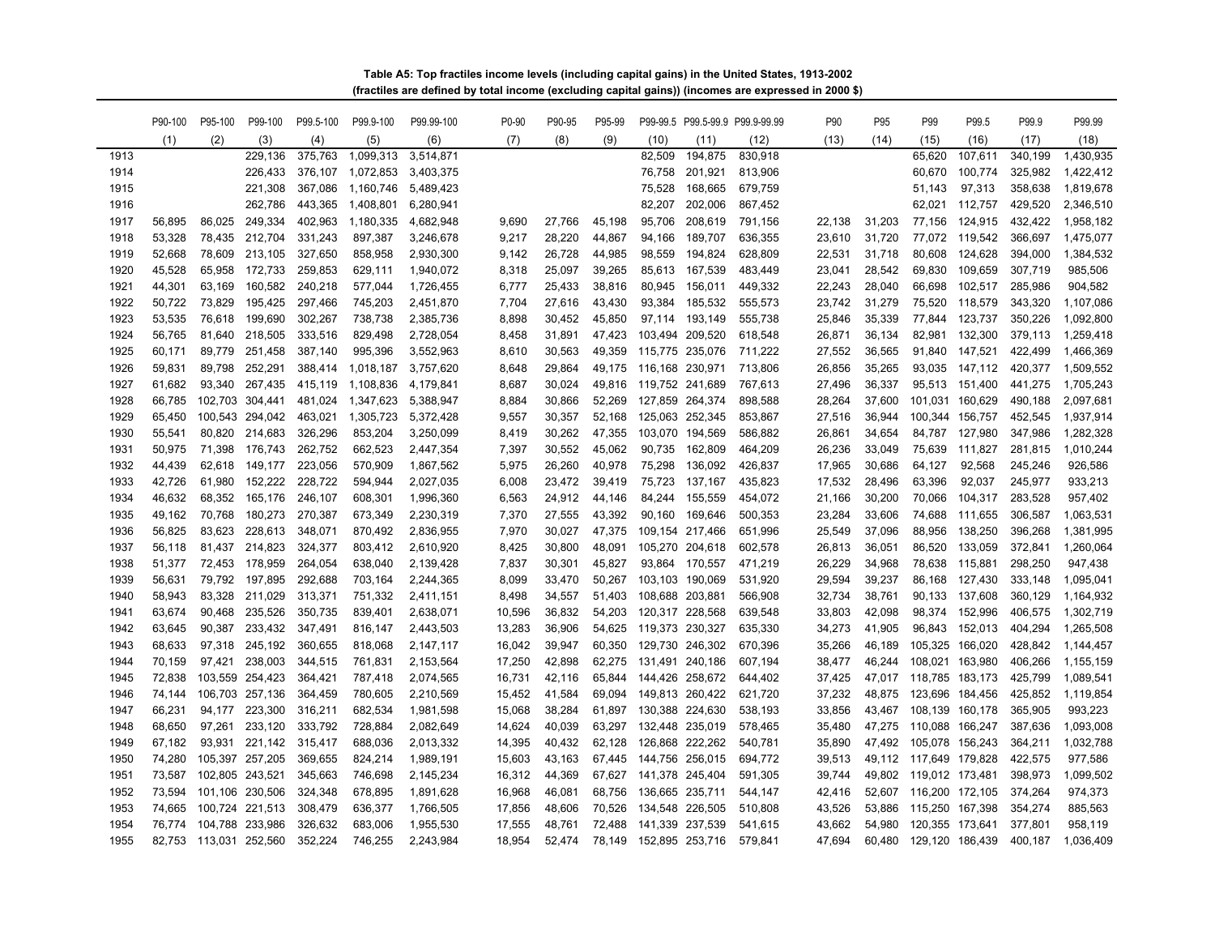**Table A5: Top fractiles income levels (including capital gains) in the United States, 1913-2002**
**(fractiles are defined by total income (excluding capital gains)) (incomes are expressed in 2000 $)**

| | P90-100 | P95-100 | P99-100 | P99.5-100 | P99.9-100 | P99.99-100 | P0-90 | P90-95 | P95-99 | P99-99.5 | P99.5-99.9 | P99.9-99.99 | P90 | P95 | P99 | P99.5 | P99.9 | P99.99 |
|---|---|---|---|---|---|---|---|---|---|---|---|---|---|---|---|---|---|---|
| | (1) | (2) | (3) | (4) | (5) | (6) | (7) | (8) | (9) | (10) | (11) | (12) | (13) | (14) | (15) | (16) | (17) | (18) |
| 1913 | | | 229,136 | 375,763 | 1,099,313 | 3,514,871 | | | | 82,509 | 194,875 | 830,918 | | | 65,620 | 107,611 | 340,199 | 1,430,935 |
| 1914 | | | 226,433 | 376,107 | 1,072,853 | 3,403,375 | | | | 76,758 | 201,921 | 813,906 | | | 60,670 | 100,774 | 325,982 | 1,422,412 |
| 1915 | | | 221,308 | 367,086 | 1,160,746 | 5,489,423 | | | | 75,528 | 168,665 | 679,759 | | | 51,143 | 97,313 | 358,638 | 1,819,678 |
| 1916 | | | 262,786 | 443,365 | 1,408,801 | 6,280,941 | | | | 82,207 | 202,006 | 867,452 | | | 62,021 | 112,757 | 429,520 | 2,346,510 |
| 1917 | 56,895 | 86,025 | 249,334 | 402,963 | 1,180,335 | 4,682,948 | 9,690 | 27,766 | 45,198 | 95,706 | 208,619 | 791,156 | 22,138 | 31,203 | 77,156 | 124,915 | 432,422 | 1,958,182 |
| 1918 | 53,328 | 78,435 | 212,704 | 331,243 | 897,387 | 3,246,678 | 9,217 | 28,220 | 44,867 | 94,166 | 189,707 | 636,355 | 23,610 | 31,720 | 77,072 | 119,542 | 366,697 | 1,475,077 |
| 1919 | 52,668 | 78,609 | 213,105 | 327,650 | 858,958 | 2,930,300 | 9,142 | 26,728 | 44,985 | 98,559 | 194,824 | 628,809 | 22,531 | 31,718 | 80,608 | 124,628 | 394,000 | 1,384,532 |
| 1920 | 45,528 | 65,958 | 172,733 | 259,853 | 629,111 | 1,940,072 | 8,318 | 25,097 | 39,265 | 85,613 | 167,539 | 483,449 | 23,041 | 28,542 | 69,830 | 109,659 | 307,719 | 985,506 |
| 1921 | 44,301 | 63,169 | 160,582 | 240,218 | 577,044 | 1,726,455 | 6,777 | 25,433 | 38,816 | 80,945 | 156,011 | 449,332 | 22,243 | 28,040 | 66,698 | 102,517 | 285,986 | 904,582 |
| 1922 | 50,722 | 73,829 | 195,425 | 297,466 | 745,203 | 2,451,870 | 7,704 | 27,616 | 43,430 | 93,384 | 185,532 | 555,573 | 23,742 | 31,279 | 75,520 | 118,579 | 343,320 | 1,107,086 |
| 1923 | 53,535 | 76,618 | 199,690 | 302,267 | 738,738 | 2,385,736 | 8,898 | 30,452 | 45,850 | 97,114 | 193,149 | 555,738 | 25,846 | 35,339 | 77,844 | 123,737 | 350,226 | 1,092,800 |
| 1924 | 56,765 | 81,640 | 218,505 | 333,516 | 829,498 | 2,728,054 | 8,458 | 31,891 | 47,423 | 103,494 | 209,520 | 618,548 | 26,871 | 36,134 | 82,981 | 132,300 | 379,113 | 1,259,418 |
| 1925 | 60,171 | 89,779 | 251,458 | 387,140 | 995,396 | 3,552,963 | 8,610 | 30,563 | 49,359 | 115,775 | 235,076 | 711,222 | 27,552 | 36,565 | 91,840 | 147,521 | 422,499 | 1,466,369 |
| 1926 | 59,831 | 89,798 | 252,291 | 388,414 | 1,018,187 | 3,757,620 | 8,648 | 29,864 | 49,175 | 116,168 | 230,971 | 713,806 | 26,856 | 35,265 | 93,035 | 147,112 | 420,377 | 1,509,552 |
| 1927 | 61,682 | 93,340 | 267,435 | 415,119 | 1,108,836 | 4,179,841 | 8,687 | 30,024 | 49,816 | 119,752 | 241,689 | 767,613 | 27,496 | 36,337 | 95,513 | 151,400 | 441,275 | 1,705,243 |
| 1928 | 66,785 | 102,703 | 304,441 | 481,024 | 1,347,623 | 5,388,947 | 8,884 | 30,866 | 52,269 | 127,859 | 264,374 | 898,588 | 28,264 | 37,600 | 101,031 | 160,629 | 490,188 | 2,097,681 |
| 1929 | 65,450 | 100,543 | 294,042 | 463,021 | 1,305,723 | 5,372,428 | 9,557 | 30,357 | 52,168 | 125,063 | 252,345 | 853,867 | 27,516 | 36,944 | 100,344 | 156,757 | 452,545 | 1,937,914 |
| 1930 | 55,541 | 80,820 | 214,683 | 326,296 | 853,204 | 3,250,099 | 8,419 | 30,262 | 47,355 | 103,070 | 194,569 | 586,882 | 26,861 | 34,654 | 84,787 | 127,980 | 347,986 | 1,282,328 |
| 1931 | 50,975 | 71,398 | 176,743 | 262,752 | 662,523 | 2,447,354 | 7,397 | 30,552 | 45,062 | 90,735 | 162,809 | 464,209 | 26,236 | 33,049 | 75,639 | 111,827 | 281,815 | 1,010,244 |
| 1932 | 44,439 | 62,618 | 149,177 | 223,056 | 570,909 | 1,867,562 | 5,975 | 26,260 | 40,978 | 75,298 | 136,092 | 426,837 | 17,965 | 30,686 | 64,127 | 92,568 | 245,246 | 926,586 |
| 1933 | 42,726 | 61,980 | 152,222 | 228,722 | 594,944 | 2,027,035 | 6,008 | 23,472 | 39,419 | 75,723 | 137,167 | 435,823 | 17,532 | 28,496 | 63,396 | 92,037 | 245,977 | 933,213 |
| 1934 | 46,632 | 68,352 | 165,176 | 246,107 | 608,301 | 1,996,360 | 6,563 | 24,912 | 44,146 | 84,244 | 155,559 | 454,072 | 21,166 | 30,200 | 70,066 | 104,317 | 283,528 | 957,402 |
| 1935 | 49,162 | 70,768 | 180,273 | 270,387 | 673,349 | 2,230,319 | 7,370 | 27,555 | 43,392 | 90,160 | 169,646 | 500,353 | 23,284 | 33,606 | 74,688 | 111,655 | 306,587 | 1,063,531 |
| 1936 | 56,825 | 83,623 | 228,613 | 348,071 | 870,492 | 2,836,955 | 7,970 | 30,027 | 47,375 | 109,154 | 217,466 | 651,996 | 25,549 | 37,096 | 88,956 | 138,250 | 396,268 | 1,381,995 |
| 1937 | 56,118 | 81,437 | 214,823 | 324,377 | 803,412 | 2,610,920 | 8,425 | 30,800 | 48,091 | 105,270 | 204,618 | 602,578 | 26,813 | 36,051 | 86,520 | 133,059 | 372,841 | 1,260,064 |
| 1938 | 51,377 | 72,453 | 178,959 | 264,054 | 638,040 | 2,139,428 | 7,837 | 30,301 | 45,827 | 93,864 | 170,557 | 471,219 | 26,229 | 34,968 | 78,638 | 115,881 | 298,250 | 947,438 |
| 1939 | 56,631 | 79,792 | 197,895 | 292,688 | 703,164 | 2,244,365 | 8,099 | 33,470 | 50,267 | 103,103 | 190,069 | 531,920 | 29,594 | 39,237 | 86,168 | 127,430 | 333,148 | 1,095,041 |
| 1940 | 58,943 | 83,328 | 211,029 | 313,371 | 751,332 | 2,411,151 | 8,498 | 34,557 | 51,403 | 108,688 | 203,881 | 566,908 | 32,734 | 38,761 | 90,133 | 137,608 | 360,129 | 1,164,932 |
| 1941 | 63,674 | 90,468 | 235,526 | 350,735 | 839,401 | 2,638,071 | 10,596 | 36,832 | 54,203 | 120,317 | 228,568 | 639,548 | 33,803 | 42,098 | 98,374 | 152,996 | 406,575 | 1,302,719 |
| 1942 | 63,645 | 90,387 | 233,432 | 347,491 | 816,147 | 2,443,503 | 13,283 | 36,906 | 54,625 | 119,373 | 230,327 | 635,330 | 34,273 | 41,905 | 96,843 | 152,013 | 404,294 | 1,265,508 |
| 1943 | 68,633 | 97,318 | 245,192 | 360,655 | 818,068 | 2,147,117 | 16,042 | 39,947 | 60,350 | 129,730 | 246,302 | 670,396 | 35,266 | 46,189 | 105,325 | 166,020 | 428,842 | 1,144,457 |
| 1944 | 70,159 | 97,421 | 238,003 | 344,515 | 761,831 | 2,153,564 | 17,250 | 42,898 | 62,275 | 131,491 | 240,186 | 607,194 | 38,477 | 46,244 | 108,021 | 163,980 | 406,266 | 1,155,159 |
| 1945 | 72,838 | 103,559 | 254,423 | 364,421 | 787,418 | 2,074,565 | 16,731 | 42,116 | 65,844 | 144,426 | 258,672 | 644,402 | 37,425 | 47,017 | 118,785 | 183,173 | 425,799 | 1,089,541 |
| 1946 | 74,144 | 106,703 | 257,136 | 364,459 | 780,605 | 2,210,569 | 15,452 | 41,584 | 69,094 | 149,813 | 260,422 | 621,720 | 37,232 | 48,875 | 123,696 | 184,456 | 425,852 | 1,119,854 |
| 1947 | 66,231 | 94,177 | 223,300 | 316,211 | 682,534 | 1,981,598 | 15,068 | 38,284 | 61,897 | 130,388 | 224,630 | 538,193 | 33,856 | 43,467 | 108,139 | 160,178 | 365,905 | 993,223 |
| 1948 | 68,650 | 97,261 | 233,120 | 333,792 | 728,884 | 2,082,649 | 14,624 | 40,039 | 63,297 | 132,448 | 235,019 | 578,465 | 35,480 | 47,275 | 110,088 | 166,247 | 387,636 | 1,093,008 |
| 1949 | 67,182 | 93,931 | 221,142 | 315,417 | 688,036 | 2,013,332 | 14,395 | 40,432 | 62,128 | 126,868 | 222,262 | 540,781 | 35,890 | 47,492 | 105,078 | 156,243 | 364,211 | 1,032,788 |
| 1950 | 74,280 | 105,397 | 257,205 | 369,655 | 824,214 | 1,989,191 | 15,603 | 43,163 | 67,445 | 144,756 | 256,015 | 694,772 | 39,513 | 49,112 | 117,649 | 179,828 | 422,575 | 977,586 |
| 1951 | 73,587 | 102,805 | 243,521 | 345,663 | 746,698 | 2,145,234 | 16,312 | 44,369 | 67,627 | 141,378 | 245,404 | 591,305 | 39,744 | 49,802 | 119,012 | 173,481 | 398,973 | 1,099,502 |
| 1952 | 73,594 | 101,106 | 230,506 | 324,348 | 678,895 | 1,891,628 | 16,968 | 46,081 | 68,756 | 136,665 | 235,711 | 544,147 | 42,416 | 52,607 | 116,200 | 172,105 | 374,264 | 974,373 |
| 1953 | 74,665 | 100,724 | 221,513 | 308,479 | 636,377 | 1,766,505 | 17,856 | 48,606 | 70,526 | 134,548 | 226,505 | 510,808 | 43,526 | 53,886 | 115,250 | 167,398 | 354,274 | 885,563 |
| 1954 | 76,774 | 104,788 | 233,986 | 326,632 | 683,006 | 1,955,530 | 17,555 | 48,761 | 72,488 | 141,339 | 237,539 | 541,615 | 43,662 | 54,980 | 120,355 | 173,641 | 377,801 | 958,119 |
| 1955 | 82,753 | 113,031 | 252,560 | 352,224 | 746,255 | 2,243,984 | 18,954 | 52,474 | 78,149 | 152,895 | 253,716 | 579,841 | 47,694 | 60,480 | 129,120 | 186,439 | 400,187 | 1,036,409 |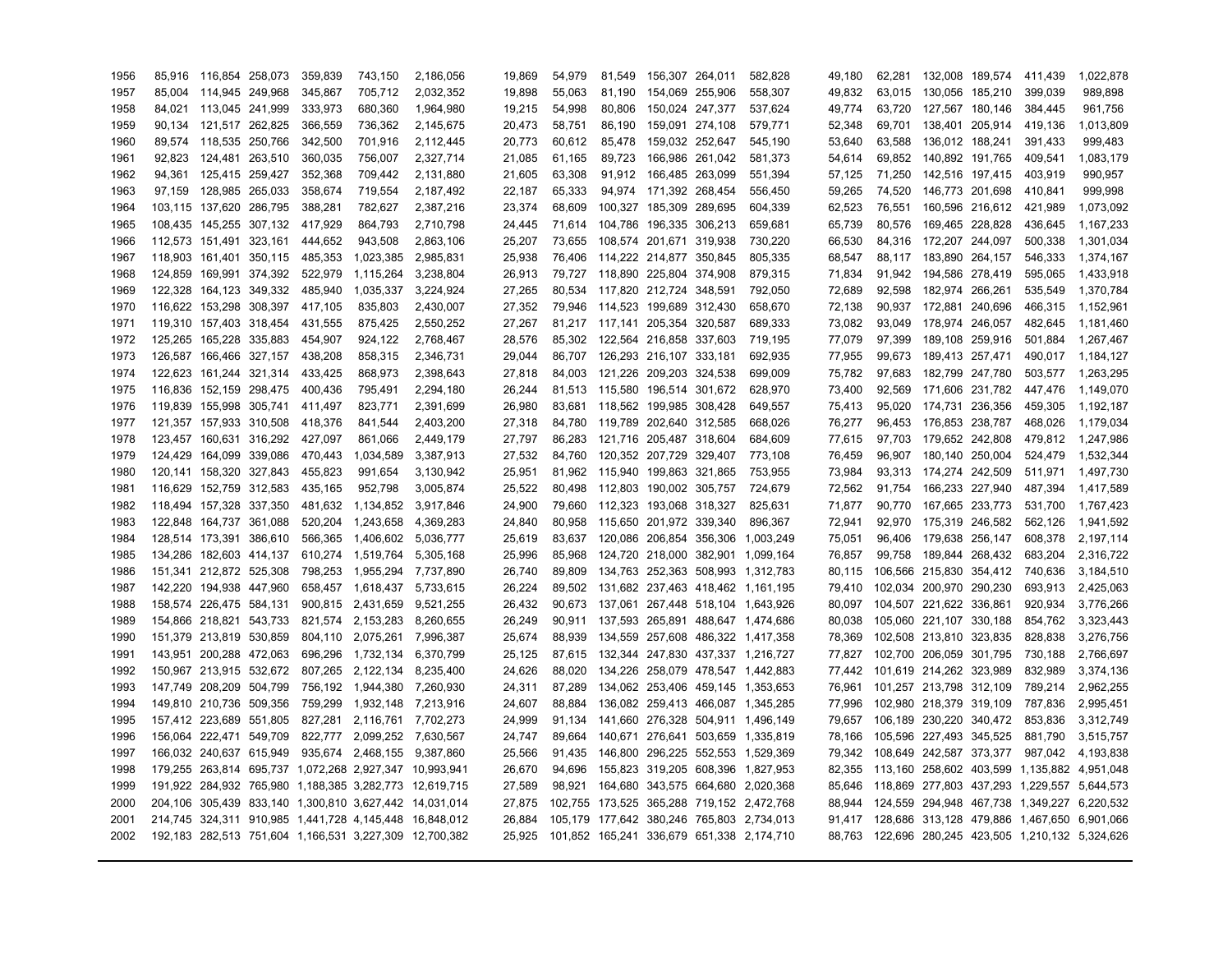| | | | | | | | | | | | | | | | | | | |
|---|---|---|---|---|---|---|---|---|---|---|---|---|---|---|---|---|---|---|
| 1956 | 85,916 | 116,854 | 258,073 | 359,839 | 743,150 | 2,186,056 | 19,869 | 54,979 | 81,549 | 156,307 | 264,011 | 582,828 | 49,180 | 62,281 | 132,008 | 189,574 | 411,439 | 1,022,878 |
| 1957 | 85,004 | 114,945 | 249,968 | 345,867 | 705,712 | 2,032,352 | 19,898 | 55,063 | 81,190 | 154,069 | 255,906 | 558,307 | 49,832 | 63,015 | 130,056 | 185,210 | 399,039 | 989,898 |
| 1958 | 84,021 | 113,045 | 241,999 | 333,973 | 680,360 | 1,964,980 | 19,215 | 54,998 | 80,806 | 150,024 | 247,377 | 537,624 | 49,774 | 63,720 | 127,567 | 180,146 | 384,445 | 961,756 |
| 1959 | 90,134 | 121,517 | 262,825 | 366,559 | 736,362 | 2,145,675 | 20,473 | 58,751 | 86,190 | 159,091 | 274,108 | 579,771 | 52,348 | 69,701 | 138,401 | 205,914 | 419,136 | 1,013,809 |
| 1960 | 89,574 | 118,535 | 250,766 | 342,500 | 701,916 | 2,112,445 | 20,773 | 60,612 | 85,478 | 159,032 | 252,647 | 545,190 | 53,640 | 63,588 | 136,012 | 188,241 | 391,433 | 999,483 |
| 1961 | 92,823 | 124,481 | 263,510 | 360,035 | 756,007 | 2,327,714 | 21,085 | 61,165 | 89,723 | 166,986 | 261,042 | 581,373 | 54,614 | 69,852 | 140,892 | 191,765 | 409,541 | 1,083,179 |
| 1962 | 94,361 | 125,415 | 259,427 | 352,368 | 709,442 | 2,131,880 | 21,605 | 63,308 | 91,912 | 166,485 | 263,099 | 551,394 | 57,125 | 71,250 | 142,516 | 197,415 | 403,919 | 990,957 |
| 1963 | 97,159 | 128,985 | 265,033 | 358,674 | 719,554 | 2,187,492 | 22,187 | 65,333 | 94,974 | 171,392 | 268,454 | 556,450 | 59,265 | 74,520 | 146,773 | 201,698 | 410,841 | 999,998 |
| 1964 | 103,115 | 137,620 | 286,795 | 388,281 | 782,627 | 2,387,216 | 23,374 | 68,609 | 100,327 | 185,309 | 289,695 | 604,339 | 62,523 | 76,551 | 160,596 | 216,612 | 421,989 | 1,073,092 |
| 1965 | 108,435 | 145,255 | 307,132 | 417,929 | 864,793 | 2,710,798 | 24,445 | 71,614 | 104,786 | 196,335 | 306,213 | 659,681 | 65,739 | 80,576 | 169,465 | 228,828 | 436,645 | 1,167,233 |
| 1966 | 112,573 | 151,491 | 323,161 | 444,652 | 943,508 | 2,863,106 | 25,207 | 73,655 | 108,574 | 201,671 | 319,938 | 730,220 | 66,530 | 84,316 | 172,207 | 244,097 | 500,338 | 1,301,034 |
| 1967 | 118,903 | 161,401 | 350,115 | 485,353 | 1,023,385 | 2,985,831 | 25,938 | 76,406 | 114,222 | 214,877 | 350,845 | 805,335 | 68,547 | 88,117 | 183,890 | 264,157 | 546,333 | 1,374,167 |
| 1968 | 124,859 | 169,991 | 374,392 | 522,979 | 1,115,264 | 3,238,804 | 26,913 | 79,727 | 118,890 | 225,804 | 374,908 | 879,315 | 71,834 | 91,942 | 194,586 | 278,419 | 595,065 | 1,433,918 |
| 1969 | 122,328 | 164,123 | 349,332 | 485,940 | 1,035,337 | 3,224,924 | 27,265 | 80,534 | 117,820 | 212,724 | 348,591 | 792,050 | 72,689 | 92,598 | 182,974 | 266,261 | 535,549 | 1,370,784 |
| 1970 | 116,622 | 153,298 | 308,397 | 417,105 | 835,803 | 2,430,007 | 27,352 | 79,946 | 114,523 | 199,689 | 312,430 | 658,670 | 72,138 | 90,937 | 172,881 | 240,696 | 466,315 | 1,152,961 |
| 1971 | 119,310 | 157,403 | 318,454 | 431,555 | 875,425 | 2,550,252 | 27,267 | 81,217 | 117,141 | 205,354 | 320,587 | 689,333 | 73,082 | 93,049 | 178,974 | 246,057 | 482,645 | 1,181,460 |
| 1972 | 125,265 | 165,228 | 335,883 | 454,907 | 924,122 | 2,768,467 | 28,576 | 85,302 | 122,564 | 216,858 | 337,603 | 719,195 | 77,079 | 97,399 | 189,108 | 259,916 | 501,884 | 1,267,467 |
| 1973 | 126,587 | 166,466 | 327,157 | 438,208 | 858,315 | 2,346,731 | 29,044 | 86,707 | 126,293 | 216,107 | 333,181 | 692,935 | 77,955 | 99,673 | 189,413 | 257,471 | 490,017 | 1,184,127 |
| 1974 | 122,623 | 161,244 | 321,314 | 433,425 | 868,973 | 2,398,643 | 27,818 | 84,003 | 121,226 | 209,233 | 324,538 | 699,009 | 75,782 | 97,683 | 182,799 | 247,780 | 503,577 | 1,263,295 |
| 1975 | 116,836 | 152,159 | 298,475 | 400,436 | 795,491 | 2,294,180 | 26,244 | 81,513 | 115,580 | 196,514 | 301,672 | 628,970 | 73,400 | 92,569 | 171,606 | 231,782 | 447,476 | 1,149,070 |
| 1976 | 119,839 | 155,998 | 305,741 | 411,497 | 823,771 | 2,391,699 | 26,980 | 83,681 | 118,562 | 199,985 | 308,428 | 649,557 | 75,413 | 95,020 | 174,731 | 236,356 | 459,305 | 1,192,187 |
| 1977 | 121,357 | 157,933 | 310,558 | 418,376 | 841,544 | 2,403,200 | 27,318 | 84,780 | 119,789 | 202,640 | 312,585 | 668,026 | 76,277 | 96,453 | 176,853 | 238,787 | 468,026 | 1,179,034 |
| 1978 | 123,457 | 160,631 | 316,292 | 427,097 | 861,066 | 2,449,179 | 27,797 | 86,283 | 121,716 | 205,487 | 318,604 | 684,609 | 77,615 | 97,703 | 179,652 | 242,808 | 479,812 | 1,247,986 |
| 1979 | 124,429 | 164,099 | 339,086 | 470,443 | 1,034,589 | 3,387,913 | 27,532 | 84,760 | 120,352 | 207,729 | 329,407 | 773,108 | 76,459 | 96,907 | 180,140 | 250,004 | 524,479 | 1,532,344 |
| 1980 | 120,141 | 158,320 | 327,843 | 455,823 | 991,654 | 3,130,942 | 25,951 | 81,962 | 115,940 | 199,863 | 321,865 | 753,955 | 73,984 | 93,313 | 174,274 | 242,509 | 511,971 | 1,497,730 |
| 1981 | 116,629 | 152,759 | 312,583 | 435,165 | 952,798 | 3,005,874 | 25,522 | 80,498 | 112,803 | 190,002 | 305,757 | 724,679 | 72,562 | 91,754 | 166,233 | 227,940 | 487,394 | 1,417,589 |
| 1982 | 118,494 | 157,338 | 337,350 | 481,632 | 1,134,852 | 3,917,846 | 24,900 | 79,660 | 112,323 | 193,068 | 318,327 | 825,631 | 71,877 | 90,770 | 167,665 | 233,773 | 531,700 | 1,767,423 |
| 1983 | 122,848 | 164,737 | 361,088 | 520,204 | 1,243,658 | 4,369,283 | 24,840 | 80,958 | 115,650 | 201,972 | 339,340 | 896,367 | 72,941 | 92,970 | 175,319 | 246,582 | 562,126 | 1,941,592 |
| 1984 | 128,514 | 173,391 | 386,610 | 566,365 | 1,406,602 | 5,036,777 | 25,619 | 83,637 | 120,086 | 206,854 | 356,306 | 1,003,249 | 75,051 | 96,406 | 179,638 | 256,147 | 608,378 | 2,197,114 |
| 1985 | 134,286 | 182,603 | 414,137 | 610,274 | 1,519,764 | 5,305,168 | 25,996 | 85,968 | 124,720 | 218,000 | 382,901 | 1,099,164 | 76,857 | 99,758 | 189,844 | 268,432 | 683,204 | 2,316,722 |
| 1986 | 151,341 | 212,872 | 525,308 | 798,253 | 1,955,294 | 7,737,890 | 26,740 | 89,809 | 134,763 | 252,363 | 508,993 | 1,312,783 | 80,115 | 106,566 | 215,830 | 354,412 | 740,636 | 3,184,510 |
| 1987 | 142,220 | 194,938 | 447,960 | 658,457 | 1,618,437 | 5,733,615 | 26,224 | 89,502 | 131,682 | 237,463 | 418,462 | 1,161,195 | 79,410 | 102,034 | 200,970 | 290,230 | 693,913 | 2,425,063 |
| 1988 | 158,574 | 226,475 | 584,131 | 900,815 | 2,431,659 | 9,521,255 | 26,432 | 90,673 | 137,061 | 267,448 | 518,104 | 1,643,926 | 80,097 | 104,507 | 221,622 | 336,861 | 920,934 | 3,776,266 |
| 1989 | 154,866 | 218,821 | 543,733 | 821,574 | 2,153,283 | 8,260,655 | 26,249 | 90,911 | 137,593 | 265,891 | 488,647 | 1,474,686 | 80,038 | 105,060 | 221,107 | 330,188 | 854,762 | 3,323,443 |
| 1990 | 151,379 | 213,819 | 530,859 | 804,110 | 2,075,261 | 7,996,387 | 25,674 | 88,939 | 134,559 | 257,608 | 486,322 | 1,417,358 | 78,369 | 102,508 | 213,810 | 323,835 | 828,838 | 3,276,756 |
| 1991 | 143,951 | 200,288 | 472,063 | 696,296 | 1,732,134 | 6,370,799 | 25,125 | 87,615 | 132,344 | 247,830 | 437,337 | 1,216,727 | 77,827 | 102,700 | 206,059 | 301,795 | 730,188 | 2,766,697 |
| 1992 | 150,967 | 213,915 | 532,672 | 807,265 | 2,122,134 | 8,235,400 | 24,626 | 88,020 | 134,226 | 258,079 | 478,547 | 1,442,883 | 77,442 | 101,619 | 214,262 | 323,989 | 832,989 | 3,374,136 |
| 1993 | 147,749 | 208,209 | 504,799 | 756,192 | 1,944,380 | 7,260,930 | 24,311 | 87,289 | 134,062 | 253,406 | 459,145 | 1,353,653 | 76,961 | 101,257 | 213,798 | 312,109 | 789,214 | 2,962,255 |
| 1994 | 149,810 | 210,736 | 509,356 | 759,299 | 1,932,148 | 7,213,916 | 24,607 | 88,884 | 136,082 | 259,413 | 466,087 | 1,345,285 | 77,996 | 102,980 | 218,379 | 319,109 | 787,836 | 2,995,451 |
| 1995 | 157,412 | 223,689 | 551,805 | 827,281 | 2,116,761 | 7,702,273 | 24,999 | 91,134 | 141,660 | 276,328 | 504,911 | 1,496,149 | 79,657 | 106,189 | 230,220 | 340,472 | 853,836 | 3,312,749 |
| 1996 | 156,064 | 222,471 | 549,709 | 822,777 | 2,099,252 | 7,630,567 | 24,747 | 89,664 | 140,671 | 276,641 | 503,659 | 1,335,819 | 78,166 | 105,596 | 227,493 | 345,525 | 881,790 | 3,515,757 |
| 1997 | 166,032 | 240,637 | 615,949 | 935,674 | 2,468,155 | 9,387,860 | 25,566 | 91,435 | 146,800 | 296,225 | 552,553 | 1,529,369 | 79,342 | 108,649 | 242,587 | 373,377 | 987,042 | 4,193,838 |
| 1998 | 179,255 | 263,814 | 695,737 | 1,072,268 | 2,927,347 | 10,993,941 | 26,670 | 94,696 | 155,823 | 319,205 | 608,396 | 1,827,953 | 82,355 | 113,160 | 258,602 | 403,599 | 1,135,882 | 4,951,048 |
| 1999 | 191,922 | 284,932 | 765,980 | 1,188,385 | 3,282,773 | 12,619,715 | 27,589 | 98,921 | 164,680 | 343,575 | 664,680 | 2,020,368 | 85,646 | 118,869 | 277,803 | 437,293 | 1,229,557 | 5,644,573 |
| 2000 | 204,106 | 305,439 | 833,140 | 1,300,810 | 3,627,442 | 14,031,014 | 27,875 | 102,755 | 173,525 | 365,288 | 719,152 | 2,472,768 | 88,944 | 124,559 | 294,948 | 467,738 | 1,349,227 | 6,220,532 |
| 2001 | 214,745 | 324,311 | 910,985 | 1,441,728 | 4,145,448 | 16,848,012 | 26,884 | 105,179 | 177,642 | 380,246 | 765,803 | 2,734,013 | 91,417 | 128,686 | 313,128 | 479,886 | 1,467,650 | 6,901,066 |
| 2002 | 192,183 | 282,513 | 751,604 | 1,166,531 | 3,227,309 | 12,700,382 | 25,925 | 101,852 | 165,241 | 336,679 | 651,338 | 2,174,710 | 88,763 | 122,696 | 280,245 | 423,505 | 1,210,132 | 5,324,626 |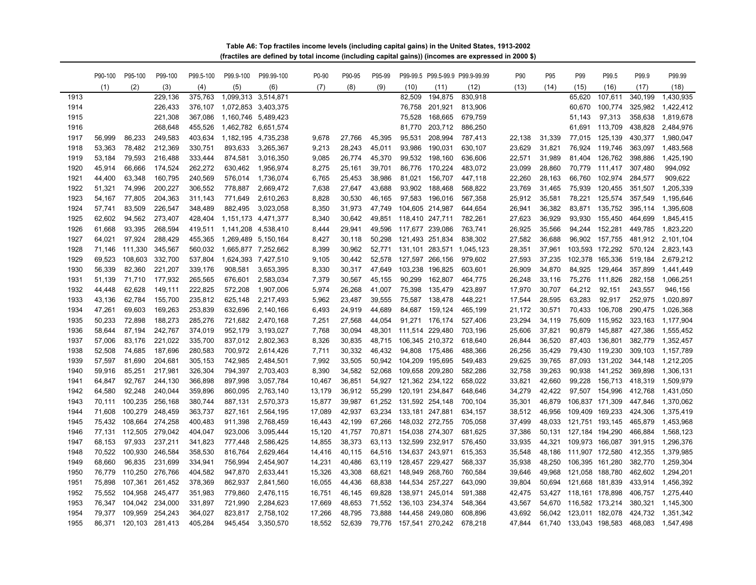**Table A6: Top fractiles income levels (including capital gains) in the United States, 1913-2002**
**(fractiles are defined by total income (including capital gains)) (incomes are expressed in 2000 $)**

| | P90-100 | P95-100 | P99-100 | P99.5-100 | P99.9-100 | P99.99-100 | P0-90 | P90-95 | P95-99 | P99-99.5 | P99.5-99.9 | P99.9-99.99 | P90 | P95 | P99 | P99.5 | P99.9 | P99.99 |
|---|---|---|---|---|---|---|---|---|---|---|---|---|---|---|---|---|---|---|
| | (1) | (2) | (3) | (4) | (5) | (6) | (7) | (8) | (9) | (10) | (11) | (12) | (13) | (14) | (15) | (16) | (17) | (18) |
| 1913 | | | 229,136 | 375,763 | 1,099,313 | 3,514,871 | | | | 82,509 | 194,875 | 830,918 | | | 65,620 | 107,611 | 340,199 | 1,430,935 |
| 1914 | | | 226,433 | 376,107 | 1,072,853 | 3,403,375 | | | | 76,758 | 201,921 | 813,906 | | | 60,670 | 100,774 | 325,982 | 1,422,412 |
| 1915 | | | 221,308 | 367,086 | 1,160,746 | 5,489,423 | | | | 75,528 | 168,665 | 679,759 | | | 51,143 | 97,313 | 358,638 | 1,819,678 |
| 1916 | | | 268,648 | 455,526 | 1,462,782 | 6,651,574 | | | | 81,770 | 203,712 | 886,250 | | | 61,691 | 113,709 | 438,828 | 2,484,976 |
| 1917 | 56,999 | 86,233 | 249,583 | 403,634 | 1,182,195 | 4,735,238 | 9,678 | 27,766 | 45,395 | 95,531 | 208,994 | 787,413 | 22,138 | 31,339 | 77,015 | 125,139 | 430,377 | 1,980,047 |
| 1918 | 53,363 | 78,482 | 212,369 | 330,751 | 893,633 | 3,265,367 | 9,213 | 28,243 | 45,011 | 93,986 | 190,031 | 630,107 | 23,629 | 31,821 | 76,924 | 119,746 | 363,097 | 1,483,568 |
| 1919 | 53,184 | 79,593 | 216,488 | 333,444 | 874,581 | 3,016,350 | 9,085 | 26,774 | 45,370 | 99,532 | 198,160 | 636,606 | 22,571 | 31,989 | 81,404 | 126,762 | 398,886 | 1,425,190 |
| 1920 | 45,914 | 66,666 | 174,524 | 262,272 | 630,462 | 1,956,974 | 8,275 | 25,161 | 39,701 | 86,776 | 170,224 | 483,072 | 23,099 | 28,860 | 70,779 | 111,417 | 307,480 | 994,092 |
| 1921 | 44,400 | 63,348 | 160,795 | 240,569 | 576,014 | 1,736,074 | 6,765 | 25,453 | 38,986 | 81,021 | 156,707 | 447,118 | 22,260 | 28,163 | 66,760 | 102,974 | 284,577 | 909,622 |
| 1922 | 51,321 | 74,996 | 200,227 | 306,552 | 778,887 | 2,669,472 | 7,638 | 27,647 | 43,688 | 93,902 | 188,468 | 568,822 | 23,769 | 31,465 | 75,939 | 120,455 | 351,507 | 1,205,339 |
| 1923 | 54,167 | 77,805 | 204,363 | 311,143 | 771,649 | 2,610,263 | 8,828 | 30,530 | 46,165 | 97,583 | 196,016 | 567,358 | 25,912 | 35,581 | 78,221 | 125,574 | 357,549 | 1,195,646 |
| 1924 | 57,741 | 83,509 | 226,547 | 348,489 | 882,495 | 3,023,058 | 8,350 | 31,973 | 47,749 | 104,605 | 214,987 | 644,654 | 26,941 | 36,382 | 83,871 | 135,752 | 395,114 | 1,395,608 |
| 1925 | 62,602 | 94,562 | 273,407 | 428,404 | 1,151,173 | 4,471,377 | 8,340 | 30,642 | 49,851 | 118,410 | 247,711 | 782,261 | 27,623 | 36,929 | 93,930 | 155,450 | 464,699 | 1,845,415 |
| 1926 | 61,668 | 93,395 | 268,594 | 419,511 | 1,141,208 | 4,538,410 | 8,444 | 29,941 | 49,596 | 117,677 | 239,086 | 763,741 | 26,925 | 35,566 | 94,244 | 152,281 | 449,785 | 1,823,220 |
| 1927 | 64,021 | 97,924 | 288,429 | 455,365 | 1,269,489 | 5,150,164 | 8,427 | 30,118 | 50,298 | 121,493 | 251,834 | 838,302 | 27,582 | 36,688 | 96,902 | 157,755 | 481,912 | 2,101,104 |
| 1928 | 71,146 | 111,330 | 345,567 | 560,032 | 1,665,877 | 7,252,662 | 8,399 | 30,962 | 52,771 | 131,101 | 283,571 | 1,045,123 | 28,351 | 37,961 | 103,593 | 172,292 | 570,124 | 2,823,143 |
| 1929 | 69,523 | 108,603 | 332,700 | 537,804 | 1,624,393 | 7,427,510 | 9,105 | 30,442 | 52,578 | 127,597 | 266,156 | 979,602 | 27,593 | 37,235 | 102,378 | 165,336 | 519,184 | 2,679,212 |
| 1930 | 56,339 | 82,360 | 221,207 | 339,176 | 908,581 | 3,653,395 | 8,330 | 30,317 | 47,649 | 103,238 | 196,825 | 603,601 | 26,909 | 34,870 | 84,925 | 129,464 | 357,899 | 1,441,449 |
| 1931 | 51,139 | 71,710 | 177,932 | 265,565 | 676,601 | 2,583,034 | 7,379 | 30,567 | 45,155 | 90,299 | 162,807 | 464,775 | 26,248 | 33,116 | 75,276 | 111,826 | 282,158 | 1,066,251 |
| 1932 | 44,448 | 62,628 | 149,111 | 222,825 | 572,208 | 1,907,006 | 5,974 | 26,268 | 41,007 | 75,398 | 135,479 | 423,897 | 17,970 | 30,707 | 64,212 | 92,151 | 243,557 | 946,156 |
| 1933 | 43,136 | 62,784 | 155,700 | 235,812 | 625,148 | 2,217,493 | 5,962 | 23,487 | 39,555 | 75,587 | 138,478 | 448,221 | 17,544 | 28,595 | 63,283 | 92,917 | 252,975 | 1,020,897 |
| 1934 | 47,261 | 69,603 | 169,263 | 253,839 | 632,696 | 2,140,166 | 6,493 | 24,919 | 44,689 | 84,687 | 159,124 | 465,199 | 21,172 | 30,571 | 70,433 | 106,708 | 290,475 | 1,026,368 |
| 1935 | 50,233 | 72,898 | 188,273 | 285,276 | 721,682 | 2,470,168 | 7,251 | 27,568 | 44,054 | 91,271 | 176,174 | 527,406 | 23,294 | 34,119 | 75,609 | 115,952 | 323,163 | 1,177,904 |
| 1936 | 58,644 | 87,194 | 242,767 | 374,019 | 952,179 | 3,193,027 | 7,768 | 30,094 | 48,301 | 111,514 | 229,480 | 703,196 | 25,606 | 37,821 | 90,879 | 145,887 | 427,386 | 1,555,452 |
| 1937 | 57,006 | 83,176 | 221,022 | 335,700 | 837,012 | 2,802,363 | 8,326 | 30,835 | 48,715 | 106,345 | 210,372 | 618,640 | 26,844 | 36,520 | 87,403 | 136,801 | 382,779 | 1,352,457 |
| 1938 | 52,508 | 74,685 | 187,696 | 280,583 | 700,972 | 2,614,426 | 7,711 | 30,332 | 46,432 | 94,808 | 175,486 | 488,366 | 26,256 | 35,429 | 79,430 | 119,230 | 309,103 | 1,157,789 |
| 1939 | 57,597 | 81,690 | 204,681 | 305,153 | 742,985 | 2,484,501 | 7,992 | 33,505 | 50,942 | 104,209 | 195,695 | 549,483 | 29,625 | 39,765 | 87,093 | 131,202 | 344,148 | 1,212,205 |
| 1940 | 59,916 | 85,251 | 217,981 | 326,304 | 794,397 | 2,703,403 | 8,390 | 34,582 | 52,068 | 109,658 | 209,280 | 582,286 | 32,758 | 39,263 | 90,938 | 141,252 | 369,898 | 1,306,131 |
| 1941 | 64,847 | 92,767 | 244,130 | 366,898 | 897,998 | 3,057,784 | 10,467 | 36,851 | 54,927 | 121,362 | 234,122 | 658,022 | 33,821 | 42,660 | 99,228 | 156,713 | 418,319 | 1,509,979 |
| 1942 | 64,580 | 92,248 | 240,044 | 359,896 | 860,095 | 2,763,140 | 13,179 | 36,912 | 55,299 | 120,191 | 234,847 | 648,646 | 34,279 | 42,422 | 97,507 | 154,996 | 412,768 | 1,431,050 |
| 1943 | 70,111 | 100,235 | 256,168 | 380,744 | 887,131 | 2,570,373 | 15,877 | 39,987 | 61,252 | 131,592 | 254,148 | 700,104 | 35,301 | 46,879 | 106,837 | 171,309 | 447,846 | 1,370,062 |
| 1944 | 71,608 | 100,279 | 248,459 | 363,737 | 827,161 | 2,564,195 | 17,089 | 42,937 | 63,234 | 133,181 | 247,881 | 634,157 | 38,512 | 46,956 | 109,409 | 169,233 | 424,306 | 1,375,419 |
| 1945 | 75,432 | 108,664 | 274,258 | 400,483 | 911,398 | 2,768,459 | 16,443 | 42,199 | 67,266 | 148,032 | 272,755 | 705,058 | 37,499 | 48,033 | 121,751 | 193,145 | 465,879 | 1,453,968 |
| 1946 | 77,131 | 112,505 | 279,042 | 404,047 | 923,006 | 3,095,444 | 15,120 | 41,757 | 70,871 | 154,038 | 274,307 | 681,625 | 37,386 | 50,131 | 127,184 | 194,290 | 466,884 | 1,568,123 |
| 1947 | 68,153 | 97,933 | 237,211 | 341,823 | 777,448 | 2,586,425 | 14,855 | 38,373 | 63,113 | 132,599 | 232,917 | 576,450 | 33,935 | 44,321 | 109,973 | 166,087 | 391,915 | 1,296,376 |
| 1948 | 70,522 | 100,930 | 246,584 | 358,530 | 816,764 | 2,629,464 | 14,416 | 40,115 | 64,516 | 134,637 | 243,971 | 615,353 | 35,548 | 48,186 | 111,907 | 172,580 | 412,355 | 1,379,985 |
| 1949 | 68,660 | 96,835 | 231,699 | 334,941 | 756,994 | 2,454,907 | 14,231 | 40,486 | 63,119 | 128,457 | 229,427 | 568,337 | 35,938 | 48,250 | 106,395 | 161,280 | 382,770 | 1,259,304 |
| 1950 | 76,779 | 110,250 | 276,766 | 404,582 | 947,870 | 2,633,441 | 15,326 | 43,308 | 68,621 | 148,949 | 268,760 | 760,584 | 39,646 | 49,968 | 121,058 | 188,780 | 462,602 | 1,294,201 |
| 1951 | 75,898 | 107,361 | 261,452 | 378,369 | 862,937 | 2,841,560 | 16,055 | 44,436 | 68,838 | 144,534 | 257,227 | 643,090 | 39,804 | 50,694 | 121,668 | 181,839 | 433,914 | 1,456,392 |
| 1952 | 75,552 | 104,958 | 245,477 | 351,983 | 779,860 | 2,476,115 | 16,751 | 46,145 | 69,828 | 138,971 | 245,014 | 591,388 | 42,475 | 53,427 | 118,161 | 178,898 | 406,757 | 1,275,440 |
| 1953 | 76,347 | 104,042 | 234,000 | 331,897 | 721,990 | 2,284,623 | 17,669 | 48,653 | 71,552 | 136,103 | 234,374 | 548,364 | 43,567 | 54,670 | 116,582 | 173,214 | 380,321 | 1,145,300 |
| 1954 | 79,377 | 109,959 | 254,243 | 364,027 | 823,817 | 2,758,102 | 17,266 | 48,795 | 73,888 | 144,458 | 249,080 | 608,896 | 43,692 | 56,042 | 123,011 | 182,078 | 424,732 | 1,351,342 |
| 1955 | 86,371 | 120,103 | 281,413 | 405,284 | 945,454 | 3,350,570 | 18,552 | 52,639 | 79,776 | 157,541 | 270,242 | 678,218 | 47,844 | 61,740 | 133,043 | 198,583 | 468,083 | 1,547,498 |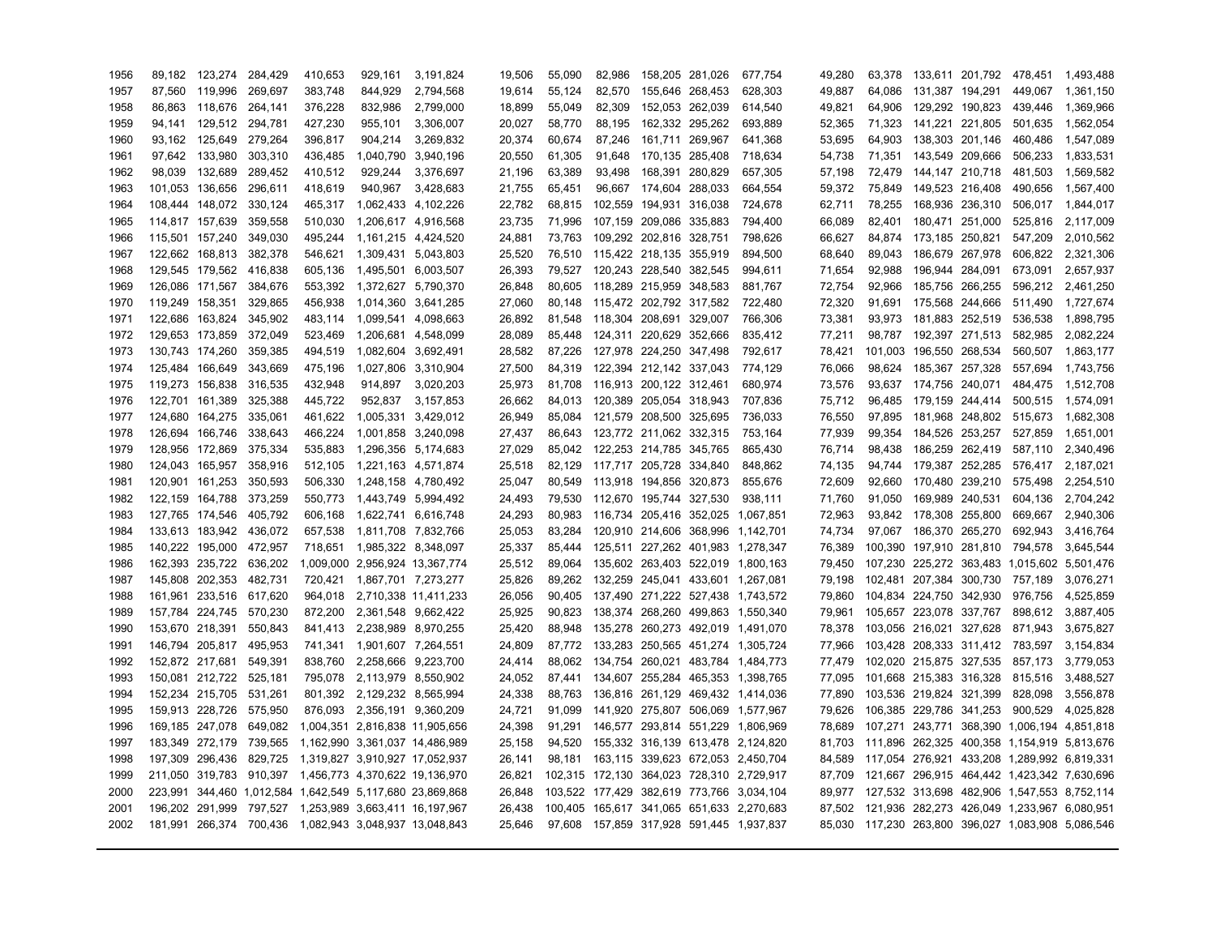| | | | | | | | | | | | | | | | | | | |
|---|---|---|---|---|---|---|---|---|---|---|---|---|---|---|---|---|---|---|
| 1956 | 89,182 | 123,274 | 284,429 | 410,653 | 929,161 | 3,191,824 | 19,506 | 55,090 | 82,986 | 158,205 | 281,026 | 677,754 | 49,280 | 63,378 | 133,611 | 201,792 | 478,451 | 1,493,488 |
| 1957 | 87,560 | 119,996 | 269,697 | 383,748 | 844,929 | 2,794,568 | 19,614 | 55,124 | 82,570 | 155,646 | 268,453 | 628,303 | 49,887 | 64,086 | 131,387 | 194,291 | 449,067 | 1,361,150 |
| 1958 | 86,863 | 118,676 | 264,141 | 376,228 | 832,986 | 2,799,000 | 18,899 | 55,049 | 82,309 | 152,053 | 262,039 | 614,540 | 49,821 | 64,906 | 129,292 | 190,823 | 439,446 | 1,369,966 |
| 1959 | 94,141 | 129,512 | 294,781 | 427,230 | 955,101 | 3,306,007 | 20,027 | 58,770 | 88,195 | 162,332 | 295,262 | 693,889 | 52,365 | 71,323 | 141,221 | 221,805 | 501,635 | 1,562,054 |
| 1960 | 93,162 | 125,649 | 279,264 | 396,817 | 904,214 | 3,269,832 | 20,374 | 60,674 | 87,246 | 161,711 | 269,967 | 641,368 | 53,695 | 64,903 | 138,303 | 201,146 | 460,486 | 1,547,089 |
| 1961 | 97,642 | 133,980 | 303,310 | 436,485 | 1,040,790 | 3,940,196 | 20,550 | 61,305 | 91,648 | 170,135 | 285,408 | 718,634 | 54,738 | 71,351 | 143,549 | 209,666 | 506,233 | 1,833,531 |
| 1962 | 98,039 | 132,689 | 289,452 | 410,512 | 929,244 | 3,376,697 | 21,196 | 63,389 | 93,498 | 168,391 | 280,829 | 657,305 | 57,198 | 72,479 | 144,147 | 210,718 | 481,503 | 1,569,582 |
| 1963 | 101,053 | 136,656 | 296,611 | 418,619 | 940,967 | 3,428,683 | 21,755 | 65,451 | 96,667 | 174,604 | 288,033 | 664,554 | 59,372 | 75,849 | 149,523 | 216,408 | 490,656 | 1,567,400 |
| 1964 | 108,444 | 148,072 | 330,124 | 465,317 | 1,062,433 | 4,102,226 | 22,782 | 68,815 | 102,559 | 194,931 | 316,038 | 724,678 | 62,711 | 78,255 | 168,936 | 236,310 | 506,017 | 1,844,017 |
| 1965 | 114,817 | 157,639 | 359,558 | 510,030 | 1,206,617 | 4,916,568 | 23,735 | 71,996 | 107,159 | 209,086 | 335,883 | 794,400 | 66,089 | 82,401 | 180,471 | 251,000 | 525,816 | 2,117,009 |
| 1966 | 115,501 | 157,240 | 349,030 | 495,244 | 1,161,215 | 4,424,520 | 24,881 | 73,763 | 109,292 | 202,816 | 328,751 | 798,626 | 66,627 | 84,874 | 173,185 | 250,821 | 547,209 | 2,010,562 |
| 1967 | 122,662 | 168,813 | 382,378 | 546,621 | 1,309,431 | 5,043,803 | 25,520 | 76,510 | 115,422 | 218,135 | 355,919 | 894,500 | 68,640 | 89,043 | 186,679 | 267,978 | 606,822 | 2,321,306 |
| 1968 | 129,545 | 179,562 | 416,838 | 605,136 | 1,495,501 | 6,003,507 | 26,393 | 79,527 | 120,243 | 228,540 | 382,545 | 994,611 | 71,654 | 92,988 | 196,944 | 284,091 | 673,091 | 2,657,937 |
| 1969 | 126,086 | 171,567 | 384,676 | 553,392 | 1,372,627 | 5,790,370 | 26,848 | 80,605 | 118,289 | 215,959 | 348,583 | 881,767 | 72,754 | 92,966 | 185,756 | 266,255 | 596,212 | 2,461,250 |
| 1970 | 119,249 | 158,351 | 329,865 | 456,938 | 1,014,360 | 3,641,285 | 27,060 | 80,148 | 115,472 | 202,792 | 317,582 | 722,480 | 72,320 | 91,691 | 175,568 | 244,666 | 511,490 | 1,727,674 |
| 1971 | 122,686 | 163,824 | 345,902 | 483,114 | 1,099,541 | 4,098,663 | 26,892 | 81,548 | 118,304 | 208,691 | 329,007 | 766,306 | 73,381 | 93,973 | 181,883 | 252,519 | 536,538 | 1,898,795 |
| 1972 | 129,653 | 173,859 | 372,049 | 523,469 | 1,206,681 | 4,548,099 | 28,089 | 85,448 | 124,311 | 220,629 | 352,666 | 835,412 | 77,211 | 98,787 | 192,397 | 271,513 | 582,985 | 2,082,224 |
| 1973 | 130,743 | 174,260 | 359,385 | 494,519 | 1,082,604 | 3,692,491 | 28,582 | 87,226 | 127,978 | 224,250 | 347,498 | 792,617 | 78,421 | 101,003 | 196,550 | 268,534 | 560,507 | 1,863,177 |
| 1974 | 125,484 | 166,649 | 343,669 | 475,196 | 1,027,806 | 3,310,904 | 27,500 | 84,319 | 122,394 | 212,142 | 337,043 | 774,129 | 76,066 | 98,624 | 185,367 | 257,328 | 557,694 | 1,743,756 |
| 1975 | 119,273 | 156,838 | 316,535 | 432,948 | 914,897 | 3,020,203 | 25,973 | 81,708 | 116,913 | 200,122 | 312,461 | 680,974 | 73,576 | 93,637 | 174,756 | 240,071 | 484,475 | 1,512,708 |
| 1976 | 122,701 | 161,389 | 325,388 | 445,722 | 952,837 | 3,157,853 | 26,662 | 84,013 | 120,389 | 205,054 | 318,943 | 707,836 | 75,712 | 96,485 | 179,159 | 244,414 | 500,515 | 1,574,091 |
| 1977 | 124,680 | 164,275 | 335,061 | 461,622 | 1,005,331 | 3,429,012 | 26,949 | 85,084 | 121,579 | 208,500 | 325,695 | 736,033 | 76,550 | 97,895 | 181,968 | 248,802 | 515,673 | 1,682,308 |
| 1978 | 126,694 | 166,746 | 338,643 | 466,224 | 1,001,858 | 3,240,098 | 27,437 | 86,643 | 123,772 | 211,062 | 332,315 | 753,164 | 77,939 | 99,354 | 184,526 | 253,257 | 527,859 | 1,651,001 |
| 1979 | 128,956 | 172,869 | 375,334 | 535,883 | 1,296,356 | 5,174,683 | 27,029 | 85,042 | 122,253 | 214,785 | 345,765 | 865,430 | 76,714 | 98,438 | 186,259 | 262,419 | 587,110 | 2,340,496 |
| 1980 | 124,043 | 165,957 | 358,916 | 512,105 | 1,221,163 | 4,571,874 | 25,518 | 82,129 | 117,717 | 205,728 | 334,840 | 848,862 | 74,135 | 94,744 | 179,387 | 252,285 | 576,417 | 2,187,021 |
| 1981 | 120,901 | 161,253 | 350,593 | 506,330 | 1,248,158 | 4,780,492 | 25,047 | 80,549 | 113,918 | 194,856 | 320,873 | 855,676 | 72,609 | 92,660 | 170,480 | 239,210 | 575,498 | 2,254,510 |
| 1982 | 122,159 | 164,788 | 373,259 | 550,773 | 1,443,749 | 5,994,492 | 24,493 | 79,530 | 112,670 | 195,744 | 327,530 | 938,111 | 71,760 | 91,050 | 169,989 | 240,531 | 604,136 | 2,704,242 |
| 1983 | 127,765 | 174,546 | 405,792 | 606,168 | 1,622,741 | 6,616,748 | 24,293 | 80,983 | 116,734 | 205,416 | 352,025 | 1,067,851 | 72,963 | 93,842 | 178,308 | 255,800 | 669,667 | 2,940,306 |
| 1984 | 133,613 | 183,942 | 436,072 | 657,538 | 1,811,708 | 7,832,766 | 25,053 | 83,284 | 120,910 | 214,606 | 368,996 | 1,142,701 | 74,734 | 97,067 | 186,370 | 265,270 | 692,943 | 3,416,764 |
| 1985 | 140,222 | 195,000 | 472,957 | 718,651 | 1,985,322 | 8,348,097 | 25,337 | 85,444 | 125,511 | 227,262 | 401,983 | 1,278,347 | 76,389 | 100,390 | 197,910 | 281,810 | 794,578 | 3,645,544 |
| 1986 | 162,393 | 235,722 | 636,202 | 1,009,000 | 2,956,924 | 13,367,774 | 25,512 | 89,064 | 135,602 | 263,403 | 522,019 | 1,800,163 | 79,450 | 107,230 | 225,272 | 363,483 | 1,015,602 | 5,501,476 |
| 1987 | 145,808 | 202,353 | 482,731 | 720,421 | 1,867,701 | 7,273,277 | 25,826 | 89,262 | 132,259 | 245,041 | 433,601 | 1,267,081 | 79,198 | 102,481 | 207,384 | 300,730 | 757,189 | 3,076,271 |
| 1988 | 161,961 | 233,516 | 617,620 | 964,018 | 2,710,338 | 11,411,233 | 26,056 | 90,405 | 137,490 | 271,222 | 527,438 | 1,743,572 | 79,860 | 104,834 | 224,750 | 342,930 | 976,756 | 4,525,859 |
| 1989 | 157,784 | 224,745 | 570,230 | 872,200 | 2,361,548 | 9,662,422 | 25,925 | 90,823 | 138,374 | 268,260 | 499,863 | 1,550,340 | 79,961 | 105,657 | 223,078 | 337,767 | 898,612 | 3,887,405 |
| 1990 | 153,670 | 218,391 | 550,843 | 841,413 | 2,238,989 | 8,970,255 | 25,420 | 88,948 | 135,278 | 260,273 | 492,019 | 1,491,070 | 78,378 | 103,056 | 216,021 | 327,628 | 871,943 | 3,675,827 |
| 1991 | 146,794 | 205,817 | 495,953 | 741,341 | 1,901,607 | 7,264,551 | 24,809 | 87,772 | 133,283 | 250,565 | 451,274 | 1,305,724 | 77,966 | 103,428 | 208,333 | 311,412 | 783,597 | 3,154,834 |
| 1992 | 152,872 | 217,681 | 549,391 | 838,760 | 2,258,666 | 9,223,700 | 24,414 | 88,062 | 134,754 | 260,021 | 483,784 | 1,484,773 | 77,479 | 102,020 | 215,875 | 327,535 | 857,173 | 3,779,053 |
| 1993 | 150,081 | 212,722 | 525,181 | 795,078 | 2,113,979 | 8,550,902 | 24,052 | 87,441 | 134,607 | 255,284 | 465,353 | 1,398,765 | 77,095 | 101,668 | 215,383 | 316,328 | 815,516 | 3,488,527 |
| 1994 | 152,234 | 215,705 | 531,261 | 801,392 | 2,129,232 | 8,565,994 | 24,338 | 88,763 | 136,816 | 261,129 | 469,432 | 1,414,036 | 77,890 | 103,536 | 219,824 | 321,399 | 828,098 | 3,556,878 |
| 1995 | 159,913 | 228,726 | 575,950 | 876,093 | 2,356,191 | 9,360,209 | 24,721 | 91,099 | 141,920 | 275,807 | 506,069 | 1,577,967 | 79,626 | 106,385 | 229,786 | 341,253 | 900,529 | 4,025,828 |
| 1996 | 169,185 | 247,078 | 649,082 | 1,004,351 | 2,816,838 | 11,905,656 | 24,398 | 91,291 | 146,577 | 293,814 | 551,229 | 1,806,969 | 78,689 | 107,271 | 243,771 | 368,390 | 1,006,194 | 4,851,818 |
| 1997 | 183,349 | 272,179 | 739,565 | 1,162,990 | 3,361,037 | 14,486,989 | 25,158 | 94,520 | 155,332 | 316,139 | 613,478 | 2,124,820 | 81,703 | 111,896 | 262,325 | 400,358 | 1,154,919 | 5,813,676 |
| 1998 | 197,309 | 296,436 | 829,725 | 1,319,827 | 3,910,927 | 17,052,937 | 26,141 | 98,181 | 163,115 | 339,623 | 672,053 | 2,450,704 | 84,589 | 117,054 | 276,921 | 433,208 | 1,289,992 | 6,819,331 |
| 1999 | 211,050 | 319,783 | 910,397 | 1,456,773 | 4,370,622 | 19,136,970 | 26,821 | 102,315 | 172,130 | 364,023 | 728,310 | 2,729,917 | 87,709 | 121,667 | 296,915 | 464,442 | 1,423,342 | 7,630,696 |
| 2000 | 223,991 | 344,460 | 1,012,584 | 1,642,549 | 5,117,680 | 23,869,868 | 26,848 | 103,522 | 177,429 | 382,619 | 773,766 | 3,034,104 | 89,977 | 127,532 | 313,698 | 482,906 | 1,547,553 | 8,752,114 |
| 2001 | 196,202 | 291,999 | 797,527 | 1,253,989 | 3,663,411 | 16,197,967 | 26,438 | 100,405 | 165,617 | 341,065 | 651,633 | 2,270,683 | 87,502 | 121,936 | 282,273 | 426,049 | 1,233,967 | 6,080,951 |
| 2002 | 181,991 | 266,374 | 700,436 | 1,082,943 | 3,048,937 | 13,048,843 | 25,646 | 97,608 | 157,859 | 317,928 | 591,445 | 1,937,837 | 85,030 | 117,230 | 263,800 | 396,027 | 1,083,908 | 5,086,546 |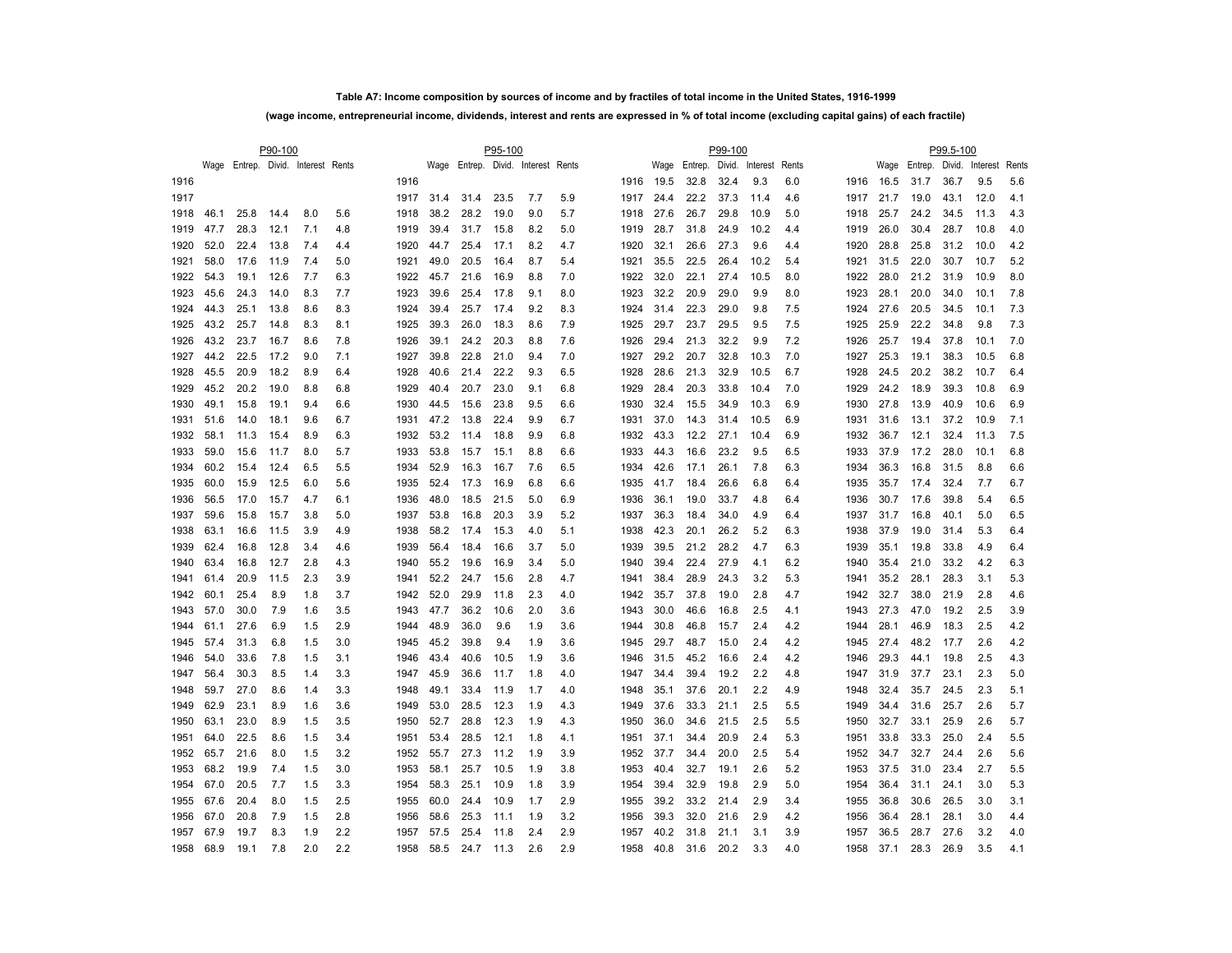**Table A7: Income composition by sources of income and by fractiles of total income in the United States, 1916-1999**

**(wage income, entrepreneurial income, dividends, interest and rents are expressed in % of total income (excluding capital gains) of each fractile)**

| | P90-100 | | | | | | P95-100 | | | | | | P99-100 | | | | | | P99.5-100 | | | | |
|---|---|---|---|---|---|---|---|---|---|---|---|---|---|---|---|---|---|---|---|---|---|---|---|
| | Wage | Entrep. | Divid. | Interest | Rents | | Wage | Entrep. | Divid. | Interest | Rents | | Wage | Entrep. | Divid. | Interest | Rents | | Wage | Entrep. | Divid. | Interest | Rents |
| 1916 | | | | | | 1916 | | | | | | 1916 | 19.5 | 32.8 | 32.4 | 9.3 | 6.0 | 1916 | 16.5 | 31.7 | 36.7 | 9.5 | 5.6 |
| 1917 | | | | | | 1917 | 31.4 | 31.4 | 23.5 | 7.7 | 5.9 | 1917 | 24.4 | 22.2 | 37.3 | 11.4 | 4.6 | 1917 | 21.7 | 19.0 | 43.1 | 12.0 | 4.1 |
| 1918 | 46.1 | 25.8 | 14.4 | 8.0 | 5.6 | 1918 | 38.2 | 28.2 | 19.0 | 9.0 | 5.7 | 1918 | 27.6 | 26.7 | 29.8 | 10.9 | 5.0 | 1918 | 25.7 | 24.2 | 34.5 | 11.3 | 4.3 |
| 1919 | 47.7 | 28.3 | 12.1 | 7.1 | 4.8 | 1919 | 39.4 | 31.7 | 15.8 | 8.2 | 5.0 | 1919 | 28.7 | 31.8 | 24.9 | 10.2 | 4.4 | 1919 | 26.0 | 30.4 | 28.7 | 10.8 | 4.0 |
| 1920 | 52.0 | 22.4 | 13.8 | 7.4 | 4.4 | 1920 | 44.7 | 25.4 | 17.1 | 8.2 | 4.7 | 1920 | 32.1 | 26.6 | 27.3 | 9.6 | 4.4 | 1920 | 28.8 | 25.8 | 31.2 | 10.0 | 4.2 |
| 1921 | 58.0 | 17.6 | 11.9 | 7.4 | 5.0 | 1921 | 49.0 | 20.5 | 16.4 | 8.7 | 5.4 | 1921 | 35.5 | 22.5 | 26.4 | 10.2 | 5.4 | 1921 | 31.5 | 22.0 | 30.7 | 10.7 | 5.2 |
| 1922 | 54.3 | 19.1 | 12.6 | 7.7 | 6.3 | 1922 | 45.7 | 21.6 | 16.9 | 8.8 | 7.0 | 1922 | 32.0 | 22.1 | 27.4 | 10.5 | 8.0 | 1922 | 28.0 | 21.2 | 31.9 | 10.9 | 8.0 |
| 1923 | 45.6 | 24.3 | 14.0 | 8.3 | 7.7 | 1923 | 39.6 | 25.4 | 17.8 | 9.1 | 8.0 | 1923 | 32.2 | 20.9 | 29.0 | 9.9 | 8.0 | 1923 | 28.1 | 20.0 | 34.0 | 10.1 | 7.8 |
| 1924 | 44.3 | 25.1 | 13.8 | 8.6 | 8.3 | 1924 | 39.4 | 25.7 | 17.4 | 9.2 | 8.3 | 1924 | 31.4 | 22.3 | 29.0 | 9.8 | 7.5 | 1924 | 27.6 | 20.5 | 34.5 | 10.1 | 7.3 |
| 1925 | 43.2 | 25.7 | 14.8 | 8.3 | 8.1 | 1925 | 39.3 | 26.0 | 18.3 | 8.6 | 7.9 | 1925 | 29.7 | 23.7 | 29.5 | 9.5 | 7.5 | 1925 | 25.9 | 22.2 | 34.8 | 9.8 | 7.3 |
| 1926 | 43.2 | 23.7 | 16.7 | 8.6 | 7.8 | 1926 | 39.1 | 24.2 | 20.3 | 8.8 | 7.6 | 1926 | 29.4 | 21.3 | 32.2 | 9.9 | 7.2 | 1926 | 25.7 | 19.4 | 37.8 | 10.1 | 7.0 |
| 1927 | 44.2 | 22.5 | 17.2 | 9.0 | 7.1 | 1927 | 39.8 | 22.8 | 21.0 | 9.4 | 7.0 | 1927 | 29.2 | 20.7 | 32.8 | 10.3 | 7.0 | 1927 | 25.3 | 19.1 | 38.3 | 10.5 | 6.8 |
| 1928 | 45.5 | 20.9 | 18.2 | 8.9 | 6.4 | 1928 | 40.6 | 21.4 | 22.2 | 9.3 | 6.5 | 1928 | 28.6 | 21.3 | 32.9 | 10.5 | 6.7 | 1928 | 24.5 | 20.2 | 38.2 | 10.7 | 6.4 |
| 1929 | 45.2 | 20.2 | 19.0 | 8.8 | 6.8 | 1929 | 40.4 | 20.7 | 23.0 | 9.1 | 6.8 | 1929 | 28.4 | 20.3 | 33.8 | 10.4 | 7.0 | 1929 | 24.2 | 18.9 | 39.3 | 10.8 | 6.9 |
| 1930 | 49.1 | 15.8 | 19.1 | 9.4 | 6.6 | 1930 | 44.5 | 15.6 | 23.8 | 9.5 | 6.6 | 1930 | 32.4 | 15.5 | 34.9 | 10.3 | 6.9 | 1930 | 27.8 | 13.9 | 40.9 | 10.6 | 6.9 |
| 1931 | 51.6 | 14.0 | 18.1 | 9.6 | 6.7 | 1931 | 47.2 | 13.8 | 22.4 | 9.9 | 6.7 | 1931 | 37.0 | 14.3 | 31.4 | 10.5 | 6.9 | 1931 | 31.6 | 13.1 | 37.2 | 10.9 | 7.1 |
| 1932 | 58.1 | 11.3 | 15.4 | 8.9 | 6.3 | 1932 | 53.2 | 11.4 | 18.8 | 9.9 | 6.8 | 1932 | 43.3 | 12.2 | 27.1 | 10.4 | 6.9 | 1932 | 36.7 | 12.1 | 32.4 | 11.3 | 7.5 |
| 1933 | 59.0 | 15.6 | 11.7 | 8.0 | 5.7 | 1933 | 53.8 | 15.7 | 15.1 | 8.8 | 6.6 | 1933 | 44.3 | 16.6 | 23.2 | 9.5 | 6.5 | 1933 | 37.9 | 17.2 | 28.0 | 10.1 | 6.8 |
| 1934 | 60.2 | 15.4 | 12.4 | 6.5 | 5.5 | 1934 | 52.9 | 16.3 | 16.7 | 7.6 | 6.5 | 1934 | 42.6 | 17.1 | 26.1 | 7.8 | 6.3 | 1934 | 36.3 | 16.8 | 31.5 | 8.8 | 6.6 |
| 1935 | 60.0 | 15.9 | 12.5 | 6.0 | 5.6 | 1935 | 52.4 | 17.3 | 16.9 | 6.8 | 6.6 | 1935 | 41.7 | 18.4 | 26.6 | 6.8 | 6.4 | 1935 | 35.7 | 17.4 | 32.4 | 7.7 | 6.7 |
| 1936 | 56.5 | 17.0 | 15.7 | 4.7 | 6.1 | 1936 | 48.0 | 18.5 | 21.5 | 5.0 | 6.9 | 1936 | 36.1 | 19.0 | 33.7 | 4.8 | 6.4 | 1936 | 30.7 | 17.6 | 39.8 | 5.4 | 6.5 |
| 1937 | 59.6 | 15.8 | 15.7 | 3.8 | 5.0 | 1937 | 53.8 | 16.8 | 20.3 | 3.9 | 5.2 | 1937 | 36.3 | 18.4 | 34.0 | 4.9 | 6.4 | 1937 | 31.7 | 16.8 | 40.1 | 5.0 | 6.5 |
| 1938 | 63.1 | 16.6 | 11.5 | 3.9 | 4.9 | 1938 | 58.2 | 17.4 | 15.3 | 4.0 | 5.1 | 1938 | 42.3 | 20.1 | 26.2 | 5.2 | 6.3 | 1938 | 37.9 | 19.0 | 31.4 | 5.3 | 6.4 |
| 1939 | 62.4 | 16.8 | 12.8 | 3.4 | 4.6 | 1939 | 56.4 | 18.4 | 16.6 | 3.7 | 5.0 | 1939 | 39.5 | 21.2 | 28.2 | 4.7 | 6.3 | 1939 | 35.1 | 19.8 | 33.8 | 4.9 | 6.4 |
| 1940 | 63.4 | 16.8 | 12.7 | 2.8 | 4.3 | 1940 | 55.2 | 19.6 | 16.9 | 3.4 | 5.0 | 1940 | 39.4 | 22.4 | 27.9 | 4.1 | 6.2 | 1940 | 35.4 | 21.0 | 33.2 | 4.2 | 6.3 |
| 1941 | 61.4 | 20.9 | 11.5 | 2.3 | 3.9 | 1941 | 52.2 | 24.7 | 15.6 | 2.8 | 4.7 | 1941 | 38.4 | 28.9 | 24.3 | 3.2 | 5.3 | 1941 | 35.2 | 28.1 | 28.3 | 3.1 | 5.3 |
| 1942 | 60.1 | 25.4 | 8.9 | 1.8 | 3.7 | 1942 | 52.0 | 29.9 | 11.8 | 2.3 | 4.0 | 1942 | 35.7 | 37.8 | 19.0 | 2.8 | 4.7 | 1942 | 32.7 | 38.0 | 21.9 | 2.8 | 4.6 |
| 1943 | 57.0 | 30.0 | 7.9 | 1.6 | 3.5 | 1943 | 47.7 | 36.2 | 10.6 | 2.0 | 3.6 | 1943 | 30.0 | 46.6 | 16.8 | 2.5 | 4.1 | 1943 | 27.3 | 47.0 | 19.2 | 2.5 | 3.9 |
| 1944 | 61.1 | 27.6 | 6.9 | 1.5 | 2.9 | 1944 | 48.9 | 36.0 | 9.6 | 1.9 | 3.6 | 1944 | 30.8 | 46.8 | 15.7 | 2.4 | 4.2 | 1944 | 28.1 | 46.9 | 18.3 | 2.5 | 4.2 |
| 1945 | 57.4 | 31.3 | 6.8 | 1.5 | 3.0 | 1945 | 45.2 | 39.8 | 9.4 | 1.9 | 3.6 | 1945 | 29.7 | 48.7 | 15.0 | 2.4 | 4.2 | 1945 | 27.4 | 48.2 | 17.7 | 2.6 | 4.2 |
| 1946 | 54.0 | 33.6 | 7.8 | 1.5 | 3.1 | 1946 | 43.4 | 40.6 | 10.5 | 1.9 | 3.6 | 1946 | 31.5 | 45.2 | 16.6 | 2.4 | 4.2 | 1946 | 29.3 | 44.1 | 19.8 | 2.5 | 4.3 |
| 1947 | 56.4 | 30.3 | 8.5 | 1.4 | 3.3 | 1947 | 45.9 | 36.6 | 11.7 | 1.8 | 4.0 | 1947 | 34.4 | 39.4 | 19.2 | 2.2 | 4.8 | 1947 | 31.9 | 37.7 | 23.1 | 2.3 | 5.0 |
| 1948 | 59.7 | 27.0 | 8.6 | 1.4 | 3.3 | 1948 | 49.1 | 33.4 | 11.9 | 1.7 | 4.0 | 1948 | 35.1 | 37.6 | 20.1 | 2.2 | 4.9 | 1948 | 32.4 | 35.7 | 24.5 | 2.3 | 5.1 |
| 1949 | 62.9 | 23.1 | 8.9 | 1.6 | 3.6 | 1949 | 53.0 | 28.5 | 12.3 | 1.9 | 4.3 | 1949 | 37.6 | 33.3 | 21.1 | 2.5 | 5.5 | 1949 | 34.4 | 31.6 | 25.7 | 2.6 | 5.7 |
| 1950 | 63.1 | 23.0 | 8.9 | 1.5 | 3.5 | 1950 | 52.7 | 28.8 | 12.3 | 1.9 | 4.3 | 1950 | 36.0 | 34.6 | 21.5 | 2.5 | 5.5 | 1950 | 32.7 | 33.1 | 25.9 | 2.6 | 5.7 |
| 1951 | 64.0 | 22.5 | 8.6 | 1.5 | 3.4 | 1951 | 53.4 | 28.5 | 12.1 | 1.8 | 4.1 | 1951 | 37.1 | 34.4 | 20.9 | 2.4 | 5.3 | 1951 | 33.8 | 33.3 | 25.0 | 2.4 | 5.5 |
| 1952 | 65.7 | 21.6 | 8.0 | 1.5 | 3.2 | 1952 | 55.7 | 27.3 | 11.2 | 1.9 | 3.9 | 1952 | 37.7 | 34.4 | 20.0 | 2.5 | 5.4 | 1952 | 34.7 | 32.7 | 24.4 | 2.6 | 5.6 |
| 1953 | 68.2 | 19.9 | 7.4 | 1.5 | 3.0 | 1953 | 58.1 | 25.7 | 10.5 | 1.9 | 3.8 | 1953 | 40.4 | 32.7 | 19.1 | 2.6 | 5.2 | 1953 | 37.5 | 31.0 | 23.4 | 2.7 | 5.5 |
| 1954 | 67.0 | 20.5 | 7.7 | 1.5 | 3.3 | 1954 | 58.3 | 25.1 | 10.9 | 1.8 | 3.9 | 1954 | 39.4 | 32.9 | 19.8 | 2.9 | 5.0 | 1954 | 36.4 | 31.1 | 24.1 | 3.0 | 5.3 |
| 1955 | 67.6 | 20.4 | 8.0 | 1.5 | 2.5 | 1955 | 60.0 | 24.4 | 10.9 | 1.7 | 2.9 | 1955 | 39.2 | 33.2 | 21.4 | 2.9 | 3.4 | 1955 | 36.8 | 30.6 | 26.5 | 3.0 | 3.1 |
| 1956 | 67.0 | 20.8 | 7.9 | 1.5 | 2.8 | 1956 | 58.6 | 25.3 | 11.1 | 1.9 | 3.2 | 1956 | 39.3 | 32.0 | 21.6 | 2.9 | 4.2 | 1956 | 36.4 | 28.1 | 28.1 | 3.0 | 4.4 |
| 1957 | 67.9 | 19.7 | 8.3 | 1.9 | 2.2 | 1957 | 57.5 | 25.4 | 11.8 | 2.4 | 2.9 | 1957 | 40.2 | 31.8 | 21.1 | 3.1 | 3.9 | 1957 | 36.5 | 28.7 | 27.6 | 3.2 | 4.0 |
| 1958 | 68.9 | 19.1 | 7.8 | 2.0 | 2.2 | 1958 | 58.5 | 24.7 | 11.3 | 2.6 | 2.9 | 1958 | 40.8 | 31.6 | 20.2 | 3.3 | 4.0 | 1958 | 37.1 | 28.3 | 26.9 | 3.5 | 4.1 |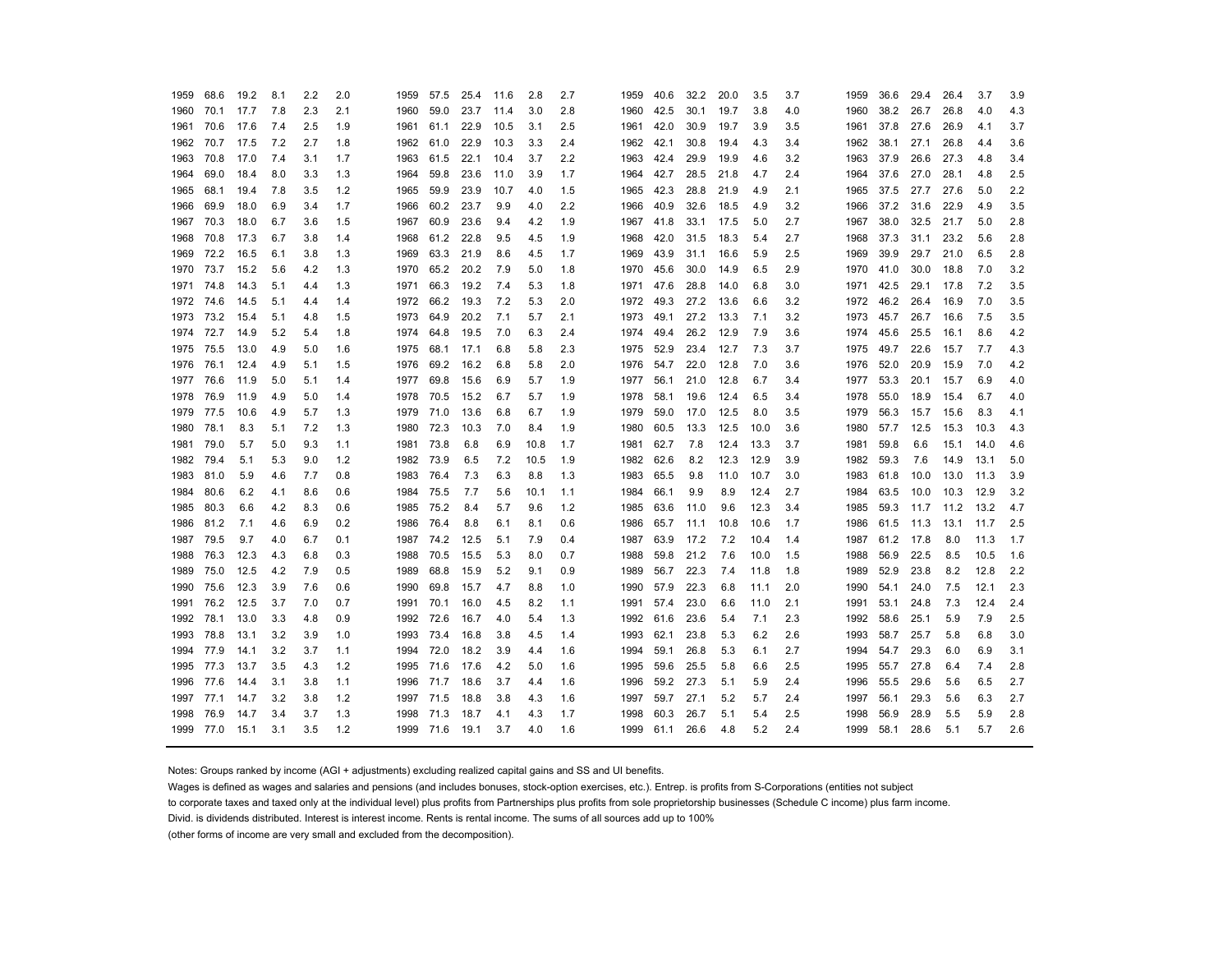| | | | | | | | | | | | | | | | | | | | | | | | | |
|---|---|---|---|---|---|---|---|---|---|---|---|---|---|---|---|---|---|---|---|---|---|---|---|---|
| 1959 | 68.6 | 19.2 | 8.1 | 2.2 | 2.0 | 1959 | 57.5 | 25.4 | 11.6 | 2.8 | 2.7 | 1959 | 40.6 | 32.2 | 20.0 | 3.5 | 3.7 | 1959 | 36.6 | 29.4 | 26.4 | 3.7 | 3.9 |
| 1960 | 70.1 | 17.7 | 7.8 | 2.3 | 2.1 | 1960 | 59.0 | 23.7 | 11.4 | 3.0 | 2.8 | 1960 | 42.5 | 30.1 | 19.7 | 3.8 | 4.0 | 1960 | 38.2 | 26.7 | 26.8 | 4.0 | 4.3 |
| 1961 | 70.6 | 17.6 | 7.4 | 2.5 | 1.9 | 1961 | 61.1 | 22.9 | 10.5 | 3.1 | 2.5 | 1961 | 42.0 | 30.9 | 19.7 | 3.9 | 3.5 | 1961 | 37.8 | 27.6 | 26.9 | 4.1 | 3.7 |
| 1962 | 70.7 | 17.5 | 7.2 | 2.7 | 1.8 | 1962 | 61.0 | 22.9 | 10.3 | 3.3 | 2.4 | 1962 | 42.1 | 30.8 | 19.4 | 4.3 | 3.4 | 1962 | 38.1 | 27.1 | 26.8 | 4.4 | 3.6 |
| 1963 | 70.8 | 17.0 | 7.4 | 3.1 | 1.7 | 1963 | 61.5 | 22.1 | 10.4 | 3.7 | 2.2 | 1963 | 42.4 | 29.9 | 19.9 | 4.6 | 3.2 | 1963 | 37.9 | 26.6 | 27.3 | 4.8 | 3.4 |
| 1964 | 69.0 | 18.4 | 8.0 | 3.3 | 1.3 | 1964 | 59.8 | 23.6 | 11.0 | 3.9 | 1.7 | 1964 | 42.7 | 28.5 | 21.8 | 4.7 | 2.4 | 1964 | 37.6 | 27.0 | 28.1 | 4.8 | 2.5 |
| 1965 | 68.1 | 19.4 | 7.8 | 3.5 | 1.2 | 1965 | 59.9 | 23.9 | 10.7 | 4.0 | 1.5 | 1965 | 42.3 | 28.8 | 21.9 | 4.9 | 2.1 | 1965 | 37.5 | 27.7 | 27.6 | 5.0 | 2.2 |
| 1966 | 69.9 | 18.0 | 6.9 | 3.4 | 1.7 | 1966 | 60.2 | 23.7 | 9.9 | 4.0 | 2.2 | 1966 | 40.9 | 32.6 | 18.5 | 4.9 | 3.2 | 1966 | 37.2 | 31.6 | 22.9 | 4.9 | 3.5 |
| 1967 | 70.3 | 18.0 | 6.7 | 3.6 | 1.5 | 1967 | 60.9 | 23.6 | 9.4 | 4.2 | 1.9 | 1967 | 41.8 | 33.1 | 17.5 | 5.0 | 2.7 | 1967 | 38.0 | 32.5 | 21.7 | 5.0 | 2.8 |
| 1968 | 70.8 | 17.3 | 6.7 | 3.8 | 1.4 | 1968 | 61.2 | 22.8 | 9.5 | 4.5 | 1.9 | 1968 | 42.0 | 31.5 | 18.3 | 5.4 | 2.7 | 1968 | 37.3 | 31.1 | 23.2 | 5.6 | 2.8 |
| 1969 | 72.2 | 16.5 | 6.1 | 3.8 | 1.3 | 1969 | 63.3 | 21.9 | 8.6 | 4.5 | 1.7 | 1969 | 43.9 | 31.1 | 16.6 | 5.9 | 2.5 | 1969 | 39.9 | 29.7 | 21.0 | 6.5 | 2.8 |
| 1970 | 73.7 | 15.2 | 5.6 | 4.2 | 1.3 | 1970 | 65.2 | 20.2 | 7.9 | 5.0 | 1.8 | 1970 | 45.6 | 30.0 | 14.9 | 6.5 | 2.9 | 1970 | 41.0 | 30.0 | 18.8 | 7.0 | 3.2 |
| 1971 | 74.8 | 14.3 | 5.1 | 4.4 | 1.3 | 1971 | 66.3 | 19.2 | 7.4 | 5.3 | 1.8 | 1971 | 47.6 | 28.8 | 14.0 | 6.8 | 3.0 | 1971 | 42.5 | 29.1 | 17.8 | 7.2 | 3.5 |
| 1972 | 74.6 | 14.5 | 5.1 | 4.4 | 1.4 | 1972 | 66.2 | 19.3 | 7.2 | 5.3 | 2.0 | 1972 | 49.3 | 27.2 | 13.6 | 6.6 | 3.2 | 1972 | 46.2 | 26.4 | 16.9 | 7.0 | 3.5 |
| 1973 | 73.2 | 15.4 | 5.1 | 4.8 | 1.5 | 1973 | 64.9 | 20.2 | 7.1 | 5.7 | 2.1 | 1973 | 49.1 | 27.2 | 13.3 | 7.1 | 3.2 | 1973 | 45.7 | 26.7 | 16.6 | 7.5 | 3.5 |
| 1974 | 72.7 | 14.9 | 5.2 | 5.4 | 1.8 | 1974 | 64.8 | 19.5 | 7.0 | 6.3 | 2.4 | 1974 | 49.4 | 26.2 | 12.9 | 7.9 | 3.6 | 1974 | 45.6 | 25.5 | 16.1 | 8.6 | 4.2 |
| 1975 | 75.5 | 13.0 | 4.9 | 5.0 | 1.6 | 1975 | 68.1 | 17.1 | 6.8 | 5.8 | 2.3 | 1975 | 52.9 | 23.4 | 12.7 | 7.3 | 3.7 | 1975 | 49.7 | 22.6 | 15.7 | 7.7 | 4.3 |
| 1976 | 76.1 | 12.4 | 4.9 | 5.1 | 1.5 | 1976 | 69.2 | 16.2 | 6.8 | 5.8 | 2.0 | 1976 | 54.7 | 22.0 | 12.8 | 7.0 | 3.6 | 1976 | 52.0 | 20.9 | 15.9 | 7.0 | 4.2 |
| 1977 | 76.6 | 11.9 | 5.0 | 5.1 | 1.4 | 1977 | 69.8 | 15.6 | 6.9 | 5.7 | 1.9 | 1977 | 56.1 | 21.0 | 12.8 | 6.7 | 3.4 | 1977 | 53.3 | 20.1 | 15.7 | 6.9 | 4.0 |
| 1978 | 76.9 | 11.9 | 4.9 | 5.0 | 1.4 | 1978 | 70.5 | 15.2 | 6.7 | 5.7 | 1.9 | 1978 | 58.1 | 19.6 | 12.4 | 6.5 | 3.4 | 1978 | 55.0 | 18.9 | 15.4 | 6.7 | 4.0 |
| 1979 | 77.5 | 10.6 | 4.9 | 5.7 | 1.3 | 1979 | 71.0 | 13.6 | 6.8 | 6.7 | 1.9 | 1979 | 59.0 | 17.0 | 12.5 | 8.0 | 3.5 | 1979 | 56.3 | 15.7 | 15.6 | 8.3 | 4.1 |
| 1980 | 78.1 | 8.3 | 5.1 | 7.2 | 1.3 | 1980 | 72.3 | 10.3 | 7.0 | 8.4 | 1.9 | 1980 | 60.5 | 13.3 | 12.5 | 10.0 | 3.6 | 1980 | 57.7 | 12.5 | 15.3 | 10.3 | 4.3 |
| 1981 | 79.0 | 5.7 | 5.0 | 9.3 | 1.1 | 1981 | 73.8 | 6.8 | 6.9 | 10.8 | 1.7 | 1981 | 62.7 | 7.8 | 12.4 | 13.3 | 3.7 | 1981 | 59.8 | 6.6 | 15.1 | 14.0 | 4.6 |
| 1982 | 79.4 | 5.1 | 5.3 | 9.0 | 1.2 | 1982 | 73.9 | 6.5 | 7.2 | 10.5 | 1.9 | 1982 | 62.6 | 8.2 | 12.3 | 12.9 | 3.9 | 1982 | 59.3 | 7.6 | 14.9 | 13.1 | 5.0 |
| 1983 | 81.0 | 5.9 | 4.6 | 7.7 | 0.8 | 1983 | 76.4 | 7.3 | 6.3 | 8.8 | 1.3 | 1983 | 65.5 | 9.8 | 11.0 | 10.7 | 3.0 | 1983 | 61.8 | 10.0 | 13.0 | 11.3 | 3.9 |
| 1984 | 80.6 | 6.2 | 4.1 | 8.6 | 0.6 | 1984 | 75.5 | 7.7 | 5.6 | 10.1 | 1.1 | 1984 | 66.1 | 9.9 | 8.9 | 12.4 | 2.7 | 1984 | 63.5 | 10.0 | 10.3 | 12.9 | 3.2 |
| 1985 | 80.3 | 6.6 | 4.2 | 8.3 | 0.6 | 1985 | 75.2 | 8.4 | 5.7 | 9.6 | 1.2 | 1985 | 63.6 | 11.0 | 9.6 | 12.3 | 3.4 | 1985 | 59.3 | 11.7 | 11.2 | 13.2 | 4.7 |
| 1986 | 81.2 | 7.1 | 4.6 | 6.9 | 0.2 | 1986 | 76.4 | 8.8 | 6.1 | 8.1 | 0.6 | 1986 | 65.7 | 11.1 | 10.8 | 10.6 | 1.7 | 1986 | 61.5 | 11.3 | 13.1 | 11.7 | 2.5 |
| 1987 | 79.5 | 9.7 | 4.0 | 6.7 | 0.1 | 1987 | 74.2 | 12.5 | 5.1 | 7.9 | 0.4 | 1987 | 63.9 | 17.2 | 7.2 | 10.4 | 1.4 | 1987 | 61.2 | 17.8 | 8.0 | 11.3 | 1.7 |
| 1988 | 76.3 | 12.3 | 4.3 | 6.8 | 0.3 | 1988 | 70.5 | 15.5 | 5.3 | 8.0 | 0.7 | 1988 | 59.8 | 21.2 | 7.6 | 10.0 | 1.5 | 1988 | 56.9 | 22.5 | 8.5 | 10.5 | 1.6 |
| 1989 | 75.0 | 12.5 | 4.2 | 7.9 | 0.5 | 1989 | 68.8 | 15.9 | 5.2 | 9.1 | 0.9 | 1989 | 56.7 | 22.3 | 7.4 | 11.8 | 1.8 | 1989 | 52.9 | 23.8 | 8.2 | 12.8 | 2.2 |
| 1990 | 75.6 | 12.3 | 3.9 | 7.6 | 0.6 | 1990 | 69.8 | 15.7 | 4.7 | 8.8 | 1.0 | 1990 | 57.9 | 22.3 | 6.8 | 11.1 | 2.0 | 1990 | 54.1 | 24.0 | 7.5 | 12.1 | 2.3 |
| 1991 | 76.2 | 12.5 | 3.7 | 7.0 | 0.7 | 1991 | 70.1 | 16.0 | 4.5 | 8.2 | 1.1 | 1991 | 57.4 | 23.0 | 6.6 | 11.0 | 2.1 | 1991 | 53.1 | 24.8 | 7.3 | 12.4 | 2.4 |
| 1992 | 78.1 | 13.0 | 3.3 | 4.8 | 0.9 | 1992 | 72.6 | 16.7 | 4.0 | 5.4 | 1.3 | 1992 | 61.6 | 23.6 | 5.4 | 7.1 | 2.3 | 1992 | 58.6 | 25.1 | 5.9 | 7.9 | 2.5 |
| 1993 | 78.8 | 13.1 | 3.2 | 3.9 | 1.0 | 1993 | 73.4 | 16.8 | 3.8 | 4.5 | 1.4 | 1993 | 62.1 | 23.8 | 5.3 | 6.2 | 2.6 | 1993 | 58.7 | 25.7 | 5.8 | 6.8 | 3.0 |
| 1994 | 77.9 | 14.1 | 3.2 | 3.7 | 1.1 | 1994 | 72.0 | 18.2 | 3.9 | 4.4 | 1.6 | 1994 | 59.1 | 26.8 | 5.3 | 6.1 | 2.7 | 1994 | 54.7 | 29.3 | 6.0 | 6.9 | 3.1 |
| 1995 | 77.3 | 13.7 | 3.5 | 4.3 | 1.2 | 1995 | 71.6 | 17.6 | 4.2 | 5.0 | 1.6 | 1995 | 59.6 | 25.5 | 5.8 | 6.6 | 2.5 | 1995 | 55.7 | 27.8 | 6.4 | 7.4 | 2.8 |
| 1996 | 77.6 | 14.4 | 3.1 | 3.8 | 1.1 | 1996 | 71.7 | 18.6 | 3.7 | 4.4 | 1.6 | 1996 | 59.2 | 27.3 | 5.1 | 5.9 | 2.4 | 1996 | 55.5 | 29.6 | 5.6 | 6.5 | 2.7 |
| 1997 | 77.1 | 14.7 | 3.2 | 3.8 | 1.2 | 1997 | 71.5 | 18.8 | 3.8 | 4.3 | 1.6 | 1997 | 59.7 | 27.1 | 5.2 | 5.7 | 2.4 | 1997 | 56.1 | 29.3 | 5.6 | 6.3 | 2.7 |
| 1998 | 76.9 | 14.7 | 3.4 | 3.7 | 1.3 | 1998 | 71.3 | 18.7 | 4.1 | 4.3 | 1.7 | 1998 | 60.3 | 26.7 | 5.1 | 5.4 | 2.5 | 1998 | 56.9 | 28.9 | 5.5 | 5.9 | 2.8 |
| 1999 | 77.0 | 15.1 | 3.1 | 3.5 | 1.2 | 1999 | 71.6 | 19.1 | 3.7 | 4.0 | 1.6 | 1999 | 61.1 | 26.6 | 4.8 | 5.2 | 2.4 | 1999 | 58.1 | 28.6 | 5.1 | 5.7 | 2.6 |

Notes: Groups ranked by income (AGI + adjustments) excluding realized capital gains and SS and UI benefits.
Wages is defined as wages and salaries and pensions (and includes bonuses, stock-option exercises, etc.). Entrep. is profits from S-Corporations (entities not subject to corporate taxes and taxed only at the individual level) plus profits from Partnerships plus profits from sole proprietorship businesses (Schedule C income) plus farm income.
Divid. is dividends distributed. Interest is interest income. Rents is rental income. The sums of all sources add up to 100%
(other forms of income are very small and excluded from the decomposition).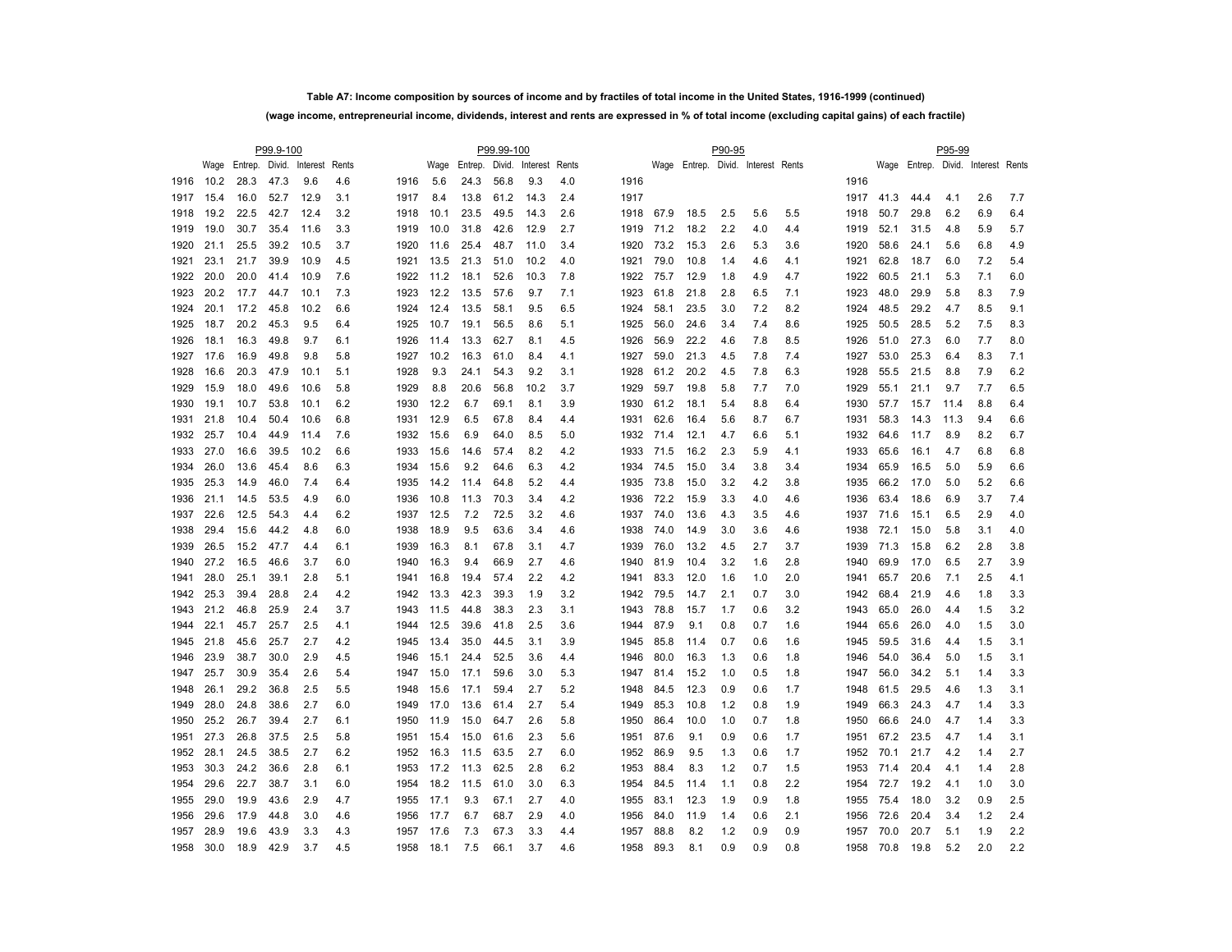**Table A7: Income composition by sources of income and by fractiles of total income in the United States, 1916-1999 (continued)**

**(wage income, entrepreneurial income, dividends, interest and rents are expressed in % of total income (excluding capital gains) of each fractile)**

| | P99.9-100 | | | | | | P99.99-100 | | | | | | P90-95 | | | | | | P95-99 | | | | |
|---|---|---|---|---|---|---|---|---|---|---|---|---|---|---|---|---|---|---|---|---|---|---|---|
| | Wage | Entrep. | Divid. | Interest | Rents | | Wage | Entrep. | Divid. | Interest | Rents | | Wage | Entrep. | Divid. | Interest | Rents | | Wage | Entrep. | Divid. | Interest | Rents |
| 1916 | 10.2 | 28.3 | 47.3 | 9.6 | 4.6 | 1916 | 5.6 | 24.3 | 56.8 | 9.3 | 4.0 | 1916 | | | | | | 1916 | | | | | |
| 1917 | 15.4 | 16.0 | 52.7 | 12.9 | 3.1 | 1917 | 8.4 | 13.8 | 61.2 | 14.3 | 2.4 | 1917 | | | | | | 1917 | 41.3 | 44.4 | 4.1 | 2.6 | 7.7 |
| 1918 | 19.2 | 22.5 | 42.7 | 12.4 | 3.2 | 1918 | 10.1 | 23.5 | 49.5 | 14.3 | 2.6 | 1918 | 67.9 | 18.5 | 2.5 | 5.6 | 5.5 | 1918 | 50.7 | 29.8 | 6.2 | 6.9 | 6.4 |
| 1919 | 19.0 | 30.7 | 35.4 | 11.6 | 3.3 | 1919 | 10.0 | 31.8 | 42.6 | 12.9 | 2.7 | 1919 | 71.2 | 18.2 | 2.2 | 4.0 | 4.4 | 1919 | 52.1 | 31.5 | 4.8 | 5.9 | 5.7 |
| 1920 | 21.1 | 25.5 | 39.2 | 10.5 | 3.7 | 1920 | 11.6 | 25.4 | 48.7 | 11.0 | 3.4 | 1920 | 73.2 | 15.3 | 2.6 | 5.3 | 3.6 | 1920 | 58.6 | 24.1 | 5.6 | 6.8 | 4.9 |
| 1921 | 23.1 | 21.7 | 39.9 | 10.9 | 4.5 | 1921 | 13.5 | 21.3 | 51.0 | 10.2 | 4.0 | 1921 | 79.0 | 10.8 | 1.4 | 4.6 | 4.1 | 1921 | 62.8 | 18.7 | 6.0 | 7.2 | 5.4 |
| 1922 | 20.0 | 20.0 | 41.4 | 10.9 | 7.6 | 1922 | 11.2 | 18.1 | 52.6 | 10.3 | 7.8 | 1922 | 75.7 | 12.9 | 1.8 | 4.9 | 4.7 | 1922 | 60.5 | 21.1 | 5.3 | 7.1 | 6.0 |
| 1923 | 20.2 | 17.7 | 44.7 | 10.1 | 7.3 | 1923 | 12.2 | 13.5 | 57.6 | 9.7 | 7.1 | 1923 | 61.8 | 21.8 | 2.8 | 6.5 | 7.1 | 1923 | 48.0 | 29.9 | 5.8 | 8.3 | 7.9 |
| 1924 | 20.1 | 17.2 | 45.8 | 10.2 | 6.6 | 1924 | 12.4 | 13.5 | 58.1 | 9.5 | 6.5 | 1924 | 58.1 | 23.5 | 3.0 | 7.2 | 8.2 | 1924 | 48.5 | 29.2 | 4.7 | 8.5 | 9.1 |
| 1925 | 18.7 | 20.2 | 45.3 | 9.5 | 6.4 | 1925 | 10.7 | 19.1 | 56.5 | 8.6 | 5.1 | 1925 | 56.0 | 24.6 | 3.4 | 7.4 | 8.6 | 1925 | 50.5 | 28.5 | 5.2 | 7.5 | 8.3 |
| 1926 | 18.1 | 16.3 | 49.8 | 9.7 | 6.1 | 1926 | 11.4 | 13.3 | 62.7 | 8.1 | 4.5 | 1926 | 56.9 | 22.2 | 4.6 | 7.8 | 8.5 | 1926 | 51.0 | 27.3 | 6.0 | 7.7 | 8.0 |
| 1927 | 17.6 | 16.9 | 49.8 | 9.8 | 5.8 | 1927 | 10.2 | 16.3 | 61.0 | 8.4 | 4.1 | 1927 | 59.0 | 21.3 | 4.5 | 7.8 | 7.4 | 1927 | 53.0 | 25.3 | 6.4 | 8.3 | 7.1 |
| 1928 | 16.6 | 20.3 | 47.9 | 10.1 | 5.1 | 1928 | 9.3 | 24.1 | 54.3 | 9.2 | 3.1 | 1928 | 61.2 | 20.2 | 4.5 | 7.8 | 6.3 | 1928 | 55.5 | 21.5 | 8.8 | 7.9 | 6.2 |
| 1929 | 15.9 | 18.0 | 49.6 | 10.6 | 5.8 | 1929 | 8.8 | 20.6 | 56.8 | 10.2 | 3.7 | 1929 | 59.7 | 19.8 | 5.8 | 7.7 | 7.0 | 1929 | 55.1 | 21.1 | 9.7 | 7.7 | 6.5 |
| 1930 | 19.1 | 10.7 | 53.8 | 10.1 | 6.2 | 1930 | 12.2 | 6.7 | 69.1 | 8.1 | 3.9 | 1930 | 61.2 | 18.1 | 5.4 | 8.8 | 6.4 | 1930 | 57.7 | 15.7 | 11.4 | 8.8 | 6.4 |
| 1931 | 21.8 | 10.4 | 50.4 | 10.6 | 6.8 | 1931 | 12.9 | 6.5 | 67.8 | 8.4 | 4.4 | 1931 | 62.6 | 16.4 | 5.6 | 8.7 | 6.7 | 1931 | 58.3 | 14.3 | 11.3 | 9.4 | 6.6 |
| 1932 | 25.7 | 10.4 | 44.9 | 11.4 | 7.6 | 1932 | 15.6 | 6.9 | 64.0 | 8.5 | 5.0 | 1932 | 71.4 | 12.1 | 4.7 | 6.6 | 5.1 | 1932 | 64.6 | 11.7 | 8.9 | 8.2 | 6.7 |
| 1933 | 27.0 | 16.6 | 39.5 | 10.2 | 6.6 | 1933 | 15.6 | 14.6 | 57.4 | 8.2 | 4.2 | 1933 | 71.5 | 16.2 | 2.3 | 5.9 | 4.1 | 1933 | 65.6 | 16.1 | 4.7 | 6.8 | 6.8 |
| 1934 | 26.0 | 13.6 | 45.4 | 8.6 | 6.3 | 1934 | 15.6 | 9.2 | 64.6 | 6.3 | 4.2 | 1934 | 74.5 | 15.0 | 3.4 | 3.8 | 3.4 | 1934 | 65.9 | 16.5 | 5.0 | 5.9 | 6.6 |
| 1935 | 25.3 | 14.9 | 46.0 | 7.4 | 6.4 | 1935 | 14.2 | 11.4 | 64.8 | 5.2 | 4.4 | 1935 | 73.8 | 15.0 | 3.2 | 4.2 | 3.8 | 1935 | 66.2 | 17.0 | 5.0 | 5.2 | 6.6 |
| 1936 | 21.1 | 14.5 | 53.5 | 4.9 | 6.0 | 1936 | 10.8 | 11.3 | 70.3 | 3.4 | 4.2 | 1936 | 72.2 | 15.9 | 3.3 | 4.0 | 4.6 | 1936 | 63.4 | 18.6 | 6.9 | 3.7 | 7.4 |
| 1937 | 22.6 | 12.5 | 54.3 | 4.4 | 6.2 | 1937 | 12.5 | 7.2 | 72.5 | 3.2 | 4.6 | 1937 | 74.0 | 13.6 | 4.3 | 3.5 | 4.6 | 1937 | 71.6 | 15.1 | 6.5 | 2.9 | 4.0 |
| 1938 | 29.4 | 15.6 | 44.2 | 4.8 | 6.0 | 1938 | 18.9 | 9.5 | 63.6 | 3.4 | 4.6 | 1938 | 74.0 | 14.9 | 3.0 | 3.6 | 4.6 | 1938 | 72.1 | 15.0 | 5.8 | 3.1 | 4.0 |
| 1939 | 26.5 | 15.2 | 47.7 | 4.4 | 6.1 | 1939 | 16.3 | 8.1 | 67.8 | 3.1 | 4.7 | 1939 | 76.0 | 13.2 | 4.5 | 2.7 | 3.7 | 1939 | 71.3 | 15.8 | 6.2 | 2.8 | 3.8 |
| 1940 | 27.2 | 16.5 | 46.6 | 3.7 | 6.0 | 1940 | 16.3 | 9.4 | 66.9 | 2.7 | 4.6 | 1940 | 81.9 | 10.4 | 3.2 | 1.6 | 2.8 | 1940 | 69.9 | 17.0 | 6.5 | 2.7 | 3.9 |
| 1941 | 28.0 | 25.1 | 39.1 | 2.8 | 5.1 | 1941 | 16.8 | 19.4 | 57.4 | 2.2 | 4.2 | 1941 | 83.3 | 12.0 | 1.6 | 1.0 | 2.0 | 1941 | 65.7 | 20.6 | 7.1 | 2.5 | 4.1 |
| 1942 | 25.3 | 39.4 | 28.8 | 2.4 | 4.2 | 1942 | 13.3 | 42.3 | 39.3 | 1.9 | 3.2 | 1942 | 79.5 | 14.7 | 2.1 | 0.7 | 3.0 | 1942 | 68.4 | 21.9 | 4.6 | 1.8 | 3.3 |
| 1943 | 21.2 | 46.8 | 25.9 | 2.4 | 3.7 | 1943 | 11.5 | 44.8 | 38.3 | 2.3 | 3.1 | 1943 | 78.8 | 15.7 | 1.7 | 0.6 | 3.2 | 1943 | 65.0 | 26.0 | 4.4 | 1.5 | 3.2 |
| 1944 | 22.1 | 45.7 | 25.7 | 2.5 | 4.1 | 1944 | 12.5 | 39.6 | 41.8 | 2.5 | 3.6 | 1944 | 87.9 | 9.1 | 0.8 | 0.7 | 1.6 | 1944 | 65.6 | 26.0 | 4.0 | 1.5 | 3.0 |
| 1945 | 21.8 | 45.6 | 25.7 | 2.7 | 4.2 | 1945 | 13.4 | 35.0 | 44.5 | 3.1 | 3.9 | 1945 | 85.8 | 11.4 | 0.7 | 0.6 | 1.6 | 1945 | 59.5 | 31.6 | 4.4 | 1.5 | 3.1 |
| 1946 | 23.9 | 38.7 | 30.0 | 2.9 | 4.5 | 1946 | 15.1 | 24.4 | 52.5 | 3.6 | 4.4 | 1946 | 80.0 | 16.3 | 1.3 | 0.6 | 1.8 | 1946 | 54.0 | 36.4 | 5.0 | 1.5 | 3.1 |
| 1947 | 25.7 | 30.9 | 35.4 | 2.6 | 5.4 | 1947 | 15.0 | 17.1 | 59.6 | 3.0 | 5.3 | 1947 | 81.4 | 15.2 | 1.0 | 0.5 | 1.8 | 1947 | 56.0 | 34.2 | 5.1 | 1.4 | 3.3 |
| 1948 | 26.1 | 29.2 | 36.8 | 2.5 | 5.5 | 1948 | 15.6 | 17.1 | 59.4 | 2.7 | 5.2 | 1948 | 84.5 | 12.3 | 0.9 | 0.6 | 1.7 | 1948 | 61.5 | 29.5 | 4.6 | 1.3 | 3.1 |
| 1949 | 28.0 | 24.8 | 38.6 | 2.7 | 6.0 | 1949 | 17.0 | 13.6 | 61.4 | 2.7 | 5.4 | 1949 | 85.3 | 10.8 | 1.2 | 0.8 | 1.9 | 1949 | 66.3 | 24.3 | 4.7 | 1.4 | 3.3 |
| 1950 | 25.2 | 26.7 | 39.4 | 2.7 | 6.1 | 1950 | 11.9 | 15.0 | 64.7 | 2.6 | 5.8 | 1950 | 86.4 | 10.0 | 1.0 | 0.7 | 1.8 | 1950 | 66.6 | 24.0 | 4.7 | 1.4 | 3.3 |
| 1951 | 27.3 | 26.8 | 37.5 | 2.5 | 5.8 | 1951 | 15.4 | 15.0 | 61.6 | 2.3 | 5.6 | 1951 | 87.6 | 9.1 | 0.9 | 0.6 | 1.7 | 1951 | 67.2 | 23.5 | 4.7 | 1.4 | 3.1 |
| 1952 | 28.1 | 24.5 | 38.5 | 2.7 | 6.2 | 1952 | 16.3 | 11.5 | 63.5 | 2.7 | 6.0 | 1952 | 86.9 | 9.5 | 1.3 | 0.6 | 1.7 | 1952 | 70.1 | 21.7 | 4.2 | 1.4 | 2.7 |
| 1953 | 30.3 | 24.2 | 36.6 | 2.8 | 6.1 | 1953 | 17.2 | 11.3 | 62.5 | 2.8 | 6.2 | 1953 | 88.4 | 8.3 | 1.2 | 0.7 | 1.5 | 1953 | 71.4 | 20.4 | 4.1 | 1.4 | 2.8 |
| 1954 | 29.6 | 22.7 | 38.7 | 3.1 | 6.0 | 1954 | 18.2 | 11.5 | 61.0 | 3.0 | 6.3 | 1954 | 84.5 | 11.4 | 1.1 | 0.8 | 2.2 | 1954 | 72.7 | 19.2 | 4.1 | 1.0 | 3.0 |
| 1955 | 29.0 | 19.9 | 43.6 | 2.9 | 4.7 | 1955 | 17.1 | 9.3 | 67.1 | 2.7 | 4.0 | 1955 | 83.1 | 12.3 | 1.9 | 0.9 | 1.8 | 1955 | 75.4 | 18.0 | 3.2 | 0.9 | 2.5 |
| 1956 | 29.6 | 17.9 | 44.8 | 3.0 | 4.6 | 1956 | 17.7 | 6.7 | 68.7 | 2.9 | 4.0 | 1956 | 84.0 | 11.9 | 1.4 | 0.6 | 2.1 | 1956 | 72.6 | 20.4 | 3.4 | 1.2 | 2.4 |
| 1957 | 28.9 | 19.6 | 43.9 | 3.3 | 4.3 | 1957 | 17.6 | 7.3 | 67.3 | 3.3 | 4.4 | 1957 | 88.8 | 8.2 | 1.2 | 0.9 | 0.9 | 1957 | 70.0 | 20.7 | 5.1 | 1.9 | 2.2 |
| 1958 | 30.0 | 18.9 | 42.9 | 3.7 | 4.5 | 1958 | 18.1 | 7.5 | 66.1 | 3.7 | 4.6 | 1958 | 89.3 | 8.1 | 0.9 | 0.9 | 0.8 | 1958 | 70.8 | 19.8 | 5.2 | 2.0 | 2.2 |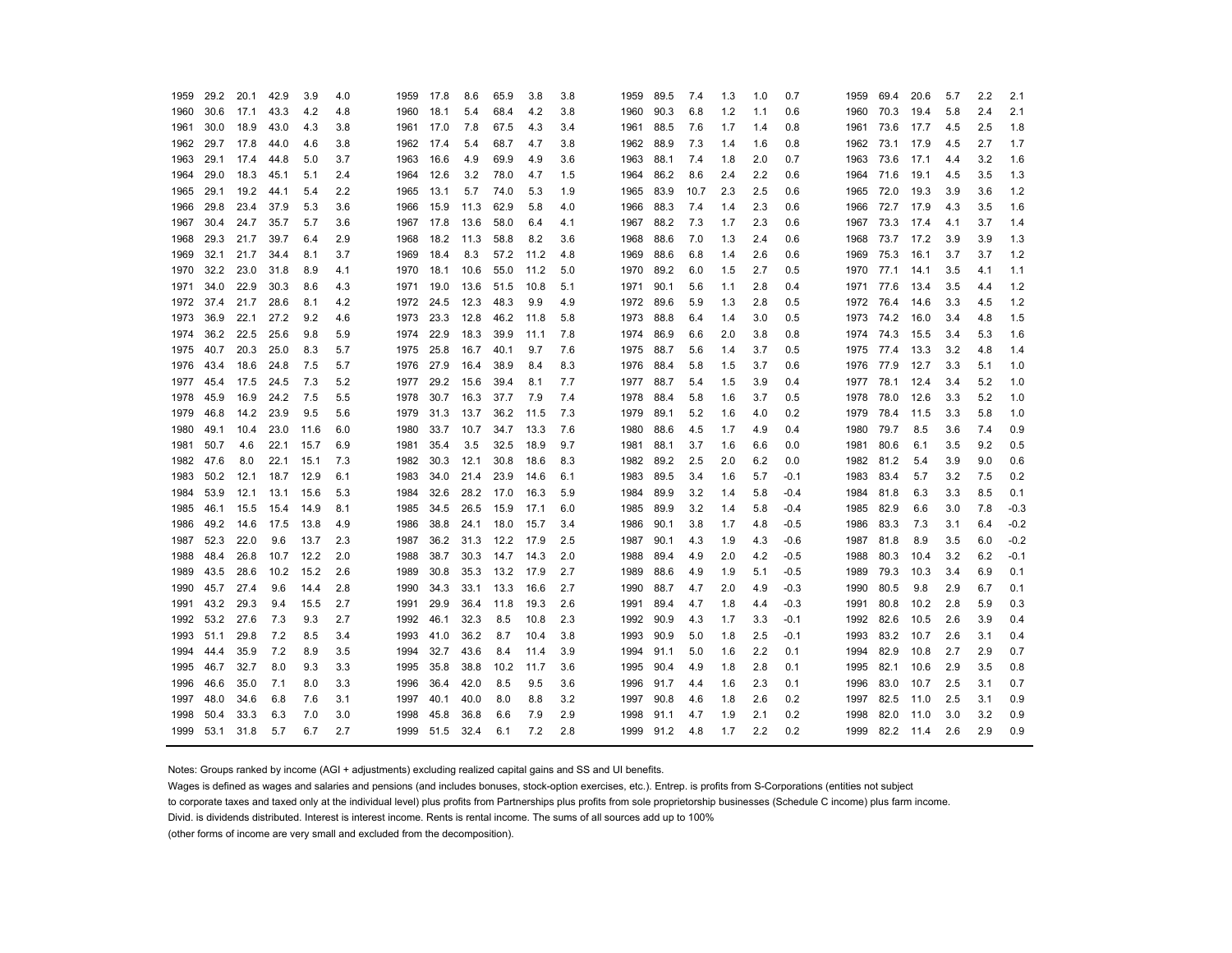| 1959 | 29.2 | 20.1 | 42.9 | 3.9 | 4.0 | 1959 | 17.8 | 8.6 | 65.9 | 3.8 | 3.8 | 1959 | 89.5 | 7.4 | 1.3 | 1.0 | 0.7 | 1959 | 69.4 | 20.6 | 5.7 | 2.2 | 2.1 |
|---|---|---|---|---|---|---|---|---|---|---|---|---|---|---|---|---|---|---|---|---|---|---|---|
| 1960 | 30.6 | 17.1 | 43.3 | 4.2 | 4.8 | 1960 | 18.1 | 5.4 | 68.4 | 4.2 | 3.8 | 1960 | 90.3 | 6.8 | 1.2 | 1.1 | 0.6 | 1960 | 70.3 | 19.4 | 5.8 | 2.4 | 2.1 |
| 1961 | 30.0 | 18.9 | 43.0 | 4.3 | 3.8 | 1961 | 17.0 | 7.8 | 67.5 | 4.3 | 3.4 | 1961 | 88.5 | 7.6 | 1.7 | 1.4 | 0.8 | 1961 | 73.6 | 17.7 | 4.5 | 2.5 | 1.8 |
| 1962 | 29.7 | 17.8 | 44.0 | 4.6 | 3.8 | 1962 | 17.4 | 5.4 | 68.7 | 4.7 | 3.8 | 1962 | 88.9 | 7.3 | 1.4 | 1.6 | 0.8 | 1962 | 73.1 | 17.9 | 4.5 | 2.7 | 1.7 |
| 1963 | 29.1 | 17.4 | 44.8 | 5.0 | 3.7 | 1963 | 16.6 | 4.9 | 69.9 | 4.9 | 3.6 | 1963 | 88.1 | 7.4 | 1.8 | 2.0 | 0.7 | 1963 | 73.6 | 17.1 | 4.4 | 3.2 | 1.6 |
| 1964 | 29.0 | 18.3 | 45.1 | 5.1 | 2.4 | 1964 | 12.6 | 3.2 | 78.0 | 4.7 | 1.5 | 1964 | 86.2 | 8.6 | 2.4 | 2.2 | 0.6 | 1964 | 71.6 | 19.1 | 4.5 | 3.5 | 1.3 |
| 1965 | 29.1 | 19.2 | 44.1 | 5.4 | 2.2 | 1965 | 13.1 | 5.7 | 74.0 | 5.3 | 1.9 | 1965 | 83.9 | 10.7 | 2.3 | 2.5 | 0.6 | 1965 | 72.0 | 19.3 | 3.9 | 3.6 | 1.2 |
| 1966 | 29.8 | 23.4 | 37.9 | 5.3 | 3.6 | 1966 | 15.9 | 11.3 | 62.9 | 5.8 | 4.0 | 1966 | 88.3 | 7.4 | 1.4 | 2.3 | 0.6 | 1966 | 72.7 | 17.9 | 4.3 | 3.5 | 1.6 |
| 1967 | 30.4 | 24.7 | 35.7 | 5.7 | 3.6 | 1967 | 17.8 | 13.6 | 58.0 | 6.4 | 4.1 | 1967 | 88.2 | 7.3 | 1.7 | 2.3 | 0.6 | 1967 | 73.3 | 17.4 | 4.1 | 3.7 | 1.4 |
| 1968 | 29.3 | 21.7 | 39.7 | 6.4 | 2.9 | 1968 | 18.2 | 11.3 | 58.8 | 8.2 | 3.6 | 1968 | 88.6 | 7.0 | 1.3 | 2.4 | 0.6 | 1968 | 73.7 | 17.2 | 3.9 | 3.9 | 1.3 |
| 1969 | 32.1 | 21.7 | 34.4 | 8.1 | 3.7 | 1969 | 18.4 | 8.3 | 57.2 | 11.2 | 4.8 | 1969 | 88.6 | 6.8 | 1.4 | 2.6 | 0.6 | 1969 | 75.3 | 16.1 | 3.7 | 3.7 | 1.2 |
| 1970 | 32.2 | 23.0 | 31.8 | 8.9 | 4.1 | 1970 | 18.1 | 10.6 | 55.0 | 11.2 | 5.0 | 1970 | 89.2 | 6.0 | 1.5 | 2.7 | 0.5 | 1970 | 77.1 | 14.1 | 3.5 | 4.1 | 1.1 |
| 1971 | 34.0 | 22.9 | 30.3 | 8.6 | 4.3 | 1971 | 19.0 | 13.6 | 51.5 | 10.8 | 5.1 | 1971 | 90.1 | 5.6 | 1.1 | 2.8 | 0.4 | 1971 | 77.6 | 13.4 | 3.5 | 4.4 | 1.2 |
| 1972 | 37.4 | 21.7 | 28.6 | 8.1 | 4.2 | 1972 | 24.5 | 12.3 | 48.3 | 9.9 | 4.9 | 1972 | 89.6 | 5.9 | 1.3 | 2.8 | 0.5 | 1972 | 76.4 | 14.6 | 3.3 | 4.5 | 1.2 |
| 1973 | 36.9 | 22.1 | 27.2 | 9.2 | 4.6 | 1973 | 23.3 | 12.8 | 46.2 | 11.8 | 5.8 | 1973 | 88.8 | 6.4 | 1.4 | 3.0 | 0.5 | 1973 | 74.2 | 16.0 | 3.4 | 4.8 | 1.5 |
| 1974 | 36.2 | 22.5 | 25.6 | 9.8 | 5.9 | 1974 | 22.9 | 18.3 | 39.9 | 11.1 | 7.8 | 1974 | 86.9 | 6.6 | 2.0 | 3.8 | 0.8 | 1974 | 74.3 | 15.5 | 3.4 | 5.3 | 1.6 |
| 1975 | 40.7 | 20.3 | 25.0 | 8.3 | 5.7 | 1975 | 25.8 | 16.7 | 40.1 | 9.7 | 7.6 | 1975 | 88.7 | 5.6 | 1.4 | 3.7 | 0.5 | 1975 | 77.4 | 13.3 | 3.2 | 4.8 | 1.4 |
| 1976 | 43.4 | 18.6 | 24.8 | 7.5 | 5.7 | 1976 | 27.9 | 16.4 | 38.9 | 8.4 | 8.3 | 1976 | 88.4 | 5.8 | 1.5 | 3.7 | 0.6 | 1976 | 77.9 | 12.7 | 3.3 | 5.1 | 1.0 |
| 1977 | 45.4 | 17.5 | 24.5 | 7.3 | 5.2 | 1977 | 29.2 | 15.6 | 39.4 | 8.1 | 7.7 | 1977 | 88.7 | 5.4 | 1.5 | 3.9 | 0.4 | 1977 | 78.1 | 12.4 | 3.4 | 5.2 | 1.0 |
| 1978 | 45.9 | 16.9 | 24.2 | 7.5 | 5.5 | 1978 | 30.7 | 16.3 | 37.7 | 7.9 | 7.4 | 1978 | 88.4 | 5.8 | 1.6 | 3.7 | 0.5 | 1978 | 78.0 | 12.6 | 3.3 | 5.2 | 1.0 |
| 1979 | 46.8 | 14.2 | 23.9 | 9.5 | 5.6 | 1979 | 31.3 | 13.7 | 36.2 | 11.5 | 7.3 | 1979 | 89.1 | 5.2 | 1.6 | 4.0 | 0.2 | 1979 | 78.4 | 11.5 | 3.3 | 5.8 | 1.0 |
| 1980 | 49.1 | 10.4 | 23.0 | 11.6 | 6.0 | 1980 | 33.7 | 10.7 | 34.7 | 13.3 | 7.6 | 1980 | 88.6 | 4.5 | 1.7 | 4.9 | 0.4 | 1980 | 79.7 | 8.5 | 3.6 | 7.4 | 0.9 |
| 1981 | 50.7 | 4.6 | 22.1 | 15.7 | 6.9 | 1981 | 35.4 | 3.5 | 32.5 | 18.9 | 9.7 | 1981 | 88.1 | 3.7 | 1.6 | 6.6 | 0.0 | 1981 | 80.6 | 6.1 | 3.5 | 9.2 | 0.5 |
| 1982 | 47.6 | 8.0 | 22.1 | 15.1 | 7.3 | 1982 | 30.3 | 12.1 | 30.8 | 18.6 | 8.3 | 1982 | 89.2 | 2.5 | 2.0 | 6.2 | 0.0 | 1982 | 81.2 | 5.4 | 3.9 | 9.0 | 0.6 |
| 1983 | 50.2 | 12.1 | 18.7 | 12.9 | 6.1 | 1983 | 34.0 | 21.4 | 23.9 | 14.6 | 6.1 | 1983 | 89.5 | 3.4 | 1.6 | 5.7 | -0.1 | 1983 | 83.4 | 5.7 | 3.2 | 7.5 | 0.2 |
| 1984 | 53.9 | 12.1 | 13.1 | 15.6 | 5.3 | 1984 | 32.6 | 28.2 | 17.0 | 16.3 | 5.9 | 1984 | 89.9 | 3.2 | 1.4 | 5.8 | -0.4 | 1984 | 81.8 | 6.3 | 3.3 | 8.5 | 0.1 |
| 1985 | 46.1 | 15.5 | 15.4 | 14.9 | 8.1 | 1985 | 34.5 | 26.5 | 15.9 | 17.1 | 6.0 | 1985 | 89.9 | 3.2 | 1.4 | 5.8 | -0.4 | 1985 | 82.9 | 6.6 | 3.0 | 7.8 | -0.3 |
| 1986 | 49.2 | 14.6 | 17.5 | 13.8 | 4.9 | 1986 | 38.8 | 24.1 | 18.0 | 15.7 | 3.4 | 1986 | 90.1 | 3.8 | 1.7 | 4.8 | -0.5 | 1986 | 83.3 | 7.3 | 3.1 | 6.4 | -0.2 |
| 1987 | 52.3 | 22.0 | 9.6 | 13.7 | 2.3 | 1987 | 36.2 | 31.3 | 12.2 | 17.9 | 2.5 | 1987 | 90.1 | 4.3 | 1.9 | 4.3 | -0.6 | 1987 | 81.8 | 8.9 | 3.5 | 6.0 | -0.2 |
| 1988 | 48.4 | 26.8 | 10.7 | 12.2 | 2.0 | 1988 | 38.7 | 30.3 | 14.7 | 14.3 | 2.0 | 1988 | 89.4 | 4.9 | 2.0 | 4.2 | -0.5 | 1988 | 80.3 | 10.4 | 3.2 | 6.2 | -0.1 |
| 1989 | 43.5 | 28.6 | 10.2 | 15.2 | 2.6 | 1989 | 30.8 | 35.3 | 13.2 | 17.9 | 2.7 | 1989 | 88.6 | 4.9 | 1.9 | 5.1 | -0.5 | 1989 | 79.3 | 10.3 | 3.4 | 6.9 | 0.1 |
| 1990 | 45.7 | 27.4 | 9.6 | 14.4 | 2.8 | 1990 | 34.3 | 33.1 | 13.3 | 16.6 | 2.7 | 1990 | 88.7 | 4.7 | 2.0 | 4.9 | -0.3 | 1990 | 80.5 | 9.8 | 2.9 | 6.7 | 0.1 |
| 1991 | 43.2 | 29.3 | 9.4 | 15.5 | 2.7 | 1991 | 29.9 | 36.4 | 11.8 | 19.3 | 2.6 | 1991 | 89.4 | 4.7 | 1.8 | 4.4 | -0.3 | 1991 | 80.8 | 10.2 | 2.8 | 5.9 | 0.3 |
| 1992 | 53.2 | 27.6 | 7.3 | 9.3 | 2.7 | 1992 | 46.1 | 32.3 | 8.5 | 10.8 | 2.3 | 1992 | 90.9 | 4.3 | 1.7 | 3.3 | -0.1 | 1992 | 82.6 | 10.5 | 2.6 | 3.9 | 0.4 |
| 1993 | 51.1 | 29.8 | 7.2 | 8.5 | 3.4 | 1993 | 41.0 | 36.2 | 8.7 | 10.4 | 3.8 | 1993 | 90.9 | 5.0 | 1.8 | 2.5 | -0.1 | 1993 | 83.2 | 10.7 | 2.6 | 3.1 | 0.4 |
| 1994 | 44.4 | 35.9 | 7.2 | 8.9 | 3.5 | 1994 | 32.7 | 43.6 | 8.4 | 11.4 | 3.9 | 1994 | 91.1 | 5.0 | 1.6 | 2.2 | 0.1 | 1994 | 82.9 | 10.8 | 2.7 | 2.9 | 0.7 |
| 1995 | 46.7 | 32.7 | 8.0 | 9.3 | 3.3 | 1995 | 35.8 | 38.8 | 10.2 | 11.7 | 3.6 | 1995 | 90.4 | 4.9 | 1.8 | 2.8 | 0.1 | 1995 | 82.1 | 10.6 | 2.9 | 3.5 | 0.8 |
| 1996 | 46.6 | 35.0 | 7.1 | 8.0 | 3.3 | 1996 | 36.4 | 42.0 | 8.5 | 9.5 | 3.6 | 1996 | 91.7 | 4.4 | 1.6 | 2.3 | 0.1 | 1996 | 83.0 | 10.7 | 2.5 | 3.1 | 0.7 |
| 1997 | 48.0 | 34.6 | 6.8 | 7.6 | 3.1 | 1997 | 40.1 | 40.0 | 8.0 | 8.8 | 3.2 | 1997 | 90.8 | 4.6 | 1.8 | 2.6 | 0.2 | 1997 | 82.5 | 11.0 | 2.5 | 3.1 | 0.9 |
| 1998 | 50.4 | 33.3 | 6.3 | 7.0 | 3.0 | 1998 | 45.8 | 36.8 | 6.6 | 7.9 | 2.9 | 1998 | 91.1 | 4.7 | 1.9 | 2.1 | 0.2 | 1998 | 82.0 | 11.0 | 3.0 | 3.2 | 0.9 |
| 1999 | 53.1 | 31.8 | 5.7 | 6.7 | 2.7 | 1999 | 51.5 | 32.4 | 6.1 | 7.2 | 2.8 | 1999 | 91.2 | 4.8 | 1.7 | 2.2 | 0.2 | 1999 | 82.2 | 11.4 | 2.6 | 2.9 | 0.9 |

Notes: Groups ranked by income (AGI + adjustments) excluding realized capital gains and SS and UI benefits.

Wages is defined as wages and salaries and pensions (and includes bonuses, stock-option exercises, etc.). Entrep. is profits from S-Corporations (entities not subject to corporate taxes and taxed only at the individual level) plus profits from Partnerships plus profits from sole proprietorship businesses (Schedule C income) plus farm income.

Divid. is dividends distributed. Interest is interest income. Rents is rental income. The sums of all sources add up to 100%

(other forms of income are very small and excluded from the decomposition).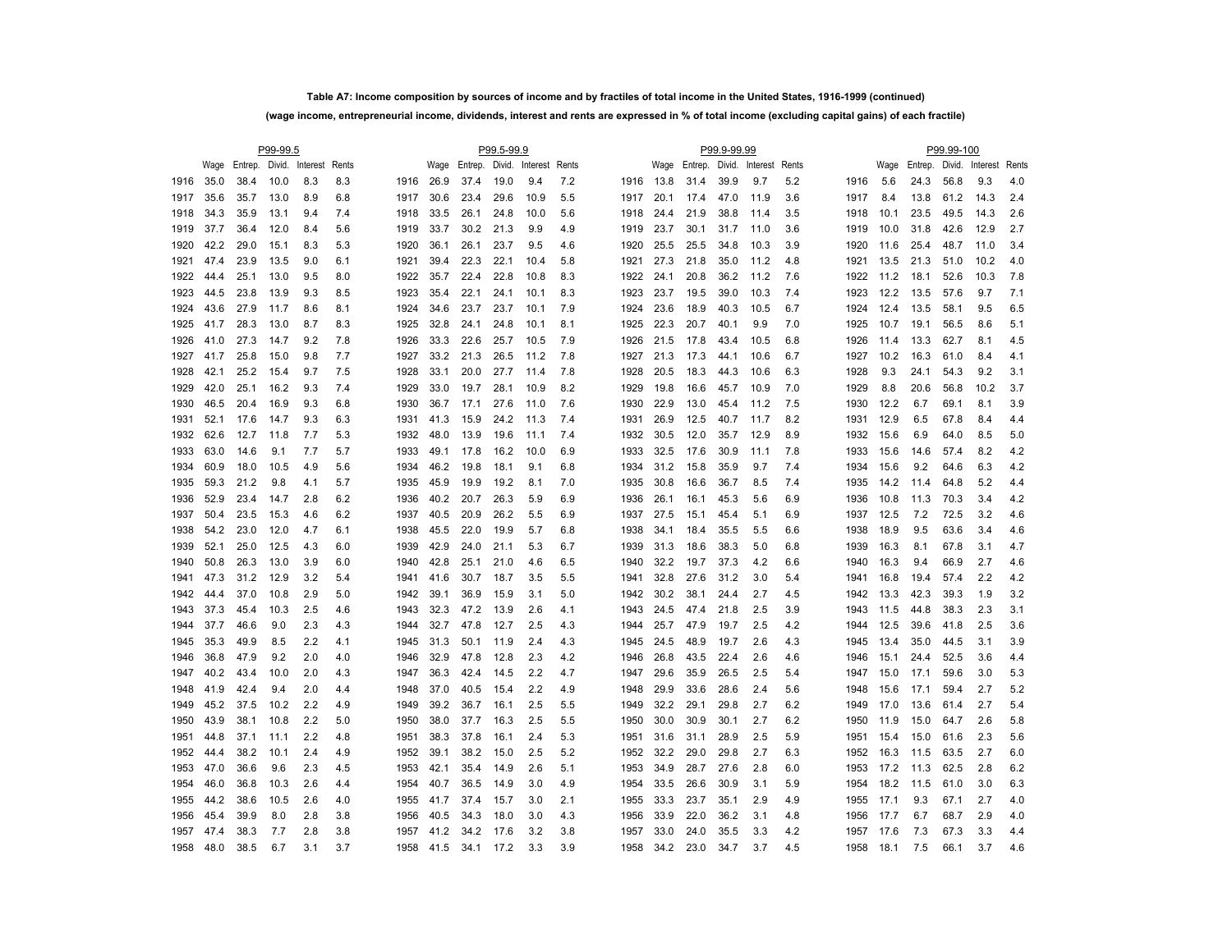**Table A7: Income composition by sources of income and by fractiles of total income in the United States, 1916-1999 (continued)**

**(wage income, entrepreneurial income, dividends, interest and rents are expressed in % of total income (excluding capital gains) of each fractile)**

| | P99-99.5 | | | | | | P99.5-99.9 | | | | | | P99.9-99.99 | | | | | | P99.99-100 | | | | |
|---|---|---|---|---|---|---|---|---|---|---|---|---|---|---|---|---|---|---|---|---|---|---|---|
| | Wage | Entrep. | Divid. | Interest | Rents | | Wage | Entrep. | Divid. | Interest | Rents | | Wage | Entrep. | Divid. | Interest | Rents | | Wage | Entrep. | Divid. | Interest | Rents |
| 1916 | 35.0 | 38.4 | 10.0 | 8.3 | 8.3 | 1916 | 26.9 | 37.4 | 19.0 | 9.4 | 7.2 | 1916 | 13.8 | 31.4 | 39.9 | 9.7 | 5.2 | 1916 | 5.6 | 24.3 | 56.8 | 9.3 | 4.0 |
| 1917 | 35.6 | 35.7 | 13.0 | 8.9 | 6.8 | 1917 | 30.6 | 23.4 | 29.6 | 10.9 | 5.5 | 1917 | 20.1 | 17.4 | 47.0 | 11.9 | 3.6 | 1917 | 8.4 | 13.8 | 61.2 | 14.3 | 2.4 |
| 1918 | 34.3 | 35.9 | 13.1 | 9.4 | 7.4 | 1918 | 33.5 | 26.1 | 24.8 | 10.0 | 5.6 | 1918 | 24.4 | 21.9 | 38.8 | 11.4 | 3.5 | 1918 | 10.1 | 23.5 | 49.5 | 14.3 | 2.6 |
| 1919 | 37.7 | 36.4 | 12.0 | 8.4 | 5.6 | 1919 | 33.7 | 30.2 | 21.3 | 9.9 | 4.9 | 1919 | 23.7 | 30.1 | 31.7 | 11.0 | 3.6 | 1919 | 10.0 | 31.8 | 42.6 | 12.9 | 2.7 |
| 1920 | 42.2 | 29.0 | 15.1 | 8.3 | 5.3 | 1920 | 36.1 | 26.1 | 23.7 | 9.5 | 4.6 | 1920 | 25.5 | 25.5 | 34.8 | 10.3 | 3.9 | 1920 | 11.6 | 25.4 | 48.7 | 11.0 | 3.4 |
| 1921 | 47.4 | 23.9 | 13.5 | 9.0 | 6.1 | 1921 | 39.4 | 22.3 | 22.1 | 10.4 | 5.8 | 1921 | 27.3 | 21.8 | 35.0 | 11.2 | 4.8 | 1921 | 13.5 | 21.3 | 51.0 | 10.2 | 4.0 |
| 1922 | 44.4 | 25.1 | 13.0 | 9.5 | 8.0 | 1922 | 35.7 | 22.4 | 22.8 | 10.8 | 8.3 | 1922 | 24.1 | 20.8 | 36.2 | 11.2 | 7.6 | 1922 | 11.2 | 18.1 | 52.6 | 10.3 | 7.8 |
| 1923 | 44.5 | 23.8 | 13.9 | 9.3 | 8.5 | 1923 | 35.4 | 22.1 | 24.1 | 10.1 | 8.3 | 1923 | 23.7 | 19.5 | 39.0 | 10.3 | 7.4 | 1923 | 12.2 | 13.5 | 57.6 | 9.7 | 7.1 |
| 1924 | 43.6 | 27.9 | 11.7 | 8.6 | 8.1 | 1924 | 34.6 | 23.7 | 23.7 | 10.1 | 7.9 | 1924 | 23.6 | 18.9 | 40.3 | 10.5 | 6.7 | 1924 | 12.4 | 13.5 | 58.1 | 9.5 | 6.5 |
| 1925 | 41.7 | 28.3 | 13.0 | 8.7 | 8.3 | 1925 | 32.8 | 24.1 | 24.8 | 10.1 | 8.1 | 1925 | 22.3 | 20.7 | 40.1 | 9.9 | 7.0 | 1925 | 10.7 | 19.1 | 56.5 | 8.6 | 5.1 |
| 1926 | 41.0 | 27.3 | 14.7 | 9.2 | 7.8 | 1926 | 33.3 | 22.6 | 25.7 | 10.5 | 7.9 | 1926 | 21.5 | 17.8 | 43.4 | 10.5 | 6.8 | 1926 | 11.4 | 13.3 | 62.7 | 8.1 | 4.5 |
| 1927 | 41.7 | 25.8 | 15.0 | 9.8 | 7.7 | 1927 | 33.2 | 21.3 | 26.5 | 11.2 | 7.8 | 1927 | 21.3 | 17.3 | 44.1 | 10.6 | 6.7 | 1927 | 10.2 | 16.3 | 61.0 | 8.4 | 4.1 |
| 1928 | 42.1 | 25.2 | 15.4 | 9.7 | 7.5 | 1928 | 33.1 | 20.0 | 27.7 | 11.4 | 7.8 | 1928 | 20.5 | 18.3 | 44.3 | 10.6 | 6.3 | 1928 | 9.3 | 24.1 | 54.3 | 9.2 | 3.1 |
| 1929 | 42.0 | 25.1 | 16.2 | 9.3 | 7.4 | 1929 | 33.0 | 19.7 | 28.1 | 10.9 | 8.2 | 1929 | 19.8 | 16.6 | 45.7 | 10.9 | 7.0 | 1929 | 8.8 | 20.6 | 56.8 | 10.2 | 3.7 |
| 1930 | 46.5 | 20.4 | 16.9 | 9.3 | 6.8 | 1930 | 36.7 | 17.1 | 27.6 | 11.0 | 7.6 | 1930 | 22.9 | 13.0 | 45.4 | 11.2 | 7.5 | 1930 | 12.2 | 6.7 | 69.1 | 8.1 | 3.9 |
| 1931 | 52.1 | 17.6 | 14.7 | 9.3 | 6.3 | 1931 | 41.3 | 15.9 | 24.2 | 11.3 | 7.4 | 1931 | 26.9 | 12.5 | 40.7 | 11.7 | 8.2 | 1931 | 12.9 | 6.5 | 67.8 | 8.4 | 4.4 |
| 1932 | 62.6 | 12.7 | 11.8 | 7.7 | 5.3 | 1932 | 48.0 | 13.9 | 19.6 | 11.1 | 7.4 | 1932 | 30.5 | 12.0 | 35.7 | 12.9 | 8.9 | 1932 | 15.6 | 6.9 | 64.0 | 8.5 | 5.0 |
| 1933 | 63.0 | 14.6 | 9.1 | 7.7 | 5.7 | 1933 | 49.1 | 17.8 | 16.2 | 10.0 | 6.9 | 1933 | 32.5 | 17.6 | 30.9 | 11.1 | 7.8 | 1933 | 15.6 | 14.6 | 57.4 | 8.2 | 4.2 |
| 1934 | 60.9 | 18.0 | 10.5 | 4.9 | 5.6 | 1934 | 46.2 | 19.8 | 18.1 | 9.1 | 6.8 | 1934 | 31.2 | 15.8 | 35.9 | 9.7 | 7.4 | 1934 | 15.6 | 9.2 | 64.6 | 6.3 | 4.2 |
| 1935 | 59.3 | 21.2 | 9.8 | 4.1 | 5.7 | 1935 | 45.9 | 19.9 | 19.2 | 8.1 | 7.0 | 1935 | 30.8 | 16.6 | 36.7 | 8.5 | 7.4 | 1935 | 14.2 | 11.4 | 64.8 | 5.2 | 4.4 |
| 1936 | 52.9 | 23.4 | 14.7 | 2.8 | 6.2 | 1936 | 40.2 | 20.7 | 26.3 | 5.9 | 6.9 | 1936 | 26.1 | 16.1 | 45.3 | 5.6 | 6.9 | 1936 | 10.8 | 11.3 | 70.3 | 3.4 | 4.2 |
| 1937 | 50.4 | 23.5 | 15.3 | 4.6 | 6.2 | 1937 | 40.5 | 20.9 | 26.2 | 5.5 | 6.9 | 1937 | 27.5 | 15.1 | 45.4 | 5.1 | 6.9 | 1937 | 12.5 | 7.2 | 72.5 | 3.2 | 4.6 |
| 1938 | 54.2 | 23.0 | 12.0 | 4.7 | 6.1 | 1938 | 45.5 | 22.0 | 19.9 | 5.7 | 6.8 | 1938 | 34.1 | 18.4 | 35.5 | 5.5 | 6.6 | 1938 | 18.9 | 9.5 | 63.6 | 3.4 | 4.6 |
| 1939 | 52.1 | 25.0 | 12.5 | 4.3 | 6.0 | 1939 | 42.9 | 24.0 | 21.1 | 5.3 | 6.7 | 1939 | 31.3 | 18.6 | 38.3 | 5.0 | 6.8 | 1939 | 16.3 | 8.1 | 67.8 | 3.1 | 4.7 |
| 1940 | 50.8 | 26.3 | 13.0 | 3.9 | 6.0 | 1940 | 42.8 | 25.1 | 21.0 | 4.6 | 6.5 | 1940 | 32.2 | 19.7 | 37.3 | 4.2 | 6.6 | 1940 | 16.3 | 9.4 | 66.9 | 2.7 | 4.6 |
| 1941 | 47.3 | 31.2 | 12.9 | 3.2 | 5.4 | 1941 | 41.6 | 30.7 | 18.7 | 3.5 | 5.5 | 1941 | 32.8 | 27.6 | 31.2 | 3.0 | 5.4 | 1941 | 16.8 | 19.4 | 57.4 | 2.2 | 4.2 |
| 1942 | 44.4 | 37.0 | 10.8 | 2.9 | 5.0 | 1942 | 39.1 | 36.9 | 15.9 | 3.1 | 5.0 | 1942 | 30.2 | 38.1 | 24.4 | 2.7 | 4.5 | 1942 | 13.3 | 42.3 | 39.3 | 1.9 | 3.2 |
| 1943 | 37.3 | 45.4 | 10.3 | 2.5 | 4.6 | 1943 | 32.3 | 47.2 | 13.9 | 2.6 | 4.1 | 1943 | 24.5 | 47.4 | 21.8 | 2.5 | 3.9 | 1943 | 11.5 | 44.8 | 38.3 | 2.3 | 3.1 |
| 1944 | 37.7 | 46.6 | 9.0 | 2.3 | 4.3 | 1944 | 32.7 | 47.8 | 12.7 | 2.5 | 4.3 | 1944 | 25.7 | 47.9 | 19.7 | 2.5 | 4.2 | 1944 | 12.5 | 39.6 | 41.8 | 2.5 | 3.6 |
| 1945 | 35.3 | 49.9 | 8.5 | 2.2 | 4.1 | 1945 | 31.3 | 50.1 | 11.9 | 2.4 | 4.3 | 1945 | 24.5 | 48.9 | 19.7 | 2.6 | 4.3 | 1945 | 13.4 | 35.0 | 44.5 | 3.1 | 3.9 |
| 1946 | 36.8 | 47.9 | 9.2 | 2.0 | 4.0 | 1946 | 32.9 | 47.8 | 12.8 | 2.3 | 4.2 | 1946 | 26.8 | 43.5 | 22.4 | 2.6 | 4.6 | 1946 | 15.1 | 24.4 | 52.5 | 3.6 | 4.4 |
| 1947 | 40.2 | 43.4 | 10.0 | 2.0 | 4.3 | 1947 | 36.3 | 42.4 | 14.5 | 2.2 | 4.7 | 1947 | 29.6 | 35.9 | 26.5 | 2.5 | 5.4 | 1947 | 15.0 | 17.1 | 59.6 | 3.0 | 5.3 |
| 1948 | 41.9 | 42.4 | 9.4 | 2.0 | 4.4 | 1948 | 37.0 | 40.5 | 15.4 | 2.2 | 4.9 | 1948 | 29.9 | 33.6 | 28.6 | 2.4 | 5.6 | 1948 | 15.6 | 17.1 | 59.4 | 2.7 | 5.2 |
| 1949 | 45.2 | 37.5 | 10.2 | 2.2 | 4.9 | 1949 | 39.2 | 36.7 | 16.1 | 2.5 | 5.5 | 1949 | 32.2 | 29.1 | 29.8 | 2.7 | 6.2 | 1949 | 17.0 | 13.6 | 61.4 | 2.7 | 5.4 |
| 1950 | 43.9 | 38.1 | 10.8 | 2.2 | 5.0 | 1950 | 38.0 | 37.7 | 16.3 | 2.5 | 5.5 | 1950 | 30.0 | 30.9 | 30.1 | 2.7 | 6.2 | 1950 | 11.9 | 15.0 | 64.7 | 2.6 | 5.8 |
| 1951 | 44.8 | 37.1 | 11.1 | 2.2 | 4.8 | 1951 | 38.3 | 37.8 | 16.1 | 2.4 | 5.3 | 1951 | 31.6 | 31.1 | 28.9 | 2.5 | 5.9 | 1951 | 15.4 | 15.0 | 61.6 | 2.3 | 5.6 |
| 1952 | 44.4 | 38.2 | 10.1 | 2.4 | 4.9 | 1952 | 39.1 | 38.2 | 15.0 | 2.5 | 5.2 | 1952 | 32.2 | 29.0 | 29.8 | 2.7 | 6.3 | 1952 | 16.3 | 11.5 | 63.5 | 2.7 | 6.0 |
| 1953 | 47.0 | 36.6 | 9.6 | 2.3 | 4.5 | 1953 | 42.1 | 35.4 | 14.9 | 2.6 | 5.1 | 1953 | 34.9 | 28.7 | 27.6 | 2.8 | 6.0 | 1953 | 17.2 | 11.3 | 62.5 | 2.8 | 6.2 |
| 1954 | 46.0 | 36.8 | 10.3 | 2.6 | 4.4 | 1954 | 40.7 | 36.5 | 14.9 | 3.0 | 4.9 | 1954 | 33.5 | 26.6 | 30.9 | 3.1 | 5.9 | 1954 | 18.2 | 11.5 | 61.0 | 3.0 | 6.3 |
| 1955 | 44.2 | 38.6 | 10.5 | 2.6 | 4.0 | 1955 | 41.7 | 37.4 | 15.7 | 3.0 | 2.1 | 1955 | 33.3 | 23.7 | 35.1 | 2.9 | 4.9 | 1955 | 17.1 | 9.3 | 67.1 | 2.7 | 4.0 |
| 1956 | 45.4 | 39.9 | 8.0 | 2.8 | 3.8 | 1956 | 40.5 | 34.3 | 18.0 | 3.0 | 4.3 | 1956 | 33.9 | 22.0 | 36.2 | 3.1 | 4.8 | 1956 | 17.7 | 6.7 | 68.7 | 2.9 | 4.0 |
| 1957 | 47.4 | 38.3 | 7.7 | 2.8 | 3.8 | 1957 | 41.2 | 34.2 | 17.6 | 3.2 | 3.8 | 1957 | 33.0 | 24.0 | 35.5 | 3.3 | 4.2 | 1957 | 17.6 | 7.3 | 67.3 | 3.3 | 4.4 |
| 1958 | 48.0 | 38.5 | 6.7 | 3.1 | 3.7 | 1958 | 41.5 | 34.1 | 17.2 | 3.3 | 3.9 | 1958 | 34.2 | 23.0 | 34.7 | 3.7 | 4.5 | 1958 | 18.1 | 7.5 | 66.1 | 3.7 | 4.6 |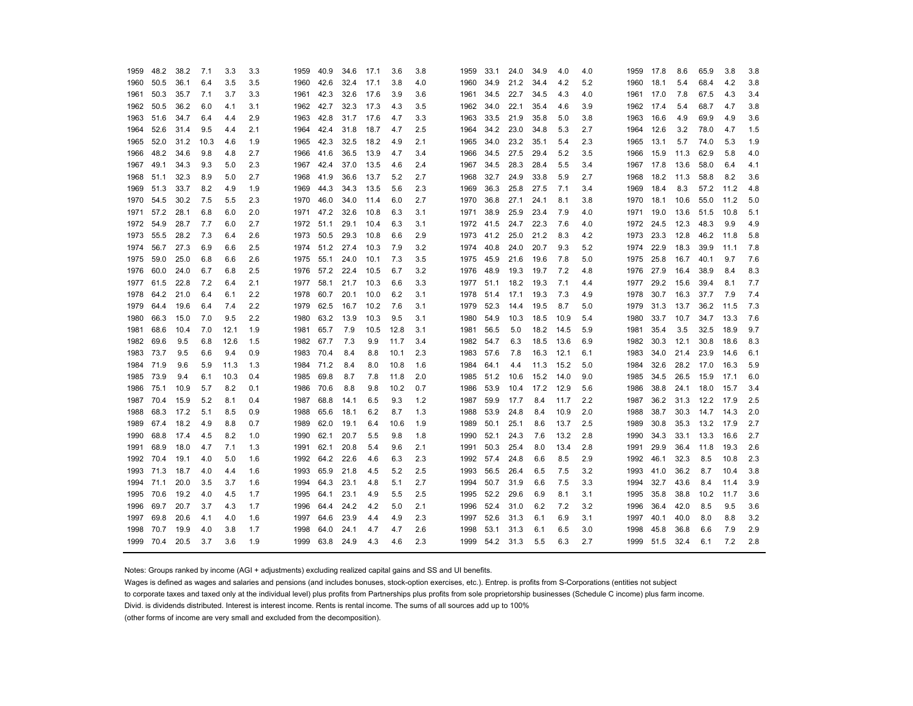| | | | | | | | | | | | | | | | | | | | | | | | |
|---|---|---|---|---|---|---|---|---|---|---|---|---|---|---|---|---|---|---|---|---|---|---|---|
| 1959 | 48.2 | 38.2 | 7.1 | 3.3 | 3.3 | 1959 | 40.9 | 34.6 | 17.1 | 3.6 | 3.8 | 1959 | 33.1 | 24.0 | 34.9 | 4.0 | 4.0 | 1959 | 17.8 | 8.6 | 65.9 | 3.8 | 3.8 |
| 1960 | 50.5 | 36.1 | 6.4 | 3.5 | 3.5 | 1960 | 42.6 | 32.4 | 17.1 | 3.8 | 4.0 | 1960 | 34.9 | 21.2 | 34.4 | 4.2 | 5.2 | 1960 | 18.1 | 5.4 | 68.4 | 4.2 | 3.8 |
| 1961 | 50.3 | 35.7 | 7.1 | 3.7 | 3.3 | 1961 | 42.3 | 32.6 | 17.6 | 3.9 | 3.6 | 1961 | 34.5 | 22.7 | 34.5 | 4.3 | 4.0 | 1961 | 17.0 | 7.8 | 67.5 | 4.3 | 3.4 |
| 1962 | 50.5 | 36.2 | 6.0 | 4.1 | 3.1 | 1962 | 42.7 | 32.3 | 17.3 | 4.3 | 3.5 | 1962 | 34.0 | 22.1 | 35.4 | 4.6 | 3.9 | 1962 | 17.4 | 5.4 | 68.7 | 4.7 | 3.8 |
| 1963 | 51.6 | 34.7 | 6.4 | 4.4 | 2.9 | 1963 | 42.8 | 31.7 | 17.6 | 4.7 | 3.3 | 1963 | 33.5 | 21.9 | 35.8 | 5.0 | 3.8 | 1963 | 16.6 | 4.9 | 69.9 | 4.9 | 3.6 |
| 1964 | 52.6 | 31.4 | 9.5 | 4.4 | 2.1 | 1964 | 42.4 | 31.8 | 18.7 | 4.7 | 2.5 | 1964 | 34.2 | 23.0 | 34.8 | 5.3 | 2.7 | 1964 | 12.6 | 3.2 | 78.0 | 4.7 | 1.5 |
| 1965 | 52.0 | 31.2 | 10.3 | 4.6 | 1.9 | 1965 | 42.3 | 32.5 | 18.2 | 4.9 | 2.1 | 1965 | 34.0 | 23.2 | 35.1 | 5.4 | 2.3 | 1965 | 13.1 | 5.7 | 74.0 | 5.3 | 1.9 |
| 1966 | 48.2 | 34.6 | 9.8 | 4.8 | 2.7 | 1966 | 41.6 | 36.5 | 13.9 | 4.7 | 3.4 | 1966 | 34.5 | 27.5 | 29.4 | 5.2 | 3.5 | 1966 | 15.9 | 11.3 | 62.9 | 5.8 | 4.0 |
| 1967 | 49.1 | 34.3 | 9.3 | 5.0 | 2.3 | 1967 | 42.4 | 37.0 | 13.5 | 4.6 | 2.4 | 1967 | 34.5 | 28.3 | 28.4 | 5.5 | 3.4 | 1967 | 17.8 | 13.6 | 58.0 | 6.4 | 4.1 |
| 1968 | 51.1 | 32.3 | 8.9 | 5.0 | 2.7 | 1968 | 41.9 | 36.6 | 13.7 | 5.2 | 2.7 | 1968 | 32.7 | 24.9 | 33.8 | 5.9 | 2.7 | 1968 | 18.2 | 11.3 | 58.8 | 8.2 | 3.6 |
| 1969 | 51.3 | 33.7 | 8.2 | 4.9 | 1.9 | 1969 | 44.3 | 34.3 | 13.5 | 5.6 | 2.3 | 1969 | 36.3 | 25.8 | 27.5 | 7.1 | 3.4 | 1969 | 18.4 | 8.3 | 57.2 | 11.2 | 4.8 |
| 1970 | 54.5 | 30.2 | 7.5 | 5.5 | 2.3 | 1970 | 46.0 | 34.0 | 11.4 | 6.0 | 2.7 | 1970 | 36.8 | 27.1 | 24.1 | 8.1 | 3.8 | 1970 | 18.1 | 10.6 | 55.0 | 11.2 | 5.0 |
| 1971 | 57.2 | 28.1 | 6.8 | 6.0 | 2.0 | 1971 | 47.2 | 32.6 | 10.8 | 6.3 | 3.1 | 1971 | 38.9 | 25.9 | 23.4 | 7.9 | 4.0 | 1971 | 19.0 | 13.6 | 51.5 | 10.8 | 5.1 |
| 1972 | 54.9 | 28.7 | 7.7 | 6.0 | 2.7 | 1972 | 51.1 | 29.1 | 10.4 | 6.3 | 3.1 | 1972 | 41.5 | 24.7 | 22.3 | 7.6 | 4.0 | 1972 | 24.5 | 12.3 | 48.3 | 9.9 | 4.9 |
| 1973 | 55.5 | 28.2 | 7.3 | 6.4 | 2.6 | 1973 | 50.5 | 29.3 | 10.8 | 6.6 | 2.9 | 1973 | 41.2 | 25.0 | 21.2 | 8.3 | 4.2 | 1973 | 23.3 | 12.8 | 46.2 | 11.8 | 5.8 |
| 1974 | 56.7 | 27.3 | 6.9 | 6.6 | 2.5 | 1974 | 51.2 | 27.4 | 10.3 | 7.9 | 3.2 | 1974 | 40.8 | 24.0 | 20.7 | 9.3 | 5.2 | 1974 | 22.9 | 18.3 | 39.9 | 11.1 | 7.8 |
| 1975 | 59.0 | 25.0 | 6.8 | 6.6 | 2.6 | 1975 | 55.1 | 24.0 | 10.1 | 7.3 | 3.5 | 1975 | 45.9 | 21.6 | 19.6 | 7.8 | 5.0 | 1975 | 25.8 | 16.7 | 40.1 | 9.7 | 7.6 |
| 1976 | 60.0 | 24.0 | 6.7 | 6.8 | 2.5 | 1976 | 57.2 | 22.4 | 10.5 | 6.7 | 3.2 | 1976 | 48.9 | 19.3 | 19.7 | 7.2 | 4.8 | 1976 | 27.9 | 16.4 | 38.9 | 8.4 | 8.3 |
| 1977 | 61.5 | 22.8 | 7.2 | 6.4 | 2.1 | 1977 | 58.1 | 21.7 | 10.3 | 6.6 | 3.3 | 1977 | 51.1 | 18.2 | 19.3 | 7.1 | 4.4 | 1977 | 29.2 | 15.6 | 39.4 | 8.1 | 7.7 |
| 1978 | 64.2 | 21.0 | 6.4 | 6.1 | 2.2 | 1978 | 60.7 | 20.1 | 10.0 | 6.2 | 3.1 | 1978 | 51.4 | 17.1 | 19.3 | 7.3 | 4.9 | 1978 | 30.7 | 16.3 | 37.7 | 7.9 | 7.4 |
| 1979 | 64.4 | 19.6 | 6.4 | 7.4 | 2.2 | 1979 | 62.5 | 16.7 | 10.2 | 7.6 | 3.1 | 1979 | 52.3 | 14.4 | 19.5 | 8.7 | 5.0 | 1979 | 31.3 | 13.7 | 36.2 | 11.5 | 7.3 |
| 1980 | 66.3 | 15.0 | 7.0 | 9.5 | 2.2 | 1980 | 63.2 | 13.9 | 10.3 | 9.5 | 3.1 | 1980 | 54.9 | 10.3 | 18.5 | 10.9 | 5.4 | 1980 | 33.7 | 10.7 | 34.7 | 13.3 | 7.6 |
| 1981 | 68.6 | 10.4 | 7.0 | 12.1 | 1.9 | 1981 | 65.7 | 7.9 | 10.5 | 12.8 | 3.1 | 1981 | 56.5 | 5.0 | 18.2 | 14.5 | 5.9 | 1981 | 35.4 | 3.5 | 32.5 | 18.9 | 9.7 |
| 1982 | 69.6 | 9.5 | 6.8 | 12.6 | 1.5 | 1982 | 67.7 | 7.3 | 9.9 | 11.7 | 3.4 | 1982 | 54.7 | 6.3 | 18.5 | 13.6 | 6.9 | 1982 | 30.3 | 12.1 | 30.8 | 18.6 | 8.3 |
| 1983 | 73.7 | 9.5 | 6.6 | 9.4 | 0.9 | 1983 | 70.4 | 8.4 | 8.8 | 10.1 | 2.3 | 1983 | 57.6 | 7.8 | 16.3 | 12.1 | 6.1 | 1983 | 34.0 | 21.4 | 23.9 | 14.6 | 6.1 |
| 1984 | 71.9 | 9.6 | 5.9 | 11.3 | 1.3 | 1984 | 71.2 | 8.4 | 8.0 | 10.8 | 1.6 | 1984 | 64.1 | 4.4 | 11.3 | 15.2 | 5.0 | 1984 | 32.6 | 28.2 | 17.0 | 16.3 | 5.9 |
| 1985 | 73.9 | 9.4 | 6.1 | 10.3 | 0.4 | 1985 | 69.8 | 8.7 | 7.8 | 11.8 | 2.0 | 1985 | 51.2 | 10.6 | 15.2 | 14.0 | 9.0 | 1985 | 34.5 | 26.5 | 15.9 | 17.1 | 6.0 |
| 1986 | 75.1 | 10.9 | 5.7 | 8.2 | 0.1 | 1986 | 70.6 | 8.8 | 9.8 | 10.2 | 0.7 | 1986 | 53.9 | 10.4 | 17.2 | 12.9 | 5.6 | 1986 | 38.8 | 24.1 | 18.0 | 15.7 | 3.4 |
| 1987 | 70.4 | 15.9 | 5.2 | 8.1 | 0.4 | 1987 | 68.8 | 14.1 | 6.5 | 9.3 | 1.2 | 1987 | 59.9 | 17.7 | 8.4 | 11.7 | 2.2 | 1987 | 36.2 | 31.3 | 12.2 | 17.9 | 2.5 |
| 1988 | 68.3 | 17.2 | 5.1 | 8.5 | 0.9 | 1988 | 65.6 | 18.1 | 6.2 | 8.7 | 1.3 | 1988 | 53.9 | 24.8 | 8.4 | 10.9 | 2.0 | 1988 | 38.7 | 30.3 | 14.7 | 14.3 | 2.0 |
| 1989 | 67.4 | 18.2 | 4.9 | 8.8 | 0.7 | 1989 | 62.0 | 19.1 | 6.4 | 10.6 | 1.9 | 1989 | 50.1 | 25.1 | 8.6 | 13.7 | 2.5 | 1989 | 30.8 | 35.3 | 13.2 | 17.9 | 2.7 |
| 1990 | 68.8 | 17.4 | 4.5 | 8.2 | 1.0 | 1990 | 62.1 | 20.7 | 5.5 | 9.8 | 1.8 | 1990 | 52.1 | 24.3 | 7.6 | 13.2 | 2.8 | 1990 | 34.3 | 33.1 | 13.3 | 16.6 | 2.7 |
| 1991 | 68.9 | 18.0 | 4.7 | 7.1 | 1.3 | 1991 | 62.1 | 20.8 | 5.4 | 9.6 | 2.1 | 1991 | 50.3 | 25.4 | 8.0 | 13.4 | 2.8 | 1991 | 29.9 | 36.4 | 11.8 | 19.3 | 2.6 |
| 1992 | 70.4 | 19.1 | 4.0 | 5.0 | 1.6 | 1992 | 64.2 | 22.6 | 4.6 | 6.3 | 2.3 | 1992 | 57.4 | 24.8 | 6.6 | 8.5 | 2.9 | 1992 | 46.1 | 32.3 | 8.5 | 10.8 | 2.3 |
| 1993 | 71.3 | 18.7 | 4.0 | 4.4 | 1.6 | 1993 | 65.9 | 21.8 | 4.5 | 5.2 | 2.5 | 1993 | 56.5 | 26.4 | 6.5 | 7.5 | 3.2 | 1993 | 41.0 | 36.2 | 8.7 | 10.4 | 3.8 |
| 1994 | 71.1 | 20.0 | 3.5 | 3.7 | 1.6 | 1994 | 64.3 | 23.1 | 4.8 | 5.1 | 2.7 | 1994 | 50.7 | 31.9 | 6.6 | 7.5 | 3.3 | 1994 | 32.7 | 43.6 | 8.4 | 11.4 | 3.9 |
| 1995 | 70.6 | 19.2 | 4.0 | 4.5 | 1.7 | 1995 | 64.1 | 23.1 | 4.9 | 5.5 | 2.5 | 1995 | 52.2 | 29.6 | 6.9 | 8.1 | 3.1 | 1995 | 35.8 | 38.8 | 10.2 | 11.7 | 3.6 |
| 1996 | 69.7 | 20.7 | 3.7 | 4.3 | 1.7 | 1996 | 64.4 | 24.2 | 4.2 | 5.0 | 2.1 | 1996 | 52.4 | 31.0 | 6.2 | 7.2 | 3.2 | 1996 | 36.4 | 42.0 | 8.5 | 9.5 | 3.6 |
| 1997 | 69.8 | 20.6 | 4.1 | 4.0 | 1.6 | 1997 | 64.6 | 23.9 | 4.4 | 4.9 | 2.3 | 1997 | 52.6 | 31.3 | 6.1 | 6.9 | 3.1 | 1997 | 40.1 | 40.0 | 8.0 | 8.8 | 3.2 |
| 1998 | 70.7 | 19.9 | 4.0 | 3.8 | 1.7 | 1998 | 64.0 | 24.1 | 4.7 | 4.7 | 2.6 | 1998 | 53.1 | 31.3 | 6.1 | 6.5 | 3.0 | 1998 | 45.8 | 36.8 | 6.6 | 7.9 | 2.9 |
| 1999 | 70.4 | 20.5 | 3.7 | 3.6 | 1.9 | 1999 | 63.8 | 24.9 | 4.3 | 4.6 | 2.3 | 1999 | 54.2 | 31.3 | 5.5 | 6.3 | 2.7 | 1999 | 51.5 | 32.4 | 6.1 | 7.2 | 2.8 |

Notes: Groups ranked by income (AGI + adjustments) excluding realized capital gains and SS and UI benefits.

Wages is defined as wages and salaries and pensions (and includes bonuses, stock-option exercises, etc.). Entrep. is profits from S-Corporations (entities not subject to corporate taxes and taxed only at the individual level) plus profits from Partnerships plus profits from sole proprietorship businesses (Schedule C income) plus farm income.

Divid. is dividends distributed. Interest is interest income. Rents is rental income. The sums of all sources add up to 100%

(other forms of income are very small and excluded from the decomposition).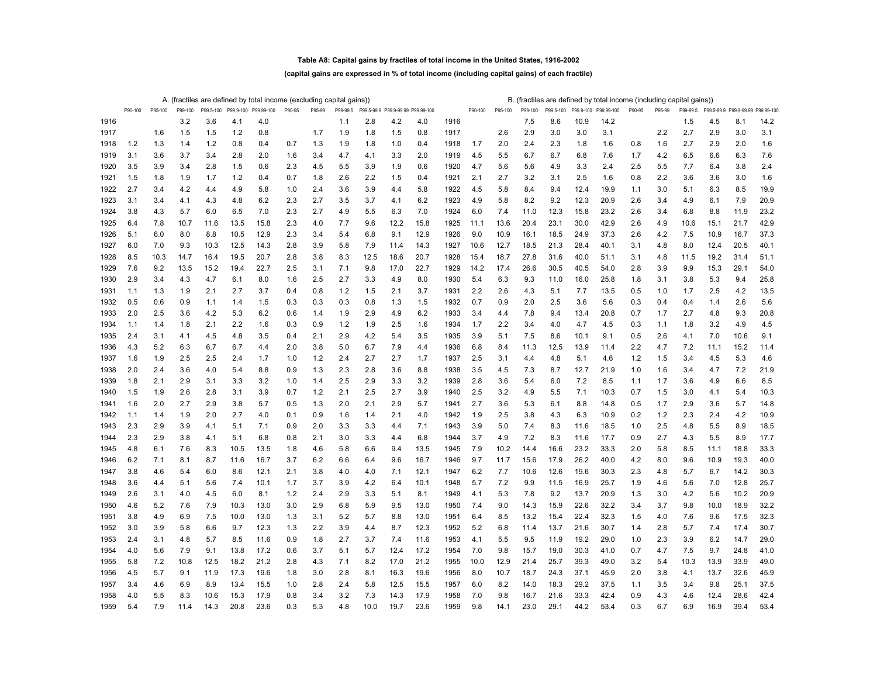**Table A8: Capital gains by fractiles of total income in the United States, 1916-2002**

**(capital gains are expressed in % of total income (including capital gains) of each fractile)**

| | A. (fractiles are defined by total income (excluding capital gains)) | | | | | | | | | | | |
|---|---|---|---|---|---|---|---|---|---|---|---|---|
| | P90-100 | P95-100 | P99-100 | P99.5-100 | P99.9-100 | P99.99-100 | P90-95 | P95-99 | P99-99.5 | P99.5-99.9 | P99.9-99.99 | P99.99-100 |
| 1916 | | | 3.2 | 3.6 | 4.1 | 4.0 | | | 1.1 | 2.8 | 4.2 | 4.0 |
| 1917 | | 1.6 | 1.5 | 1.5 | 1.2 | 0.8 | | 1.7 | 1.9 | 1.8 | 1.5 | 0.8 |
| 1918 | 1.2 | 1.3 | 1.4 | 1.2 | 0.8 | 0.4 | 0.7 | 1.3 | 1.9 | 1.8 | 1.0 | 0.4 |
| 1919 | 3.1 | 3.6 | 3.7 | 3.4 | 2.8 | 2.0 | 1.6 | 3.4 | 4.7 | 4.1 | 3.3 | 2.0 |
| 1920 | 3.5 | 3.9 | 3.4 | 2.8 | 1.5 | 0.6 | 2.3 | 4.5 | 5.5 | 3.9 | 1.9 | 0.6 |
| 1921 | 1.5 | 1.8 | 1.9 | 1.7 | 1.2 | 0.4 | 0.7 | 1.8 | 2.6 | 2.2 | 1.5 | 0.4 |
| 1922 | 2.7 | 3.4 | 4.2 | 4.4 | 4.9 | 5.8 | 1.0 | 2.4 | 3.6 | 3.9 | 4.4 | 5.8 |
| 1923 | 3.1 | 3.4 | 4.1 | 4.3 | 4.8 | 6.2 | 2.3 | 2.7 | 3.5 | 3.7 | 4.1 | 6.2 |
| 1924 | 3.8 | 4.3 | 5.7 | 6.0 | 6.5 | 7.0 | 2.3 | 2.7 | 4.9 | 5.5 | 6.3 | 7.0 |
| 1925 | 6.4 | 7.8 | 10.7 | 11.6 | 13.5 | 15.8 | 2.3 | 4.0 | 7.7 | 9.6 | 12.2 | 15.8 |
| 1926 | 5.1 | 6.0 | 8.0 | 8.8 | 10.5 | 12.9 | 2.3 | 3.4 | 5.4 | 6.8 | 9.1 | 12.9 |
| 1927 | 6.0 | 7.0 | 9.3 | 10.3 | 12.5 | 14.3 | 2.8 | 3.9 | 5.8 | 7.9 | 11.4 | 14.3 |
| 1928 | 8.5 | 10.3 | 14.7 | 16.4 | 19.5 | 20.7 | 2.8 | 3.8 | 8.3 | 12.5 | 18.6 | 20.7 |
| 1929 | 7.6 | 9.2 | 13.5 | 15.2 | 19.4 | 22.7 | 2.5 | 3.1 | 7.1 | 9.8 | 17.0 | 22.7 |
| 1930 | 2.9 | 3.4 | 4.3 | 4.7 | 6.1 | 8.0 | 1.6 | 2.5 | 2.7 | 3.3 | 4.9 | 8.0 |
| 1931 | 1.1 | 1.3 | 1.9 | 2.1 | 2.7 | 3.7 | 0.4 | 0.8 | 1.2 | 1.5 | 2.1 | 3.7 |
| 1932 | 0.5 | 0.6 | 0.9 | 1.1 | 1.4 | 1.5 | 0.3 | 0.3 | 0.3 | 0.8 | 1.3 | 1.5 |
| 1933 | 2.0 | 2.5 | 3.6 | 4.2 | 5.3 | 6.2 | 0.6 | 1.4 | 1.9 | 2.9 | 4.9 | 6.2 |
| 1934 | 1.1 | 1.4 | 1.8 | 2.1 | 2.2 | 1.6 | 0.3 | 0.9 | 1.2 | 1.9 | 2.5 | 1.6 |
| 1935 | 2.4 | 3.1 | 4.1 | 4.5 | 4.8 | 3.5 | 0.4 | 2.1 | 2.9 | 4.2 | 5.4 | 3.5 |
| 1936 | 4.3 | 5.2 | 6.3 | 6.7 | 6.7 | 4.4 | 2.0 | 3.8 | 5.0 | 6.7 | 7.9 | 4.4 |
| 1937 | 1.6 | 1.9 | 2.5 | 2.5 | 2.4 | 1.7 | 1.0 | 1.2 | 2.4 | 2.7 | 2.7 | 1.7 |
| 1938 | 2.0 | 2.4 | 3.6 | 4.0 | 5.4 | 8.8 | 0.9 | 1.3 | 2.3 | 2.8 | 3.6 | 8.8 |
| 1939 | 1.8 | 2.1 | 2.9 | 3.1 | 3.3 | 3.2 | 1.0 | 1.4 | 2.5 | 2.9 | 3.3 | 3.2 |
| 1940 | 1.5 | 1.9 | 2.6 | 2.8 | 3.1 | 3.9 | 0.7 | 1.2 | 2.1 | 2.5 | 2.7 | 3.9 |
| 1941 | 1.6 | 2.0 | 2.7 | 2.9 | 3.8 | 5.7 | 0.5 | 1.3 | 2.0 | 2.1 | 2.9 | 5.7 |
| 1942 | 1.1 | 1.4 | 1.9 | 2.0 | 2.7 | 4.0 | 0.1 | 0.9 | 1.6 | 1.4 | 2.1 | 4.0 |
| 1943 | 2.3 | 2.9 | 3.9 | 4.1 | 5.1 | 7.1 | 0.9 | 2.0 | 3.3 | 3.3 | 4.4 | 7.1 |
| 1944 | 2.3 | 2.9 | 3.8 | 4.1 | 5.1 | 6.8 | 0.8 | 2.1 | 3.0 | 3.3 | 4.4 | 6.8 |
| 1945 | 4.8 | 6.1 | 7.6 | 8.3 | 10.5 | 13.5 | 1.8 | 4.6 | 5.8 | 6.6 | 9.4 | 13.5 |
| 1946 | 6.2 | 7.1 | 8.1 | 8.7 | 11.6 | 16.7 | 3.7 | 6.2 | 6.6 | 6.4 | 9.6 | 16.7 |
| 1947 | 3.8 | 4.6 | 5.4 | 6.0 | 8.6 | 12.1 | 2.1 | 3.8 | 4.0 | 4.0 | 7.1 | 12.1 |
| 1948 | 3.6 | 4.4 | 5.1 | 5.6 | 7.4 | 10.1 | 1.7 | 3.7 | 3.9 | 4.2 | 6.4 | 10.1 |
| 1949 | 2.6 | 3.1 | 4.0 | 4.5 | 6.0 | 8.1 | 1.2 | 2.4 | 2.9 | 3.3 | 5.1 | 8.1 |
| 1950 | 4.6 | 5.2 | 7.6 | 7.9 | 10.3 | 13.0 | 3.0 | 2.9 | 6.8 | 5.9 | 9.5 | 13.0 |
| 1951 | 3.8 | 4.9 | 6.9 | 7.5 | 10.0 | 13.0 | 1.3 | 3.1 | 5.2 | 5.7 | 8.8 | 13.0 |
| 1952 | 3.0 | 3.9 | 5.8 | 6.6 | 9.7 | 12.3 | 1.3 | 2.2 | 3.9 | 4.4 | 8.7 | 12.3 |
| 1953 | 2.4 | 3.1 | 4.8 | 5.7 | 8.5 | 11.6 | 0.9 | 1.8 | 2.7 | 3.7 | 7.4 | 11.6 |
| 1954 | 4.0 | 5.6 | 7.9 | 9.1 | 13.8 | 17.2 | 0.6 | 3.7 | 5.1 | 5.7 | 12.4 | 17.2 |
| 1955 | 5.8 | 7.2 | 10.8 | 12.5 | 18.2 | 21.2 | 2.8 | 4.3 | 7.1 | 8.2 | 17.0 | 21.2 |
| 1956 | 4.5 | 5.7 | 9.1 | 11.9 | 17.3 | 19.6 | 1.8 | 3.0 | 2.8 | 8.1 | 16.3 | 19.6 |
| 1957 | 3.4 | 4.6 | 6.9 | 8.9 | 13.4 | 15.5 | 1.0 | 2.8 | 2.4 | 5.8 | 12.5 | 15.5 |
| 1958 | 4.0 | 5.5 | 8.3 | 10.6 | 15.3 | 17.9 | 0.8 | 3.4 | 3.2 | 7.3 | 14.3 | 17.9 |
| 1959 | 5.4 | 7.9 | 11.4 | 14.3 | 20.8 | 23.6 | 0.3 | 5.3 | 4.8 | 10.0 | 19.7 | 23.6 |

| | B. (fractiles are defined by total income (including capital gains)) | | | | | | | | | | | |
|---|---|---|---|---|---|---|---|---|---|---|---|---|
| | P90-100 | P95-100 | P99-100 | P99.5-100 | P99.9-100 | P99.99-100 | P90-95 | P95-99 | P99-99.5 | P99.5-99.9 | P99.9-99.99 | P99.99-100 |
| 1916 | | | 7.5 | 8.6 | 10.9 | 14.2 | | | 1.5 | 4.5 | 8.1 | 14.2 |
| 1917 | | 2.6 | 2.9 | 3.0 | 3.0 | 3.1 | | 2.2 | 2.7 | 2.9 | 3.0 | 3.1 |
| 1918 | 1.7 | 2.0 | 2.4 | 2.3 | 1.8 | 1.6 | 0.8 | 1.6 | 2.7 | 2.9 | 2.0 | 1.6 |
| 1919 | 4.5 | 5.5 | 6.7 | 6.7 | 6.8 | 7.6 | 1.7 | 4.2 | 6.5 | 6.6 | 6.3 | 7.6 |
| 1920 | 4.7 | 5.6 | 5.6 | 4.9 | 3.3 | 2.4 | 2.5 | 5.5 | 7.7 | 6.4 | 3.8 | 2.4 |
| 1921 | 2.1 | 2.7 | 3.2 | 3.1 | 2.5 | 1.6 | 0.8 | 2.2 | 3.6 | 3.6 | 3.0 | 1.6 |
| 1922 | 4.5 | 5.8 | 8.4 | 9.4 | 12.4 | 19.9 | 1.1 | 3.0 | 5.1 | 6.3 | 8.5 | 19.9 |
| 1923 | 4.9 | 5.8 | 8.2 | 9.2 | 12.3 | 20.9 | 2.6 | 3.4 | 4.9 | 6.1 | 7.9 | 20.9 |
| 1924 | 6.0 | 7.4 | 11.0 | 12.3 | 15.8 | 23.2 | 2.6 | 3.4 | 6.8 | 8.8 | 11.9 | 23.2 |
| 1925 | 11.1 | 13.6 | 20.4 | 23.1 | 30.0 | 42.9 | 2.6 | 4.9 | 10.6 | 15.1 | 21.7 | 42.9 |
| 1926 | 9.0 | 10.9 | 16.1 | 18.5 | 24.9 | 37.3 | 2.6 | 4.2 | 7.5 | 10.9 | 16.7 | 37.3 |
| 1927 | 10.6 | 12.7 | 18.5 | 21.3 | 28.4 | 40.1 | 3.1 | 4.8 | 8.0 | 12.4 | 20.5 | 40.1 |
| 1928 | 15.4 | 18.7 | 27.8 | 31.6 | 40.0 | 51.1 | 3.1 | 4.8 | 11.5 | 19.2 | 31.4 | 51.1 |
| 1929 | 14.2 | 17.4 | 26.6 | 30.5 | 40.5 | 54.0 | 2.8 | 3.9 | 9.9 | 15.3 | 29.1 | 54.0 |
| 1930 | 5.4 | 6.3 | 9.3 | 11.0 | 16.0 | 25.8 | 1.8 | 3.1 | 3.8 | 5.3 | 9.4 | 25.8 |
| 1931 | 2.2 | 2.6 | 4.3 | 5.1 | 7.7 | 13.5 | 0.5 | 1.0 | 1.7 | 2.5 | 4.2 | 13.5 |
| 1932 | 0.7 | 0.9 | 2.0 | 2.5 | 3.6 | 5.6 | 0.3 | 0.4 | 0.4 | 1.4 | 2.6 | 5.6 |
| 1933 | 3.4 | 4.4 | 7.8 | 9.4 | 13.4 | 20.8 | 0.7 | 1.7 | 2.7 | 4.8 | 9.3 | 20.8 |
| 1934 | 1.7 | 2.2 | 3.4 | 4.0 | 4.7 | 4.5 | 0.3 | 1.1 | 1.8 | 3.2 | 4.9 | 4.5 |
| 1935 | 3.9 | 5.1 | 7.5 | 8.6 | 10.1 | 9.1 | 0.5 | 2.6 | 4.1 | 7.0 | 10.6 | 9.1 |
| 1936 | 6.8 | 8.4 | 11.3 | 12.5 | 13.9 | 11.4 | 2.2 | 4.7 | 7.2 | 11.1 | 15.2 | 11.4 |
| 1937 | 2.5 | 3.1 | 4.4 | 4.8 | 5.1 | 4.6 | 1.2 | 1.5 | 3.4 | 4.5 | 5.3 | 4.6 |
| 1938 | 3.5 | 4.5 | 7.3 | 8.7 | 12.7 | 21.9 | 1.0 | 1.6 | 3.4 | 4.7 | 7.2 | 21.9 |
| 1939 | 2.8 | 3.6 | 5.4 | 6.0 | 7.2 | 8.5 | 1.1 | 1.7 | 3.6 | 4.9 | 6.6 | 8.5 |
| 1940 | 2.5 | 3.2 | 4.9 | 5.5 | 7.1 | 10.3 | 0.7 | 1.5 | 3.0 | 4.1 | 5.4 | 10.3 |
| 1941 | 2.7 | 3.6 | 5.3 | 6.1 | 8.8 | 14.8 | 0.5 | 1.7 | 2.9 | 3.6 | 5.7 | 14.8 |
| 1942 | 1.9 | 2.5 | 3.8 | 4.3 | 6.3 | 10.9 | 0.2 | 1.2 | 2.3 | 2.4 | 4.2 | 10.9 |
| 1943 | 3.9 | 5.0 | 7.4 | 8.3 | 11.6 | 18.5 | 1.0 | 2.5 | 4.8 | 5.5 | 8.9 | 18.5 |
| 1944 | 3.7 | 4.9 | 7.2 | 8.3 | 11.6 | 17.7 | 0.9 | 2.7 | 4.3 | 5.5 | 8.9 | 17.7 |
| 1945 | 7.9 | 10.2 | 14.4 | 16.6 | 23.2 | 33.3 | 2.0 | 5.8 | 8.5 | 11.1 | 18.8 | 33.3 |
| 1946 | 9.7 | 11.7 | 15.6 | 17.9 | 26.2 | 40.0 | 4.2 | 8.0 | 9.6 | 10.9 | 19.3 | 40.0 |
| 1947 | 6.2 | 7.7 | 10.6 | 12.6 | 19.6 | 30.3 | 2.3 | 4.8 | 5.7 | 6.7 | 14.2 | 30.3 |
| 1948 | 5.7 | 7.2 | 9.9 | 11.5 | 16.9 | 25.7 | 1.9 | 4.6 | 5.6 | 7.0 | 12.8 | 25.7 |
| 1949 | 4.1 | 5.3 | 7.8 | 9.2 | 13.7 | 20.9 | 1.3 | 3.0 | 4.2 | 5.6 | 10.2 | 20.9 |
| 1950 | 7.4 | 9.0 | 14.3 | 15.9 | 22.6 | 32.2 | 3.4 | 3.7 | 9.8 | 10.0 | 18.9 | 32.2 |
| 1951 | 6.4 | 8.5 | 13.2 | 15.4 | 22.4 | 32.3 | 1.5 | 4.0 | 7.6 | 9.6 | 17.5 | 32.3 |
| 1952 | 5.2 | 6.8 | 11.4 | 13.7 | 21.6 | 30.7 | 1.4 | 2.8 | 5.7 | 7.4 | 17.4 | 30.7 |
| 1953 | 4.1 | 5.5 | 9.5 | 11.9 | 19.2 | 29.0 | 1.0 | 2.3 | 3.9 | 6.2 | 14.7 | 29.0 |
| 1954 | 7.0 | 9.8 | 15.7 | 19.0 | 30.3 | 41.0 | 0.7 | 4.7 | 7.5 | 9.7 | 24.8 | 41.0 |
| 1955 | 10.0 | 12.9 | 21.4 | 25.7 | 39.3 | 49.0 | 3.2 | 5.4 | 10.3 | 13.9 | 33.9 | 49.0 |
| 1956 | 8.0 | 10.7 | 18.7 | 24.3 | 37.1 | 45.9 | 2.0 | 3.8 | 4.1 | 13.7 | 32.6 | 45.9 |
| 1957 | 6.0 | 8.2 | 14.0 | 18.3 | 29.2 | 37.5 | 1.1 | 3.5 | 3.4 | 9.8 | 25.1 | 37.5 |
| 1958 | 7.0 | 9.8 | 16.7 | 21.6 | 33.3 | 42.4 | 0.9 | 4.3 | 4.6 | 12.4 | 28.6 | 42.4 |
| 1959 | 9.8 | 14.1 | 23.0 | 29.1 | 44.2 | 53.4 | 0.3 | 6.7 | 6.9 | 16.9 | 39.4 | 53.4 |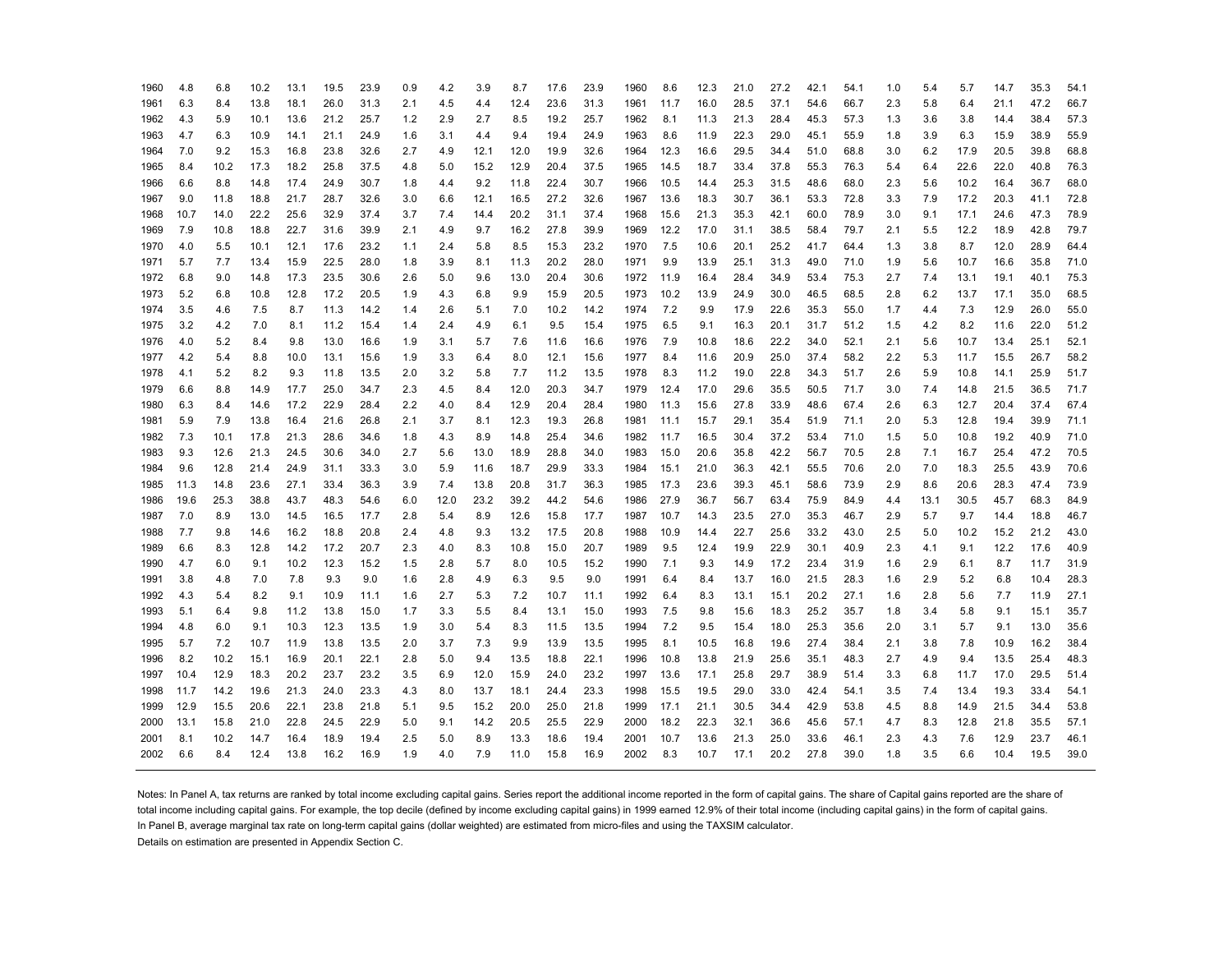| | | | | | | | | | | | | | | | | | | | | | | | | | |
|---|---|---|---|---|---|---|---|---|---|---|---|---|---|---|---|---|---|---|---|---|---|---|---|---|---|
| 1960 | 4.8 | 6.8 | 10.2 | 13.1 | 19.5 | 23.9 | 0.9 | 4.2 | 3.9 | 8.7 | 17.6 | 23.9 | 1960 | 8.6 | 12.3 | 21.0 | 27.2 | 42.1 | 54.1 | 1.0 | 5.4 | 5.7 | 14.7 | 35.3 | 54.1 |
| 1961 | 6.3 | 8.4 | 13.8 | 18.1 | 26.0 | 31.3 | 2.1 | 4.5 | 4.4 | 12.4 | 23.6 | 31.3 | 1961 | 11.7 | 16.0 | 28.5 | 37.1 | 54.6 | 66.7 | 2.3 | 5.8 | 6.4 | 21.1 | 47.2 | 66.7 |
| 1962 | 4.3 | 5.9 | 10.1 | 13.6 | 21.2 | 25.7 | 1.2 | 2.9 | 2.7 | 8.5 | 19.2 | 25.7 | 1962 | 8.1 | 11.3 | 21.3 | 28.4 | 45.3 | 57.3 | 1.3 | 3.6 | 3.8 | 14.4 | 38.4 | 57.3 |
| 1963 | 4.7 | 6.3 | 10.9 | 14.1 | 21.1 | 24.9 | 1.6 | 3.1 | 4.4 | 9.4 | 19.4 | 24.9 | 1963 | 8.6 | 11.9 | 22.3 | 29.0 | 45.1 | 55.9 | 1.8 | 3.9 | 6.3 | 15.9 | 38.9 | 55.9 |
| 1964 | 7.0 | 9.2 | 15.3 | 16.8 | 23.8 | 32.6 | 2.7 | 4.9 | 12.1 | 12.0 | 19.9 | 32.6 | 1964 | 12.3 | 16.6 | 29.5 | 34.4 | 51.0 | 68.8 | 3.0 | 6.2 | 17.9 | 20.5 | 39.8 | 68.8 |
| 1965 | 8.4 | 10.2 | 17.3 | 18.2 | 25.8 | 37.5 | 4.8 | 5.0 | 15.2 | 12.9 | 20.4 | 37.5 | 1965 | 14.5 | 18.7 | 33.4 | 37.8 | 55.3 | 76.3 | 5.4 | 6.4 | 22.6 | 22.0 | 40.8 | 76.3 |
| 1966 | 6.6 | 8.8 | 14.8 | 17.4 | 24.9 | 30.7 | 1.8 | 4.4 | 9.2 | 11.8 | 22.4 | 30.7 | 1966 | 10.5 | 14.4 | 25.3 | 31.5 | 48.6 | 68.0 | 2.3 | 5.6 | 10.2 | 16.4 | 36.7 | 68.0 |
| 1967 | 9.0 | 11.8 | 18.8 | 21.7 | 28.7 | 32.6 | 3.0 | 6.6 | 12.1 | 16.5 | 27.2 | 32.6 | 1967 | 13.6 | 18.3 | 30.7 | 36.1 | 53.3 | 72.8 | 3.3 | 7.9 | 17.2 | 20.3 | 41.1 | 72.8 |
| 1968 | 10.7 | 14.0 | 22.2 | 25.6 | 32.9 | 37.4 | 3.7 | 7.4 | 14.4 | 20.2 | 31.1 | 37.4 | 1968 | 15.6 | 21.3 | 35.3 | 42.1 | 60.0 | 78.9 | 3.0 | 9.1 | 17.1 | 24.6 | 47.3 | 78.9 |
| 1969 | 7.9 | 10.8 | 18.8 | 22.7 | 31.6 | 39.9 | 2.1 | 4.9 | 9.7 | 16.2 | 27.8 | 39.9 | 1969 | 12.2 | 17.0 | 31.1 | 38.5 | 58.4 | 79.7 | 2.1 | 5.5 | 12.2 | 18.9 | 42.8 | 79.7 |
| 1970 | 4.0 | 5.5 | 10.1 | 12.1 | 17.6 | 23.2 | 1.1 | 2.4 | 5.8 | 8.5 | 15.3 | 23.2 | 1970 | 7.5 | 10.6 | 20.1 | 25.2 | 41.7 | 64.4 | 1.3 | 3.8 | 8.7 | 12.0 | 28.9 | 64.4 |
| 1971 | 5.7 | 7.7 | 13.4 | 15.9 | 22.5 | 28.0 | 1.8 | 3.9 | 8.1 | 11.3 | 20.2 | 28.0 | 1971 | 9.9 | 13.9 | 25.1 | 31.3 | 49.0 | 71.0 | 1.9 | 5.6 | 10.7 | 16.6 | 35.8 | 71.0 |
| 1972 | 6.8 | 9.0 | 14.8 | 17.3 | 23.5 | 30.6 | 2.6 | 5.0 | 9.6 | 13.0 | 20.4 | 30.6 | 1972 | 11.9 | 16.4 | 28.4 | 34.9 | 53.4 | 75.3 | 2.7 | 7.4 | 13.1 | 19.1 | 40.1 | 75.3 |
| 1973 | 5.2 | 6.8 | 10.8 | 12.8 | 17.2 | 20.5 | 1.9 | 4.3 | 6.8 | 9.9 | 15.9 | 20.5 | 1973 | 10.2 | 13.9 | 24.9 | 30.0 | 46.5 | 68.5 | 2.8 | 6.2 | 13.7 | 17.1 | 35.0 | 68.5 |
| 1974 | 3.5 | 4.6 | 7.5 | 8.7 | 11.3 | 14.2 | 1.4 | 2.6 | 5.1 | 7.0 | 10.2 | 14.2 | 1974 | 7.2 | 9.9 | 17.9 | 22.6 | 35.3 | 55.0 | 1.7 | 4.4 | 7.3 | 12.9 | 26.0 | 55.0 |
| 1975 | 3.2 | 4.2 | 7.0 | 8.1 | 11.2 | 15.4 | 1.4 | 2.4 | 4.9 | 6.1 | 9.5 | 15.4 | 1975 | 6.5 | 9.1 | 16.3 | 20.1 | 31.7 | 51.2 | 1.5 | 4.2 | 8.2 | 11.6 | 22.0 | 51.2 |
| 1976 | 4.0 | 5.2 | 8.4 | 9.8 | 13.0 | 16.6 | 1.9 | 3.1 | 5.7 | 7.6 | 11.6 | 16.6 | 1976 | 7.9 | 10.8 | 18.6 | 22.2 | 34.0 | 52.1 | 2.1 | 5.6 | 10.7 | 13.4 | 25.1 | 52.1 |
| 1977 | 4.2 | 5.4 | 8.8 | 10.0 | 13.1 | 15.6 | 1.9 | 3.3 | 6.4 | 8.0 | 12.1 | 15.6 | 1977 | 8.4 | 11.6 | 20.9 | 25.0 | 37.4 | 58.2 | 2.2 | 5.3 | 11.7 | 15.5 | 26.7 | 58.2 |
| 1978 | 4.1 | 5.2 | 8.2 | 9.3 | 11.8 | 13.5 | 2.0 | 3.2 | 5.8 | 7.7 | 11.2 | 13.5 | 1978 | 8.3 | 11.2 | 19.0 | 22.8 | 34.3 | 51.7 | 2.6 | 5.9 | 10.8 | 14.1 | 25.9 | 51.7 |
| 1979 | 6.6 | 8.8 | 14.9 | 17.7 | 25.0 | 34.7 | 2.3 | 4.5 | 8.4 | 12.0 | 20.3 | 34.7 | 1979 | 12.4 | 17.0 | 29.6 | 35.5 | 50.5 | 71.7 | 3.0 | 7.4 | 14.8 | 21.5 | 36.5 | 71.7 |
| 1980 | 6.3 | 8.4 | 14.6 | 17.2 | 22.9 | 28.4 | 2.2 | 4.0 | 8.4 | 12.9 | 20.4 | 28.4 | 1980 | 11.3 | 15.6 | 27.8 | 33.9 | 48.6 | 67.4 | 2.6 | 6.3 | 12.7 | 20.4 | 37.4 | 67.4 |
| 1981 | 5.9 | 7.9 | 13.8 | 16.4 | 21.6 | 26.8 | 2.1 | 3.7 | 8.1 | 12.3 | 19.3 | 26.8 | 1981 | 11.1 | 15.7 | 29.1 | 35.4 | 51.9 | 71.1 | 2.0 | 5.3 | 12.8 | 19.4 | 39.9 | 71.1 |
| 1982 | 7.3 | 10.1 | 17.8 | 21.3 | 28.6 | 34.6 | 1.8 | 4.3 | 8.9 | 14.8 | 25.4 | 34.6 | 1982 | 11.7 | 16.5 | 30.4 | 37.2 | 53.4 | 71.0 | 1.5 | 5.0 | 10.8 | 19.2 | 40.9 | 71.0 |
| 1983 | 9.3 | 12.6 | 21.3 | 24.5 | 30.6 | 34.0 | 2.7 | 5.6 | 13.0 | 18.9 | 28.8 | 34.0 | 1983 | 15.0 | 20.6 | 35.8 | 42.2 | 56.7 | 70.5 | 2.8 | 7.1 | 16.7 | 25.4 | 47.2 | 70.5 |
| 1984 | 9.6 | 12.8 | 21.4 | 24.9 | 31.1 | 33.3 | 3.0 | 5.9 | 11.6 | 18.7 | 29.9 | 33.3 | 1984 | 15.1 | 21.0 | 36.3 | 42.1 | 55.5 | 70.6 | 2.0 | 7.0 | 18.3 | 25.5 | 43.9 | 70.6 |
| 1985 | 11.3 | 14.8 | 23.6 | 27.1 | 33.4 | 36.3 | 3.9 | 7.4 | 13.8 | 20.8 | 31.7 | 36.3 | 1985 | 17.3 | 23.6 | 39.3 | 45.1 | 58.6 | 73.9 | 2.9 | 8.6 | 20.6 | 28.3 | 47.4 | 73.9 |
| 1986 | 19.6 | 25.3 | 38.8 | 43.7 | 48.3 | 54.6 | 6.0 | 12.0 | 23.2 | 39.2 | 44.2 | 54.6 | 1986 | 27.9 | 36.7 | 56.7 | 63.4 | 75.9 | 84.9 | 4.4 | 13.1 | 30.5 | 45.7 | 68.3 | 84.9 |
| 1987 | 7.0 | 8.9 | 13.0 | 14.5 | 16.5 | 17.7 | 2.8 | 5.4 | 8.9 | 12.6 | 15.8 | 17.7 | 1987 | 10.7 | 14.3 | 23.5 | 27.0 | 35.3 | 46.7 | 2.9 | 5.7 | 9.7 | 14.4 | 18.8 | 46.7 |
| 1988 | 7.7 | 9.8 | 14.6 | 16.2 | 18.8 | 20.8 | 2.4 | 4.8 | 9.3 | 13.2 | 17.5 | 20.8 | 1988 | 10.9 | 14.4 | 22.7 | 25.6 | 33.2 | 43.0 | 2.5 | 5.0 | 10.2 | 15.2 | 21.2 | 43.0 |
| 1989 | 6.6 | 8.3 | 12.8 | 14.2 | 17.2 | 20.7 | 2.3 | 4.0 | 8.3 | 10.8 | 15.0 | 20.7 | 1989 | 9.5 | 12.4 | 19.9 | 22.9 | 30.1 | 40.9 | 2.3 | 4.1 | 9.1 | 12.2 | 17.6 | 40.9 |
| 1990 | 4.7 | 6.0 | 9.1 | 10.2 | 12.3 | 15.2 | 1.5 | 2.8 | 5.7 | 8.0 | 10.5 | 15.2 | 1990 | 7.1 | 9.3 | 14.9 | 17.2 | 23.4 | 31.9 | 1.6 | 2.9 | 6.1 | 8.7 | 11.7 | 31.9 |
| 1991 | 3.8 | 4.8 | 7.0 | 7.8 | 9.3 | 9.0 | 1.6 | 2.8 | 4.9 | 6.3 | 9.5 | 9.0 | 1991 | 6.4 | 8.4 | 13.7 | 16.0 | 21.5 | 28.3 | 1.6 | 2.9 | 5.2 | 6.8 | 10.4 | 28.3 |
| 1992 | 4.3 | 5.4 | 8.2 | 9.1 | 10.9 | 11.1 | 1.6 | 2.7 | 5.3 | 7.2 | 10.7 | 11.1 | 1992 | 6.4 | 8.3 | 13.1 | 15.1 | 20.2 | 27.1 | 1.6 | 2.8 | 5.6 | 7.7 | 11.9 | 27.1 |
| 1993 | 5.1 | 6.4 | 9.8 | 11.2 | 13.8 | 15.0 | 1.7 | 3.3 | 5.5 | 8.4 | 13.1 | 15.0 | 1993 | 7.5 | 9.8 | 15.6 | 18.3 | 25.2 | 35.7 | 1.8 | 3.4 | 5.8 | 9.1 | 15.1 | 35.7 |
| 1994 | 4.8 | 6.0 | 9.1 | 10.3 | 12.3 | 13.5 | 1.9 | 3.0 | 5.4 | 8.3 | 11.5 | 13.5 | 1994 | 7.2 | 9.5 | 15.4 | 18.0 | 25.3 | 35.6 | 2.0 | 3.1 | 5.7 | 9.1 | 13.0 | 35.6 |
| 1995 | 5.7 | 7.2 | 10.7 | 11.9 | 13.8 | 13.5 | 2.0 | 3.7 | 7.3 | 9.9 | 13.9 | 13.5 | 1995 | 8.1 | 10.5 | 16.8 | 19.6 | 27.4 | 38.4 | 2.1 | 3.8 | 7.8 | 10.9 | 16.2 | 38.4 |
| 1996 | 8.2 | 10.2 | 15.1 | 16.9 | 20.1 | 22.1 | 2.8 | 5.0 | 9.4 | 13.5 | 18.8 | 22.1 | 1996 | 10.8 | 13.8 | 21.9 | 25.6 | 35.1 | 48.3 | 2.7 | 4.9 | 9.4 | 13.5 | 25.4 | 48.3 |
| 1997 | 10.4 | 12.9 | 18.3 | 20.2 | 23.7 | 23.2 | 3.5 | 6.9 | 12.0 | 15.9 | 24.0 | 23.2 | 1997 | 13.6 | 17.1 | 25.8 | 29.7 | 38.9 | 51.4 | 3.3 | 6.8 | 11.7 | 17.0 | 29.5 | 51.4 |
| 1998 | 11.7 | 14.2 | 19.6 | 21.3 | 24.0 | 23.3 | 4.3 | 8.0 | 13.7 | 18.1 | 24.4 | 23.3 | 1998 | 15.5 | 19.5 | 29.0 | 33.0 | 42.4 | 54.1 | 3.5 | 7.4 | 13.4 | 19.3 | 33.4 | 54.1 |
| 1999 | 12.9 | 15.5 | 20.6 | 22.1 | 23.8 | 21.8 | 5.1 | 9.5 | 15.2 | 20.0 | 25.0 | 21.8 | 1999 | 17.1 | 21.1 | 30.5 | 34.4 | 42.9 | 53.8 | 4.5 | 8.8 | 14.9 | 21.5 | 34.4 | 53.8 |
| 2000 | 13.1 | 15.8 | 21.0 | 22.8 | 24.5 | 22.9 | 5.0 | 9.1 | 14.2 | 20.5 | 25.5 | 22.9 | 2000 | 18.2 | 22.3 | 32.1 | 36.6 | 45.6 | 57.1 | 4.7 | 8.3 | 12.8 | 21.8 | 35.5 | 57.1 |
| 2001 | 8.1 | 10.2 | 14.7 | 16.4 | 18.9 | 19.4 | 2.5 | 5.0 | 8.9 | 13.3 | 18.6 | 19.4 | 2001 | 10.7 | 13.6 | 21.3 | 25.0 | 33.6 | 46.1 | 2.3 | 4.3 | 7.6 | 12.9 | 23.7 | 46.1 |
| 2002 | 6.6 | 8.4 | 12.4 | 13.8 | 16.2 | 16.9 | 1.9 | 4.0 | 7.9 | 11.0 | 15.8 | 16.9 | 2002 | 8.3 | 10.7 | 17.1 | 20.2 | 27.8 | 39.0 | 1.8 | 3.5 | 6.6 | 10.4 | 19.5 | 39.0 |

Notes: In Panel A, tax returns are ranked by total income excluding capital gains. Series report the additional income reported in the form of capital gains. The share of Capital gains reported are the share of total income including capital gains. For example, the top decile (defined by income excluding capital gains) in 1999 earned 12.9% of their total income (including capital gains) in the form of capital gains.
In Panel B, average marginal tax rate on long-term capital gains (dollar weighted) are estimated from micro-files and using the TAXSIM calculator.
Details on estimation are presented in Appendix Section C.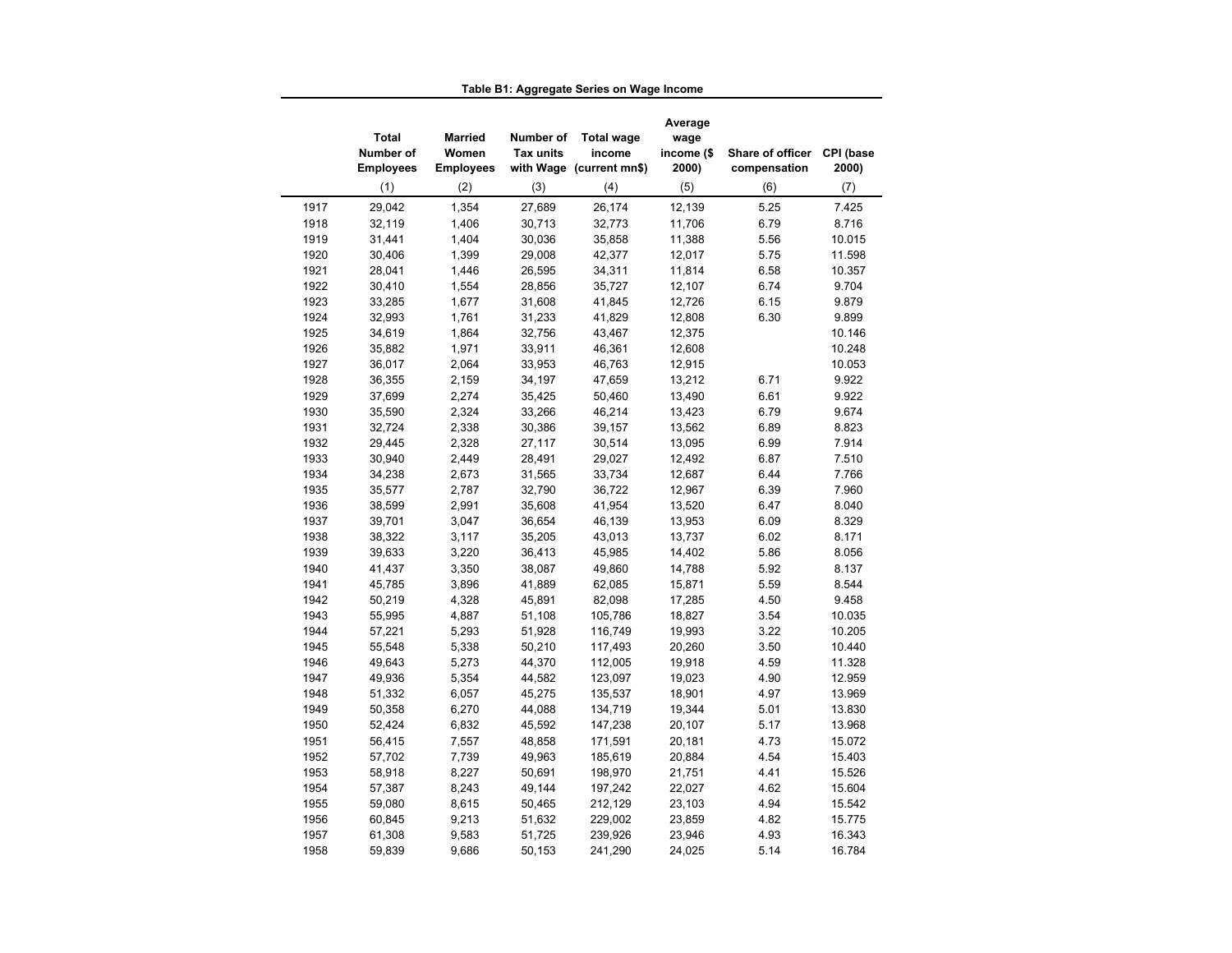**Table B1: Aggregate Series on Wage Income**

| | Total Number of Employees | Married Women Employees | Number of Tax units with Wage | Total wage income (current mn$) | Average wage income ($ 2000) | Share of officer compensation | CPI (base 2000) |
|---|---|---|---|---|---|---|---|
| | (1) | (2) | (3) | (4) | (5) | (6) | (7) |
| 1917 | 29,042 | 1,354 | 27,689 | 26,174 | 12,139 | 5.25 | 7.425 |
| 1918 | 32,119 | 1,406 | 30,713 | 32,773 | 11,706 | 6.79 | 8.716 |
| 1919 | 31,441 | 1,404 | 30,036 | 35,858 | 11,388 | 5.56 | 10.015 |
| 1920 | 30,406 | 1,399 | 29,008 | 42,377 | 12,017 | 5.75 | 11.598 |
| 1921 | 28,041 | 1,446 | 26,595 | 34,311 | 11,814 | 6.58 | 10.357 |
| 1922 | 30,410 | 1,554 | 28,856 | 35,727 | 12,107 | 6.74 | 9.704 |
| 1923 | 33,285 | 1,677 | 31,608 | 41,845 | 12,726 | 6.15 | 9.879 |
| 1924 | 32,993 | 1,761 | 31,233 | 41,829 | 12,808 | 6.30 | 9.899 |
| 1925 | 34,619 | 1,864 | 32,756 | 43,467 | 12,375 | | 10.146 |
| 1926 | 35,882 | 1,971 | 33,911 | 46,361 | 12,608 | | 10.248 |
| 1927 | 36,017 | 2,064 | 33,953 | 46,763 | 12,915 | | 10.053 |
| 1928 | 36,355 | 2,159 | 34,197 | 47,659 | 13,212 | 6.71 | 9.922 |
| 1929 | 37,699 | 2,274 | 35,425 | 50,460 | 13,490 | 6.61 | 9.922 |
| 1930 | 35,590 | 2,324 | 33,266 | 46,214 | 13,423 | 6.79 | 9.674 |
| 1931 | 32,724 | 2,338 | 30,386 | 39,157 | 13,562 | 6.89 | 8.823 |
| 1932 | 29,445 | 2,328 | 27,117 | 30,514 | 13,095 | 6.99 | 7.914 |
| 1933 | 30,940 | 2,449 | 28,491 | 29,027 | 12,492 | 6.87 | 7.510 |
| 1934 | 34,238 | 2,673 | 31,565 | 33,734 | 12,687 | 6.44 | 7.766 |
| 1935 | 35,577 | 2,787 | 32,790 | 36,722 | 12,967 | 6.39 | 7.960 |
| 1936 | 38,599 | 2,991 | 35,608 | 41,954 | 13,520 | 6.47 | 8.040 |
| 1937 | 39,701 | 3,047 | 36,654 | 46,139 | 13,953 | 6.09 | 8.329 |
| 1938 | 38,322 | 3,117 | 35,205 | 43,013 | 13,737 | 6.02 | 8.171 |
| 1939 | 39,633 | 3,220 | 36,413 | 45,985 | 14,402 | 5.86 | 8.056 |
| 1940 | 41,437 | 3,350 | 38,087 | 49,860 | 14,788 | 5.92 | 8.137 |
| 1941 | 45,785 | 3,896 | 41,889 | 62,085 | 15,871 | 5.59 | 8.544 |
| 1942 | 50,219 | 4,328 | 45,891 | 82,098 | 17,285 | 4.50 | 9.458 |
| 1943 | 55,995 | 4,887 | 51,108 | 105,786 | 18,827 | 3.54 | 10.035 |
| 1944 | 57,221 | 5,293 | 51,928 | 116,749 | 19,993 | 3.22 | 10.205 |
| 1945 | 55,548 | 5,338 | 50,210 | 117,493 | 20,260 | 3.50 | 10.440 |
| 1946 | 49,643 | 5,273 | 44,370 | 112,005 | 19,918 | 4.59 | 11.328 |
| 1947 | 49,936 | 5,354 | 44,582 | 123,097 | 19,023 | 4.90 | 12.959 |
| 1948 | 51,332 | 6,057 | 45,275 | 135,537 | 18,901 | 4.97 | 13.969 |
| 1949 | 50,358 | 6,270 | 44,088 | 134,719 | 19,344 | 5.01 | 13.830 |
| 1950 | 52,424 | 6,832 | 45,592 | 147,238 | 20,107 | 5.17 | 13.968 |
| 1951 | 56,415 | 7,557 | 48,858 | 171,591 | 20,181 | 4.73 | 15.072 |
| 1952 | 57,702 | 7,739 | 49,963 | 185,619 | 20,884 | 4.54 | 15.403 |
| 1953 | 58,918 | 8,227 | 50,691 | 198,970 | 21,751 | 4.41 | 15.526 |
| 1954 | 57,387 | 8,243 | 49,144 | 197,242 | 22,027 | 4.62 | 15.604 |
| 1955 | 59,080 | 8,615 | 50,465 | 212,129 | 23,103 | 4.94 | 15.542 |
| 1956 | 60,845 | 9,213 | 51,632 | 229,002 | 23,859 | 4.82 | 15.775 |
| 1957 | 61,308 | 9,583 | 51,725 | 239,926 | 23,946 | 4.93 | 16.343 |
| 1958 | 59,839 | 9,686 | 50,153 | 241,290 | 24,025 | 5.14 | 16.784 |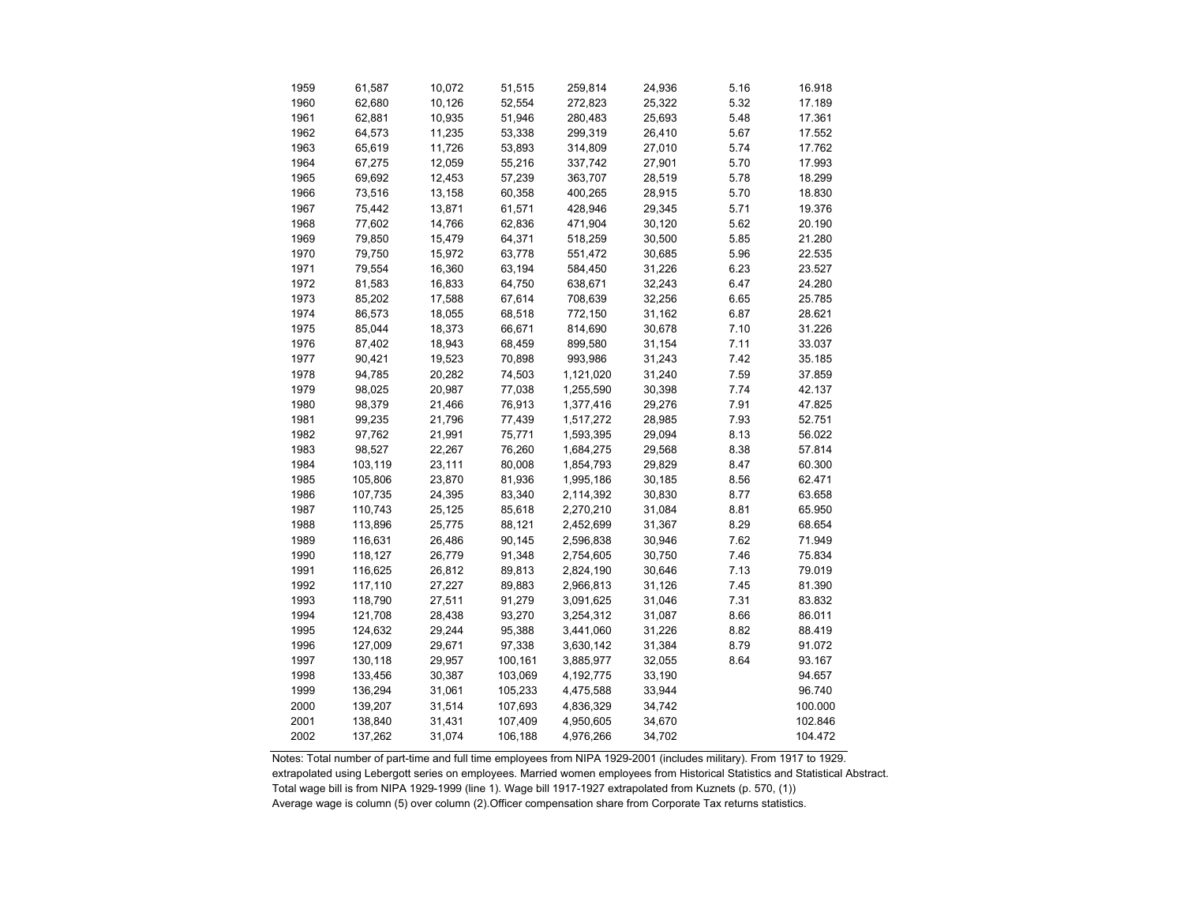| | | | | | | | |
|---|---|---|---|---|---|---|---|
| 1959 | 61,587 | 10,072 | 51,515 | 259,814 | 24,936 | 5.16 | 16.918 |
| 1960 | 62,680 | 10,126 | 52,554 | 272,823 | 25,322 | 5.32 | 17.189 |
| 1961 | 62,881 | 10,935 | 51,946 | 280,483 | 25,693 | 5.48 | 17.361 |
| 1962 | 64,573 | 11,235 | 53,338 | 299,319 | 26,410 | 5.67 | 17.552 |
| 1963 | 65,619 | 11,726 | 53,893 | 314,809 | 27,010 | 5.74 | 17.762 |
| 1964 | 67,275 | 12,059 | 55,216 | 337,742 | 27,901 | 5.70 | 17.993 |
| 1965 | 69,692 | 12,453 | 57,239 | 363,707 | 28,519 | 5.78 | 18.299 |
| 1966 | 73,516 | 13,158 | 60,358 | 400,265 | 28,915 | 5.70 | 18.830 |
| 1967 | 75,442 | 13,871 | 61,571 | 428,946 | 29,345 | 5.71 | 19.376 |
| 1968 | 77,602 | 14,766 | 62,836 | 471,904 | 30,120 | 5.62 | 20.190 |
| 1969 | 79,850 | 15,479 | 64,371 | 518,259 | 30,500 | 5.85 | 21.280 |
| 1970 | 79,750 | 15,972 | 63,778 | 551,472 | 30,685 | 5.96 | 22.535 |
| 1971 | 79,554 | 16,360 | 63,194 | 584,450 | 31,226 | 6.23 | 23.527 |
| 1972 | 81,583 | 16,833 | 64,750 | 638,671 | 32,243 | 6.47 | 24.280 |
| 1973 | 85,202 | 17,588 | 67,614 | 708,639 | 32,256 | 6.65 | 25.785 |
| 1974 | 86,573 | 18,055 | 68,518 | 772,150 | 31,162 | 6.87 | 28.621 |
| 1975 | 85,044 | 18,373 | 66,671 | 814,690 | 30,678 | 7.10 | 31.226 |
| 1976 | 87,402 | 18,943 | 68,459 | 899,580 | 31,154 | 7.11 | 33.037 |
| 1977 | 90,421 | 19,523 | 70,898 | 993,986 | 31,243 | 7.42 | 35.185 |
| 1978 | 94,785 | 20,282 | 74,503 | 1,121,020 | 31,240 | 7.59 | 37.859 |
| 1979 | 98,025 | 20,987 | 77,038 | 1,255,590 | 30,398 | 7.74 | 42.137 |
| 1980 | 98,379 | 21,466 | 76,913 | 1,377,416 | 29,276 | 7.91 | 47.825 |
| 1981 | 99,235 | 21,796 | 77,439 | 1,517,272 | 28,985 | 7.93 | 52.751 |
| 1982 | 97,762 | 21,991 | 75,771 | 1,593,395 | 29,094 | 8.13 | 56.022 |
| 1983 | 98,527 | 22,267 | 76,260 | 1,684,275 | 29,568 | 8.38 | 57.814 |
| 1984 | 103,119 | 23,111 | 80,008 | 1,854,793 | 29,829 | 8.47 | 60.300 |
| 1985 | 105,806 | 23,870 | 81,936 | 1,995,186 | 30,185 | 8.56 | 62.471 |
| 1986 | 107,735 | 24,395 | 83,340 | 2,114,392 | 30,830 | 8.77 | 63.658 |
| 1987 | 110,743 | 25,125 | 85,618 | 2,270,210 | 31,084 | 8.81 | 65.950 |
| 1988 | 113,896 | 25,775 | 88,121 | 2,452,699 | 31,367 | 8.29 | 68.654 |
| 1989 | 116,631 | 26,486 | 90,145 | 2,596,838 | 30,946 | 7.62 | 71.949 |
| 1990 | 118,127 | 26,779 | 91,348 | 2,754,605 | 30,750 | 7.46 | 75.834 |
| 1991 | 116,625 | 26,812 | 89,813 | 2,824,190 | 30,646 | 7.13 | 79.019 |
| 1992 | 117,110 | 27,227 | 89,883 | 2,966,813 | 31,126 | 7.45 | 81.390 |
| 1993 | 118,790 | 27,511 | 91,279 | 3,091,625 | 31,046 | 7.31 | 83.832 |
| 1994 | 121,708 | 28,438 | 93,270 | 3,254,312 | 31,087 | 8.66 | 86.011 |
| 1995 | 124,632 | 29,244 | 95,388 | 3,441,060 | 31,226 | 8.82 | 88.419 |
| 1996 | 127,009 | 29,671 | 97,338 | 3,630,142 | 31,384 | 8.79 | 91.072 |
| 1997 | 130,118 | 29,957 | 100,161 | 3,885,977 | 32,055 | 8.64 | 93.167 |
| 1998 | 133,456 | 30,387 | 103,069 | 4,192,775 | 33,190 | | 94.657 |
| 1999 | 136,294 | 31,061 | 105,233 | 4,475,588 | 33,944 | | 96.740 |
| 2000 | 139,207 | 31,514 | 107,693 | 4,836,329 | 34,742 | | 100.000 |
| 2001 | 138,840 | 31,431 | 107,409 | 4,950,605 | 34,670 | | 102.846 |
| 2002 | 137,262 | 31,074 | 106,188 | 4,976,266 | 34,702 | | 104.472 |

Notes: Total number of part-time and full time employees from NIPA 1929-2001 (includes military). From 1917 to 1929.
extrapolated using Lebergott series on employees. Married women employees from Historical Statistics and Statistical Abstract.
Total wage bill is from NIPA 1929-1999 (line 1). Wage bill 1917-1927 extrapolated from Kuznets (p. 570, (1))
Average wage is column (5) over column (2).Officer compensation share from Corporate Tax returns statistics.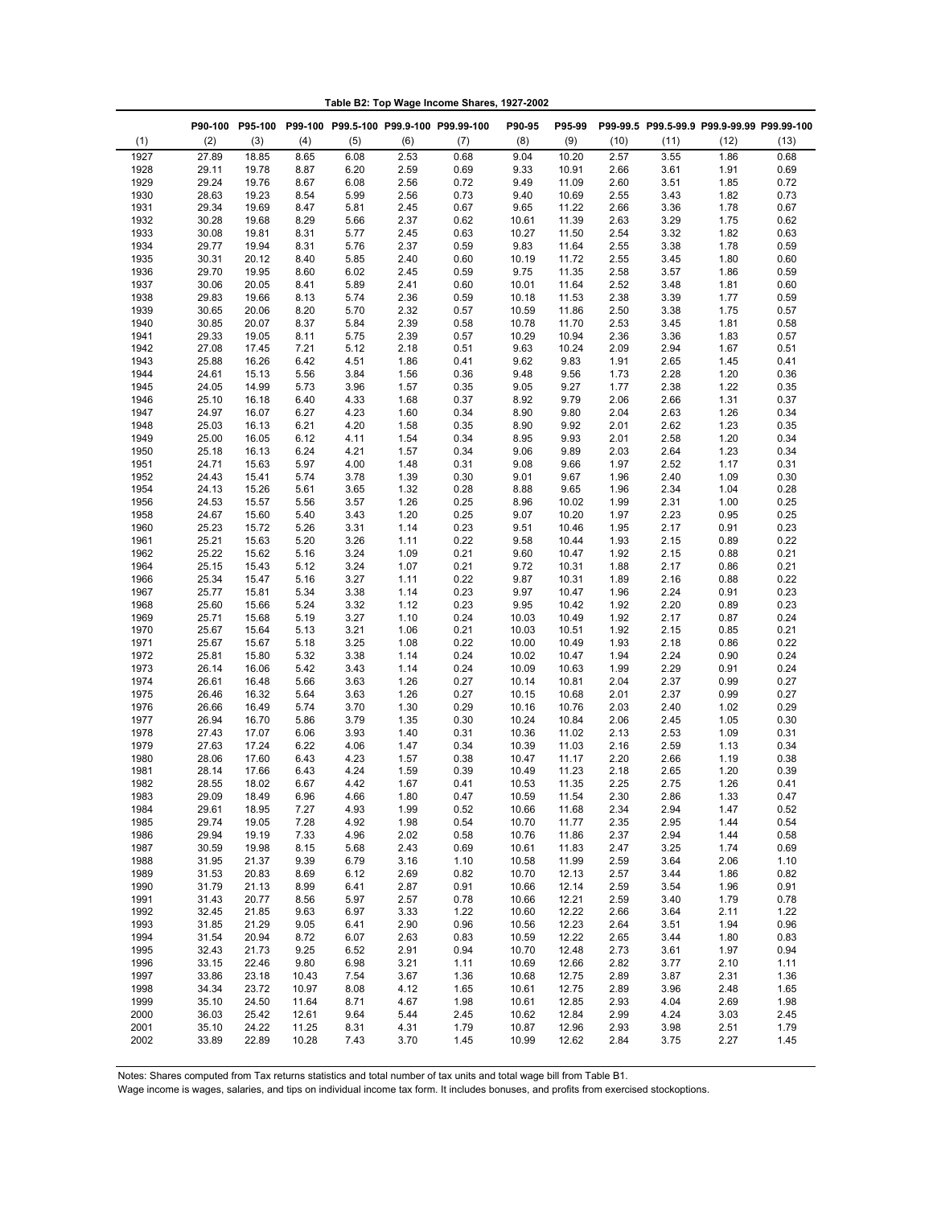**Table B2: Top Wage Income Shares, 1927-2002**

| | P90-100 | P95-100 | P99-100 | P99.5-100 | P99.9-100 | P99.99-100 | P90-95 | P95-99 | P99-99.5 | P99.5-99.9 | P99.9-99.99 | P99.99-100 |
|---|---|---|---|---|---|---|---|---|---|---|---|---|
| (1) | (2) | (3) | (4) | (5) | (6) | (7) | (8) | (9) | (10) | (11) | (12) | (13) |
| 1927 | 27.89 | 18.85 | 8.65 | 6.08 | 2.53 | 0.68 | 9.04 | 10.20 | 2.57 | 3.55 | 1.86 | 0.68 |
| 1928 | 29.11 | 19.78 | 8.87 | 6.20 | 2.59 | 0.69 | 9.33 | 10.91 | 2.66 | 3.61 | 1.91 | 0.69 |
| 1929 | 29.24 | 19.76 | 8.67 | 6.08 | 2.56 | 0.72 | 9.49 | 11.09 | 2.60 | 3.51 | 1.85 | 0.72 |
| 1930 | 28.63 | 19.23 | 8.54 | 5.99 | 2.56 | 0.73 | 9.40 | 10.69 | 2.55 | 3.43 | 1.82 | 0.73 |
| 1931 | 29.34 | 19.69 | 8.47 | 5.81 | 2.45 | 0.67 | 9.65 | 11.22 | 2.66 | 3.36 | 1.78 | 0.67 |
| 1932 | 30.28 | 19.68 | 8.29 | 5.66 | 2.37 | 0.62 | 10.61 | 11.39 | 2.63 | 3.29 | 1.75 | 0.62 |
| 1933 | 30.08 | 19.81 | 8.31 | 5.77 | 2.45 | 0.63 | 10.27 | 11.50 | 2.54 | 3.32 | 1.82 | 0.63 |
| 1934 | 29.77 | 19.94 | 8.31 | 5.76 | 2.37 | 0.59 | 9.83 | 11.64 | 2.55 | 3.38 | 1.78 | 0.59 |
| 1935 | 30.31 | 20.12 | 8.40 | 5.85 | 2.40 | 0.60 | 10.19 | 11.72 | 2.55 | 3.45 | 1.80 | 0.60 |
| 1936 | 29.70 | 19.95 | 8.60 | 6.02 | 2.45 | 0.59 | 9.75 | 11.35 | 2.58 | 3.57 | 1.86 | 0.59 |
| 1937 | 30.06 | 20.05 | 8.41 | 5.89 | 2.41 | 0.60 | 10.01 | 11.64 | 2.52 | 3.48 | 1.81 | 0.60 |
| 1938 | 29.83 | 19.66 | 8.13 | 5.74 | 2.36 | 0.59 | 10.18 | 11.53 | 2.38 | 3.39 | 1.77 | 0.59 |
| 1939 | 30.65 | 20.06 | 8.20 | 5.70 | 2.32 | 0.57 | 10.59 | 11.86 | 2.50 | 3.38 | 1.75 | 0.57 |
| 1940 | 30.85 | 20.07 | 8.37 | 5.84 | 2.39 | 0.58 | 10.78 | 11.70 | 2.53 | 3.45 | 1.81 | 0.58 |
| 1941 | 29.33 | 19.05 | 8.11 | 5.75 | 2.39 | 0.57 | 10.29 | 10.94 | 2.36 | 3.36 | 1.83 | 0.57 |
| 1942 | 27.08 | 17.45 | 7.21 | 5.12 | 2.18 | 0.51 | 9.63 | 10.24 | 2.09 | 2.94 | 1.67 | 0.51 |
| 1943 | 25.88 | 16.26 | 6.42 | 4.51 | 1.86 | 0.41 | 9.62 | 9.83 | 1.91 | 2.65 | 1.45 | 0.41 |
| 1944 | 24.61 | 15.13 | 5.56 | 3.84 | 1.56 | 0.36 | 9.48 | 9.56 | 1.73 | 2.28 | 1.20 | 0.36 |
| 1945 | 24.05 | 14.99 | 5.73 | 3.96 | 1.57 | 0.35 | 9.05 | 9.27 | 1.77 | 2.38 | 1.22 | 0.35 |
| 1946 | 25.10 | 16.18 | 6.40 | 4.33 | 1.68 | 0.37 | 8.92 | 9.79 | 2.06 | 2.66 | 1.31 | 0.37 |
| 1947 | 24.97 | 16.07 | 6.27 | 4.23 | 1.60 | 0.34 | 8.90 | 9.80 | 2.04 | 2.63 | 1.26 | 0.34 |
| 1948 | 25.03 | 16.13 | 6.21 | 4.20 | 1.58 | 0.35 | 8.90 | 9.92 | 2.01 | 2.62 | 1.23 | 0.35 |
| 1949 | 25.00 | 16.05 | 6.12 | 4.11 | 1.54 | 0.34 | 8.95 | 9.93 | 2.01 | 2.58 | 1.20 | 0.34 |
| 1950 | 25.18 | 16.13 | 6.24 | 4.21 | 1.57 | 0.34 | 9.06 | 9.89 | 2.03 | 2.64 | 1.23 | 0.34 |
| 1951 | 24.71 | 15.63 | 5.97 | 4.00 | 1.48 | 0.31 | 9.08 | 9.66 | 1.97 | 2.52 | 1.17 | 0.31 |
| 1952 | 24.43 | 15.41 | 5.74 | 3.78 | 1.39 | 0.30 | 9.01 | 9.67 | 1.96 | 2.40 | 1.09 | 0.30 |
| 1954 | 24.13 | 15.26 | 5.61 | 3.65 | 1.32 | 0.28 | 8.88 | 9.65 | 1.96 | 2.34 | 1.04 | 0.28 |
| 1956 | 24.53 | 15.57 | 5.56 | 3.57 | 1.26 | 0.25 | 8.96 | 10.02 | 1.99 | 2.31 | 1.00 | 0.25 |
| 1958 | 24.67 | 15.60 | 5.40 | 3.43 | 1.20 | 0.25 | 9.07 | 10.20 | 1.97 | 2.23 | 0.95 | 0.25 |
| 1960 | 25.23 | 15.72 | 5.26 | 3.31 | 1.14 | 0.23 | 9.51 | 10.46 | 1.95 | 2.17 | 0.91 | 0.23 |
| 1961 | 25.21 | 15.63 | 5.20 | 3.26 | 1.11 | 0.22 | 9.58 | 10.44 | 1.93 | 2.15 | 0.89 | 0.22 |
| 1962 | 25.22 | 15.62 | 5.16 | 3.24 | 1.09 | 0.21 | 9.60 | 10.47 | 1.92 | 2.15 | 0.88 | 0.21 |
| 1964 | 25.15 | 15.43 | 5.12 | 3.24 | 1.07 | 0.21 | 9.72 | 10.31 | 1.88 | 2.17 | 0.86 | 0.21 |
| 1966 | 25.34 | 15.47 | 5.16 | 3.27 | 1.11 | 0.22 | 9.87 | 10.31 | 1.89 | 2.16 | 0.88 | 0.22 |
| 1967 | 25.77 | 15.81 | 5.34 | 3.38 | 1.14 | 0.23 | 9.97 | 10.47 | 1.96 | 2.24 | 0.91 | 0.23 |
| 1968 | 25.60 | 15.66 | 5.24 | 3.32 | 1.12 | 0.23 | 9.95 | 10.42 | 1.92 | 2.20 | 0.89 | 0.23 |
| 1969 | 25.71 | 15.68 | 5.19 | 3.27 | 1.10 | 0.24 | 10.03 | 10.49 | 1.92 | 2.17 | 0.87 | 0.24 |
| 1970 | 25.67 | 15.64 | 5.13 | 3.21 | 1.06 | 0.21 | 10.03 | 10.51 | 1.92 | 2.15 | 0.85 | 0.21 |
| 1971 | 25.67 | 15.67 | 5.18 | 3.25 | 1.08 | 0.22 | 10.00 | 10.49 | 1.93 | 2.18 | 0.86 | 0.22 |
| 1972 | 25.81 | 15.80 | 5.32 | 3.38 | 1.14 | 0.24 | 10.02 | 10.47 | 1.94 | 2.24 | 0.90 | 0.24 |
| 1973 | 26.14 | 16.06 | 5.42 | 3.43 | 1.14 | 0.24 | 10.09 | 10.63 | 1.99 | 2.29 | 0.91 | 0.24 |
| 1974 | 26.61 | 16.48 | 5.66 | 3.63 | 1.26 | 0.27 | 10.14 | 10.81 | 2.04 | 2.37 | 0.99 | 0.27 |
| 1975 | 26.46 | 16.32 | 5.64 | 3.63 | 1.26 | 0.27 | 10.15 | 10.68 | 2.01 | 2.37 | 0.99 | 0.27 |
| 1976 | 26.66 | 16.49 | 5.74 | 3.70 | 1.30 | 0.29 | 10.16 | 10.76 | 2.03 | 2.40 | 1.02 | 0.29 |
| 1977 | 26.94 | 16.70 | 5.86 | 3.79 | 1.35 | 0.30 | 10.24 | 10.84 | 2.06 | 2.45 | 1.05 | 0.30 |
| 1978 | 27.43 | 17.07 | 6.06 | 3.93 | 1.40 | 0.31 | 10.36 | 11.02 | 2.13 | 2.53 | 1.09 | 0.31 |
| 1979 | 27.63 | 17.24 | 6.22 | 4.06 | 1.47 | 0.34 | 10.39 | 11.03 | 2.16 | 2.59 | 1.13 | 0.34 |
| 1980 | 28.06 | 17.60 | 6.43 | 4.23 | 1.57 | 0.38 | 10.47 | 11.17 | 2.20 | 2.66 | 1.19 | 0.38 |
| 1981 | 28.14 | 17.66 | 6.43 | 4.24 | 1.59 | 0.39 | 10.49 | 11.23 | 2.18 | 2.65 | 1.20 | 0.39 |
| 1982 | 28.55 | 18.02 | 6.67 | 4.42 | 1.67 | 0.41 | 10.53 | 11.35 | 2.25 | 2.75 | 1.26 | 0.41 |
| 1983 | 29.09 | 18.49 | 6.96 | 4.66 | 1.80 | 0.47 | 10.59 | 11.54 | 2.30 | 2.86 | 1.33 | 0.47 |
| 1984 | 29.61 | 18.95 | 7.27 | 4.93 | 1.99 | 0.52 | 10.66 | 11.68 | 2.34 | 2.94 | 1.47 | 0.52 |
| 1985 | 29.74 | 19.05 | 7.28 | 4.92 | 1.98 | 0.54 | 10.70 | 11.77 | 2.35 | 2.95 | 1.44 | 0.54 |
| 1986 | 29.94 | 19.19 | 7.33 | 4.96 | 2.02 | 0.58 | 10.76 | 11.86 | 2.37 | 2.94 | 1.44 | 0.58 |
| 1987 | 30.59 | 19.98 | 8.15 | 5.68 | 2.43 | 0.69 | 10.61 | 11.83 | 2.47 | 3.25 | 1.74 | 0.69 |
| 1988 | 31.95 | 21.37 | 9.39 | 6.79 | 3.16 | 1.10 | 10.58 | 11.99 | 2.59 | 3.64 | 2.06 | 1.10 |
| 1989 | 31.53 | 20.83 | 8.69 | 6.12 | 2.69 | 0.82 | 10.70 | 12.13 | 2.57 | 3.44 | 1.86 | 0.82 |
| 1990 | 31.79 | 21.13 | 8.99 | 6.41 | 2.87 | 0.91 | 10.66 | 12.14 | 2.59 | 3.54 | 1.96 | 0.91 |
| 1991 | 31.43 | 20.77 | 8.56 | 5.97 | 2.57 | 0.78 | 10.66 | 12.21 | 2.59 | 3.40 | 1.79 | 0.78 |
| 1992 | 32.45 | 21.85 | 9.63 | 6.97 | 3.33 | 1.22 | 10.60 | 12.22 | 2.66 | 3.64 | 2.11 | 1.22 |
| 1993 | 31.85 | 21.29 | 9.05 | 6.41 | 2.90 | 0.96 | 10.56 | 12.23 | 2.64 | 3.51 | 1.94 | 0.96 |
| 1994 | 31.54 | 20.94 | 8.72 | 6.07 | 2.63 | 0.83 | 10.59 | 12.22 | 2.65 | 3.44 | 1.80 | 0.83 |
| 1995 | 32.43 | 21.73 | 9.25 | 6.52 | 2.91 | 0.94 | 10.70 | 12.48 | 2.73 | 3.61 | 1.97 | 0.94 |
| 1996 | 33.15 | 22.46 | 9.80 | 6.98 | 3.21 | 1.11 | 10.69 | 12.66 | 2.82 | 3.77 | 2.10 | 1.11 |
| 1997 | 33.86 | 23.18 | 10.43 | 7.54 | 3.67 | 1.36 | 10.68 | 12.75 | 2.89 | 3.87 | 2.31 | 1.36 |
| 1998 | 34.34 | 23.72 | 10.97 | 8.08 | 4.12 | 1.65 | 10.61 | 12.75 | 2.89 | 3.96 | 2.48 | 1.65 |
| 1999 | 35.10 | 24.50 | 11.64 | 8.71 | 4.67 | 1.98 | 10.61 | 12.85 | 2.93 | 4.04 | 2.69 | 1.98 |
| 2000 | 36.03 | 25.42 | 12.61 | 9.64 | 5.44 | 2.45 | 10.62 | 12.84 | 2.99 | 4.24 | 3.03 | 2.45 |
| 2001 | 35.10 | 24.22 | 11.25 | 8.31 | 4.31 | 1.79 | 10.87 | 12.96 | 2.93 | 3.98 | 2.51 | 1.79 |
| 2002 | 33.89 | 22.89 | 10.28 | 7.43 | 3.70 | 1.45 | 10.99 | 12.62 | 2.84 | 3.75 | 2.27 | 1.45 |

Notes: Shares computed from Tax returns statistics and total number of tax units and total wage bill from Table B1.
Wage income is wages, salaries, and tips on individual income tax form. It includes bonuses, and profits from exercised stockoptions.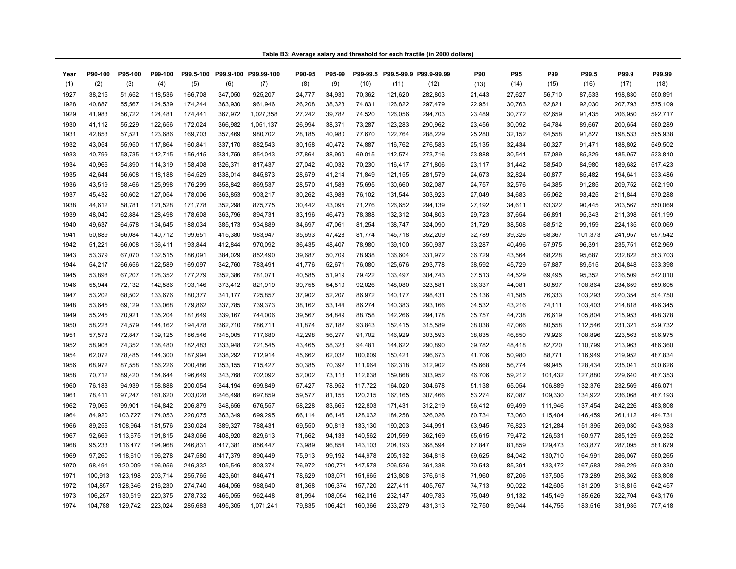**Table B3: Average salary and threshold for each fractile (in 2000 dollars)**

| Year | P90-100 | P95-100 | P99-100 | P99.5-100 | P99.9-100 | P99.99-100 | P90-95 | P95-99 | P99-99.5 | P99.5-99.9 | P99.9-99.99 | P90 | P95 | P99 | P99.5 | P99.9 | P99.99 |
|---|---|---|---|---|---|---|---|---|---|---|---|---|---|---|---|---|---|
| (1) | (2) | (3) | (4) | (5) | (6) | (7) | (8) | (9) | (10) | (11) | (12) | (13) | (14) | (15) | (16) | (17) | (18) |
| 1927 | 38,215 | 51,652 | 118,536 | 166,708 | 347,050 | 925,207 | 24,777 | 34,930 | 70,362 | 121,620 | 282,803 | 21,443 | 27,627 | 56,710 | 87,533 | 198,830 | 550,891 |
| 1928 | 40,887 | 55,567 | 124,539 | 174,244 | 363,930 | 961,946 | 26,208 | 38,323 | 74,831 | 126,822 | 297,479 | 22,951 | 30,763 | 62,821 | 92,030 | 207,793 | 575,109 |
| 1929 | 41,983 | 56,722 | 124,481 | 174,441 | 367,972 | 1,027,358 | 27,242 | 39,782 | 74,520 | 126,056 | 294,703 | 23,489 | 30,772 | 62,659 | 91,435 | 206,950 | 592,717 |
| 1930 | 41,112 | 55,229 | 122,656 | 172,024 | 366,982 | 1,051,137 | 26,994 | 38,371 | 73,287 | 123,283 | 290,962 | 23,456 | 30,092 | 64,784 | 89,667 | 200,654 | 580,289 |
| 1931 | 42,853 | 57,521 | 123,686 | 169,703 | 357,469 | 980,702 | 28,185 | 40,980 | 77,670 | 122,764 | 288,229 | 25,280 | 32,152 | 64,558 | 91,827 | 198,533 | 565,938 |
| 1932 | 43,054 | 55,950 | 117,864 | 160,841 | 337,170 | 882,543 | 30,158 | 40,472 | 74,887 | 116,762 | 276,583 | 25,135 | 32,434 | 60,327 | 91,471 | 188,802 | 549,502 |
| 1933 | 40,799 | 53,735 | 112,715 | 156,415 | 331,759 | 854,043 | 27,864 | 38,990 | 69,015 | 112,574 | 273,716 | 23,888 | 30,541 | 57,089 | 85,329 | 185,957 | 533,810 |
| 1934 | 40,966 | 54,890 | 114,319 | 158,408 | 326,371 | 817,437 | 27,042 | 40,032 | 70,230 | 116,417 | 271,806 | 23,117 | 31,442 | 58,540 | 84,980 | 189,682 | 517,423 |
| 1935 | 42,644 | 56,608 | 118,188 | 164,529 | 338,014 | 845,873 | 28,679 | 41,214 | 71,849 | 121,155 | 281,579 | 24,673 | 32,824 | 60,877 | 85,482 | 194,641 | 533,486 |
| 1936 | 43,519 | 58,466 | 125,998 | 176,299 | 358,842 | 869,537 | 28,570 | 41,583 | 75,695 | 130,660 | 302,087 | 24,757 | 32,576 | 64,385 | 91,285 | 209,752 | 562,190 |
| 1937 | 45,432 | 60,602 | 127,054 | 178,006 | 363,853 | 903,217 | 30,262 | 43,988 | 76,102 | 131,544 | 303,923 | 27,049 | 34,683 | 65,062 | 93,425 | 211,844 | 570,288 |
| 1938 | 44,612 | 58,781 | 121,528 | 171,778 | 352,298 | 875,775 | 30,442 | 43,095 | 71,276 | 126,652 | 294,139 | 27,192 | 34,611 | 63,322 | 90,445 | 203,567 | 550,069 |
| 1939 | 48,040 | 62,884 | 128,498 | 178,608 | 363,796 | 894,731 | 33,196 | 46,479 | 78,388 | 132,312 | 304,803 | 29,723 | 37,654 | 66,891 | 95,343 | 211,398 | 561,199 |
| 1940 | 49,637 | 64,578 | 134,645 | 188,034 | 385,173 | 934,889 | 34,697 | 47,061 | 81,254 | 138,747 | 324,090 | 31,729 | 38,508 | 68,512 | 99,159 | 224,135 | 600,069 |
| 1941 | 50,889 | 66,084 | 140,712 | 199,651 | 415,380 | 983,947 | 35,693 | 47,428 | 81,774 | 145,718 | 352,209 | 32,789 | 39,326 | 68,367 | 101,373 | 241,957 | 657,542 |
| 1942 | 51,221 | 66,008 | 136,411 | 193,844 | 412,844 | 970,092 | 36,435 | 48,407 | 78,980 | 139,100 | 350,937 | 33,287 | 40,496 | 67,975 | 96,391 | 235,751 | 652,969 |
| 1943 | 53,379 | 67,070 | 132,515 | 186,091 | 384,029 | 852,490 | 39,687 | 50,709 | 78,938 | 136,604 | 331,972 | 36,729 | 43,564 | 68,228 | 95,687 | 232,822 | 583,703 |
| 1944 | 54,217 | 66,656 | 122,589 | 169,097 | 342,760 | 783,491 | 41,776 | 52,671 | 76,080 | 125,676 | 293,778 | 38,592 | 45,729 | 67,887 | 89,515 | 204,848 | 533,398 |
| 1945 | 53,898 | 67,207 | 128,352 | 177,279 | 352,386 | 781,071 | 40,585 | 51,919 | 79,422 | 133,497 | 304,743 | 37,513 | 44,529 | 69,495 | 95,352 | 216,509 | 542,010 |
| 1946 | 55,944 | 72,132 | 142,586 | 193,146 | 373,412 | 821,919 | 39,755 | 54,519 | 92,026 | 148,080 | 323,581 | 36,337 | 44,081 | 80,597 | 108,864 | 234,659 | 559,605 |
| 1947 | 53,202 | 68,502 | 133,676 | 180,377 | 341,177 | 725,857 | 37,902 | 52,207 | 86,972 | 140,177 | 298,431 | 35,136 | 41,585 | 76,333 | 103,293 | 220,354 | 504,750 |
| 1948 | 53,645 | 69,129 | 133,068 | 179,862 | 337,785 | 739,373 | 38,162 | 53,144 | 86,274 | 140,383 | 293,166 | 34,532 | 43,216 | 74,111 | 103,403 | 214,818 | 496,345 |
| 1949 | 55,245 | 70,921 | 135,204 | 181,649 | 339,167 | 744,006 | 39,567 | 54,849 | 88,758 | 142,266 | 294,178 | 35,757 | 44,738 | 76,619 | 105,804 | 215,953 | 498,378 |
| 1950 | 58,228 | 74,579 | 144,162 | 194,478 | 362,710 | 786,711 | 41,874 | 57,182 | 93,843 | 152,415 | 315,589 | 38,038 | 47,066 | 80,558 | 112,546 | 231,321 | 529,732 |
| 1951 | 57,573 | 72,847 | 139,125 | 186,546 | 345,005 | 717,680 | 42,298 | 56,277 | 91,702 | 146,929 | 303,593 | 38,835 | 46,850 | 79,926 | 108,896 | 223,563 | 506,975 |
| 1952 | 58,908 | 74,352 | 138,480 | 182,483 | 333,948 | 721,545 | 43,465 | 58,323 | 94,481 | 144,622 | 290,890 | 39,782 | 48,418 | 82,720 | 110,799 | 213,963 | 486,360 |
| 1954 | 62,072 | 78,485 | 144,300 | 187,994 | 338,292 | 712,914 | 45,662 | 62,032 | 100,609 | 150,421 | 296,673 | 41,706 | 50,980 | 88,771 | 116,949 | 219,952 | 487,834 |
| 1956 | 68,972 | 87,558 | 156,226 | 200,486 | 353,155 | 715,427 | 50,385 | 70,392 | 111,964 | 162,318 | 312,902 | 45,668 | 56,774 | 99,945 | 128,434 | 235,041 | 500,626 |
| 1958 | 70,712 | 89,420 | 154,644 | 196,649 | 343,768 | 702,092 | 52,002 | 73,113 | 112,638 | 159,868 | 303,952 | 46,706 | 59,212 | 101,432 | 127,880 | 229,640 | 487,353 |
| 1960 | 76,183 | 94,939 | 158,888 | 200,054 | 344,194 | 699,849 | 57,427 | 78,952 | 117,722 | 164,020 | 304,678 | 51,138 | 65,054 | 106,889 | 132,376 | 232,569 | 486,071 |
| 1961 | 78,411 | 97,247 | 161,620 | 203,028 | 346,498 | 697,859 | 59,577 | 81,155 | 120,215 | 167,165 | 307,466 | 53,274 | 67,087 | 109,330 | 134,922 | 236,068 | 487,193 |
| 1962 | 79,065 | 99,901 | 164,842 | 206,879 | 348,656 | 676,557 | 58,228 | 83,665 | 122,803 | 171,431 | 312,219 | 56,412 | 69,499 | 111,946 | 137,454 | 242,226 | 483,808 |
| 1964 | 84,920 | 103,727 | 174,053 | 220,075 | 363,349 | 699,295 | 66,114 | 86,146 | 128,032 | 184,258 | 326,026 | 60,734 | 73,060 | 115,404 | 146,459 | 261,112 | 494,731 |
| 1966 | 89,256 | 108,964 | 181,576 | 230,024 | 389,327 | 788,431 | 69,550 | 90,813 | 133,130 | 190,203 | 344,991 | 63,945 | 76,823 | 121,284 | 151,395 | 269,030 | 543,983 |
| 1967 | 92,669 | 113,675 | 191,815 | 243,066 | 408,920 | 829,613 | 71,662 | 94,138 | 140,562 | 201,599 | 362,169 | 65,615 | 79,472 | 126,531 | 160,977 | 285,129 | 569,252 |
| 1968 | 95,233 | 116,477 | 194,968 | 246,831 | 417,381 | 856,447 | 73,989 | 96,854 | 143,103 | 204,193 | 368,594 | 67,847 | 81,859 | 129,473 | 163,877 | 287,095 | 581,679 |
| 1969 | 97,260 | 118,610 | 196,278 | 247,580 | 417,379 | 890,449 | 75,913 | 99,192 | 144,978 | 205,132 | 364,818 | 69,625 | 84,042 | 130,710 | 164,991 | 286,067 | 580,265 |
| 1970 | 98,491 | 120,009 | 196,956 | 246,332 | 405,546 | 803,374 | 76,972 | 100,771 | 147,578 | 206,526 | 361,338 | 70,543 | 85,391 | 133,472 | 167,583 | 286,229 | 560,330 |
| 1971 | 100,913 | 123,198 | 203,714 | 255,765 | 423,601 | 846,471 | 78,629 | 103,071 | 151,665 | 213,808 | 376,618 | 71,960 | 87,206 | 137,505 | 173,289 | 298,362 | 583,808 |
| 1972 | 104,857 | 128,346 | 216,230 | 274,740 | 464,056 | 988,640 | 81,368 | 106,374 | 157,720 | 227,411 | 405,767 | 74,713 | 90,022 | 142,605 | 181,209 | 318,815 | 642,457 |
| 1973 | 106,257 | 130,519 | 220,375 | 278,732 | 465,055 | 962,448 | 81,994 | 108,054 | 162,016 | 232,147 | 409,783 | 75,049 | 91,132 | 145,149 | 185,626 | 322,704 | 643,176 |
| 1974 | 104,788 | 129,742 | 223,024 | 285,683 | 495,305 | 1,071,241 | 79,835 | 106,421 | 160,366 | 233,279 | 431,313 | 72,750 | 89,044 | 144,755 | 183,516 | 331,935 | 707,418 |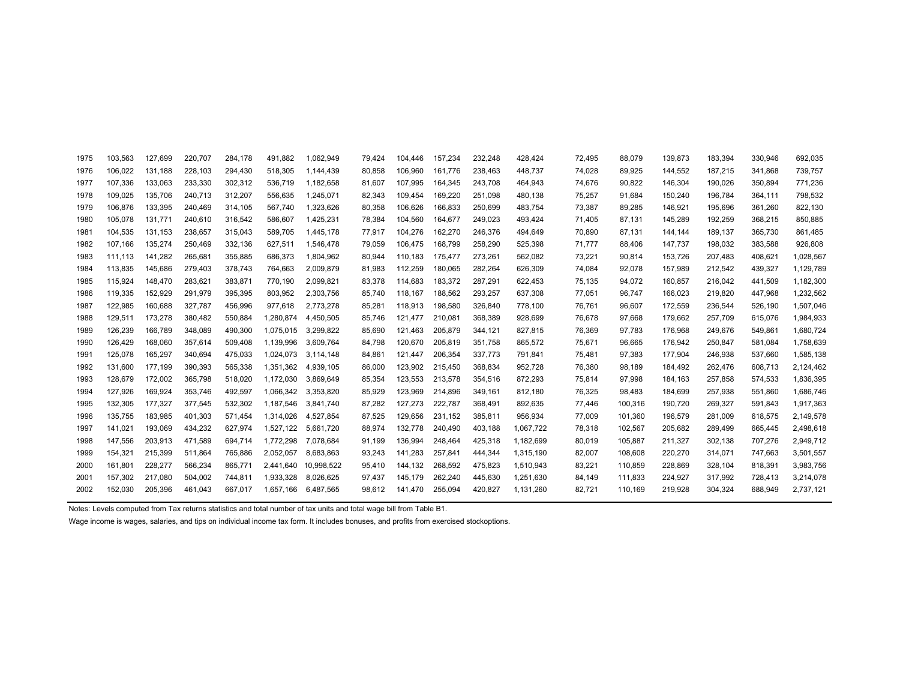| | | | | | | | | | | | | | | | | | |
|---|---|---|---|---|---|---|---|---|---|---|---|---|---|---|---|---|---|
| 1975 | 103,563 | 127,699 | 220,707 | 284,178 | 491,882 | 1,062,949 | 79,424 | 104,446 | 157,234 | 232,248 | 428,424 | 72,495 | 88,079 | 139,873 | 183,394 | 330,946 | 692,035 |
| 1976 | 106,022 | 131,188 | 228,103 | 294,430 | 518,305 | 1,144,439 | 80,858 | 106,960 | 161,776 | 238,463 | 448,737 | 74,028 | 89,925 | 144,552 | 187,215 | 341,868 | 739,757 |
| 1977 | 107,336 | 133,063 | 233,330 | 302,312 | 536,719 | 1,182,658 | 81,607 | 107,995 | 164,345 | 243,708 | 464,943 | 74,676 | 90,822 | 146,304 | 190,026 | 350,894 | 771,236 |
| 1978 | 109,025 | 135,706 | 240,713 | 312,207 | 556,635 | 1,245,071 | 82,343 | 109,454 | 169,220 | 251,098 | 480,138 | 75,257 | 91,684 | 150,240 | 196,784 | 364,111 | 798,532 |
| 1979 | 106,876 | 133,395 | 240,469 | 314,105 | 567,740 | 1,323,626 | 80,358 | 106,626 | 166,833 | 250,699 | 483,754 | 73,387 | 89,285 | 146,921 | 195,696 | 361,260 | 822,130 |
| 1980 | 105,078 | 131,771 | 240,610 | 316,542 | 586,607 | 1,425,231 | 78,384 | 104,560 | 164,677 | 249,023 | 493,424 | 71,405 | 87,131 | 145,289 | 192,259 | 368,215 | 850,885 |
| 1981 | 104,535 | 131,153 | 238,657 | 315,043 | 589,705 | 1,445,178 | 77,917 | 104,276 | 162,270 | 246,376 | 494,649 | 70,890 | 87,131 | 144,144 | 189,137 | 365,730 | 861,485 |
| 1982 | 107,166 | 135,274 | 250,469 | 332,136 | 627,511 | 1,546,478 | 79,059 | 106,475 | 168,799 | 258,290 | 525,398 | 71,777 | 88,406 | 147,737 | 198,032 | 383,588 | 926,808 |
| 1983 | 111,113 | 141,282 | 265,681 | 355,885 | 686,373 | 1,804,962 | 80,944 | 110,183 | 175,477 | 273,261 | 562,082 | 73,221 | 90,814 | 153,726 | 207,483 | 408,621 | 1,028,567 |
| 1984 | 113,835 | 145,686 | 279,403 | 378,743 | 764,663 | 2,009,879 | 81,983 | 112,259 | 180,065 | 282,264 | 626,309 | 74,084 | 92,078 | 157,989 | 212,542 | 439,327 | 1,129,789 |
| 1985 | 115,924 | 148,470 | 283,621 | 383,871 | 770,190 | 2,099,821 | 83,378 | 114,683 | 183,372 | 287,291 | 622,453 | 75,135 | 94,072 | 160,857 | 216,042 | 441,509 | 1,182,300 |
| 1986 | 119,335 | 152,929 | 291,979 | 395,395 | 803,952 | 2,303,756 | 85,740 | 118,167 | 188,562 | 293,257 | 637,308 | 77,051 | 96,747 | 166,023 | 219,820 | 447,968 | 1,232,562 |
| 1987 | 122,985 | 160,688 | 327,787 | 456,996 | 977,618 | 2,773,278 | 85,281 | 118,913 | 198,580 | 326,840 | 778,100 | 76,761 | 96,607 | 172,559 | 236,544 | 526,190 | 1,507,046 |
| 1988 | 129,511 | 173,278 | 380,482 | 550,884 | 1,280,874 | 4,450,505 | 85,746 | 121,477 | 210,081 | 368,389 | 928,699 | 76,678 | 97,668 | 179,662 | 257,709 | 615,076 | 1,984,933 |
| 1989 | 126,239 | 166,789 | 348,089 | 490,300 | 1,075,015 | 3,299,822 | 85,690 | 121,463 | 205,879 | 344,121 | 827,815 | 76,369 | 97,783 | 176,968 | 249,676 | 549,861 | 1,680,724 |
| 1990 | 126,429 | 168,060 | 357,614 | 509,408 | 1,139,996 | 3,609,764 | 84,798 | 120,670 | 205,819 | 351,758 | 865,572 | 75,671 | 96,665 | 176,942 | 250,847 | 581,084 | 1,758,639 |
| 1991 | 125,078 | 165,297 | 340,694 | 475,033 | 1,024,073 | 3,114,148 | 84,861 | 121,447 | 206,354 | 337,773 | 791,841 | 75,481 | 97,383 | 177,904 | 246,938 | 537,660 | 1,585,138 |
| 1992 | 131,600 | 177,199 | 390,393 | 565,338 | 1,351,362 | 4,939,105 | 86,000 | 123,902 | 215,450 | 368,834 | 952,728 | 76,380 | 98,189 | 184,492 | 262,476 | 608,713 | 2,124,462 |
| 1993 | 128,679 | 172,002 | 365,798 | 518,020 | 1,172,030 | 3,869,649 | 85,354 | 123,553 | 213,578 | 354,516 | 872,293 | 75,814 | 97,998 | 184,163 | 257,858 | 574,533 | 1,836,395 |
| 1994 | 127,926 | 169,924 | 353,746 | 492,597 | 1,066,342 | 3,353,820 | 85,929 | 123,969 | 214,896 | 349,161 | 812,180 | 76,325 | 98,483 | 184,699 | 257,938 | 551,860 | 1,686,746 |
| 1995 | 132,305 | 177,327 | 377,545 | 532,302 | 1,187,546 | 3,841,740 | 87,282 | 127,273 | 222,787 | 368,491 | 892,635 | 77,446 | 100,316 | 190,720 | 269,327 | 591,843 | 1,917,363 |
| 1996 | 135,755 | 183,985 | 401,303 | 571,454 | 1,314,026 | 4,527,854 | 87,525 | 129,656 | 231,152 | 385,811 | 956,934 | 77,009 | 101,360 | 196,579 | 281,009 | 618,575 | 2,149,578 |
| 1997 | 141,021 | 193,069 | 434,232 | 627,974 | 1,527,122 | 5,661,720 | 88,974 | 132,778 | 240,490 | 403,188 | 1,067,722 | 78,318 | 102,567 | 205,682 | 289,499 | 665,445 | 2,498,618 |
| 1998 | 147,556 | 203,913 | 471,589 | 694,714 | 1,772,298 | 7,078,684 | 91,199 | 136,994 | 248,464 | 425,318 | 1,182,699 | 80,019 | 105,887 | 211,327 | 302,138 | 707,276 | 2,949,712 |
| 1999 | 154,321 | 215,399 | 511,864 | 765,886 | 2,052,057 | 8,683,863 | 93,243 | 141,283 | 257,841 | 444,344 | 1,315,190 | 82,007 | 108,608 | 220,270 | 314,071 | 747,663 | 3,501,557 |
| 2000 | 161,801 | 228,277 | 566,234 | 865,771 | 2,441,640 | 10,998,522 | 95,410 | 144,132 | 268,592 | 475,823 | 1,510,943 | 83,221 | 110,859 | 228,869 | 328,104 | 818,391 | 3,983,756 |
| 2001 | 157,302 | 217,080 | 504,002 | 744,811 | 1,933,328 | 8,026,625 | 97,437 | 145,179 | 262,240 | 445,630 | 1,251,630 | 84,149 | 111,833 | 224,927 | 317,992 | 728,413 | 3,214,078 |
| 2002 | 152,030 | 205,396 | 461,043 | 667,017 | 1,657,166 | 6,487,565 | 98,612 | 141,470 | 255,094 | 420,827 | 1,131,260 | 82,721 | 110,169 | 219,928 | 304,324 | 688,949 | 2,737,121 |

Notes: Levels computed from Tax returns statistics and total number of tax units and total wage bill from Table B1.

Wage income is wages, salaries, and tips on individual income tax form. It includes bonuses, and profits from exercised stockoptions.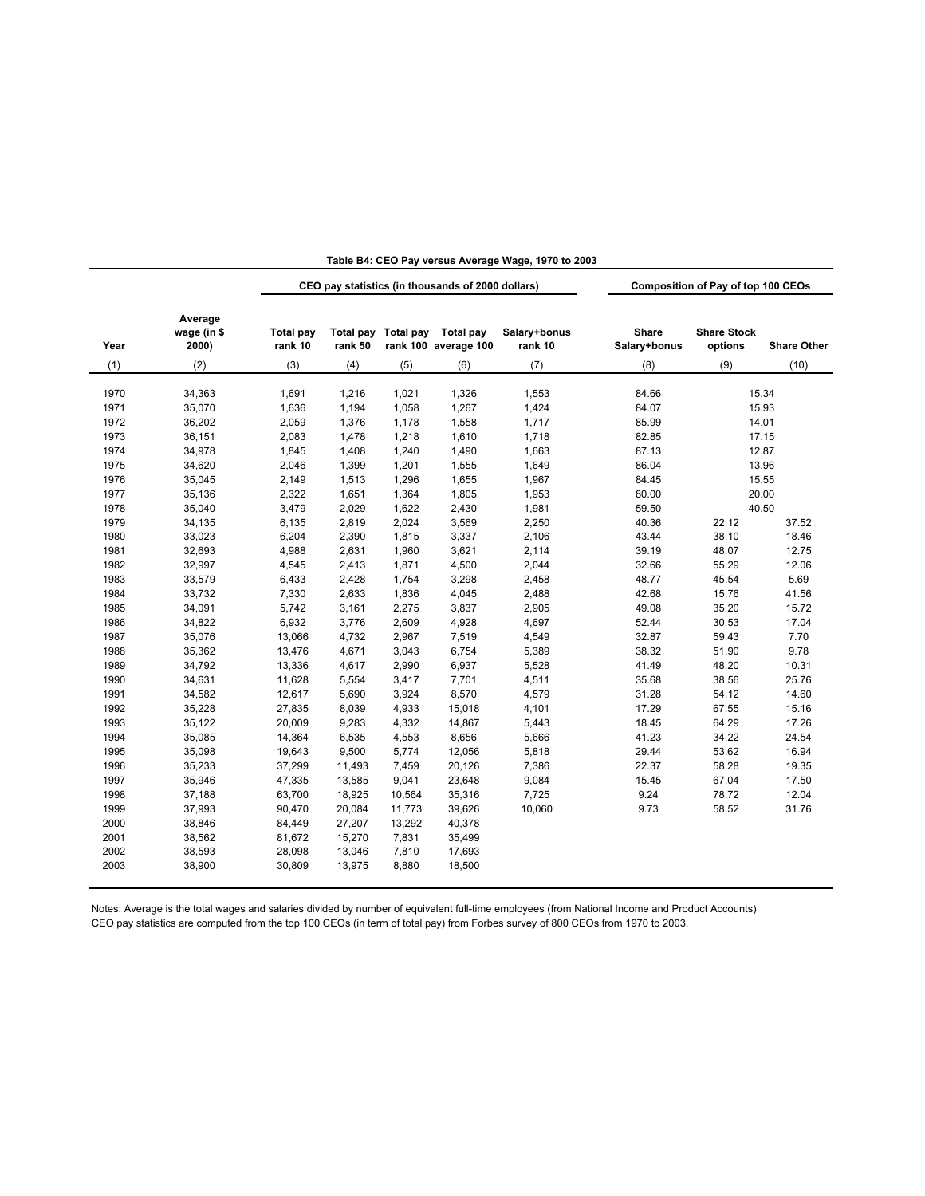**Table B4: CEO Pay versus Average Wage, 1970 to 2003**

| | | CEO pay statistics (in thousands of 2000 dollars) | | | | | Composition of Pay of top 100 CEOs | | |
|---|---|---|---|---|---|---|---|---|---|
| Year | Average wage (in $ 2000) | Total pay rank 10 | Total pay rank 50 | Total pay rank 100 | Total pay average 100 | Salary+bonus rank 10 | Share Salary+bonus | Share Stock options | Share Other |
| (1) | (2) | (3) | (4) | (5) | (6) | (7) | (8) | (9) | (10) |
| 1970 | 34,363 | 1,691 | 1,216 | 1,021 | 1,326 | 1,553 | 84.66 | 15.34 | |
| 1971 | 35,070 | 1,636 | 1,194 | 1,058 | 1,267 | 1,424 | 84.07 | 15.93 | |
| 1972 | 36,202 | 2,059 | 1,376 | 1,178 | 1,558 | 1,717 | 85.99 | 14.01 | |
| 1973 | 36,151 | 2,083 | 1,478 | 1,218 | 1,610 | 1,718 | 82.85 | 17.15 | |
| 1974 | 34,978 | 1,845 | 1,408 | 1,240 | 1,490 | 1,663 | 87.13 | 12.87 | |
| 1975 | 34,620 | 2,046 | 1,399 | 1,201 | 1,555 | 1,649 | 86.04 | 13.96 | |
| 1976 | 35,045 | 2,149 | 1,513 | 1,296 | 1,655 | 1,967 | 84.45 | 15.55 | |
| 1977 | 35,136 | 2,322 | 1,651 | 1,364 | 1,805 | 1,953 | 80.00 | 20.00 | |
| 1978 | 35,040 | 3,479 | 2,029 | 1,622 | 2,430 | 1,981 | 59.50 | 40.50 | |
| 1979 | 34,135 | 6,135 | 2,819 | 2,024 | 3,569 | 2,250 | 40.36 | 22.12 | 37.52 |
| 1980 | 33,023 | 6,204 | 2,390 | 1,815 | 3,337 | 2,106 | 43.44 | 38.10 | 18.46 |
| 1981 | 32,693 | 4,988 | 2,631 | 1,960 | 3,621 | 2,114 | 39.19 | 48.07 | 12.75 |
| 1982 | 32,997 | 4,545 | 2,413 | 1,871 | 4,500 | 2,044 | 32.66 | 55.29 | 12.06 |
| 1983 | 33,579 | 6,433 | 2,428 | 1,754 | 3,298 | 2,458 | 48.77 | 45.54 | 5.69 |
| 1984 | 33,732 | 7,330 | 2,633 | 1,836 | 4,045 | 2,488 | 42.68 | 15.76 | 41.56 |
| 1985 | 34,091 | 5,742 | 3,161 | 2,275 | 3,837 | 2,905 | 49.08 | 35.20 | 15.72 |
| 1986 | 34,822 | 6,932 | 3,776 | 2,609 | 4,928 | 4,697 | 52.44 | 30.53 | 17.04 |
| 1987 | 35,076 | 13,066 | 4,732 | 2,967 | 7,519 | 4,549 | 32.87 | 59.43 | 7.70 |
| 1988 | 35,362 | 13,476 | 4,671 | 3,043 | 6,754 | 5,389 | 38.32 | 51.90 | 9.78 |
| 1989 | 34,792 | 13,336 | 4,617 | 2,990 | 6,937 | 5,528 | 41.49 | 48.20 | 10.31 |
| 1990 | 34,631 | 11,628 | 5,554 | 3,417 | 7,701 | 4,511 | 35.68 | 38.56 | 25.76 |
| 1991 | 34,582 | 12,617 | 5,690 | 3,924 | 8,570 | 4,579 | 31.28 | 54.12 | 14.60 |
| 1992 | 35,228 | 27,835 | 8,039 | 4,933 | 15,018 | 4,101 | 17.29 | 67.55 | 15.16 |
| 1993 | 35,122 | 20,009 | 9,283 | 4,332 | 14,867 | 5,443 | 18.45 | 64.29 | 17.26 |
| 1994 | 35,085 | 14,364 | 6,535 | 4,553 | 8,656 | 5,666 | 41.23 | 34.22 | 24.54 |
| 1995 | 35,098 | 19,643 | 9,500 | 5,774 | 12,056 | 5,818 | 29.44 | 53.62 | 16.94 |
| 1996 | 35,233 | 37,299 | 11,493 | 7,459 | 20,126 | 7,386 | 22.37 | 58.28 | 19.35 |
| 1997 | 35,946 | 47,335 | 13,585 | 9,041 | 23,648 | 9,084 | 15.45 | 67.04 | 17.50 |
| 1998 | 37,188 | 63,700 | 18,925 | 10,564 | 35,316 | 7,725 | 9.24 | 78.72 | 12.04 |
| 1999 | 37,993 | 90,470 | 20,084 | 11,773 | 39,626 | 10,060 | 9.73 | 58.52 | 31.76 |
| 2000 | 38,846 | 84,449 | 27,207 | 13,292 | 40,378 | | | | |
| 2001 | 38,562 | 81,672 | 15,270 | 7,831 | 35,499 | | | | |
| 2002 | 38,593 | 28,098 | 13,046 | 7,810 | 17,693 | | | | |
| 2003 | 38,900 | 30,809 | 13,975 | 8,880 | 18,500 | | | | |

Notes: Average is the total wages and salaries divided by number of equivalent full-time employees (from National Income and Product Accounts)
CEO pay statistics are computed from the top 100 CEOs (in term of total pay) from Forbes survey of 800 CEOs from 1970 to 2003.